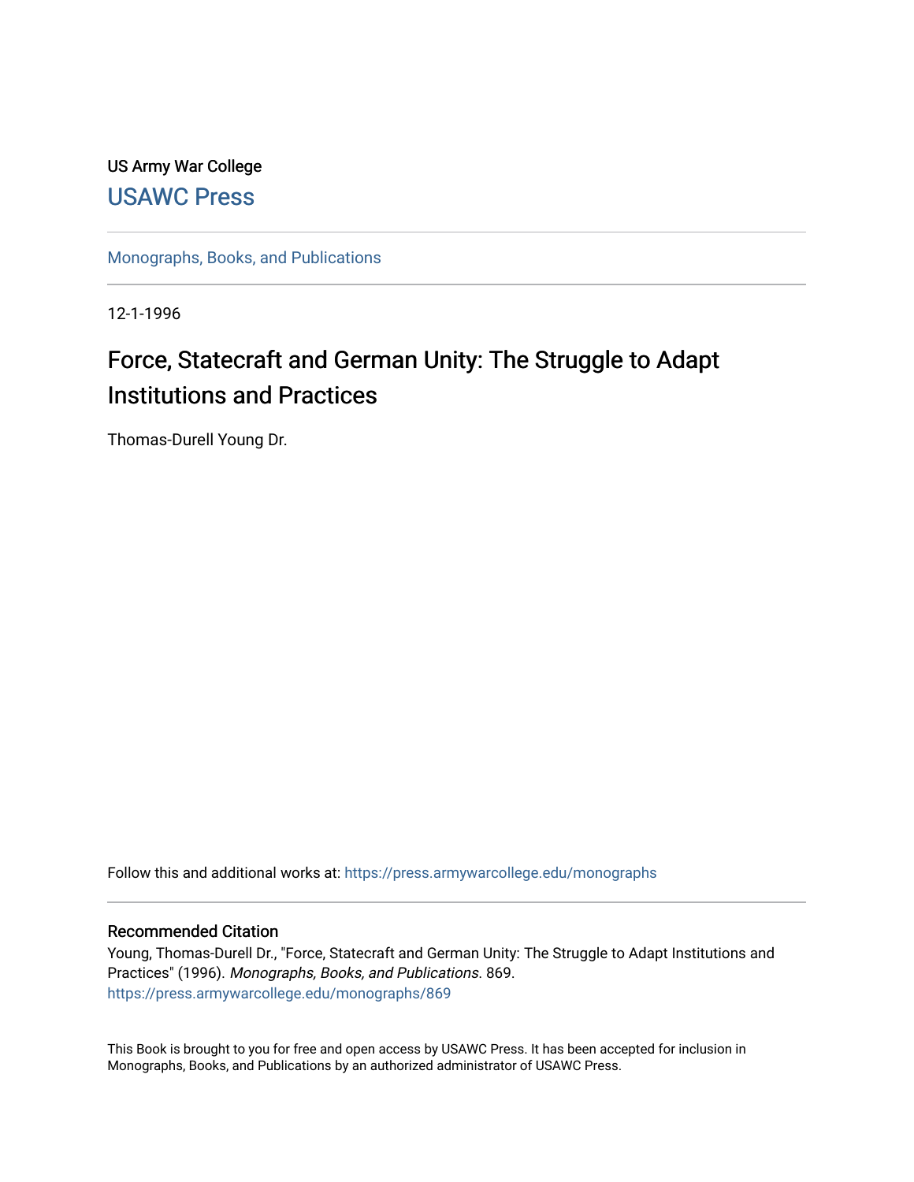US Army War College

# USAWC Press

Monographs, Books, and Publications

12-1-1996

## Force, Statecraft and German Unity: The Struggle to Adapt Institutions and Practices

Thomas-Durell Young Dr.

Follow this and additional works at: https://press.armywarcollege.edu/monographs

### Recommended Citation

Young, Thomas-Durell Dr., "Force, Statecraft and German Unity: The Struggle to Adapt Institutions and Practices" (1996). *Monographs, Books, and Publications*. 869.
https://press.armywarcollege.edu/monographs/869

This Book is brought to you for free and open access by USAWC Press. It has been accepted for inclusion in Monographs, Books, and Publications by an authorized administrator of USAWC Press.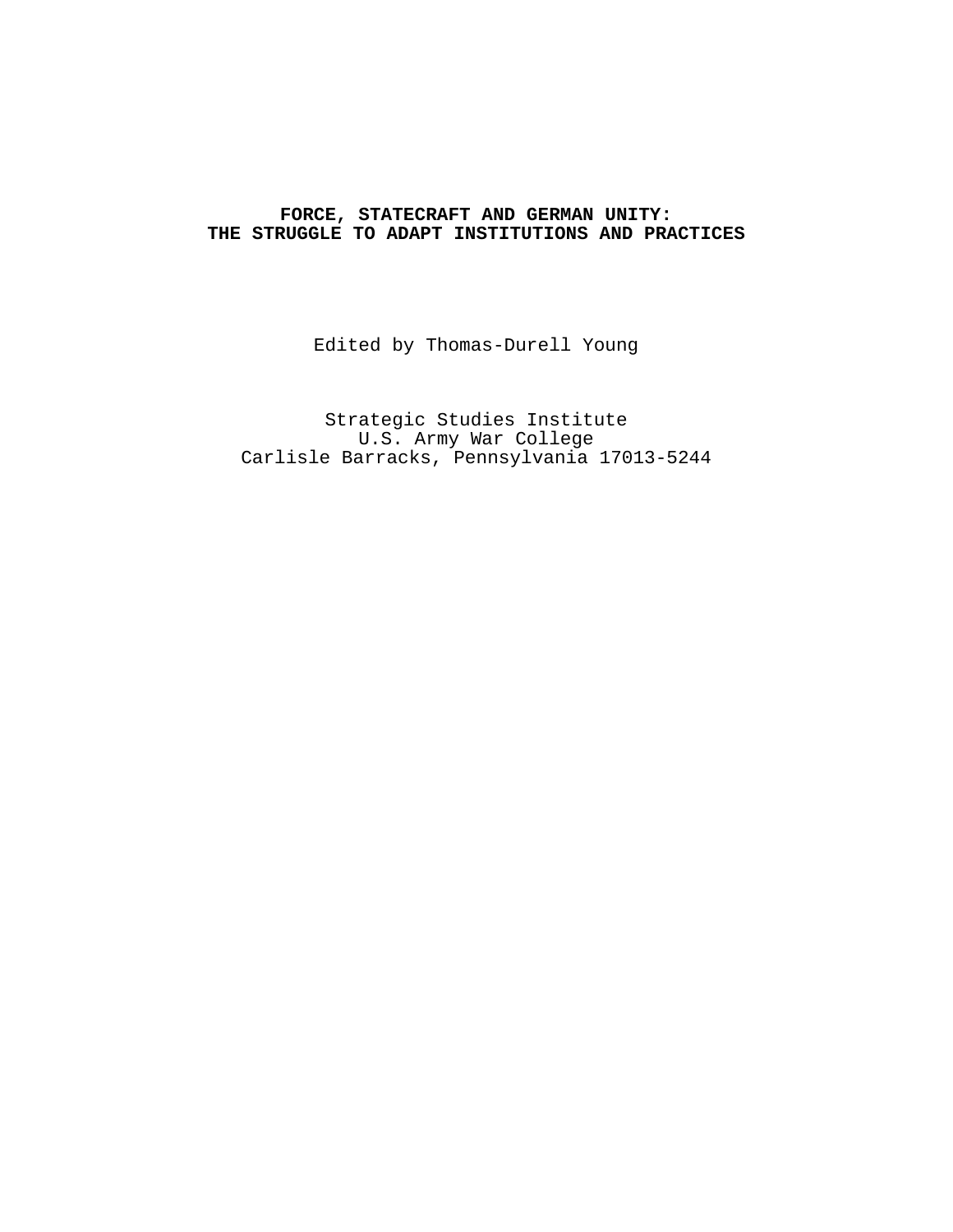# FORCE, STATECRAFT AND GERMAN UNITY: THE STRUGGLE TO ADAPT INSTITUTIONS AND PRACTICES

Edited by Thomas-Durell Young

Strategic Studies Institute
U.S. Army War College
Carlisle Barracks, Pennsylvania 17013-5244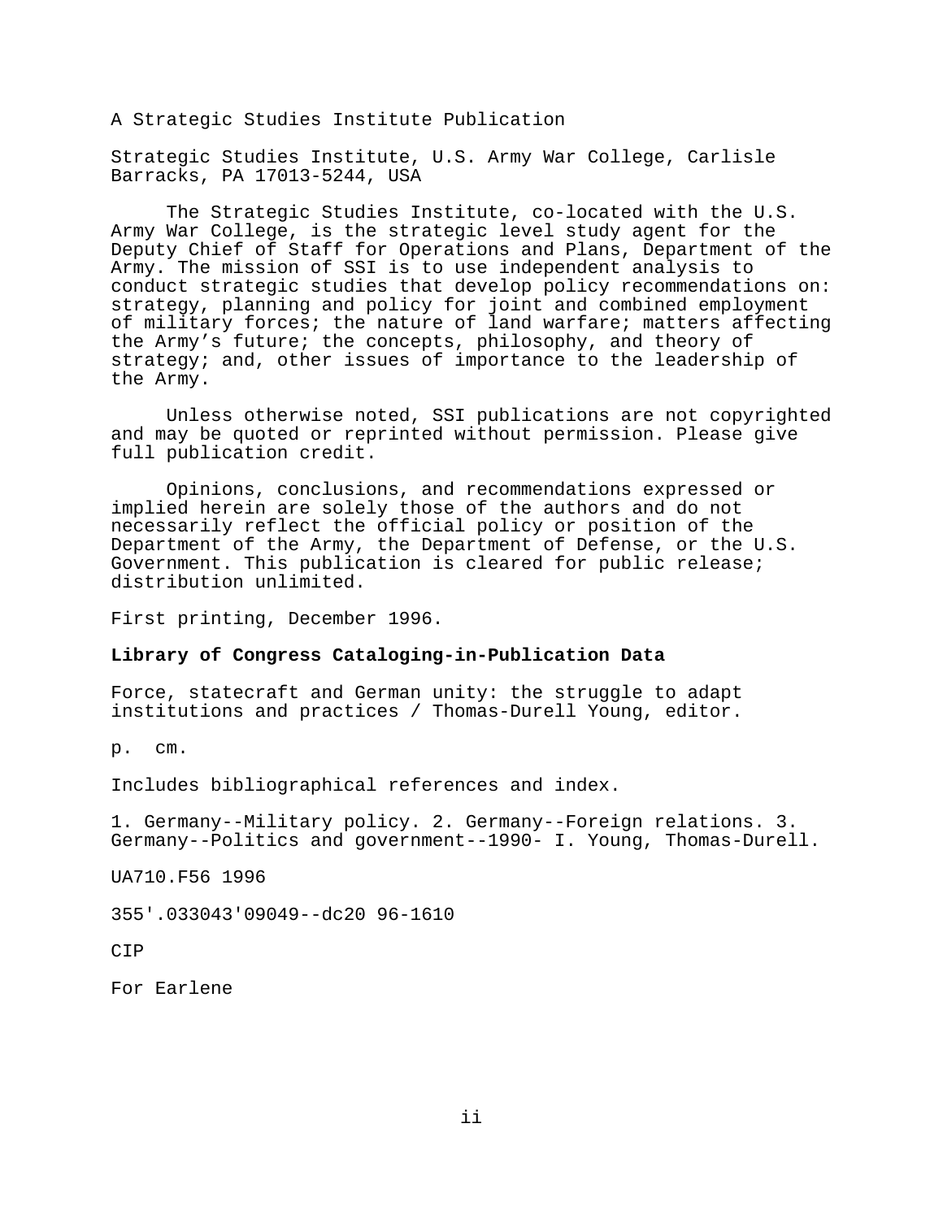A Strategic Studies Institute Publication

Strategic Studies Institute, U.S. Army War College, Carlisle Barracks, PA 17013-5244, USA

The Strategic Studies Institute, co-located with the U.S. Army War College, is the strategic level study agent for the Deputy Chief of Staff for Operations and Plans, Department of the Army. The mission of SSI is to use independent analysis to conduct strategic studies that develop policy recommendations on: strategy, planning and policy for joint and combined employment of military forces; the nature of land warfare; matters affecting the Army's future; the concepts, philosophy, and theory of strategy; and, other issues of importance to the leadership of the Army.

Unless otherwise noted, SSI publications are not copyrighted and may be quoted or reprinted without permission. Please give full publication credit.

Opinions, conclusions, and recommendations expressed or implied herein are solely those of the authors and do not necessarily reflect the official policy or position of the Department of the Army, the Department of Defense, or the U.S. Government. This publication is cleared for public release; distribution unlimited.

First printing, December 1996.

**Library of Congress Cataloging-in-Publication Data**

Force, statecraft and German unity: the struggle to adapt institutions and practices / Thomas-Durell Young, editor.

p. cm.

Includes bibliographical references and index.

1. Germany--Military policy. 2. Germany--Foreign relations. 3. Germany--Politics and government--1990- I. Young, Thomas-Durell.

UA710.F56 1996

355'.033043'09049--dc20 96-1610

CIP

For Earlene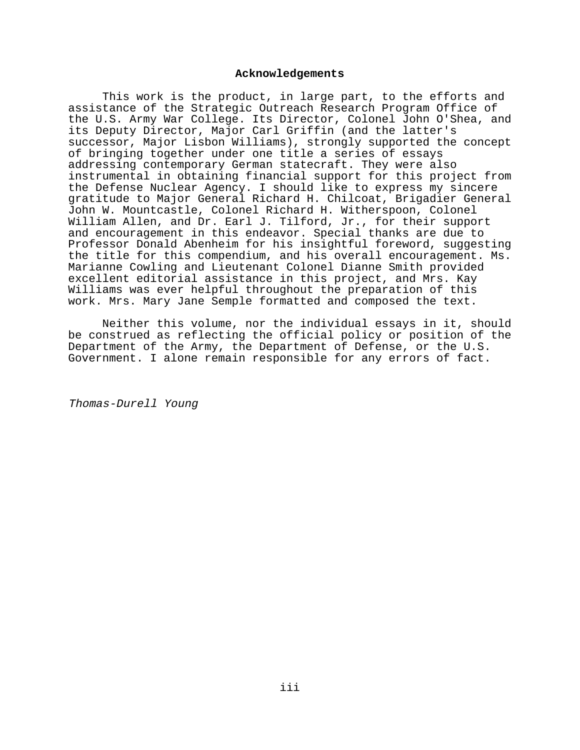## Acknowledgements

This work is the product, in large part, to the efforts and assistance of the Strategic Outreach Research Program Office of the U.S. Army War College. Its Director, Colonel John O'Shea, and its Deputy Director, Major Carl Griffin (and the latter's successor, Major Lisbon Williams), strongly supported the concept of bringing together under one title a series of essays addressing contemporary German statecraft. They were also instrumental in obtaining financial support for this project from the Defense Nuclear Agency. I should like to express my sincere gratitude to Major General Richard H. Chilcoat, Brigadier General John W. Mountcastle, Colonel Richard H. Witherspoon, Colonel William Allen, and Dr. Earl J. Tilford, Jr., for their support and encouragement in this endeavor. Special thanks are due to Professor Donald Abenheim for his insightful foreword, suggesting the title for this compendium, and his overall encouragement. Ms. Marianne Cowling and Lieutenant Colonel Dianne Smith provided excellent editorial assistance in this project, and Mrs. Kay Williams was ever helpful throughout the preparation of this work. Mrs. Mary Jane Semple formatted and composed the text.

Neither this volume, nor the individual essays in it, should be construed as reflecting the official policy or position of the Department of the Army, the Department of Defense, or the U.S. Government. I alone remain responsible for any errors of fact.

*Thomas-Durell Young*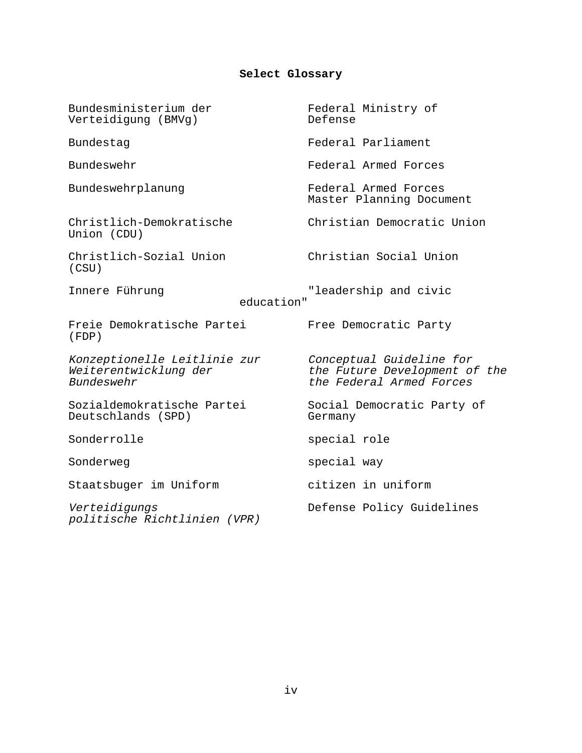# Select Glossary

| | |
|---|---|
| Bundesministerium der Verteidigung (BMVg) | Federal Ministry of Defense |
| Bundestag | Federal Parliament |
| Bundeswehr | Federal Armed Forces |
| Bundeswehrplanung | Federal Armed Forces Master Planning Document |
| Christlich-Demokratische Union (CDU) | Christian Democratic Union |
| Christlich-Sozial Union (CSU) | Christian Social Union |
| Innere Führung | "leadership and civic education" |
| Freie Demokratische Partei (FDP) | Free Democratic Party |
| *Konzeptionelle Leitlinie zur Weiterentwicklung der Bundeswehr* | *Conceptual Guideline for the Future Development of the the Federal Armed Forces* |
| Sozialdemokratische Partei Deutschlands (SPD) | Social Democratic Party of Germany |
| Sonderrolle | special role |
| Sonderweg | special way |
| Staatsbuger im Uniform | citizen in uniform |
| *Verteidigungs politische Richtlinien (VPR)* | Defense Policy Guidelines |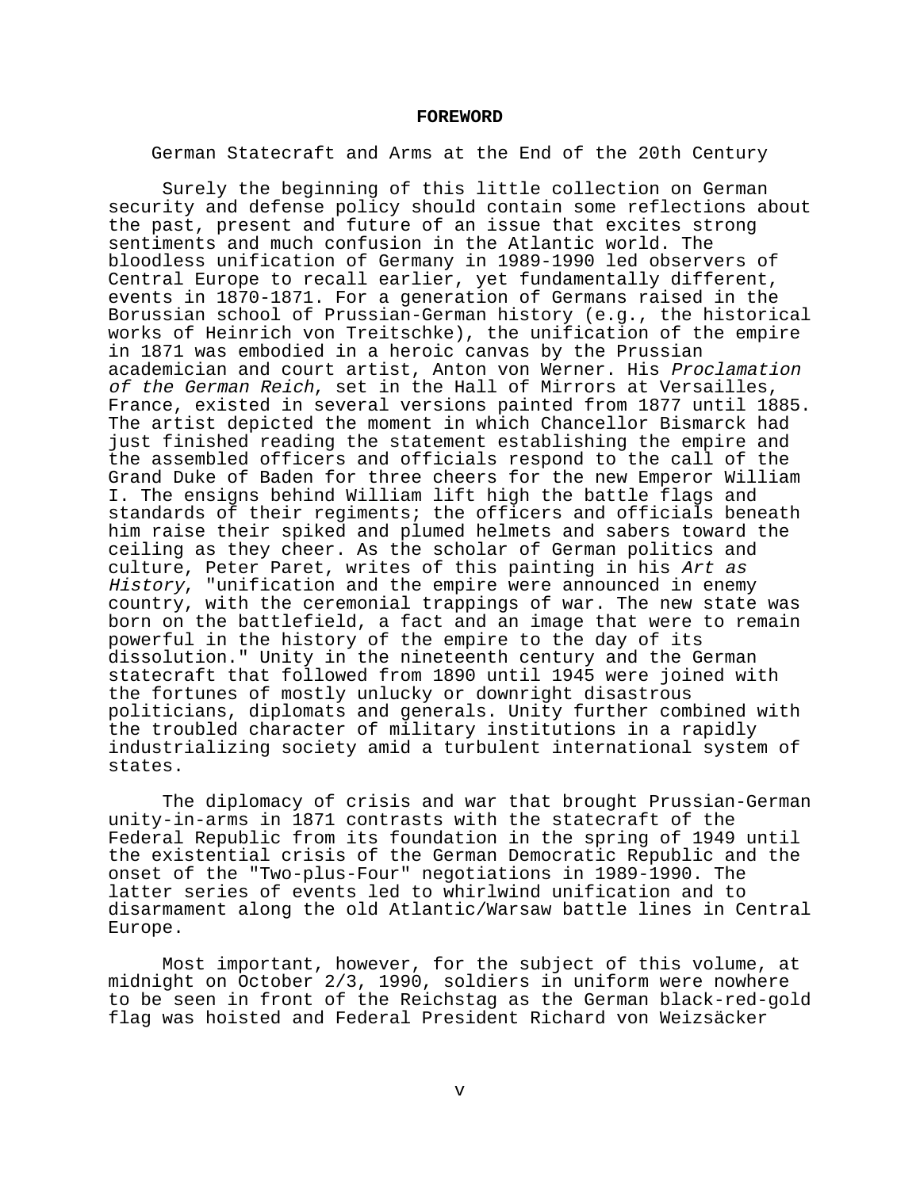# FOREWORD

German Statecraft and Arms at the End of the 20th Century

Surely the beginning of this little collection on German security and defense policy should contain some reflections about the past, present and future of an issue that excites strong sentiments and much confusion in the Atlantic world. The bloodless unification of Germany in 1989-1990 led observers of Central Europe to recall earlier, yet fundamentally different, events in 1870-1871. For a generation of Germans raised in the Borussian school of Prussian-German history (e.g., the historical works of Heinrich von Treitschke), the unification of the empire in 1871 was embodied in a heroic canvas by the Prussian academician and court artist, Anton von Werner. His *Proclamation of the German Reich*, set in the Hall of Mirrors at Versailles, France, existed in several versions painted from 1877 until 1885. The artist depicted the moment in which Chancellor Bismarck had just finished reading the statement establishing the empire and the assembled officers and officials respond to the call of the Grand Duke of Baden for three cheers for the new Emperor William I. The ensigns behind William lift high the battle flags and standards of their regiments; the officers and officials beneath him raise their spiked and plumed helmets and sabers toward the ceiling as they cheer. As the scholar of German politics and culture, Peter Paret, writes of this painting in his *Art as History*, "unification and the empire were announced in enemy country, with the ceremonial trappings of war. The new state was born on the battlefield, a fact and an image that were to remain powerful in the history of the empire to the day of its dissolution." Unity in the nineteenth century and the German statecraft that followed from 1890 until 1945 were joined with the fortunes of mostly unlucky or downright disastrous politicians, diplomats and generals. Unity further combined with the troubled character of military institutions in a rapidly industrializing society amid a turbulent international system of states.

The diplomacy of crisis and war that brought Prussian-German unity-in-arms in 1871 contrasts with the statecraft of the Federal Republic from its foundation in the spring of 1949 until the existential crisis of the German Democratic Republic and the onset of the "Two-plus-Four" negotiations in 1989-1990. The latter series of events led to whirlwind unification and to disarmament along the old Atlantic/Warsaw battle lines in Central Europe.

Most important, however, for the subject of this volume, at midnight on October 2/3, 1990, soldiers in uniform were nowhere to be seen in front of the Reichstag as the German black-red-gold flag was hoisted and Federal President Richard von Weizsäcker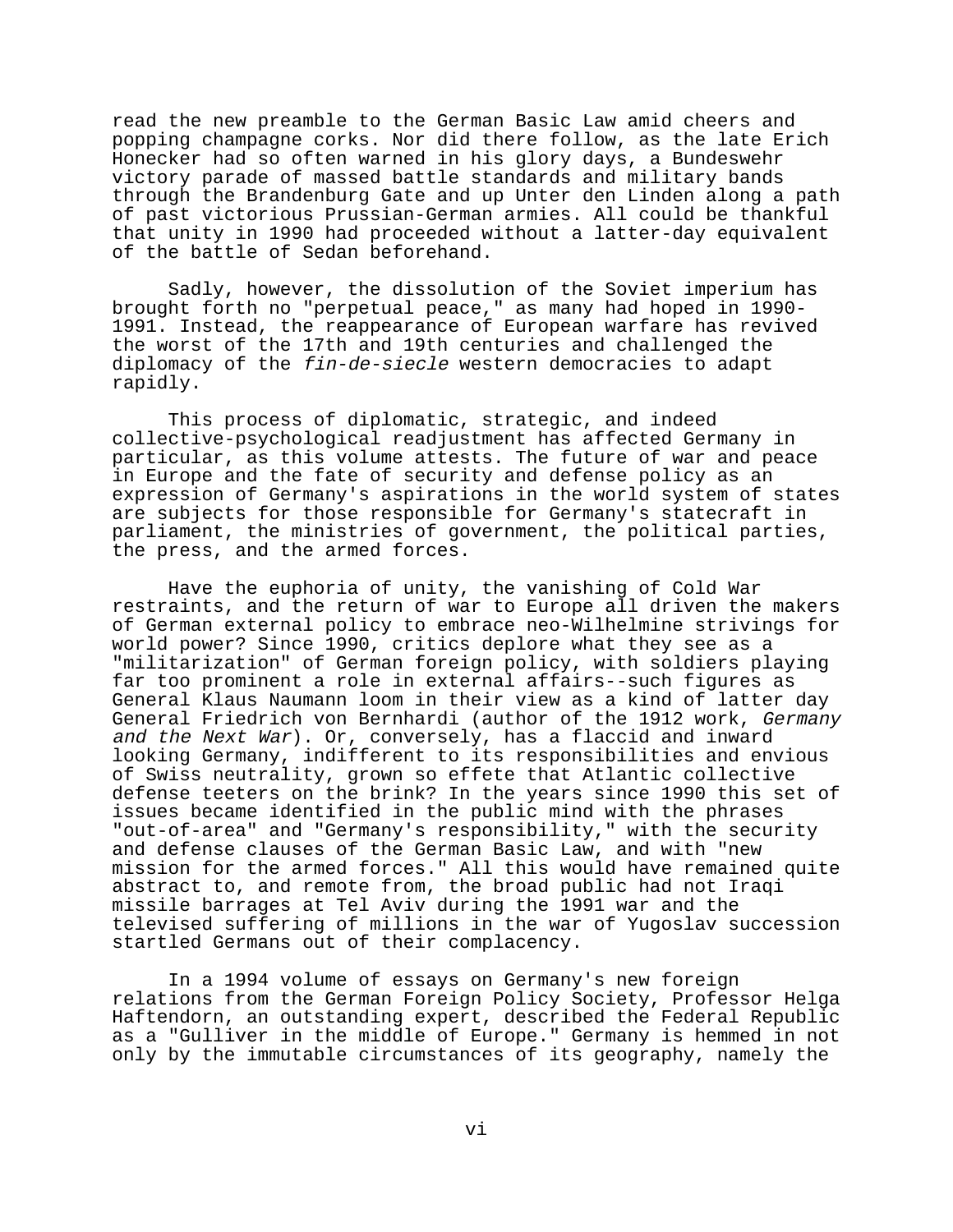read the new preamble to the German Basic Law amid cheers and popping champagne corks. Nor did there follow, as the late Erich Honecker had so often warned in his glory days, a Bundeswehr victory parade of massed battle standards and military bands through the Brandenburg Gate and up Unter den Linden along a path of past victorious Prussian-German armies. All could be thankful that unity in 1990 had proceeded without a latter-day equivalent of the battle of Sedan beforehand.

Sadly, however, the dissolution of the Soviet imperium has brought forth no "perpetual peace," as many had hoped in 1990-1991. Instead, the reappearance of European warfare has revived the worst of the 17th and 19th centuries and challenged the diplomacy of the *fin-de-siecle* western democracies to adapt rapidly.

This process of diplomatic, strategic, and indeed collective-psychological readjustment has affected Germany in particular, as this volume attests. The future of war and peace in Europe and the fate of security and defense policy as an expression of Germany's aspirations in the world system of states are subjects for those responsible for Germany's statecraft in parliament, the ministries of government, the political parties, the press, and the armed forces.

Have the euphoria of unity, the vanishing of Cold War restraints, and the return of war to Europe all driven the makers of German external policy to embrace neo-Wilhelmine strivings for world power? Since 1990, critics deplore what they see as a "militarization" of German foreign policy, with soldiers playing far too prominent a role in external affairs--such figures as General Klaus Naumann loom in their view as a kind of latter day General Friedrich von Bernhardi (author of the 1912 work, *Germany and the Next War*). Or, conversely, has a flaccid and inward looking Germany, indifferent to its responsibilities and envious of Swiss neutrality, grown so effete that Atlantic collective defense teeters on the brink? In the years since 1990 this set of issues became identified in the public mind with the phrases "out-of-area" and "Germany's responsibility," with the security and defense clauses of the German Basic Law, and with "new mission for the armed forces." All this would have remained quite abstract to, and remote from, the broad public had not Iraqi missile barrages at Tel Aviv during the 1991 war and the televised suffering of millions in the war of Yugoslav succession startled Germans out of their complacency.

In a 1994 volume of essays on Germany's new foreign relations from the German Foreign Policy Society, Professor Helga Haftendorn, an outstanding expert, described the Federal Republic as a "Gulliver in the middle of Europe." Germany is hemmed in not only by the immutable circumstances of its geography, namely the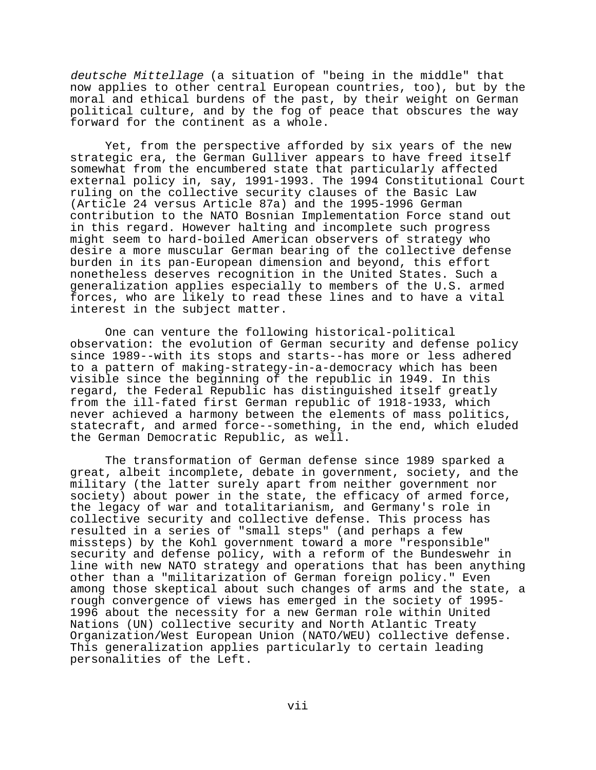*deutsche Mittellage* (a situation of "being in the middle" that now applies to other central European countries, too), but by the moral and ethical burdens of the past, by their weight on German political culture, and by the fog of peace that obscures the way forward for the continent as a whole.

Yet, from the perspective afforded by six years of the new strategic era, the German Gulliver appears to have freed itself somewhat from the encumbered state that particularly affected external policy in, say, 1991-1993. The 1994 Constitutional Court ruling on the collective security clauses of the Basic Law (Article 24 versus Article 87a) and the 1995-1996 German contribution to the NATO Bosnian Implementation Force stand out in this regard. However halting and incomplete such progress might seem to hard-boiled American observers of strategy who desire a more muscular German bearing of the collective defense burden in its pan-European dimension and beyond, this effort nonetheless deserves recognition in the United States. Such a generalization applies especially to members of the U.S. armed forces, who are likely to read these lines and to have a vital interest in the subject matter.

One can venture the following historical-political observation: the evolution of German security and defense policy since 1989--with its stops and starts--has more or less adhered to a pattern of making-strategy-in-a-democracy which has been visible since the beginning of the republic in 1949. In this regard, the Federal Republic has distinguished itself greatly from the ill-fated first German republic of 1918-1933, which never achieved a harmony between the elements of mass politics, statecraft, and armed force--something, in the end, which eluded the German Democratic Republic, as well.

The transformation of German defense since 1989 sparked a great, albeit incomplete, debate in government, society, and the military (the latter surely apart from neither government nor society) about power in the state, the efficacy of armed force, the legacy of war and totalitarianism, and Germany's role in collective security and collective defense. This process has resulted in a series of "small steps" (and perhaps a few missteps) by the Kohl government toward a more "responsible" security and defense policy, with a reform of the Bundeswehr in line with new NATO strategy and operations that has been anything other than a "militarization of German foreign policy." Even among those skeptical about such changes of arms and the state, a rough convergence of views has emerged in the society of 1995-1996 about the necessity for a new German role within United Nations (UN) collective security and North Atlantic Treaty Organization/West European Union (NATO/WEU) collective defense. This generalization applies particularly to certain leading personalities of the Left.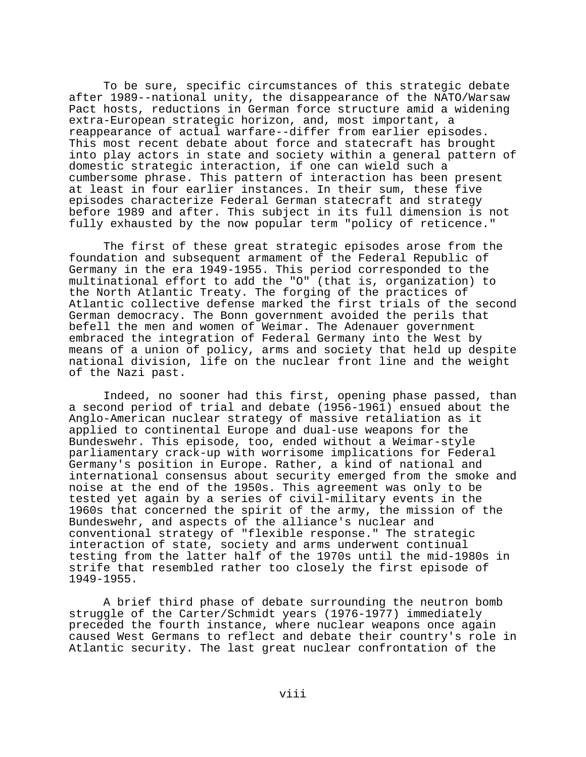To be sure, specific circumstances of this strategic debate after 1989--national unity, the disappearance of the NATO/Warsaw Pact hosts, reductions in German force structure amid a widening extra-European strategic horizon, and, most important, a reappearance of actual warfare--differ from earlier episodes. This most recent debate about force and statecraft has brought into play actors in state and society within a general pattern of domestic strategic interaction, if one can wield such a cumbersome phrase. This pattern of interaction has been present at least in four earlier instances. In their sum, these five episodes characterize Federal German statecraft and strategy before 1989 and after. This subject in its full dimension is not fully exhausted by the now popular term "policy of reticence."

The first of these great strategic episodes arose from the foundation and subsequent armament of the Federal Republic of Germany in the era 1949-1955. This period corresponded to the multinational effort to add the "O" (that is, organization) to the North Atlantic Treaty. The forging of the practices of Atlantic collective defense marked the first trials of the second German democracy. The Bonn government avoided the perils that befell the men and women of Weimar. The Adenauer government embraced the integration of Federal Germany into the West by means of a union of policy, arms and society that held up despite national division, life on the nuclear front line and the weight of the Nazi past.

Indeed, no sooner had this first, opening phase passed, than a second period of trial and debate (1956-1961) ensued about the Anglo-American nuclear strategy of massive retaliation as it applied to continental Europe and dual-use weapons for the Bundeswehr. This episode, too, ended without a Weimar-style parliamentary crack-up with worrisome implications for Federal Germany's position in Europe. Rather, a kind of national and international consensus about security emerged from the smoke and noise at the end of the 1950s. This agreement was only to be tested yet again by a series of civil-military events in the 1960s that concerned the spirit of the army, the mission of the Bundeswehr, and aspects of the alliance's nuclear and conventional strategy of "flexible response." The strategic interaction of state, society and arms underwent continual testing from the latter half of the 1970s until the mid-1980s in strife that resembled rather too closely the first episode of 1949-1955.

A brief third phase of debate surrounding the neutron bomb struggle of the Carter/Schmidt years (1976-1977) immediately preceded the fourth instance, where nuclear weapons once again caused West Germans to reflect and debate their country's role in Atlantic security. The last great nuclear confrontation of the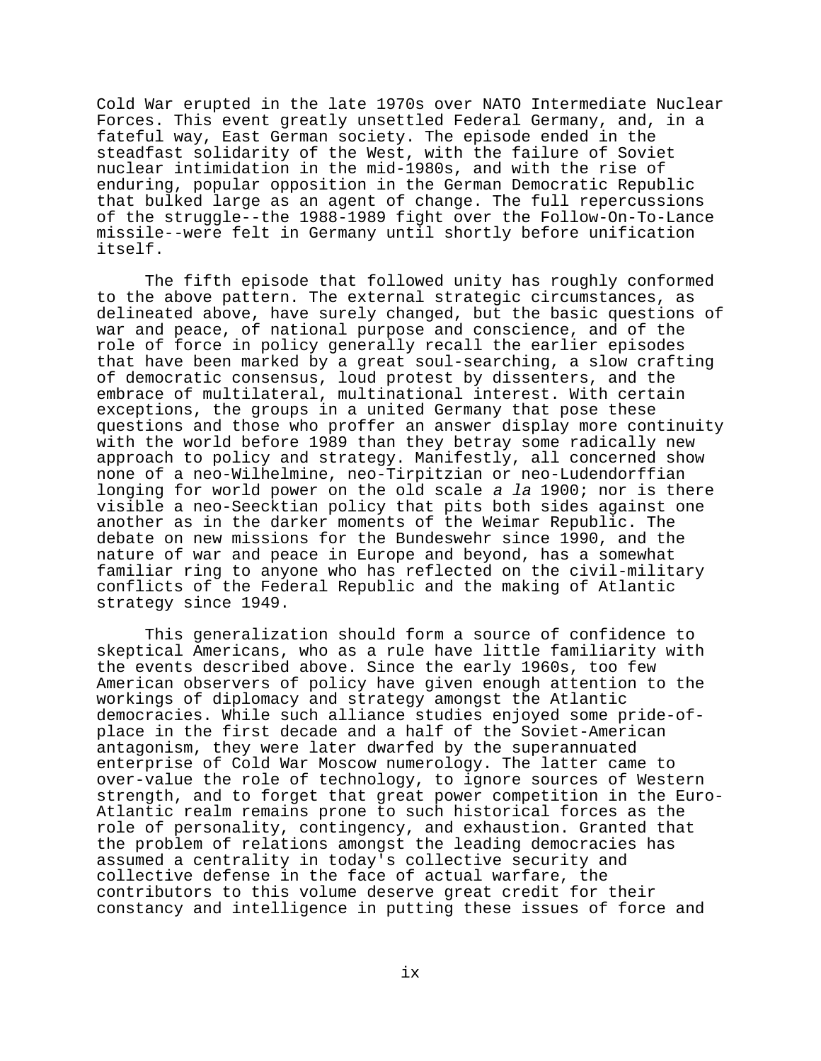Cold War erupted in the late 1970s over NATO Intermediate Nuclear Forces. This event greatly unsettled Federal Germany, and, in a fateful way, East German society. The episode ended in the steadfast solidarity of the West, with the failure of Soviet nuclear intimidation in the mid-1980s, and with the rise of enduring, popular opposition in the German Democratic Republic that bulked large as an agent of change. The full repercussions of the struggle--the 1988-1989 fight over the Follow-On-To-Lance missile--were felt in Germany until shortly before unification itself.

The fifth episode that followed unity has roughly conformed to the above pattern. The external strategic circumstances, as delineated above, have surely changed, but the basic questions of war and peace, of national purpose and conscience, and of the role of force in policy generally recall the earlier episodes that have been marked by a great soul-searching, a slow crafting of democratic consensus, loud protest by dissenters, and the embrace of multilateral, multinational interest. With certain exceptions, the groups in a united Germany that pose these questions and those who proffer an answer display more continuity with the world before 1989 than they betray some radically new approach to policy and strategy. Manifestly, all concerned show none of a neo-Wilhelmine, neo-Tirpitzian or neo-Ludendorffian longing for world power on the old scale *a la* 1900; nor is there visible a neo-Seecktian policy that pits both sides against one another as in the darker moments of the Weimar Republic. The debate on new missions for the Bundeswehr since 1990, and the nature of war and peace in Europe and beyond, has a somewhat familiar ring to anyone who has reflected on the civil-military conflicts of the Federal Republic and the making of Atlantic strategy since 1949.

This generalization should form a source of confidence to skeptical Americans, who as a rule have little familiarity with the events described above. Since the early 1960s, too few American observers of policy have given enough attention to the workings of diplomacy and strategy amongst the Atlantic democracies. While such alliance studies enjoyed some pride-of-place in the first decade and a half of the Soviet-American antagonism, they were later dwarfed by the superannuated enterprise of Cold War Moscow numerology. The latter came to over-value the role of technology, to ignore sources of Western strength, and to forget that great power competition in the Euro-Atlantic realm remains prone to such historical forces as the role of personality, contingency, and exhaustion. Granted that the problem of relations amongst the leading democracies has assumed a centrality in today's collective security and collective defense in the face of actual warfare, the contributors to this volume deserve great credit for their constancy and intelligence in putting these issues of force and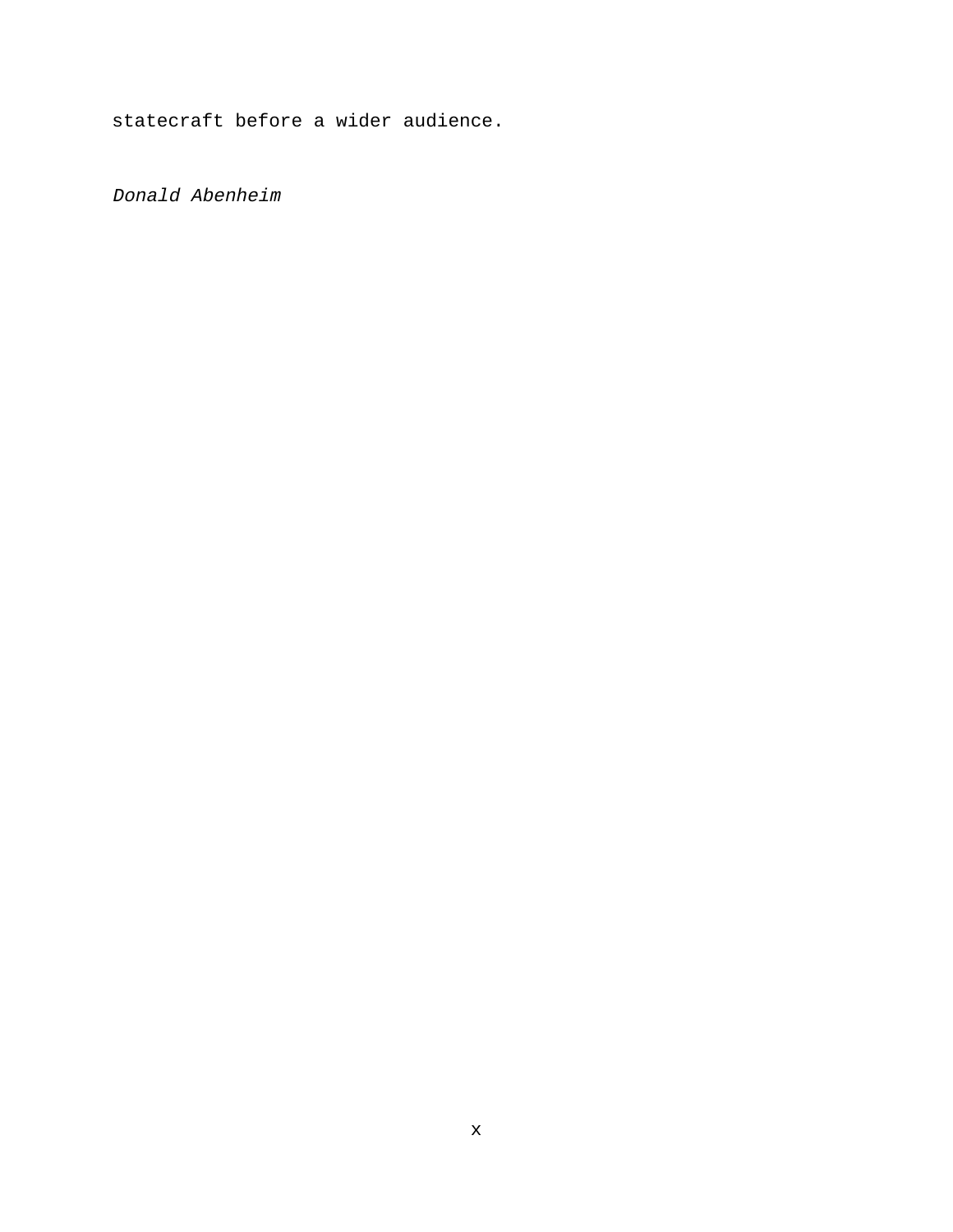statecraft before a wider audience.

*Donald Abenheim*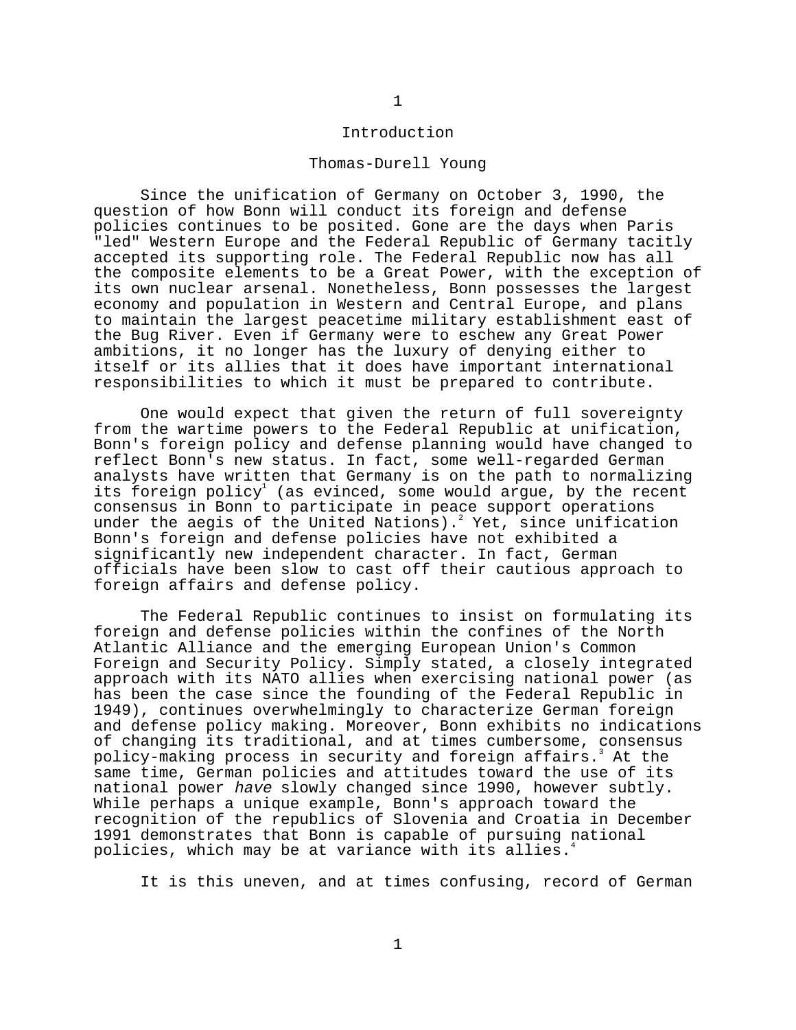# Introduction

Thomas-Durell Young

Since the unification of Germany on October 3, 1990, the question of how Bonn will conduct its foreign and defense policies continues to be posited. Gone are the days when Paris "led" Western Europe and the Federal Republic of Germany tacitly accepted its supporting role. The Federal Republic now has all the composite elements to be a Great Power, with the exception of its own nuclear arsenal. Nonetheless, Bonn possesses the largest economy and population in Western and Central Europe, and plans to maintain the largest peacetime military establishment east of the Bug River. Even if Germany were to eschew any Great Power ambitions, it no longer has the luxury of denying either to itself or its allies that it does have important international responsibilities to which it must be prepared to contribute.

One would expect that given the return of full sovereignty from the wartime powers to the Federal Republic at unification, Bonn's foreign policy and defense planning would have changed to reflect Bonn's new status. In fact, some well-regarded German analysts have written that Germany is on the path to normalizing its foreign policy[1] (as evinced, some would argue, by the recent consensus in Bonn to participate in peace support operations under the aegis of the United Nations).[2] Yet, since unification Bonn's foreign and defense policies have not exhibited a significantly new independent character. In fact, German officials have been slow to cast off their cautious approach to foreign affairs and defense policy.

The Federal Republic continues to insist on formulating its foreign and defense policies within the confines of the North Atlantic Alliance and the emerging European Union's Common Foreign and Security Policy. Simply stated, a closely integrated approach with its NATO allies when exercising national power (as has been the case since the founding of the Federal Republic in 1949), continues overwhelmingly to characterize German foreign and defense policy making. Moreover, Bonn exhibits no indications of changing its traditional, and at times cumbersome, consensus policy-making process in security and foreign affairs.[3] At the same time, German policies and attitudes toward the use of its national power *have* slowly changed since 1990, however subtly. While perhaps a unique example, Bonn's approach toward the recognition of the republics of Slovenia and Croatia in December 1991 demonstrates that Bonn is capable of pursuing national policies, which may be at variance with its allies.[4]

It is this uneven, and at times confusing, record of German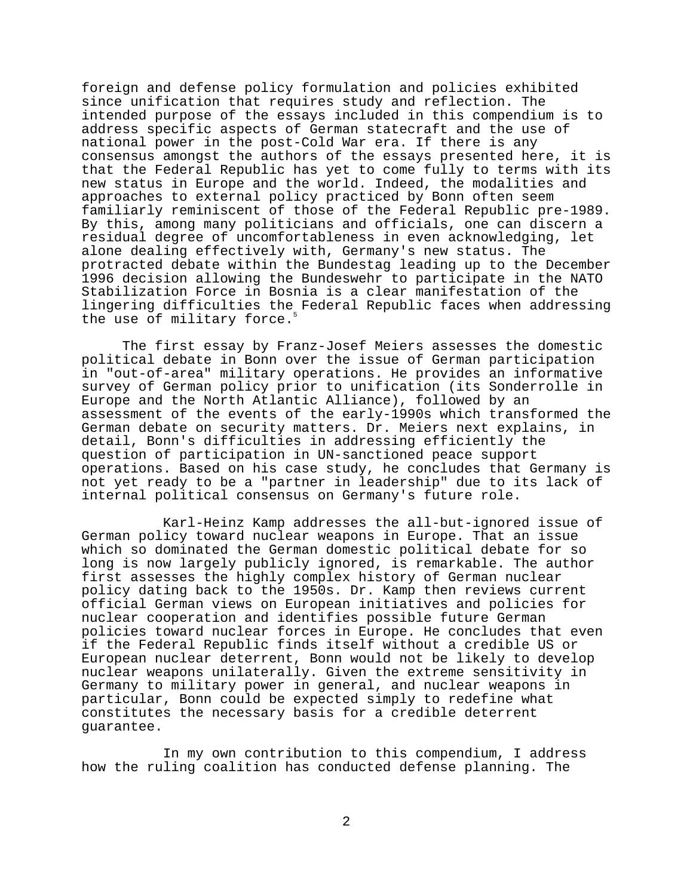foreign and defense policy formulation and policies exhibited since unification that requires study and reflection. The intended purpose of the essays included in this compendium is to address specific aspects of German statecraft and the use of national power in the post-Cold War era. If there is any consensus amongst the authors of the essays presented here, it is that the Federal Republic has yet to come fully to terms with its new status in Europe and the world. Indeed, the modalities and approaches to external policy practiced by Bonn often seem familiarly reminiscent of those of the Federal Republic pre-1989. By this, among many politicians and officials, one can discern a residual degree of uncomfortableness in even acknowledging, let alone dealing effectively with, Germany's new status. The protracted debate within the Bundestag leading up to the December 1996 decision allowing the Bundeswehr to participate in the NATO Stabilization Force in Bosnia is a clear manifestation of the lingering difficulties the Federal Republic faces when addressing the use of military force.[5]

The first essay by Franz-Josef Meiers assesses the domestic political debate in Bonn over the issue of German participation in "out-of-area" military operations. He provides an informative survey of German policy prior to unification (its Sonderrolle in Europe and the North Atlantic Alliance), followed by an assessment of the events of the early-1990s which transformed the German debate on security matters. Dr. Meiers next explains, in detail, Bonn's difficulties in addressing efficiently the question of participation in UN-sanctioned peace support operations. Based on his case study, he concludes that Germany is not yet ready to be a "partner in leadership" due to its lack of internal political consensus on Germany's future role.

Karl-Heinz Kamp addresses the all-but-ignored issue of German policy toward nuclear weapons in Europe. That an issue which so dominated the German domestic political debate for so long is now largely publicly ignored, is remarkable. The author first assesses the highly complex history of German nuclear policy dating back to the 1950s. Dr. Kamp then reviews current official German views on European initiatives and policies for nuclear cooperation and identifies possible future German policies toward nuclear forces in Europe. He concludes that even if the Federal Republic finds itself without a credible US or European nuclear deterrent, Bonn would not be likely to develop nuclear weapons unilaterally. Given the extreme sensitivity in Germany to military power in general, and nuclear weapons in particular, Bonn could be expected simply to redefine what constitutes the necessary basis for a credible deterrent guarantee.

In my own contribution to this compendium, I address how the ruling coalition has conducted defense planning. The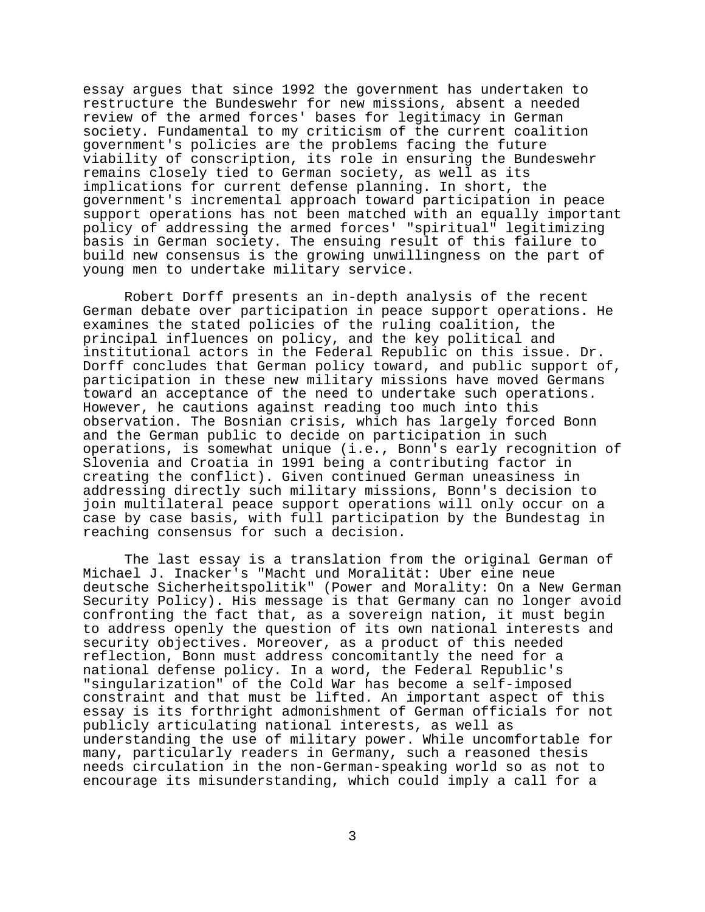essay argues that since 1992 the government has undertaken to restructure the Bundeswehr for new missions, absent a needed review of the armed forces' bases for legitimacy in German society. Fundamental to my criticism of the current coalition government's policies are the problems facing the future viability of conscription, its role in ensuring the Bundeswehr remains closely tied to German society, as well as its implications for current defense planning. In short, the government's incremental approach toward participation in peace support operations has not been matched with an equally important policy of addressing the armed forces' "spiritual" legitimizing basis in German society. The ensuing result of this failure to build new consensus is the growing unwillingness on the part of young men to undertake military service.

Robert Dorff presents an in-depth analysis of the recent German debate over participation in peace support operations. He examines the stated policies of the ruling coalition, the principal influences on policy, and the key political and institutional actors in the Federal Republic on this issue. Dr. Dorff concludes that German policy toward, and public support of, participation in these new military missions have moved Germans toward an acceptance of the need to undertake such operations. However, he cautions against reading too much into this observation. The Bosnian crisis, which has largely forced Bonn and the German public to decide on participation in such operations, is somewhat unique (i.e., Bonn's early recognition of Slovenia and Croatia in 1991 being a contributing factor in creating the conflict). Given continued German uneasiness in addressing directly such military missions, Bonn's decision to join multilateral peace support operations will only occur on a case by case basis, with full participation by the Bundestag in reaching consensus for such a decision.

The last essay is a translation from the original German of Michael J. Inacker's "Macht und Moralität: Uber eine neue deutsche Sicherheitspolitik" (Power and Morality: On a New German Security Policy). His message is that Germany can no longer avoid confronting the fact that, as a sovereign nation, it must begin to address openly the question of its own national interests and security objectives. Moreover, as a product of this needed reflection, Bonn must address concomitantly the need for a national defense policy. In a word, the Federal Republic's "singularization" of the Cold War has become a self-imposed constraint and that must be lifted. An important aspect of this essay is its forthright admonishment of German officials for not publicly articulating national interests, as well as understanding the use of military power. While uncomfortable for many, particularly readers in Germany, such a reasoned thesis needs circulation in the non-German-speaking world so as not to encourage its misunderstanding, which could imply a call for a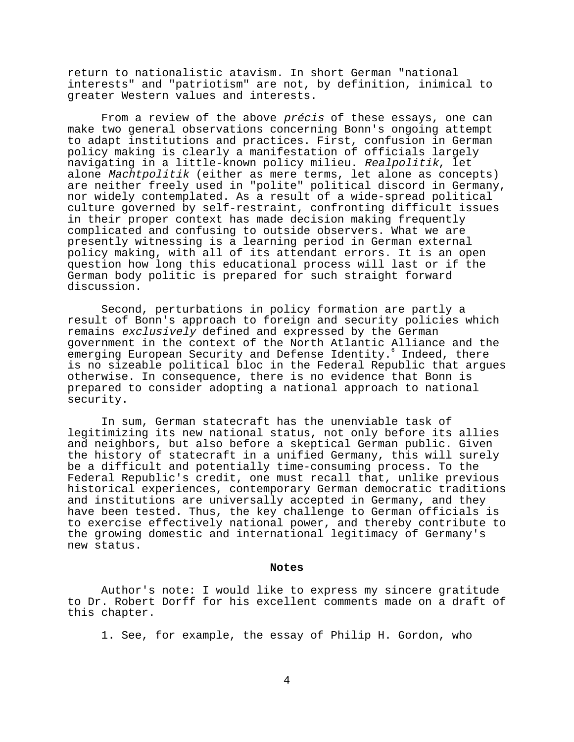return to nationalistic atavism. In short German "national interests" and "patriotism" are not, by definition, inimical to greater Western values and interests.

From a review of the above *précis* of these essays, one can make two general observations concerning Bonn's ongoing attempt to adapt institutions and practices. First, confusion in German policy making is clearly a manifestation of officials largely navigating in a little-known policy milieu. *Realpolitik*, let alone *Machtpolitik* (either as mere terms, let alone as concepts) are neither freely used in "polite" political discord in Germany, nor widely contemplated. As a result of a wide-spread political culture governed by self-restraint, confronting difficult issues in their proper context has made decision making frequently complicated and confusing to outside observers. What we are presently witnessing is a learning period in German external policy making, with all of its attendant errors. It is an open question how long this educational process will last or if the German body politic is prepared for such straight forward discussion.

Second, perturbations in policy formation are partly a result of Bonn's approach to foreign and security policies which remains *exclusively* defined and expressed by the German government in the context of the North Atlantic Alliance and the emerging European Security and Defense Identity.[6] Indeed, there is no sizeable political bloc in the Federal Republic that argues otherwise. In consequence, there is no evidence that Bonn is prepared to consider adopting a national approach to national security.

In sum, German statecraft has the unenviable task of legitimizing its new national status, not only before its allies and neighbors, but also before a skeptical German public. Given the history of statecraft in a unified Germany, this will surely be a difficult and potentially time-consuming process. To the Federal Republic's credit, one must recall that, unlike previous historical experiences, contemporary German democratic traditions and institutions are universally accepted in Germany, and they have been tested. Thus, the key challenge to German officials is to exercise effectively national power, and thereby contribute to the growing domestic and international legitimacy of Germany's new status.

**Notes**

Author's note: I would like to express my sincere gratitude to Dr. Robert Dorff for his excellent comments made on a draft of this chapter.

1. See, for example, the essay of Philip H. Gordon, who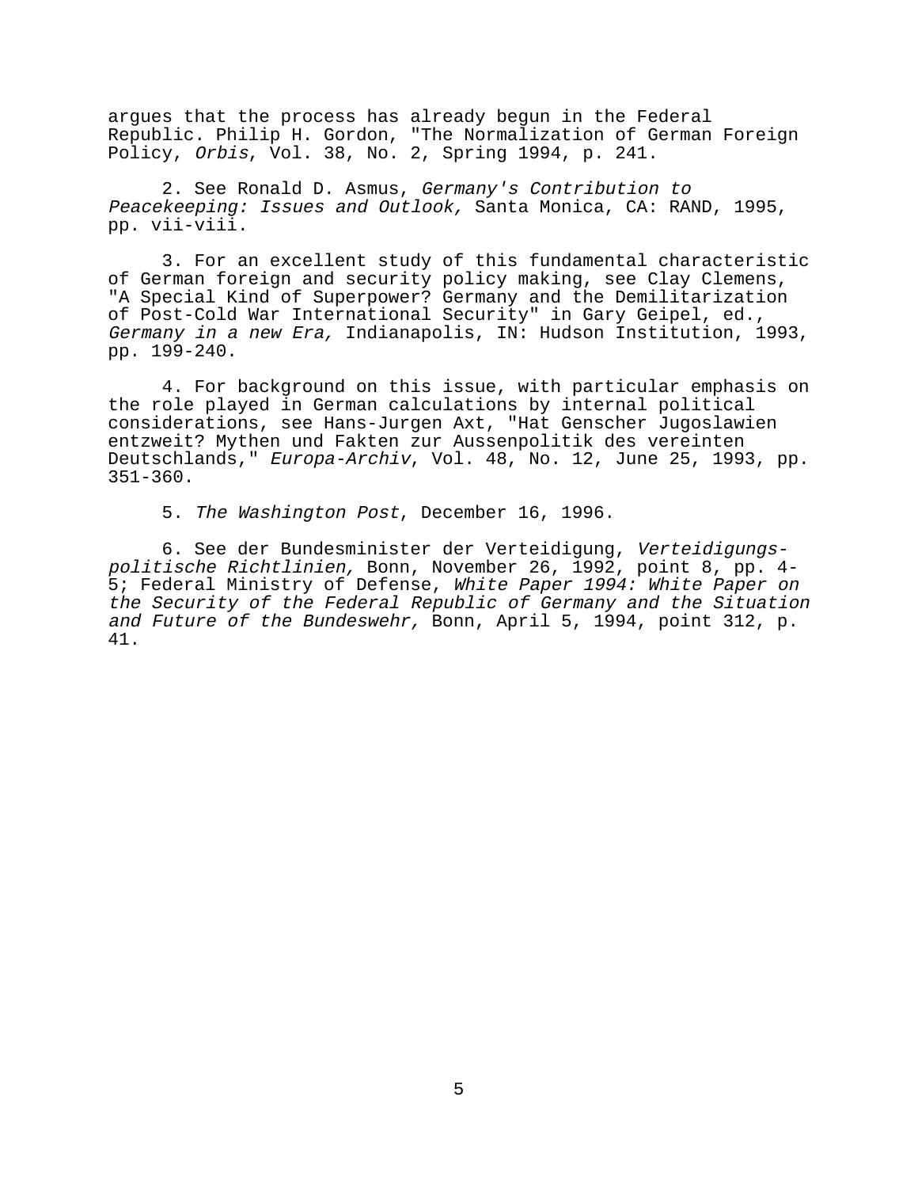argues that the process has already begun in the Federal Republic. Philip H. Gordon, "The Normalization of German Foreign Policy, *Orbis*, Vol. 38, No. 2, Spring 1994, p. 241.

2. See Ronald D. Asmus, *Germany's Contribution to Peacekeeping: Issues and Outlook,* Santa Monica, CA: RAND, 1995, pp. vii-viii.

3. For an excellent study of this fundamental characteristic of German foreign and security policy making, see Clay Clemens, "A Special Kind of Superpower? Germany and the Demilitarization of Post-Cold War International Security" in Gary Geipel, ed., *Germany in a new Era,* Indianapolis, IN: Hudson Institution, 1993, pp. 199-240.

4. For background on this issue, with particular emphasis on the role played in German calculations by internal political considerations, see Hans-Jurgen Axt, "Hat Genscher Jugoslawien entzweit? Mythen und Fakten zur Aussenpolitik des vereinten Deutschlands," *Europa-Archiv*, Vol. 48, No. 12, June 25, 1993, pp. 351-360.

5. *The Washington Post*, December 16, 1996.

6. See der Bundesminister der Verteidigung, *Verteidigungs-politische Richtlinien,* Bonn, November 26, 1992, point 8, pp. 4-5; Federal Ministry of Defense, *White Paper 1994: White Paper on the Security of the Federal Republic of Germany and the Situation and Future of the Bundeswehr,* Bonn, April 5, 1994, point 312, p. 41.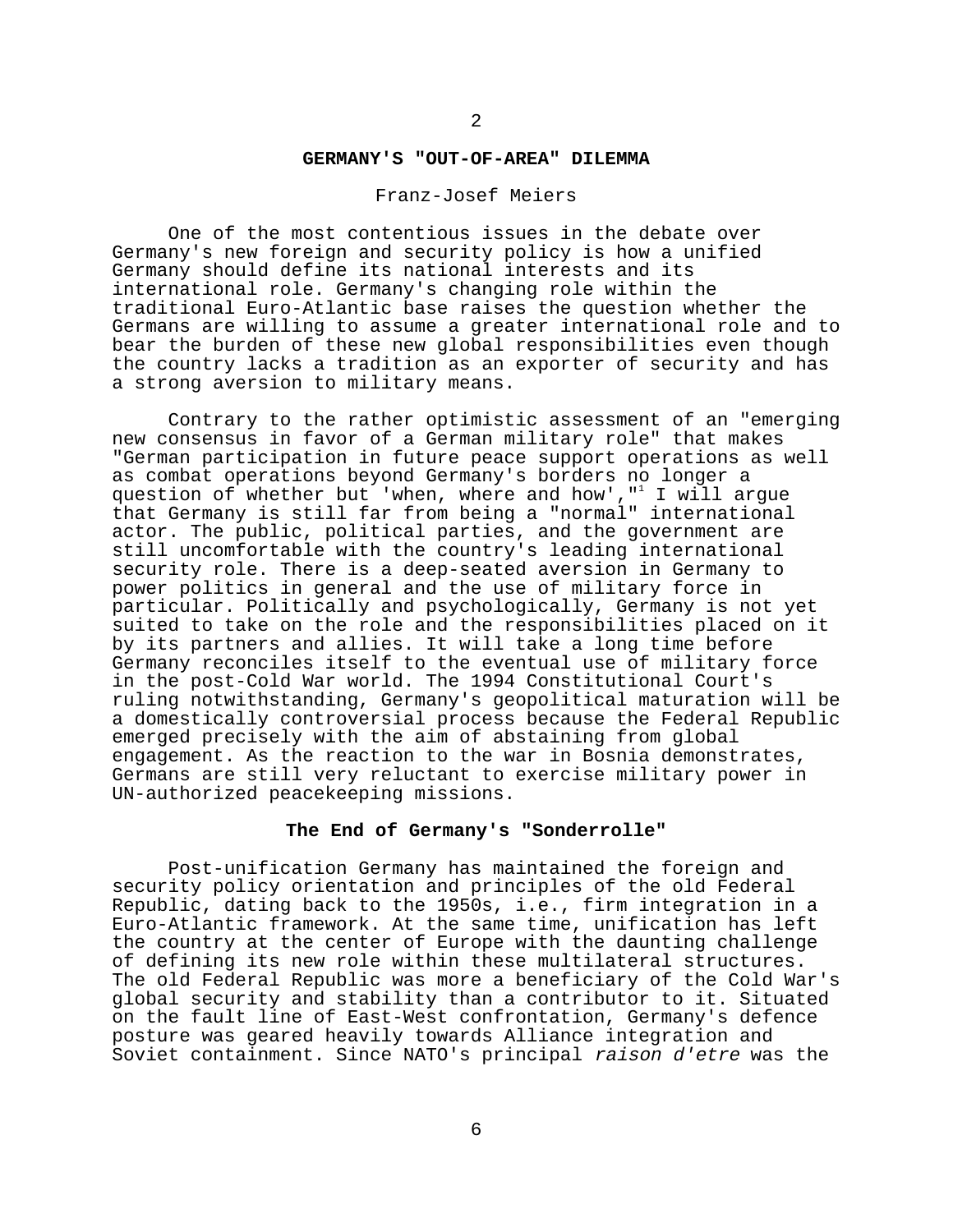## GERMANY'S "OUT-OF-AREA" DILEMMA

Franz-Josef Meiers

One of the most contentious issues in the debate over Germany's new foreign and security policy is how a unified Germany should define its national interests and its international role. Germany's changing role within the traditional Euro-Atlantic base raises the question whether the Germans are willing to assume a greater international role and to bear the burden of these new global responsibilities even though the country lacks a tradition as an exporter of security and has a strong aversion to military means.

Contrary to the rather optimistic assessment of an "emerging new consensus in favor of a German military role" that makes "German participation in future peace support operations as well as combat operations beyond Germany's borders no longer a question of whether but 'when, where and how',"[1] I will argue that Germany is still far from being a "normal" international actor. The public, political parties, and the government are still uncomfortable with the country's leading international security role. There is a deep-seated aversion in Germany to power politics in general and the use of military force in particular. Politically and psychologically, Germany is not yet suited to take on the role and the responsibilities placed on it by its partners and allies. It will take a long time before Germany reconciles itself to the eventual use of military force in the post-Cold War world. The 1994 Constitutional Court's ruling notwithstanding, Germany's geopolitical maturation will be a domestically controversial process because the Federal Republic emerged precisely with the aim of abstaining from global engagement. As the reaction to the war in Bosnia demonstrates, Germans are still very reluctant to exercise military power in UN-authorized peacekeeping missions.

### The End of Germany's "Sonderrolle"

Post-unification Germany has maintained the foreign and security policy orientation and principles of the old Federal Republic, dating back to the 1950s, i.e., firm integration in a Euro-Atlantic framework. At the same time, unification has left the country at the center of Europe with the daunting challenge of defining its new role within these multilateral structures. The old Federal Republic was more a beneficiary of the Cold War's global security and stability than a contributor to it. Situated on the fault line of East-West confrontation, Germany's defence posture was geared heavily towards Alliance integration and Soviet containment. Since NATO's principal *raison d'etre* was the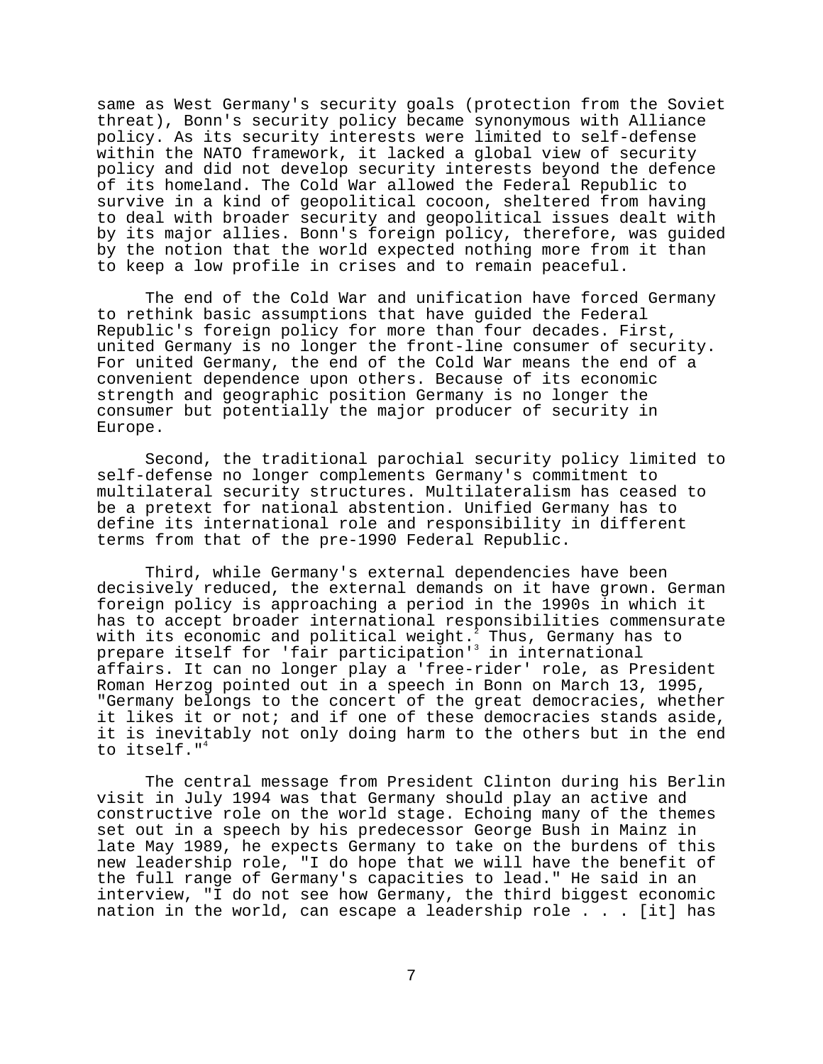same as West Germany's security goals (protection from the Soviet threat), Bonn's security policy became synonymous with Alliance policy. As its security interests were limited to self-defense within the NATO framework, it lacked a global view of security policy and did not develop security interests beyond the defence of its homeland. The Cold War allowed the Federal Republic to survive in a kind of geopolitical cocoon, sheltered from having to deal with broader security and geopolitical issues dealt with by its major allies. Bonn's foreign policy, therefore, was guided by the notion that the world expected nothing more from it than to keep a low profile in crises and to remain peaceful.

The end of the Cold War and unification have forced Germany to rethink basic assumptions that have guided the Federal Republic's foreign policy for more than four decades. First, united Germany is no longer the front-line consumer of security. For united Germany, the end of the Cold War means the end of a convenient dependence upon others. Because of its economic strength and geographic position Germany is no longer the consumer but potentially the major producer of security in Europe.

Second, the traditional parochial security policy limited to self-defense no longer complements Germany's commitment to multilateral security structures. Multilateralism has ceased to be a pretext for national abstention. Unified Germany has to define its international role and responsibility in different terms from that of the pre-1990 Federal Republic.

Third, while Germany's external dependencies have been decisively reduced, the external demands on it have grown. German foreign policy is approaching a period in the 1990s in which it has to accept broader international responsibilities commensurate with its economic and political weight.[2] Thus, Germany has to prepare itself for 'fair participation'[3] in international affairs. It can no longer play a 'free-rider' role, as President Roman Herzog pointed out in a speech in Bonn on March 13, 1995, "Germany belongs to the concert of the great democracies, whether it likes it or not; and if one of these democracies stands aside, it is inevitably not only doing harm to the others but in the end to itself."[4]

The central message from President Clinton during his Berlin visit in July 1994 was that Germany should play an active and constructive role on the world stage. Echoing many of the themes set out in a speech by his predecessor George Bush in Mainz in late May 1989, he expects Germany to take on the burdens of this new leadership role, "I do hope that we will have the benefit of the full range of Germany's capacities to lead." He said in an interview, "I do not see how Germany, the third biggest economic nation in the world, can escape a leadership role . . . [it] has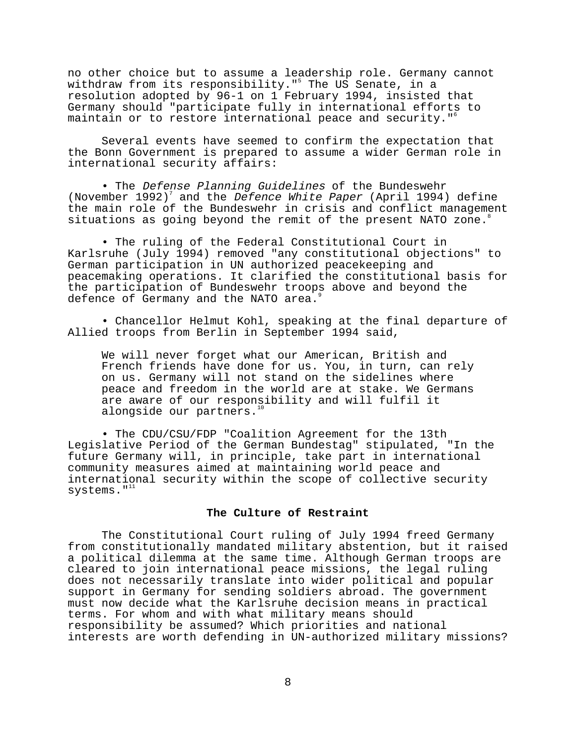no other choice but to assume a leadership role. Germany cannot withdraw from its responsibility."[5] The US Senate, in a resolution adopted by 96-1 on 1 February 1994, insisted that Germany should "participate fully in international efforts to maintain or to restore international peace and security."[6]

Several events have seemed to confirm the expectation that the Bonn Government is prepared to assume a wider German role in international security affairs:

- The *Defense Planning Guidelines* of the Bundeswehr (November 1992)[7] and the *Defence White Paper* (April 1994) define the main role of the Bundeswehr in crisis and conflict management situations as going beyond the remit of the present NATO zone.[8]

- The ruling of the Federal Constitutional Court in Karlsruhe (July 1994) removed "any constitutional objections" to German participation in UN authorized peacekeeping and peacemaking operations. It clarified the constitutional basis for the participation of Bundeswehr troops above and beyond the defence of Germany and the NATO area.[9]

- Chancellor Helmut Kohl, speaking at the final departure of Allied troops from Berlin in September 1994 said,

> We will never forget what our American, British and French friends have done for us. You, in turn, can rely on us. Germany will not stand on the sidelines where peace and freedom in the world are at stake. We Germans are aware of our responsibility and will fulfil it alongside our partners.[10]

- The CDU/CSU/FDP "Coalition Agreement for the 13th Legislative Period of the German Bundestag" stipulated, "In the future Germany will, in principle, take part in international community measures aimed at maintaining world peace and international security within the scope of collective security systems."[11]

## The Culture of Restraint

The Constitutional Court ruling of July 1994 freed Germany from constitutionally mandated military abstention, but it raised a political dilemma at the same time. Although German troops are cleared to join international peace missions, the legal ruling does not necessarily translate into wider political and popular support in Germany for sending soldiers abroad. The government must now decide what the Karlsruhe decision means in practical terms. For whom and with what military means should responsibility be assumed? Which priorities and national interests are worth defending in UN-authorized military missions?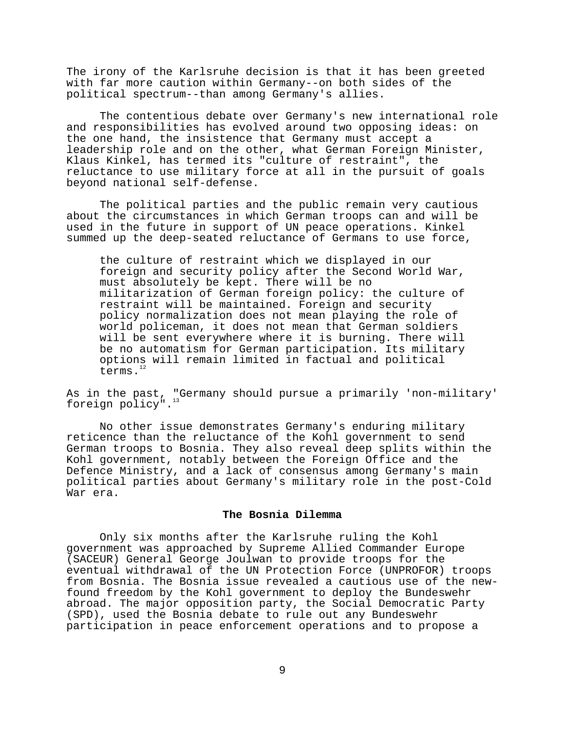The irony of the Karlsruhe decision is that it has been greeted with far more caution within Germany--on both sides of the political spectrum--than among Germany's allies.

The contentious debate over Germany's new international role and responsibilities has evolved around two opposing ideas: on the one hand, the insistence that Germany must accept a leadership role and on the other, what German Foreign Minister, Klaus Kinkel, has termed its "culture of restraint", the reluctance to use military force at all in the pursuit of goals beyond national self-defense.

The political parties and the public remain very cautious about the circumstances in which German troops can and will be used in the future in support of UN peace operations. Kinkel summed up the deep-seated reluctance of Germans to use force,

> the culture of restraint which we displayed in our foreign and security policy after the Second World War, must absolutely be kept. There will be no militarization of German foreign policy: the culture of restraint will be maintained. Foreign and security policy normalization does not mean playing the role of world policeman, it does not mean that German soldiers will be sent everywhere where it is burning. There will be no automatism for German participation. Its military options will remain limited in factual and political terms.[12]

As in the past, "Germany should pursue a primarily 'non-military' foreign policy".[13]

No other issue demonstrates Germany's enduring military reticence than the reluctance of the Kohl government to send German troops to Bosnia. They also reveal deep splits within the Kohl government, notably between the Foreign Office and the Defence Ministry, and a lack of consensus among Germany's main political parties about Germany's military role in the post-Cold War era.

## The Bosnia Dilemma

Only six months after the Karlsruhe ruling the Kohl government was approached by Supreme Allied Commander Europe (SACEUR) General George Joulwan to provide troops for the eventual withdrawal of the UN Protection Force (UNPROFOR) troops from Bosnia. The Bosnia issue revealed a cautious use of the new-found freedom by the Kohl government to deploy the Bundeswehr abroad. The major opposition party, the Social Democratic Party (SPD), used the Bosnia debate to rule out any Bundeswehr participation in peace enforcement operations and to propose a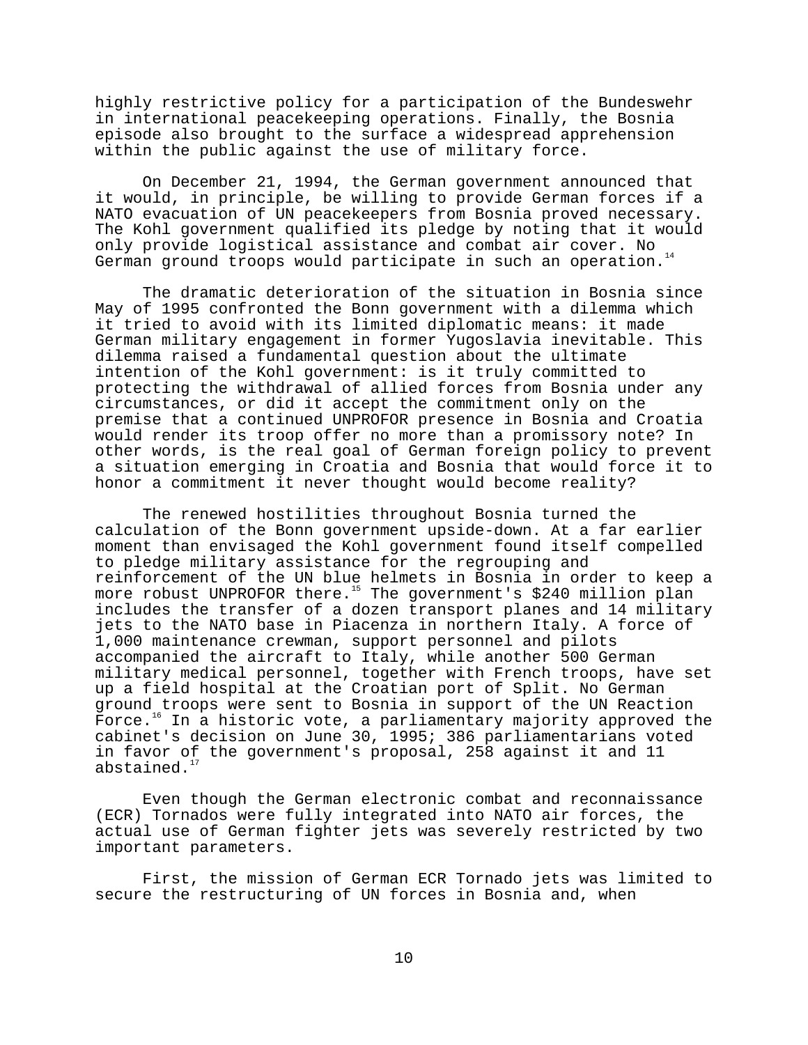highly restrictive policy for a participation of the Bundeswehr in international peacekeeping operations. Finally, the Bosnia episode also brought to the surface a widespread apprehension within the public against the use of military force.

On December 21, 1994, the German government announced that it would, in principle, be willing to provide German forces if a NATO evacuation of UN peacekeepers from Bosnia proved necessary. The Kohl government qualified its pledge by noting that it would only provide logistical assistance and combat air cover. No German ground troops would participate in such an operation.[14]

The dramatic deterioration of the situation in Bosnia since May of 1995 confronted the Bonn government with a dilemma which it tried to avoid with its limited diplomatic means: it made German military engagement in former Yugoslavia inevitable. This dilemma raised a fundamental question about the ultimate intention of the Kohl government: is it truly committed to protecting the withdrawal of allied forces from Bosnia under any circumstances, or did it accept the commitment only on the premise that a continued UNPROFOR presence in Bosnia and Croatia would render its troop offer no more than a promissory note? In other words, is the real goal of German foreign policy to prevent a situation emerging in Croatia and Bosnia that would force it to honor a commitment it never thought would become reality?

The renewed hostilities throughout Bosnia turned the calculation of the Bonn government upside-down. At a far earlier moment than envisaged the Kohl government found itself compelled to pledge military assistance for the regrouping and reinforcement of the UN blue helmets in Bosnia in order to keep a more robust UNPROFOR there.[15] The government's $240 million plan includes the transfer of a dozen transport planes and 14 military jets to the NATO base in Piacenza in northern Italy. A force of 1,000 maintenance crewman, support personnel and pilots accompanied the aircraft to Italy, while another 500 German military medical personnel, together with French troops, have set up a field hospital at the Croatian port of Split. No German ground troops were sent to Bosnia in support of the UN Reaction Force.[16] In a historic vote, a parliamentary majority approved the cabinet's decision on June 30, 1995; 386 parliamentarians voted in favor of the government's proposal, 258 against it and 11 abstained.[17]

Even though the German electronic combat and reconnaissance (ECR) Tornados were fully integrated into NATO air forces, the actual use of German fighter jets was severely restricted by two important parameters.

First, the mission of German ECR Tornado jets was limited to secure the restructuring of UN forces in Bosnia and, when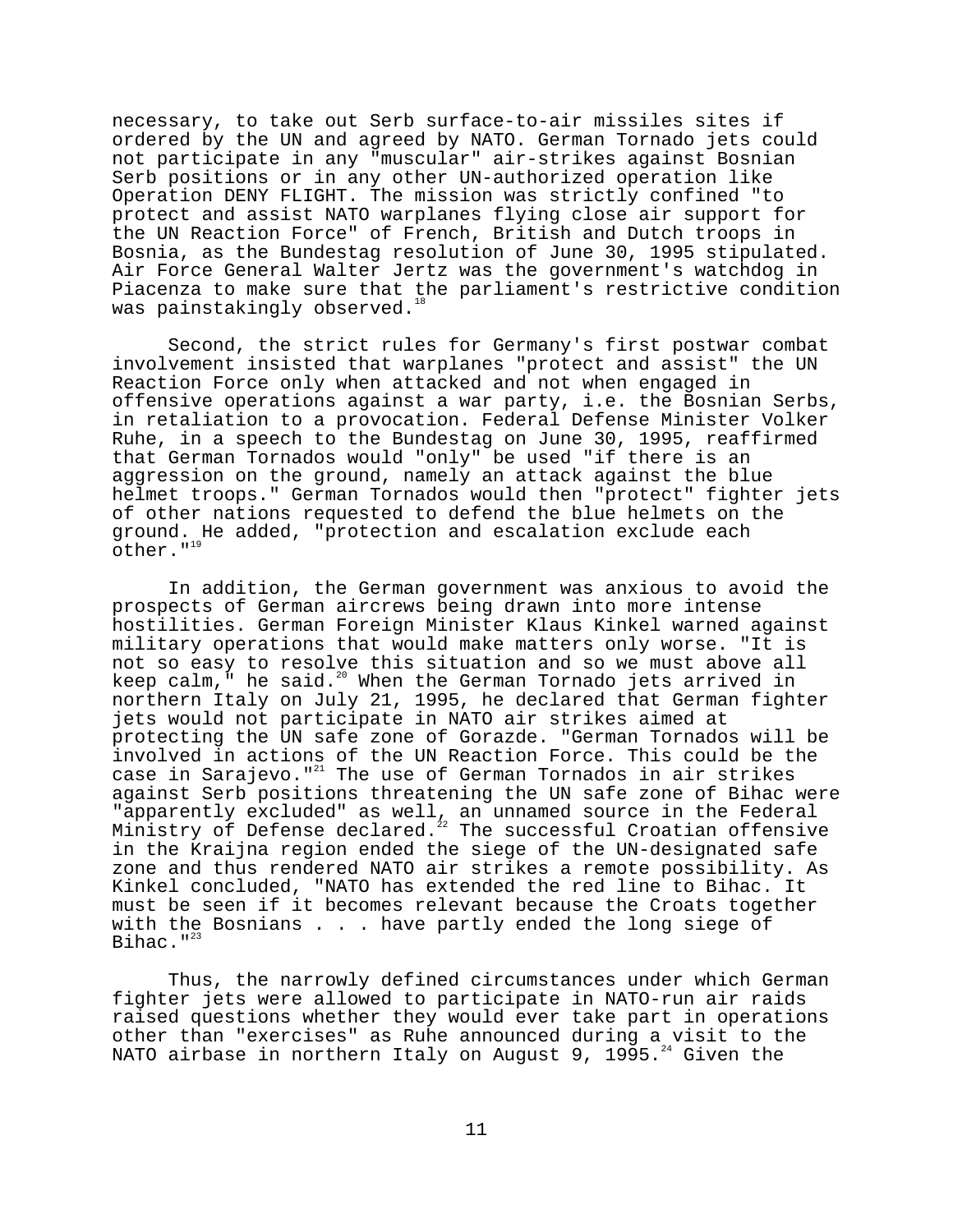necessary, to take out Serb surface-to-air missiles sites if ordered by the UN and agreed by NATO. German Tornado jets could not participate in any "muscular" air-strikes against Bosnian Serb positions or in any other UN-authorized operation like Operation DENY FLIGHT. The mission was strictly confined "to protect and assist NATO warplanes flying close air support for the UN Reaction Force" of French, British and Dutch troops in Bosnia, as the Bundestag resolution of June 30, 1995 stipulated. Air Force General Walter Jertz was the government's watchdog in Piacenza to make sure that the parliament's restrictive condition was painstakingly observed.[18]

Second, the strict rules for Germany's first postwar combat involvement insisted that warplanes "protect and assist" the UN Reaction Force only when attacked and not when engaged in offensive operations against a war party, i.e. the Bosnian Serbs, in retaliation to a provocation. Federal Defense Minister Volker Ruhe, in a speech to the Bundestag on June 30, 1995, reaffirmed that German Tornados would "only" be used "if there is an aggression on the ground, namely an attack against the blue helmet troops." German Tornados would then "protect" fighter jets of other nations requested to defend the blue helmets on the ground. He added, "protection and escalation exclude each other."[19]

In addition, the German government was anxious to avoid the prospects of German aircrews being drawn into more intense hostilities. German Foreign Minister Klaus Kinkel warned against military operations that would make matters only worse. "It is not so easy to resolve this situation and so we must above all keep calm," he said.[20] When the German Tornado jets arrived in northern Italy on July 21, 1995, he declared that German fighter jets would not participate in NATO air strikes aimed at protecting the UN safe zone of Gorazde. "German Tornados will be involved in actions of the UN Reaction Force. This could be the case in Sarajevo."[21] The use of German Tornados in air strikes against Serb positions threatening the UN safe zone of Bihac were "apparently excluded" as well, an unnamed source in the Federal Ministry of Defense declared.[22] The successful Croatian offensive in the Kraijna region ended the siege of the UN-designated safe zone and thus rendered NATO air strikes a remote possibility. As Kinkel concluded, "NATO has extended the red line to Bihac. It must be seen if it becomes relevant because the Croats together with the Bosnians . . . have partly ended the long siege of Bihac."[23]

Thus, the narrowly defined circumstances under which German fighter jets were allowed to participate in NATO-run air raids raised questions whether they would ever take part in operations other than "exercises" as Ruhe announced during a visit to the NATO airbase in northern Italy on August 9, 1995.[24] Given the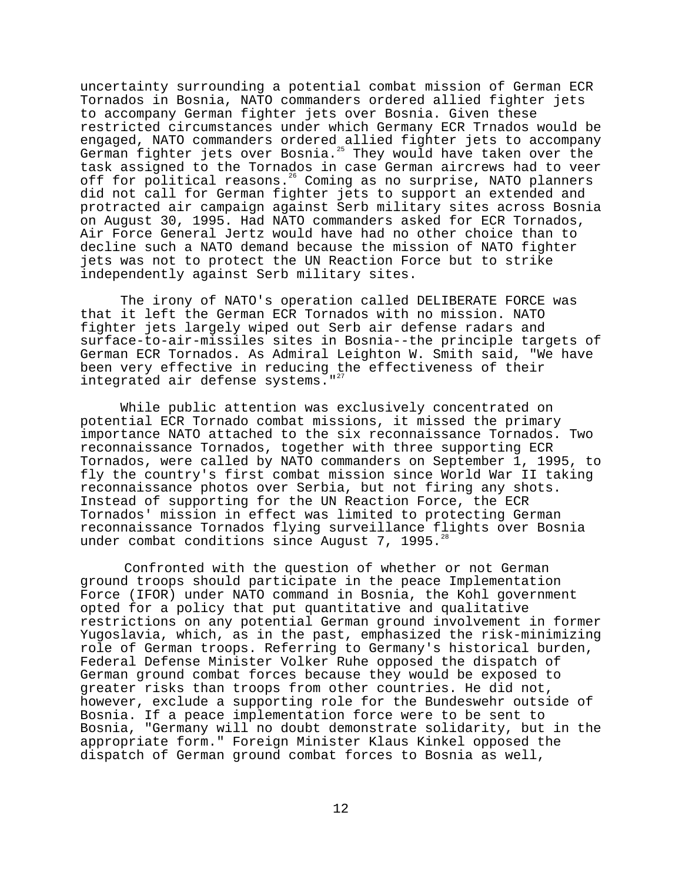uncertainty surrounding a potential combat mission of German ECR Tornados in Bosnia, NATO commanders ordered allied fighter jets to accompany German fighter jets over Bosnia. Given these restricted circumstances under which Germany ECR Trnados would be engaged, NATO commanders ordered allied fighter jets to accompany German fighter jets over Bosnia.[25] They would have taken over the task assigned to the Tornados in case German aircrews had to veer off for political reasons.[26] Coming as no surprise, NATO planners did not call for German fighter jets to support an extended and protracted air campaign against Serb military sites across Bosnia on August 30, 1995. Had NATO commanders asked for ECR Tornados, Air Force General Jertz would have had no other choice than to decline such a NATO demand because the mission of NATO fighter jets was not to protect the UN Reaction Force but to strike independently against Serb military sites.

The irony of NATO's operation called DELIBERATE FORCE was that it left the German ECR Tornados with no mission. NATO fighter jets largely wiped out Serb air defense radars and surface-to-air-missiles sites in Bosnia--the principle targets of German ECR Tornados. As Admiral Leighton W. Smith said, "We have been very effective in reducing the effectiveness of their integrated air defense systems."[27]

While public attention was exclusively concentrated on potential ECR Tornado combat missions, it missed the primary importance NATO attached to the six reconnaissance Tornados. Two reconnaissance Tornados, together with three supporting ECR Tornados, were called by NATO commanders on September 1, 1995, to fly the country's first combat mission since World War II taking reconnaissance photos over Serbia, but not firing any shots. Instead of supporting for the UN Reaction Force, the ECR Tornados' mission in effect was limited to protecting German reconnaissance Tornados flying surveillance flights over Bosnia under combat conditions since August 7, 1995.[28]

Confronted with the question of whether or not German ground troops should participate in the peace Implementation Force (IFOR) under NATO command in Bosnia, the Kohl government opted for a policy that put quantitative and qualitative restrictions on any potential German ground involvement in former Yugoslavia, which, as in the past, emphasized the risk-minimizing role of German troops. Referring to Germany's historical burden, Federal Defense Minister Volker Ruhe opposed the dispatch of German ground combat forces because they would be exposed to greater risks than troops from other countries. He did not, however, exclude a supporting role for the Bundeswehr outside of Bosnia. If a peace implementation force were to be sent to Bosnia, "Germany will no doubt demonstrate solidarity, but in the appropriate form." Foreign Minister Klaus Kinkel opposed the dispatch of German ground combat forces to Bosnia as well,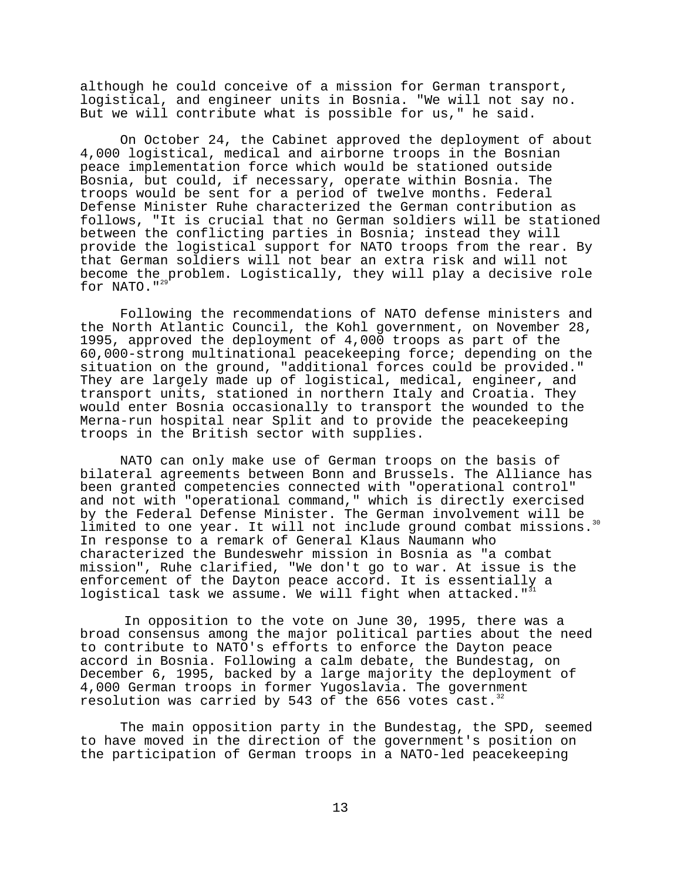although he could conceive of a mission for German transport, logistical, and engineer units in Bosnia. "We will not say no. But we will contribute what is possible for us," he said.

On October 24, the Cabinet approved the deployment of about 4,000 logistical, medical and airborne troops in the Bosnian peace implementation force which would be stationed outside Bosnia, but could, if necessary, operate within Bosnia. The troops would be sent for a period of twelve months. Federal Defense Minister Ruhe characterized the German contribution as follows, "It is crucial that no German soldiers will be stationed between the conflicting parties in Bosnia; instead they will provide the logistical support for NATO troops from the rear. By that German soldiers will not bear an extra risk and will not become the problem. Logistically, they will play a decisive role for NATO."[29]

Following the recommendations of NATO defense ministers and the North Atlantic Council, the Kohl government, on November 28, 1995, approved the deployment of 4,000 troops as part of the 60,000-strong multinational peacekeeping force; depending on the situation on the ground, "additional forces could be provided." They are largely made up of logistical, medical, engineer, and transport units, stationed in northern Italy and Croatia. They would enter Bosnia occasionally to transport the wounded to the Merna-run hospital near Split and to provide the peacekeeping troops in the British sector with supplies.

NATO can only make use of German troops on the basis of bilateral agreements between Bonn and Brussels. The Alliance has been granted competencies connected with "operational control" and not with "operational command," which is directly exercised by the Federal Defense Minister. The German involvement will be limited to one year. It will not include ground combat missions.[30] In response to a remark of General Klaus Naumann who characterized the Bundeswehr mission in Bosnia as "a combat mission", Ruhe clarified, "We don't go to war. At issue is the enforcement of the Dayton peace accord. It is essentially a logistical task we assume. We will fight when attacked."[31]

In opposition to the vote on June 30, 1995, there was a broad consensus among the major political parties about the need to contribute to NATO's efforts to enforce the Dayton peace accord in Bosnia. Following a calm debate, the Bundestag, on December 6, 1995, backed by a large majority the deployment of 4,000 German troops in former Yugoslavia. The government resolution was carried by 543 of the 656 votes cast.[32]

The main opposition party in the Bundestag, the SPD, seemed to have moved in the direction of the government's position on the participation of German troops in a NATO-led peacekeeping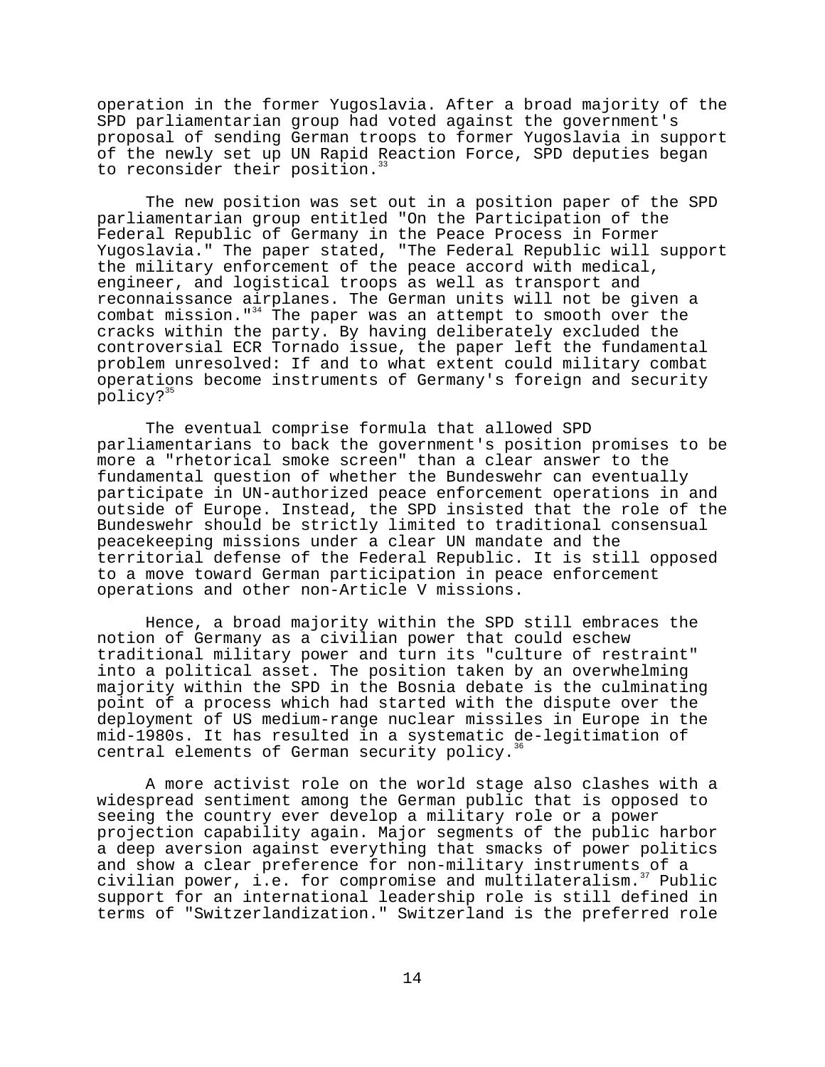operation in the former Yugoslavia. After a broad majority of the SPD parliamentarian group had voted against the government's proposal of sending German troops to former Yugoslavia in support of the newly set up UN Rapid Reaction Force, SPD deputies began to reconsider their position.[33]

The new position was set out in a position paper of the SPD parliamentarian group entitled "On the Participation of the Federal Republic of Germany in the Peace Process in Former Yugoslavia." The paper stated, "The Federal Republic will support the military enforcement of the peace accord with medical, engineer, and logistical troops as well as transport and reconnaissance airplanes. The German units will not be given a combat mission."[34] The paper was an attempt to smooth over the cracks within the party. By having deliberately excluded the controversial ECR Tornado issue, the paper left the fundamental problem unresolved: If and to what extent could military combat operations become instruments of Germany's foreign and security policy?[35]

The eventual comprise formula that allowed SPD parliamentarians to back the government's position promises to be more a "rhetorical smoke screen" than a clear answer to the fundamental question of whether the Bundeswehr can eventually participate in UN-authorized peace enforcement operations in and outside of Europe. Instead, the SPD insisted that the role of the Bundeswehr should be strictly limited to traditional consensual peacekeeping missions under a clear UN mandate and the territorial defense of the Federal Republic. It is still opposed to a move toward German participation in peace enforcement operations and other non-Article V missions.

Hence, a broad majority within the SPD still embraces the notion of Germany as a civilian power that could eschew traditional military power and turn its "culture of restraint" into a political asset. The position taken by an overwhelming majority within the SPD in the Bosnia debate is the culminating point of a process which had started with the dispute over the deployment of US medium-range nuclear missiles in Europe in the mid-1980s. It has resulted in a systematic de-legitimation of central elements of German security policy.[36]

A more activist role on the world stage also clashes with a widespread sentiment among the German public that is opposed to seeing the country ever develop a military role or a power projection capability again. Major segments of the public harbor a deep aversion against everything that smacks of power politics and show a clear preference for non-military instruments of a civilian power, i.e. for compromise and multilateralism.[37] Public support for an international leadership role is still defined in terms of "Switzerlandization." Switzerland is the preferred role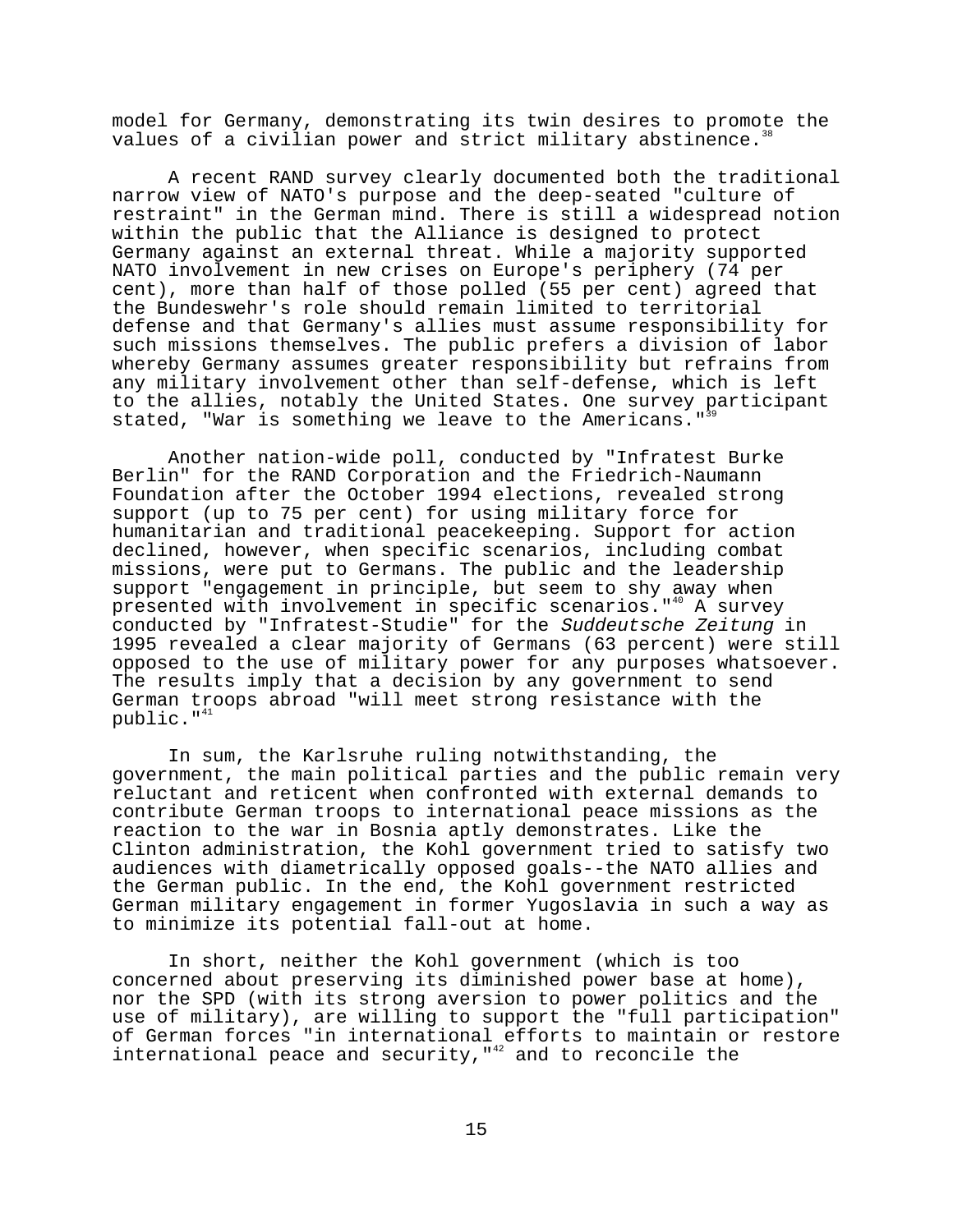model for Germany, demonstrating its twin desires to promote the values of a civilian power and strict military abstinence.[38]

A recent RAND survey clearly documented both the traditional narrow view of NATO's purpose and the deep-seated "culture of restraint" in the German mind. There is still a widespread notion within the public that the Alliance is designed to protect Germany against an external threat. While a majority supported NATO involvement in new crises on Europe's periphery (74 per cent), more than half of those polled (55 per cent) agreed that the Bundeswehr's role should remain limited to territorial defense and that Germany's allies must assume responsibility for such missions themselves. The public prefers a division of labor whereby Germany assumes greater responsibility but refrains from any military involvement other than self-defense, which is left to the allies, notably the United States. One survey participant stated, "War is something we leave to the Americans."[39]

Another nation-wide poll, conducted by "Infratest Burke Berlin" for the RAND Corporation and the Friedrich-Naumann Foundation after the October 1994 elections, revealed strong support (up to 75 per cent) for using military force for humanitarian and traditional peacekeeping. Support for action declined, however, when specific scenarios, including combat missions, were put to Germans. The public and the leadership support "engagement in principle, but seem to shy away when presented with involvement in specific scenarios."[40] A survey conducted by "Infratest-Studie" for the *Suddeutsche Zeitung* in 1995 revealed a clear majority of Germans (63 percent) were still opposed to the use of military power for any purposes whatsoever. The results imply that a decision by any government to send German troops abroad "will meet strong resistance with the public."[41]

In sum, the Karlsruhe ruling notwithstanding, the government, the main political parties and the public remain very reluctant and reticent when confronted with external demands to contribute German troops to international peace missions as the reaction to the war in Bosnia aptly demonstrates. Like the Clinton administration, the Kohl government tried to satisfy two audiences with diametrically opposed goals--the NATO allies and the German public. In the end, the Kohl government restricted German military engagement in former Yugoslavia in such a way as to minimize its potential fall-out at home.

In short, neither the Kohl government (which is too concerned about preserving its diminished power base at home), nor the SPD (with its strong aversion to power politics and the use of military), are willing to support the "full participation" of German forces "in international efforts to maintain or restore international peace and security,"[42] and to reconcile the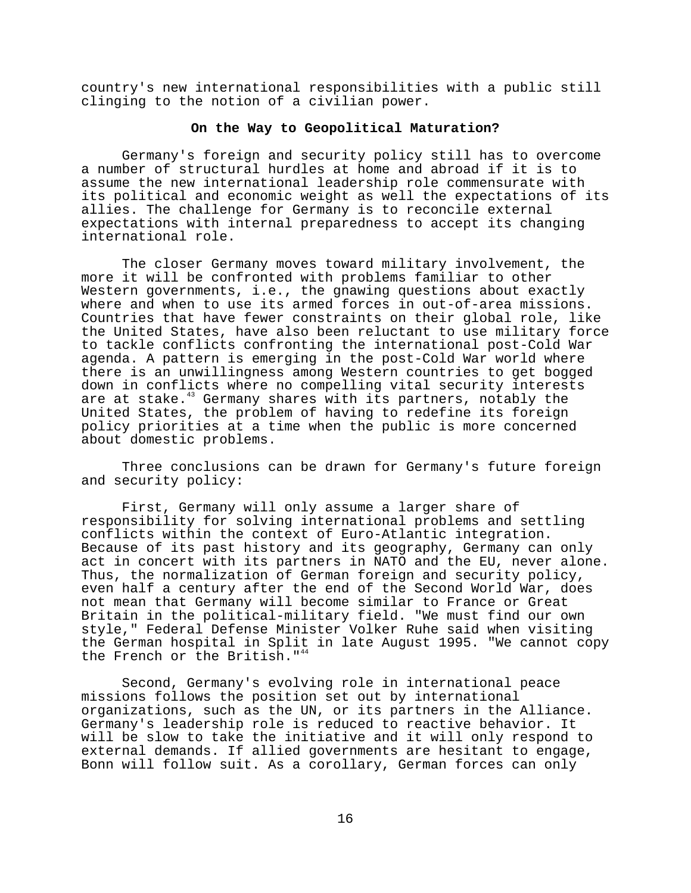country's new international responsibilities with a public still clinging to the notion of a civilian power.

## On the Way to Geopolitical Maturation?

Germany's foreign and security policy still has to overcome a number of structural hurdles at home and abroad if it is to assume the new international leadership role commensurate with its political and economic weight as well the expectations of its allies. The challenge for Germany is to reconcile external expectations with internal preparedness to accept its changing international role.

The closer Germany moves toward military involvement, the more it will be confronted with problems familiar to other Western governments, i.e., the gnawing questions about exactly where and when to use its armed forces in out-of-area missions. Countries that have fewer constraints on their global role, like the United States, have also been reluctant to use military force to tackle conflicts confronting the international post-Cold War agenda. A pattern is emerging in the post-Cold War world where there is an unwillingness among Western countries to get bogged down in conflicts where no compelling vital security interests are at stake.[43] Germany shares with its partners, notably the United States, the problem of having to redefine its foreign policy priorities at a time when the public is more concerned about domestic problems.

Three conclusions can be drawn for Germany's future foreign and security policy:

First, Germany will only assume a larger share of responsibility for solving international problems and settling conflicts within the context of Euro-Atlantic integration. Because of its past history and its geography, Germany can only act in concert with its partners in NATO and the EU, never alone. Thus, the normalization of German foreign and security policy, even half a century after the end of the Second World War, does not mean that Germany will become similar to France or Great Britain in the political-military field. "We must find our own style," Federal Defense Minister Volker Ruhe said when visiting the German hospital in Split in late August 1995. "We cannot copy the French or the British."[44]

Second, Germany's evolving role in international peace missions follows the position set out by international organizations, such as the UN, or its partners in the Alliance. Germany's leadership role is reduced to reactive behavior. It will be slow to take the initiative and it will only respond to external demands. If allied governments are hesitant to engage, Bonn will follow suit. As a corollary, German forces can only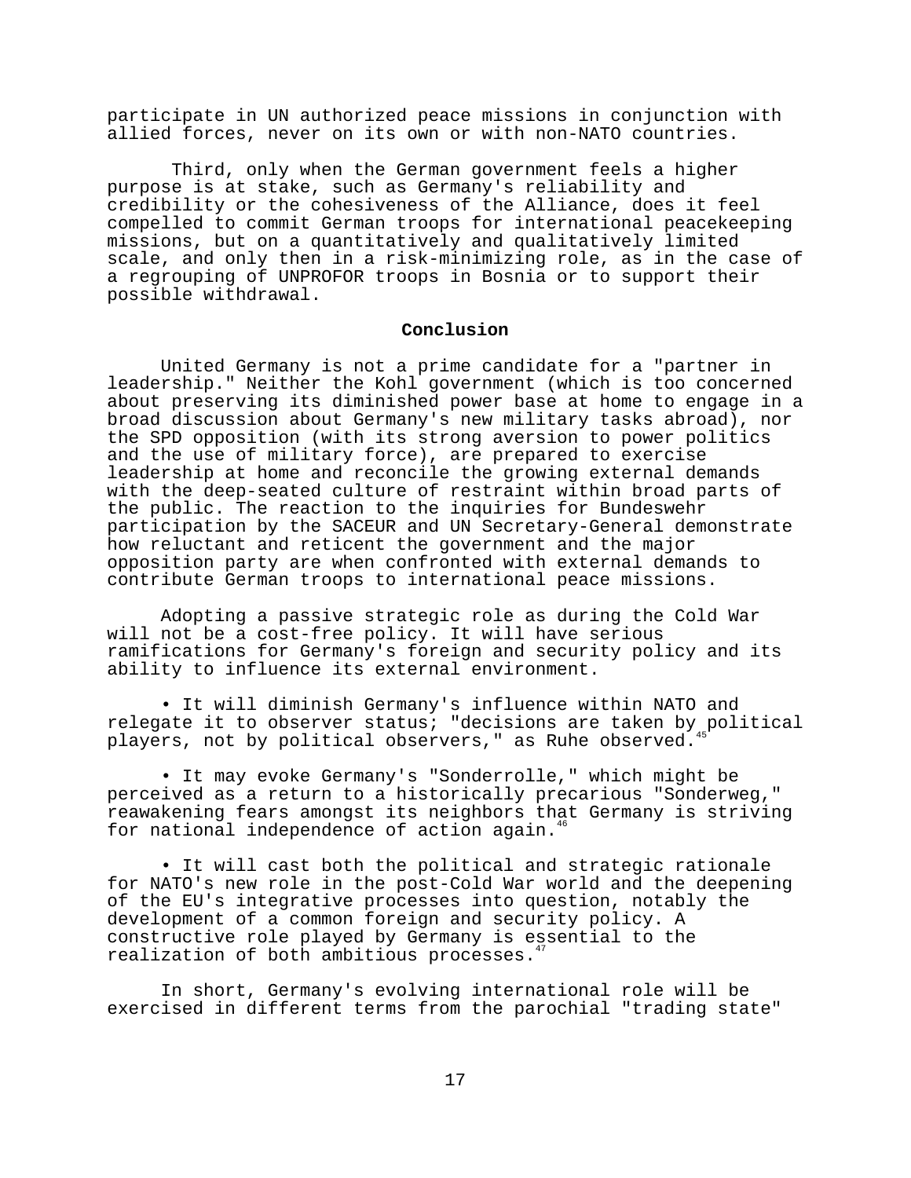participate in UN authorized peace missions in conjunction with allied forces, never on its own or with non-NATO countries.

Third, only when the German government feels a higher purpose is at stake, such as Germany's reliability and credibility or the cohesiveness of the Alliance, does it feel compelled to commit German troops for international peacekeeping missions, but on a quantitatively and qualitatively limited scale, and only then in a risk-minimizing role, as in the case of a regrouping of UNPROFOR troops in Bosnia or to support their possible withdrawal.

## Conclusion

United Germany is not a prime candidate for a "partner in leadership." Neither the Kohl government (which is too concerned about preserving its diminished power base at home to engage in a broad discussion about Germany's new military tasks abroad), nor the SPD opposition (with its strong aversion to power politics and the use of military force), are prepared to exercise leadership at home and reconcile the growing external demands with the deep-seated culture of restraint within broad parts of the public. The reaction to the inquiries for Bundeswehr participation by the SACEUR and UN Secretary-General demonstrate how reluctant and reticent the government and the major opposition party are when confronted with external demands to contribute German troops to international peace missions.

Adopting a passive strategic role as during the Cold War will not be a cost-free policy. It will have serious ramifications for Germany's foreign and security policy and its ability to influence its external environment.

- It will diminish Germany's influence within NATO and relegate it to observer status; "decisions are taken by political players, not by political observers," as Ruhe observed.[45]

- It may evoke Germany's "Sonderrolle," which might be perceived as a return to a historically precarious "Sonderweg," reawakening fears amongst its neighbors that Germany is striving for national independence of action again.[46]

- It will cast both the political and strategic rationale for NATO's new role in the post-Cold War world and the deepening of the EU's integrative processes into question, notably the development of a common foreign and security policy. A constructive role played by Germany is essential to the realization of both ambitious processes.[47]

In short, Germany's evolving international role will be exercised in different terms from the parochial "trading state"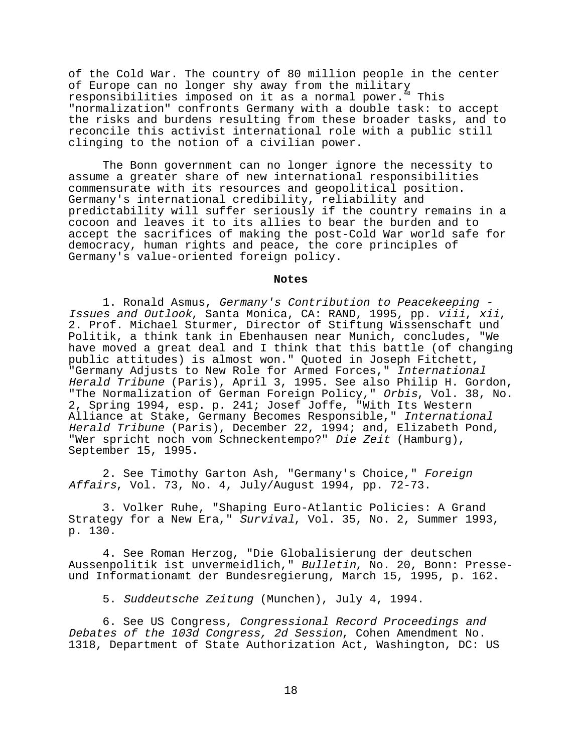of the Cold War. The country of 80 million people in the center of Europe can no longer shy away from the military responsibilities imposed on it as a normal power.[48] This "normalization" confronts Germany with a double task: to accept the risks and burdens resulting from these broader tasks, and to reconcile this activist international role with a public still clinging to the notion of a civilian power.

The Bonn government can no longer ignore the necessity to assume a greater share of new international responsibilities commensurate with its resources and geopolitical position. Germany's international credibility, reliability and predictability will suffer seriously if the country remains in a cocoon and leaves it to its allies to bear the burden and to accept the sacrifices of making the post-Cold War world safe for democracy, human rights and peace, the core principles of Germany's value-oriented foreign policy.

**Notes**

1. Ronald Asmus, *Germany's Contribution to Peacekeeping - Issues and Outlook*, Santa Monica, CA: RAND, 1995, pp. *viii*, *xii*, 2. Prof. Michael Sturmer, Director of Stiftung Wissenschaft und Politik, a think tank in Ebenhausen near Munich, concludes, "We have moved a great deal and I think that this battle (of changing public attitudes) is almost won." Quoted in Joseph Fitchett, "Germany Adjusts to New Role for Armed Forces," *International Herald Tribune* (Paris), April 3, 1995. See also Philip H. Gordon, "The Normalization of German Foreign Policy," *Orbis*, Vol. 38, No. 2, Spring 1994, esp. p. 241; Josef Joffe, "With Its Western Alliance at Stake, Germany Becomes Responsible," *International Herald Tribune* (Paris), December 22, 1994; and, Elizabeth Pond, "Wer spricht noch vom Schneckentempo?" *Die Zeit* (Hamburg), September 15, 1995.

2. See Timothy Garton Ash, "Germany's Choice," *Foreign Affairs*, Vol. 73, No. 4, July/August 1994, pp. 72-73.

3. Volker Ruhe, "Shaping Euro-Atlantic Policies: A Grand Strategy for a New Era," *Survival*, Vol. 35, No. 2, Summer 1993, p. 130.

4. See Roman Herzog, "Die Globalisierung der deutschen Aussenpolitik ist unvermeidlich," *Bulletin*, No. 20, Bonn: Presse- und Informationamt der Bundesregierung, March 15, 1995, p. 162.

5. *Suddeutsche Zeitung* (Munchen), July 4, 1994.

6. See US Congress, *Congressional Record Proceedings and Debates of the 103d Congress, 2d Session*, Cohen Amendment No. 1318, Department of State Authorization Act, Washington, DC: US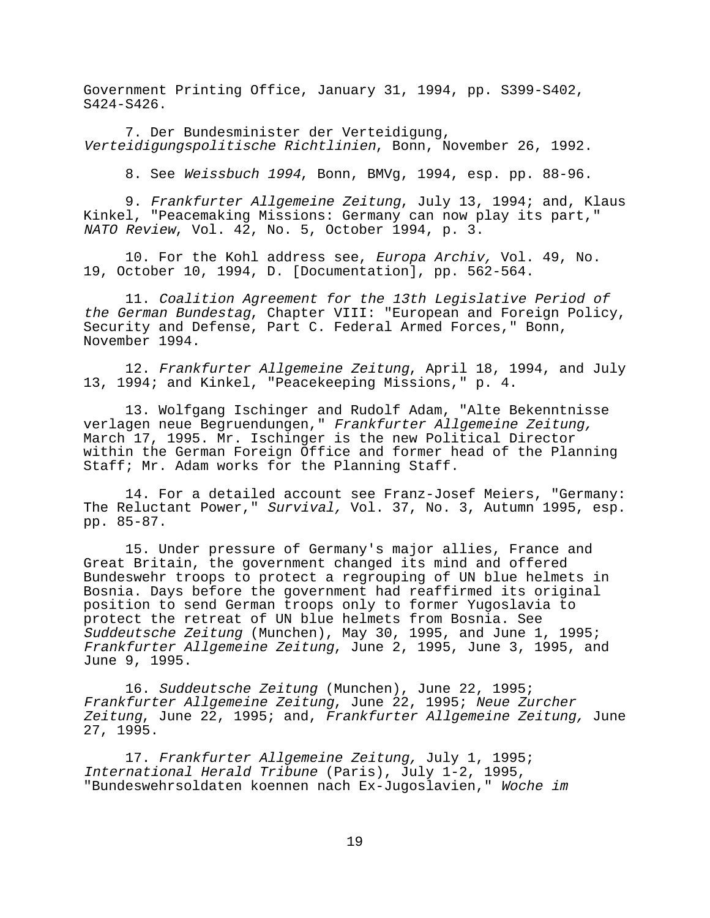Government Printing Office, January 31, 1994, pp. S399-S402, S424-S426.

7. Der Bundesminister der Verteidigung, *Verteidigungspolitische Richtlinien*, Bonn, November 26, 1992.

8. See *Weissbuch 1994*, Bonn, BMVg, 1994, esp. pp. 88-96.

9. *Frankfurter Allgemeine Zeitung*, July 13, 1994; and, Klaus Kinkel, "Peacemaking Missions: Germany can now play its part," *NATO Review*, Vol. 42, No. 5, October 1994, p. 3.

10. For the Kohl address see, *Europa Archiv,* Vol. 49, No. 19, October 10, 1994, D. [Documentation], pp. 562-564.

11. *Coalition Agreement for the 13th Legislative Period of the German Bundestag*, Chapter VIII: "European and Foreign Policy, Security and Defense, Part C. Federal Armed Forces," Bonn, November 1994.

12. *Frankfurter Allgemeine Zeitung*, April 18, 1994, and July 13, 1994; and Kinkel, "Peacekeeping Missions," p. 4.

13. Wolfgang Ischinger and Rudolf Adam, "Alte Bekenntnisse verlagen neue Begruendungen," *Frankfurter Allgemeine Zeitung,* March 17, 1995. Mr. Ischinger is the new Political Director within the German Foreign Office and former head of the Planning Staff; Mr. Adam works for the Planning Staff.

14. For a detailed account see Franz-Josef Meiers, "Germany: The Reluctant Power," *Survival,* Vol. 37, No. 3, Autumn 1995, esp. pp. 85-87.

15. Under pressure of Germany's major allies, France and Great Britain, the government changed its mind and offered Bundeswehr troops to protect a regrouping of UN blue helmets in Bosnia. Days before the government had reaffirmed its original position to send German troops only to former Yugoslavia to protect the retreat of UN blue helmets from Bosnia. See *Suddeutsche Zeitung* (Munchen), May 30, 1995, and June 1, 1995; *Frankfurter Allgemeine Zeitung*, June 2, 1995, June 3, 1995, and June 9, 1995.

16. *Suddeutsche Zeitung* (Munchen), June 22, 1995; *Frankfurter Allgemeine Zeitung*, June 22, 1995; *Neue Zurcher Zeitung*, June 22, 1995; and, *Frankfurter Allgemeine Zeitung,* June 27, 1995.

17. *Frankfurter Allgemeine Zeitung,* July 1, 1995; *International Herald Tribune* (Paris), July 1-2, 1995, "Bundeswehrsoldaten koennen nach Ex-Jugoslavien," *Woche im*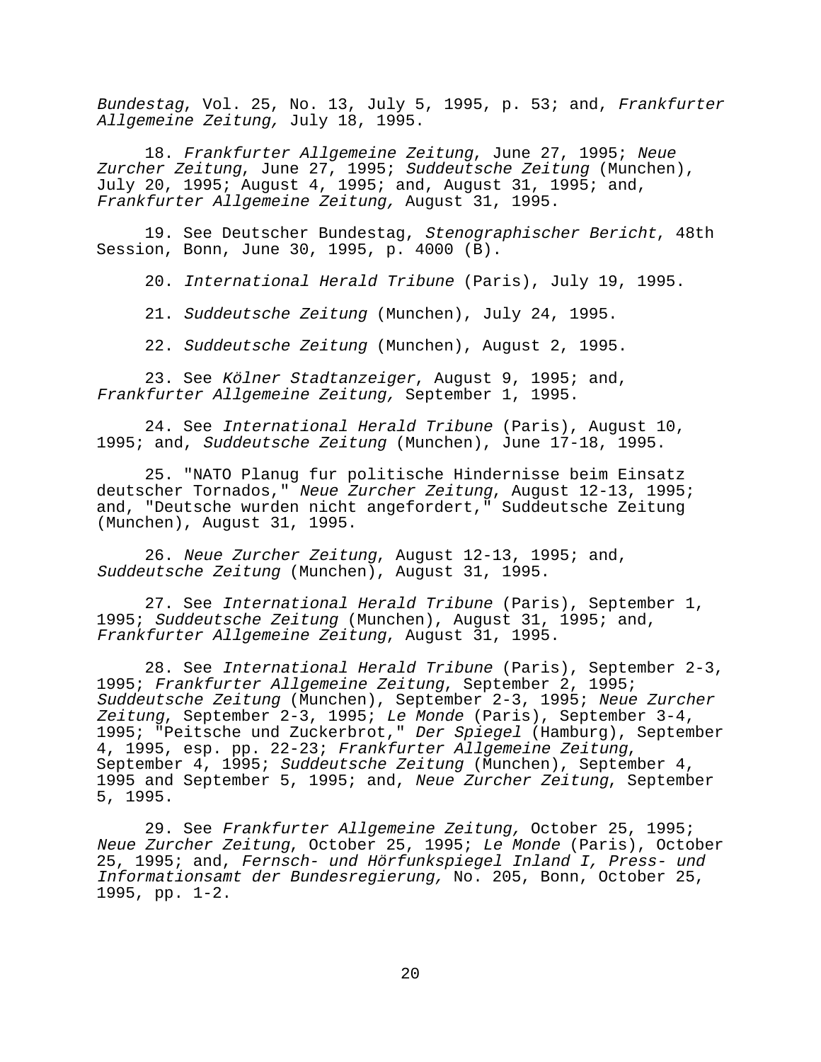*Bundestag*, Vol. 25, No. 13, July 5, 1995, p. 53; and, *Frankfurter Allgemeine Zeitung,* July 18, 1995.

18. *Frankfurter Allgemeine Zeitung*, June 27, 1995; *Neue Zurcher Zeitung*, June 27, 1995; *Suddeutsche Zeitung* (Munchen), July 20, 1995; August 4, 1995; and, August 31, 1995; and, *Frankfurter Allgemeine Zeitung,* August 31, 1995.

19. See Deutscher Bundestag, *Stenographischer Bericht*, 48th Session, Bonn, June 30, 1995, p. 4000 (B).

20. *International Herald Tribune* (Paris), July 19, 1995.

21. *Suddeutsche Zeitung* (Munchen), July 24, 1995.

22. *Suddeutsche Zeitung* (Munchen), August 2, 1995.

23. See *Kölner Stadtanzeiger*, August 9, 1995; and, *Frankfurter Allgemeine Zeitung,* September 1, 1995.

24. See *International Herald Tribune* (Paris), August 10, 1995; and, *Suddeutsche Zeitung* (Munchen), June 17-18, 1995.

25. "NATO Planug fur politische Hindernisse beim Einsatz deutscher Tornados," *Neue Zurcher Zeitung*, August 12-13, 1995; and, "Deutsche wurden nicht angefordert," Suddeutsche Zeitung (Munchen), August 31, 1995.

26. *Neue Zurcher Zeitung*, August 12-13, 1995; and, *Suddeutsche Zeitung* (Munchen), August 31, 1995.

27. See *International Herald Tribune* (Paris), September 1, 1995; *Suddeutsche Zeitung* (Munchen), August 31, 1995; and, *Frankfurter Allgemeine Zeitung*, August 31, 1995.

28. See *International Herald Tribune* (Paris), September 2-3, 1995; *Frankfurter Allgemeine Zeitung*, September 2, 1995; *Suddeutsche Zeitung* (Munchen), September 2-3, 1995; *Neue Zurcher Zeitung*, September 2-3, 1995; *Le Monde* (Paris), September 3-4, 1995; "Peitsche und Zuckerbrot," *Der Spiegel* (Hamburg), September 4, 1995, esp. pp. 22-23; *Frankfurter Allgemeine Zeitung*, September 4, 1995; *Suddeutsche Zeitung* (Munchen), September 4, 1995 and September 5, 1995; and, *Neue Zurcher Zeitung*, September 5, 1995.

29. See *Frankfurter Allgemeine Zeitung,* October 25, 1995; *Neue Zurcher Zeitung*, October 25, 1995; *Le Monde* (Paris), October 25, 1995; and, *Fernsch- und Hörfunkspiegel Inland I, Press- und Informationsamt der Bundesregierung,* No. 205, Bonn, October 25, 1995, pp. 1-2.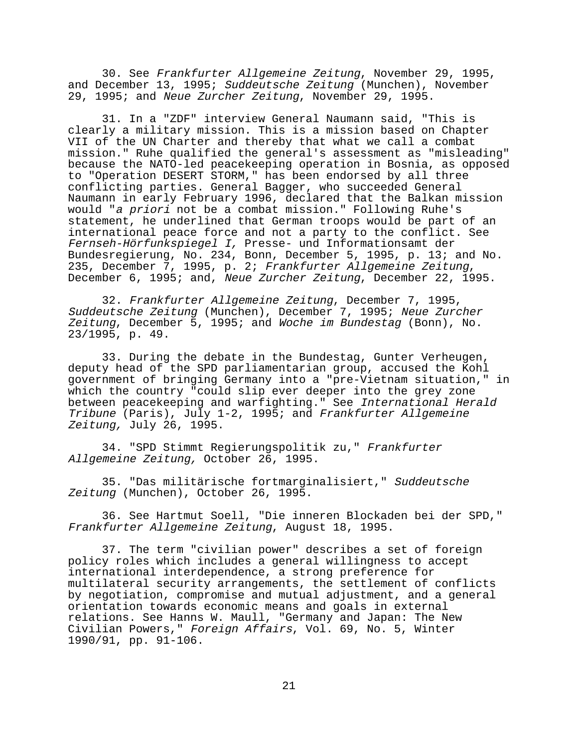30. See *Frankfurter Allgemeine Zeitung*, November 29, 1995, and December 13, 1995; *Suddeutsche Zeitung* (Munchen), November 29, 1995; and *Neue Zurcher Zeitung*, November 29, 1995.

31. In a "ZDF" interview General Naumann said, "This is clearly a military mission. This is a mission based on Chapter VII of the UN Charter and thereby that what we call a combat mission." Ruhe qualified the general's assessment as "misleading" because the NATO-led peacekeeping operation in Bosnia, as opposed to "Operation DESERT STORM," has been endorsed by all three conflicting parties. General Bagger, who succeeded General Naumann in early February 1996, declared that the Balkan mission would "*a priori* not be a combat mission." Following Ruhe's statement, he underlined that German troops would be part of an international peace force and not a party to the conflict. See *Fernseh-Hörfunkspiegel I,* Presse- und Informationsamt der Bundesregierung, No. 234, Bonn, December 5, 1995, p. 13; and No. 235, December 7, 1995, p. 2; *Frankfurter Allgemeine Zeitung*, December 6, 1995; and, *Neue Zurcher Zeitung*, December 22, 1995.

32. *Frankfurter Allgemeine Zeitung*, December 7, 1995, *Suddeutsche Zeitung* (Munchen), December 7, 1995; *Neue Zurcher Zeitung*, December 5, 1995; and *Woche im Bundestag* (Bonn), No. 23/1995, p. 49.

33. During the debate in the Bundestag, Gunter Verheugen, deputy head of the SPD parliamentarian group, accused the Kohl government of bringing Germany into a "pre-Vietnam situation," in which the country "could slip ever deeper into the grey zone between peacekeeping and warfighting." See *International Herald Tribune* (Paris), July 1-2, 1995; and *Frankfurter Allgemeine Zeitung,* July 26, 1995.

34. "SPD Stimmt Regierungspolitik zu," *Frankfurter Allgemeine Zeitung,* October 26, 1995.

35. "Das militärische fortmarginalisiert," *Suddeutsche Zeitung* (Munchen), October 26, 1995.

36. See Hartmut Soell, "Die inneren Blockaden bei der SPD," *Frankfurter Allgemeine Zeitung*, August 18, 1995.

37. The term "civilian power" describes a set of foreign policy roles which includes a general willingness to accept international interdependence, a strong preference for multilateral security arrangements, the settlement of conflicts by negotiation, compromise and mutual adjustment, and a general orientation towards economic means and goals in external relations. See Hanns W. Maull, "Germany and Japan: The New Civilian Powers," *Foreign Affairs*, Vol. 69, No. 5, Winter 1990/91, pp. 91-106.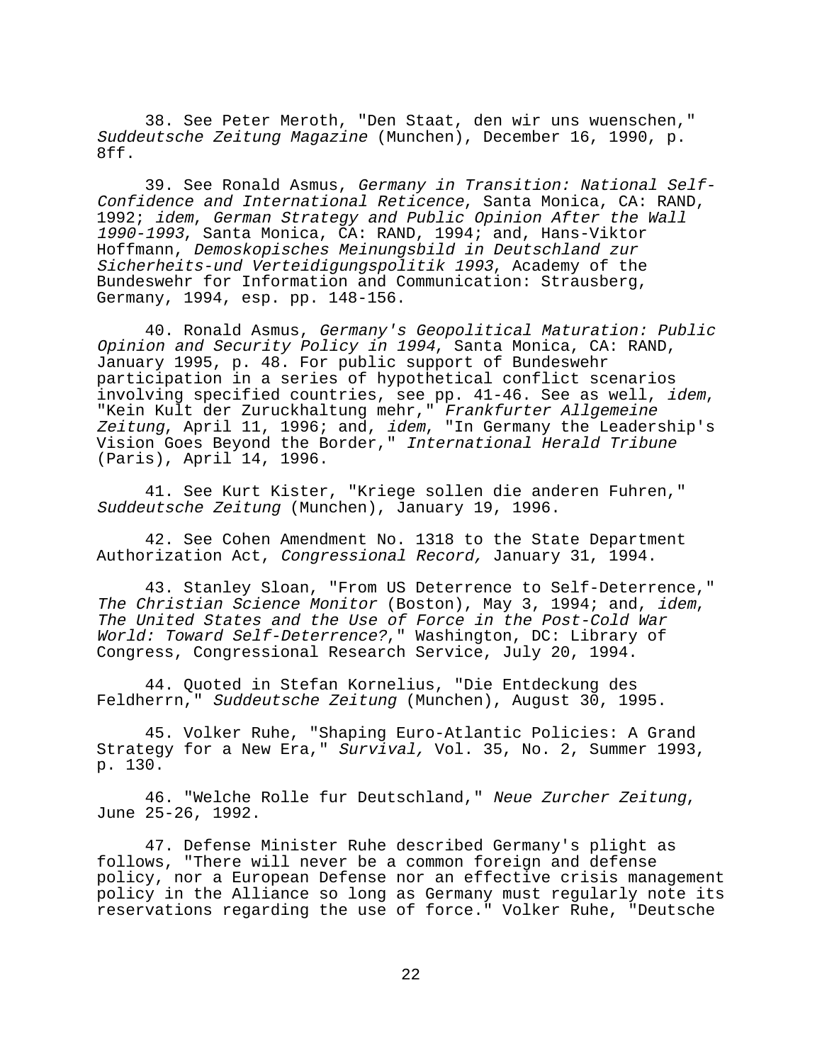38. See Peter Meroth, "Den Staat, den wir uns wuenschen," *Suddeutsche Zeitung Magazine* (Munchen), December 16, 1990, p. 8ff.

39. See Ronald Asmus, *Germany in Transition: National Self-Confidence and International Reticence*, Santa Monica, CA: RAND, 1992; *idem*, *German Strategy and Public Opinion After the Wall 1990-1993*, Santa Monica, CA: RAND, 1994; and, Hans-Viktor Hoffmann, *Demoskopisches Meinungsbild in Deutschland zur Sicherheits-und Verteidigungspolitik 1993*, Academy of the Bundeswehr for Information and Communication: Strausberg, Germany, 1994, esp. pp. 148-156.

40. Ronald Asmus, *Germany's Geopolitical Maturation: Public Opinion and Security Policy in 1994*, Santa Monica, CA: RAND, January 1995, p. 48. For public support of Bundeswehr participation in a series of hypothetical conflict scenarios involving specified countries, see pp. 41-46. See as well, *idem*, "Kein Kult der Zuruckhaltung mehr," *Frankfurter Allgemeine Zeitung*, April 11, 1996; and, *idem*, "In Germany the Leadership's Vision Goes Beyond the Border," *International Herald Tribune* (Paris), April 14, 1996.

41. See Kurt Kister, "Kriege sollen die anderen Fuhren," *Suddeutsche Zeitung* (Munchen), January 19, 1996.

42. See Cohen Amendment No. 1318 to the State Department Authorization Act, *Congressional Record,* January 31, 1994.

43. Stanley Sloan, "From US Deterrence to Self-Deterrence," *The Christian Science Monitor* (Boston), May 3, 1994; and, *idem*, *The United States and the Use of Force in the Post-Cold War World: Toward Self-Deterrence?*," Washington, DC: Library of Congress, Congressional Research Service, July 20, 1994.

44. Quoted in Stefan Kornelius, "Die Entdeckung des Feldherrn," *Suddeutsche Zeitung* (Munchen), August 30, 1995.

45. Volker Ruhe, "Shaping Euro-Atlantic Policies: A Grand Strategy for a New Era," *Survival,* Vol. 35, No. 2, Summer 1993, p. 130.

46. "Welche Rolle fur Deutschland," *Neue Zurcher Zeitung*, June 25-26, 1992.

47. Defense Minister Ruhe described Germany's plight as follows, "There will never be a common foreign and defense policy, nor a European Defense nor an effective crisis management policy in the Alliance so long as Germany must regularly note its reservations regarding the use of force." Volker Ruhe, "Deutsche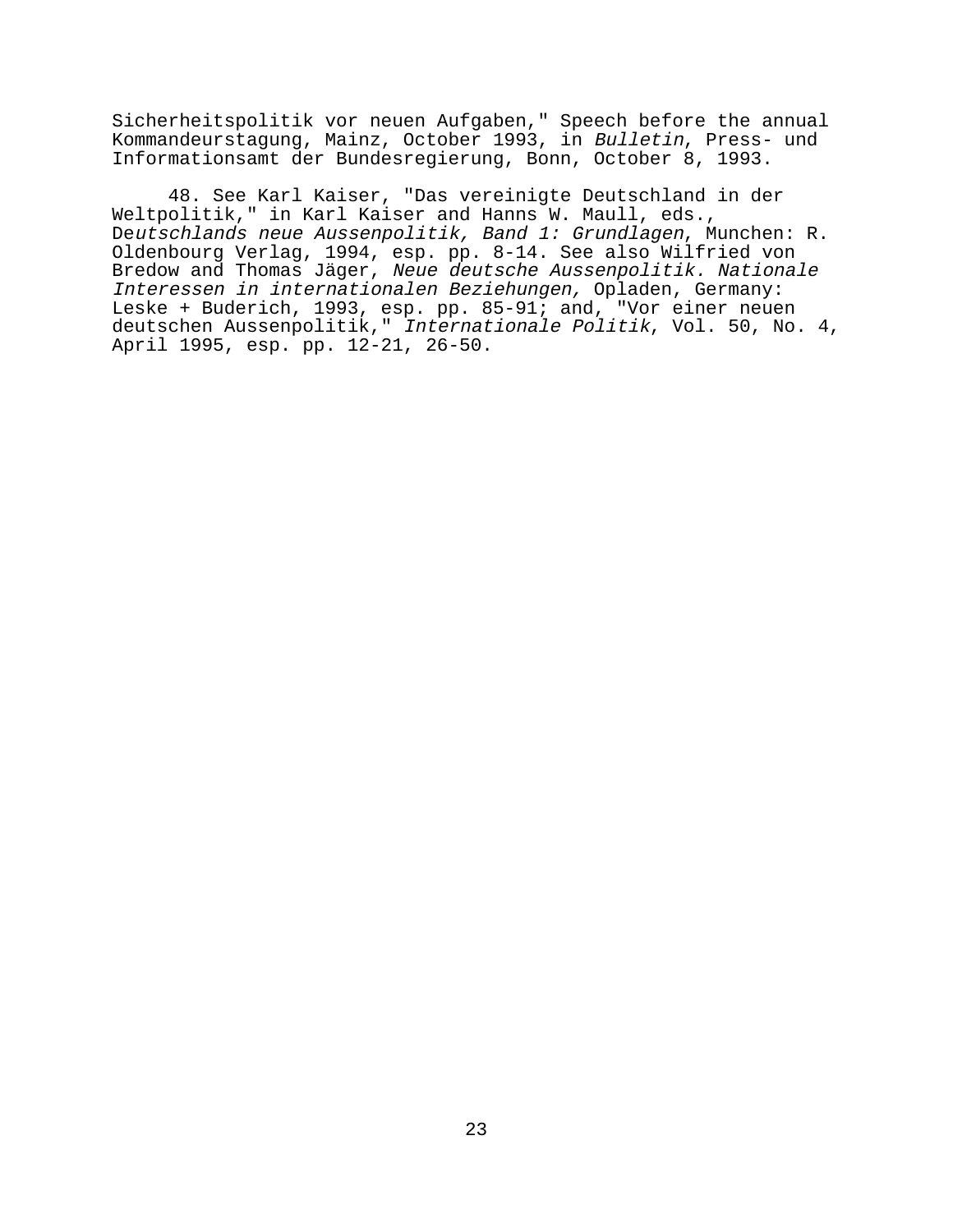Sicherheitspolitik vor neuen Aufgaben," Speech before the annual Kommandeurstagung, Mainz, October 1993, in *Bulletin*, Press- und Informationsamt der Bundesregierung, Bonn, October 8, 1993.

48. See Karl Kaiser, "Das vereinigte Deutschland in der Weltpolitik," in Karl Kaiser and Hanns W. Maull, eds., De*utschlands neue Aussenpolitik, Band 1: Grundlagen*, Munchen: R. Oldenbourg Verlag, 1994, esp. pp. 8-14. See also Wilfried von Bredow and Thomas Jäger, *Neue deutsche Aussenpolitik. Nationale Interessen in internationalen Beziehungen,* Opladen, Germany: Leske + Buderich, 1993, esp. pp. 85-91; and, "Vor einer neuen deutschen Aussenpolitik," *Internationale Politik*, Vol. 50, No. 4, April 1995, esp. pp. 12-21, 26-50.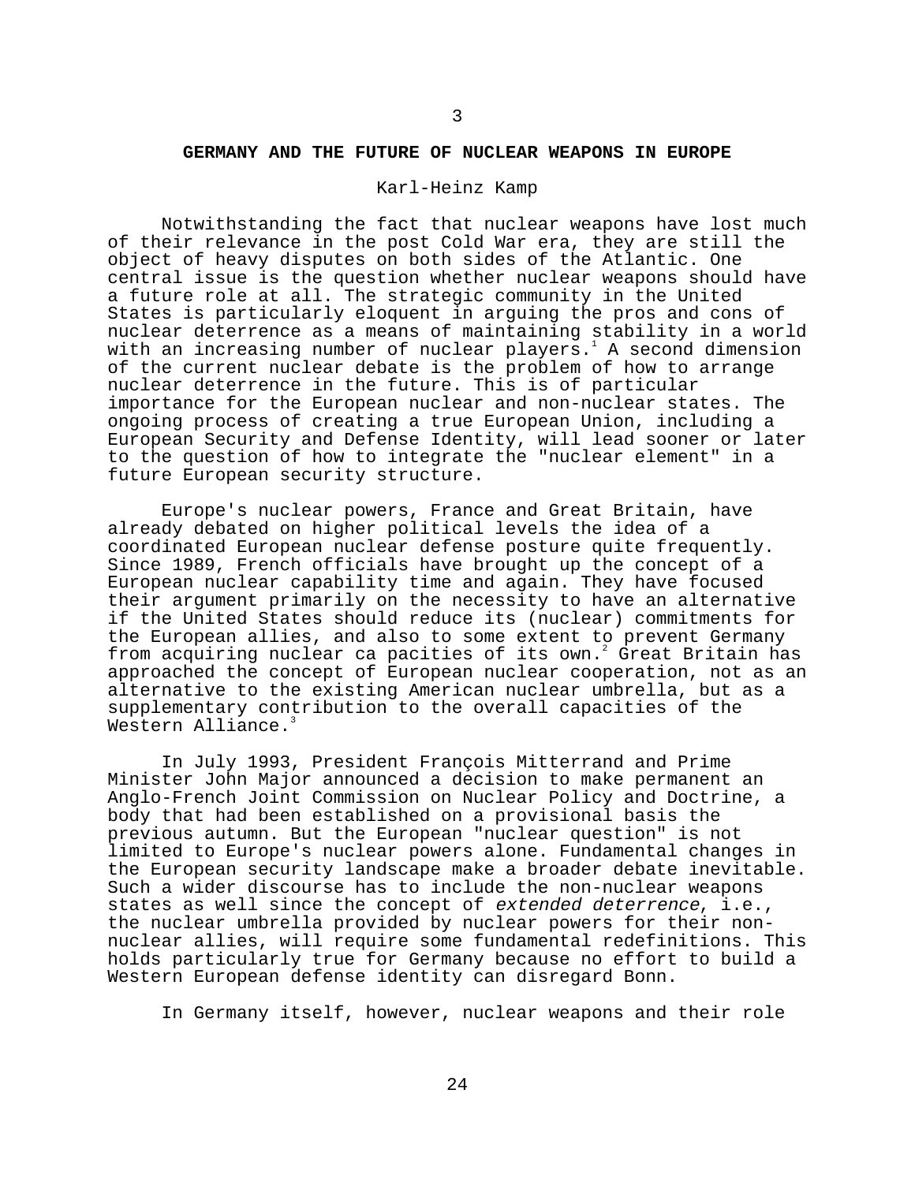## GERMANY AND THE FUTURE OF NUCLEAR WEAPONS IN EUROPE

Karl-Heinz Kamp

Notwithstanding the fact that nuclear weapons have lost much of their relevance in the post Cold War era, they are still the object of heavy disputes on both sides of the Atlantic. One central issue is the question whether nuclear weapons should have a future role at all. The strategic community in the United States is particularly eloquent in arguing the pros and cons of nuclear deterrence as a means of maintaining stability in a world with an increasing number of nuclear players.[1] A second dimension of the current nuclear debate is the problem of how to arrange nuclear deterrence in the future. This is of particular importance for the European nuclear and non-nuclear states. The ongoing process of creating a true European Union, including a European Security and Defense Identity, will lead sooner or later to the question of how to integrate the "nuclear element" in a future European security structure.

Europe's nuclear powers, France and Great Britain, have already debated on higher political levels the idea of a coordinated European nuclear defense posture quite frequently. Since 1989, French officials have brought up the concept of a European nuclear capability time and again. They have focused their argument primarily on the necessity to have an alternative if the United States should reduce its (nuclear) commitments for the European allies, and also to some extent to prevent Germany from acquiring nuclear ca pacities of its own.[2] Great Britain has approached the concept of European nuclear cooperation, not as an alternative to the existing American nuclear umbrella, but as a supplementary contribution to the overall capacities of the Western Alliance.[3]

In July 1993, President François Mitterrand and Prime Minister John Major announced a decision to make permanent an Anglo-French Joint Commission on Nuclear Policy and Doctrine, a body that had been established on a provisional basis the previous autumn. But the European "nuclear question" is not limited to Europe's nuclear powers alone. Fundamental changes in the European security landscape make a broader debate inevitable. Such a wider discourse has to include the non-nuclear weapons states as well since the concept of *extended deterrence*, i.e., the nuclear umbrella provided by nuclear powers for their non-nuclear allies, will require some fundamental redefinitions. This holds particularly true for Germany because no effort to build a Western European defense identity can disregard Bonn.

In Germany itself, however, nuclear weapons and their role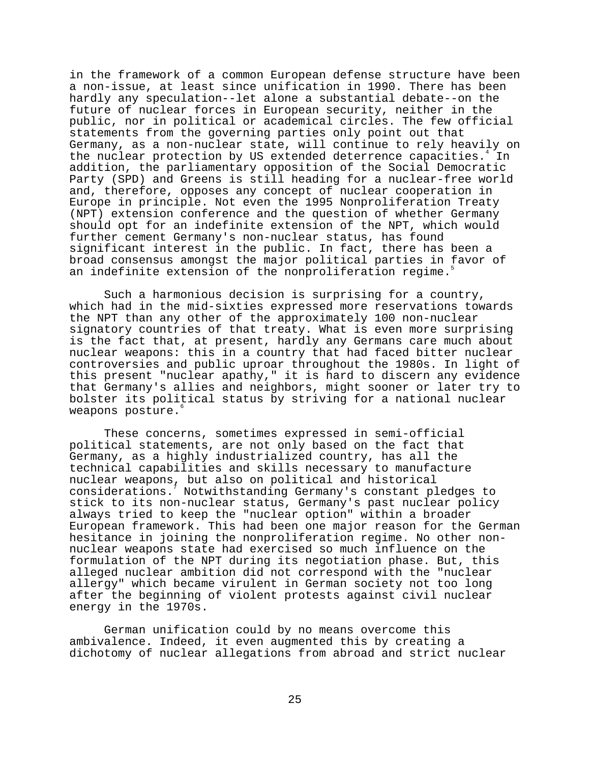in the framework of a common European defense structure have been a non-issue, at least since unification in 1990. There has been hardly any speculation--let alone a substantial debate--on the future of nuclear forces in European security, neither in the public, nor in political or academical circles. The few official statements from the governing parties only point out that Germany, as a non-nuclear state, will continue to rely heavily on the nuclear protection by US extended deterrence capacities.[4] In addition, the parliamentary opposition of the Social Democratic Party (SPD) and Greens is still heading for a nuclear-free world and, therefore, opposes any concept of nuclear cooperation in Europe in principle. Not even the 1995 Nonproliferation Treaty (NPT) extension conference and the question of whether Germany should opt for an indefinite extension of the NPT, which would further cement Germany's non-nuclear status, has found significant interest in the public. In fact, there has been a broad consensus amongst the major political parties in favor of an indefinite extension of the nonproliferation regime.[5]

Such a harmonious decision is surprising for a country, which had in the mid-sixties expressed more reservations towards the NPT than any other of the approximately 100 non-nuclear signatory countries of that treaty. What is even more surprising is the fact that, at present, hardly any Germans care much about nuclear weapons: this in a country that had faced bitter nuclear controversies and public uproar throughout the 1980s. In light of this present "nuclear apathy," it is hard to discern any evidence that Germany's allies and neighbors, might sooner or later try to bolster its political status by striving for a national nuclear weapons posture.[6]

These concerns, sometimes expressed in semi-official political statements, are not only based on the fact that Germany, as a highly industrialized country, has all the technical capabilities and skills necessary to manufacture nuclear weapons, but also on political and historical considerations.[7] Notwithstanding Germany's constant pledges to stick to its non-nuclear status, Germany's past nuclear policy always tried to keep the "nuclear option" within a broader European framework. This had been one major reason for the German hesitance in joining the nonproliferation regime. No other non-nuclear weapons state had exercised so much influence on the formulation of the NPT during its negotiation phase. But, this alleged nuclear ambition did not correspond with the "nuclear allergy" which became virulent in German society not too long after the beginning of violent protests against civil nuclear energy in the 1970s.

German unification could by no means overcome this ambivalence. Indeed, it even augmented this by creating a dichotomy of nuclear allegations from abroad and strict nuclear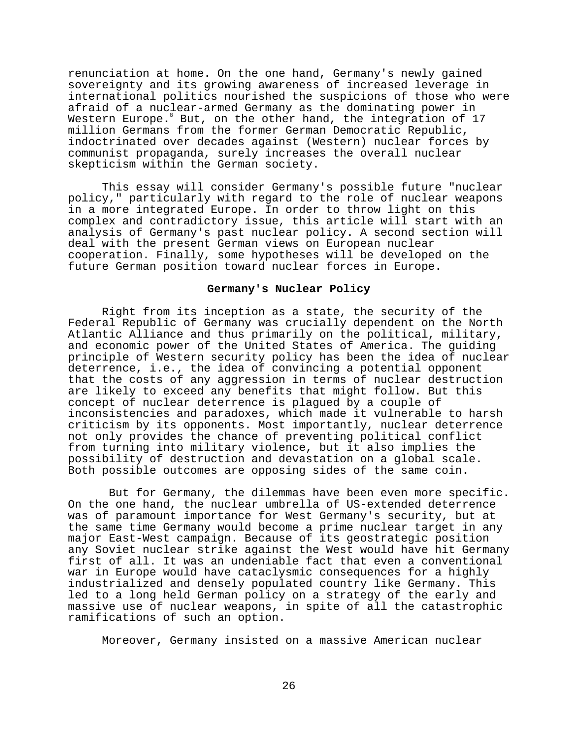renunciation at home. On the one hand, Germany's newly gained sovereignty and its growing awareness of increased leverage in international politics nourished the suspicions of those who were afraid of a nuclear-armed Germany as the dominating power in Western Europe.[8] But, on the other hand, the integration of 17 million Germans from the former German Democratic Republic, indoctrinated over decades against (Western) nuclear forces by communist propaganda, surely increases the overall nuclear skepticism within the German society.

This essay will consider Germany's possible future "nuclear policy," particularly with regard to the role of nuclear weapons in a more integrated Europe. In order to throw light on this complex and contradictory issue, this article will start with an analysis of Germany's past nuclear policy. A second section will deal with the present German views on European nuclear cooperation. Finally, some hypotheses will be developed on the future German position toward nuclear forces in Europe.

## Germany's Nuclear Policy

Right from its inception as a state, the security of the Federal Republic of Germany was crucially dependent on the North Atlantic Alliance and thus primarily on the political, military, and economic power of the United States of America. The guiding principle of Western security policy has been the idea of nuclear deterrence, i.e., the idea of convincing a potential opponent that the costs of any aggression in terms of nuclear destruction are likely to exceed any benefits that might follow. But this concept of nuclear deterrence is plagued by a couple of inconsistencies and paradoxes, which made it vulnerable to harsh criticism by its opponents. Most importantly, nuclear deterrence not only provides the chance of preventing political conflict from turning into military violence, but it also implies the possibility of destruction and devastation on a global scale. Both possible outcomes are opposing sides of the same coin.

But for Germany, the dilemmas have been even more specific. On the one hand, the nuclear umbrella of US-extended deterrence was of paramount importance for West Germany's security, but at the same time Germany would become a prime nuclear target in any major East-West campaign. Because of its geostrategic position any Soviet nuclear strike against the West would have hit Germany first of all. It was an undeniable fact that even a conventional war in Europe would have cataclysmic consequences for a highly industrialized and densely populated country like Germany. This led to a long held German policy on a strategy of the early and massive use of nuclear weapons, in spite of all the catastrophic ramifications of such an option.

Moreover, Germany insisted on a massive American nuclear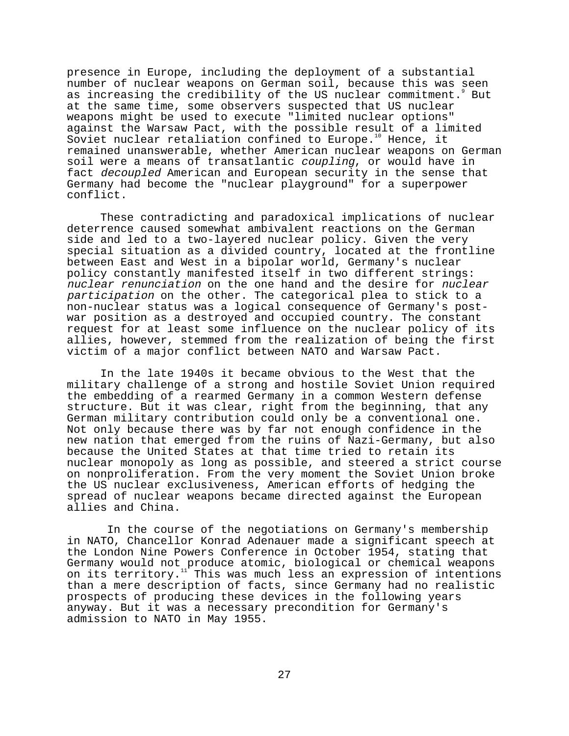presence in Europe, including the deployment of a substantial number of nuclear weapons on German soil, because this was seen as increasing the credibility of the US nuclear commitment.[9] But at the same time, some observers suspected that US nuclear weapons might be used to execute "limited nuclear options" against the Warsaw Pact, with the possible result of a limited Soviet nuclear retaliation confined to Europe.[10] Hence, it remained unanswerable, whether American nuclear weapons on German soil were a means of transatlantic *coupling*, or would have in fact *decoupled* American and European security in the sense that Germany had become the "nuclear playground" for a superpower conflict.

These contradicting and paradoxical implications of nuclear deterrence caused somewhat ambivalent reactions on the German side and led to a two-layered nuclear policy. Given the very special situation as a divided country, located at the frontline between East and West in a bipolar world, Germany's nuclear policy constantly manifested itself in two different strings: *nuclear renunciation* on the one hand and the desire for *nuclear participation* on the other. The categorical plea to stick to a non-nuclear status was a logical consequence of Germany's post-war position as a destroyed and occupied country. The constant request for at least some influence on the nuclear policy of its allies, however, stemmed from the realization of being the first victim of a major conflict between NATO and Warsaw Pact.

In the late 1940s it became obvious to the West that the military challenge of a strong and hostile Soviet Union required the embedding of a rearmed Germany in a common Western defense structure. But it was clear, right from the beginning, that any German military contribution could only be a conventional one. Not only because there was by far not enough confidence in the new nation that emerged from the ruins of Nazi-Germany, but also because the United States at that time tried to retain its nuclear monopoly as long as possible, and steered a strict course on nonproliferation. From the very moment the Soviet Union broke the US nuclear exclusiveness, American efforts of hedging the spread of nuclear weapons became directed against the European allies and China.

In the course of the negotiations on Germany's membership in NATO, Chancellor Konrad Adenauer made a significant speech at the London Nine Powers Conference in October 1954, stating that Germany would not produce atomic, biological or chemical weapons on its territory.[11] This was much less an expression of intentions than a mere description of facts, since Germany had no realistic prospects of producing these devices in the following years anyway. But it was a necessary precondition for Germany's admission to NATO in May 1955.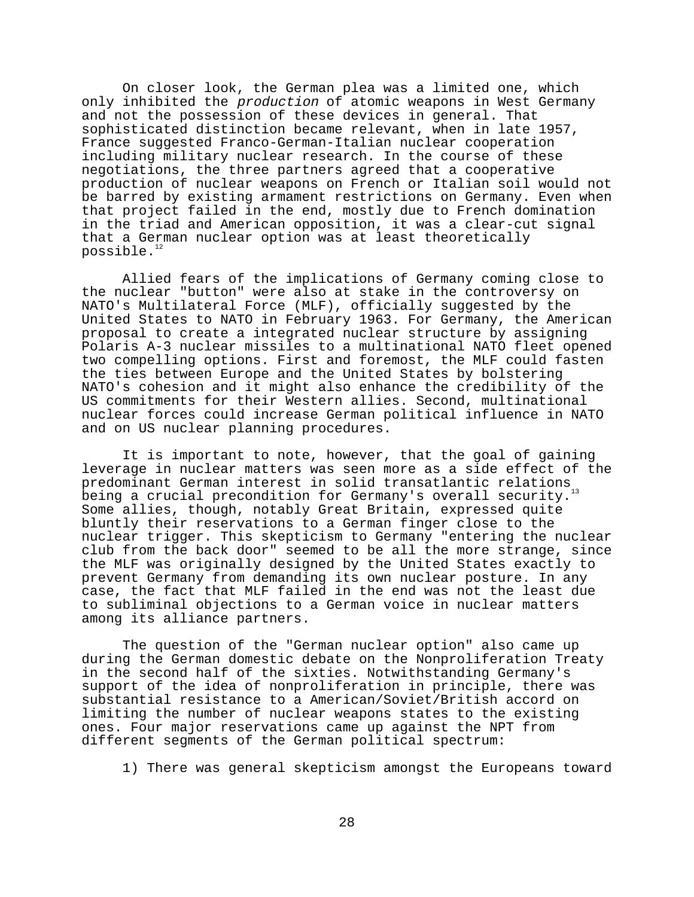On closer look, the German plea was a limited one, which only inhibited the *production* of atomic weapons in West Germany and not the possession of these devices in general. That sophisticated distinction became relevant, when in late 1957, France suggested Franco-German-Italian nuclear cooperation including military nuclear research. In the course of these negotiations, the three partners agreed that a cooperative production of nuclear weapons on French or Italian soil would not be barred by existing armament restrictions on Germany. Even when that project failed in the end, mostly due to French domination in the triad and American opposition, it was a clear-cut signal that a German nuclear option was at least theoretically possible.[12]

Allied fears of the implications of Germany coming close to the nuclear "button" were also at stake in the controversy on NATO's Multilateral Force (MLF), officially suggested by the United States to NATO in February 1963. For Germany, the American proposal to create a integrated nuclear structure by assigning Polaris A-3 nuclear missiles to a multinational NATO fleet opened two compelling options. First and foremost, the MLF could fasten the ties between Europe and the United States by bolstering NATO's cohesion and it might also enhance the credibility of the US commitments for their Western allies. Second, multinational nuclear forces could increase German political influence in NATO and on US nuclear planning procedures.

It is important to note, however, that the goal of gaining leverage in nuclear matters was seen more as a side effect of the predominant German interest in solid transatlantic relations being a crucial precondition for Germany's overall security.[13] Some allies, though, notably Great Britain, expressed quite bluntly their reservations to a German finger close to the nuclear trigger. This skepticism to Germany "entering the nuclear club from the back door" seemed to be all the more strange, since the MLF was originally designed by the United States exactly to prevent Germany from demanding its own nuclear posture. In any case, the fact that MLF failed in the end was not the least due to subliminal objections to a German voice in nuclear matters among its alliance partners.

The question of the "German nuclear option" also came up during the German domestic debate on the Nonproliferation Treaty in the second half of the sixties. Notwithstanding Germany's support of the idea of nonproliferation in principle, there was substantial resistance to a American/Soviet/British accord on limiting the number of nuclear weapons states to the existing ones. Four major reservations came up against the NPT from different segments of the German political spectrum:

1) There was general skepticism amongst the Europeans toward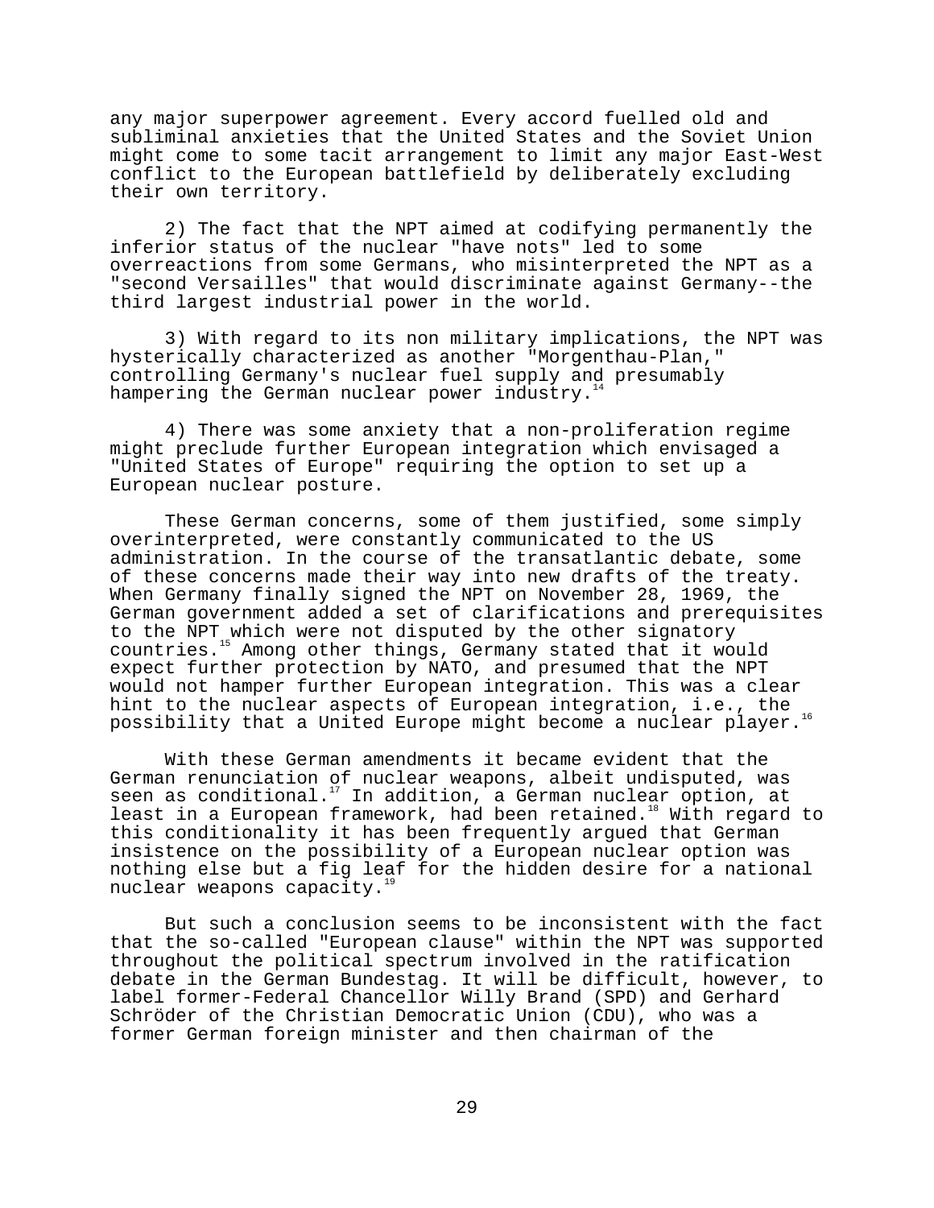any major superpower agreement. Every accord fuelled old and subliminal anxieties that the United States and the Soviet Union might come to some tacit arrangement to limit any major East-West conflict to the European battlefield by deliberately excluding their own territory.

2) The fact that the NPT aimed at codifying permanently the inferior status of the nuclear "have nots" led to some overreactions from some Germans, who misinterpreted the NPT as a "second Versailles" that would discriminate against Germany--the third largest industrial power in the world.

3) With regard to its non military implications, the NPT was hysterically characterized as another "Morgenthau-Plan," controlling Germany's nuclear fuel supply and presumably hampering the German nuclear power industry.[14]

4) There was some anxiety that a non-proliferation regime might preclude further European integration which envisaged a "United States of Europe" requiring the option to set up a European nuclear posture.

These German concerns, some of them justified, some simply overinterpreted, were constantly communicated to the US administration. In the course of the transatlantic debate, some of these concerns made their way into new drafts of the treaty. When Germany finally signed the NPT on November 28, 1969, the German government added a set of clarifications and prerequisites to the NPT which were not disputed by the other signatory countries.[15] Among other things, Germany stated that it would expect further protection by NATO, and presumed that the NPT would not hamper further European integration. This was a clear hint to the nuclear aspects of European integration, i.e., the possibility that a United Europe might become a nuclear player.[16]

With these German amendments it became evident that the German renunciation of nuclear weapons, albeit undisputed, was seen as conditional.[17] In addition, a German nuclear option, at least in a European framework, had been retained.[18] With regard to this conditionality it has been frequently argued that German insistence on the possibility of a European nuclear option was nothing else but a fig leaf for the hidden desire for a national nuclear weapons capacity.[19]

But such a conclusion seems to be inconsistent with the fact that the so-called "European clause" within the NPT was supported throughout the political spectrum involved in the ratification debate in the German Bundestag. It will be difficult, however, to label former-Federal Chancellor Willy Brand (SPD) and Gerhard Schröder of the Christian Democratic Union (CDU), who was a former German foreign minister and then chairman of the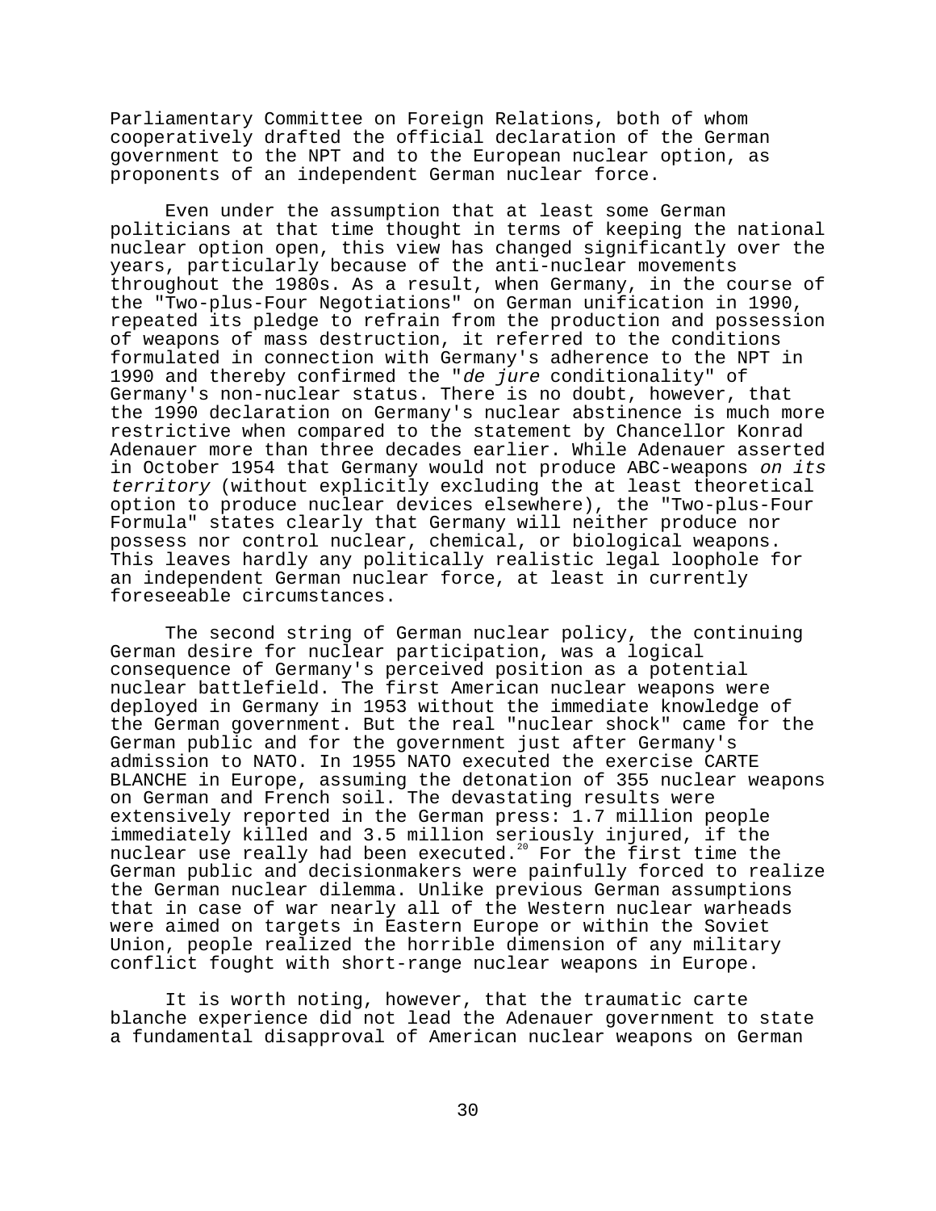Parliamentary Committee on Foreign Relations, both of whom cooperatively drafted the official declaration of the German government to the NPT and to the European nuclear option, as proponents of an independent German nuclear force.

Even under the assumption that at least some German politicians at that time thought in terms of keeping the national nuclear option open, this view has changed significantly over the years, particularly because of the anti-nuclear movements throughout the 1980s. As a result, when Germany, in the course of the "Two-plus-Four Negotiations" on German unification in 1990, repeated its pledge to refrain from the production and possession of weapons of mass destruction, it referred to the conditions formulated in connection with Germany's adherence to the NPT in 1990 and thereby confirmed the "*de jure* conditionality" of Germany's non-nuclear status. There is no doubt, however, that the 1990 declaration on Germany's nuclear abstinence is much more restrictive when compared to the statement by Chancellor Konrad Adenauer more than three decades earlier. While Adenauer asserted in October 1954 that Germany would not produce ABC-weapons *on its territory* (without explicitly excluding the at least theoretical option to produce nuclear devices elsewhere), the "Two-plus-Four Formula" states clearly that Germany will neither produce nor possess nor control nuclear, chemical, or biological weapons. This leaves hardly any politically realistic legal loophole for an independent German nuclear force, at least in currently foreseeable circumstances.

The second string of German nuclear policy, the continuing German desire for nuclear participation, was a logical consequence of Germany's perceived position as a potential nuclear battlefield. The first American nuclear weapons were deployed in Germany in 1953 without the immediate knowledge of the German government. But the real "nuclear shock" came for the German public and for the government just after Germany's admission to NATO. In 1955 NATO executed the exercise CARTE BLANCHE in Europe, assuming the detonation of 355 nuclear weapons on German and French soil. The devastating results were extensively reported in the German press: 1.7 million people immediately killed and 3.5 million seriously injured, if the nuclear use really had been executed.[20] For the first time the German public and decisionmakers were painfully forced to realize the German nuclear dilemma. Unlike previous German assumptions that in case of war nearly all of the Western nuclear warheads were aimed on targets in Eastern Europe or within the Soviet Union, people realized the horrible dimension of any military conflict fought with short-range nuclear weapons in Europe.

It is worth noting, however, that the traumatic carte blanche experience did not lead the Adenauer government to state a fundamental disapproval of American nuclear weapons on German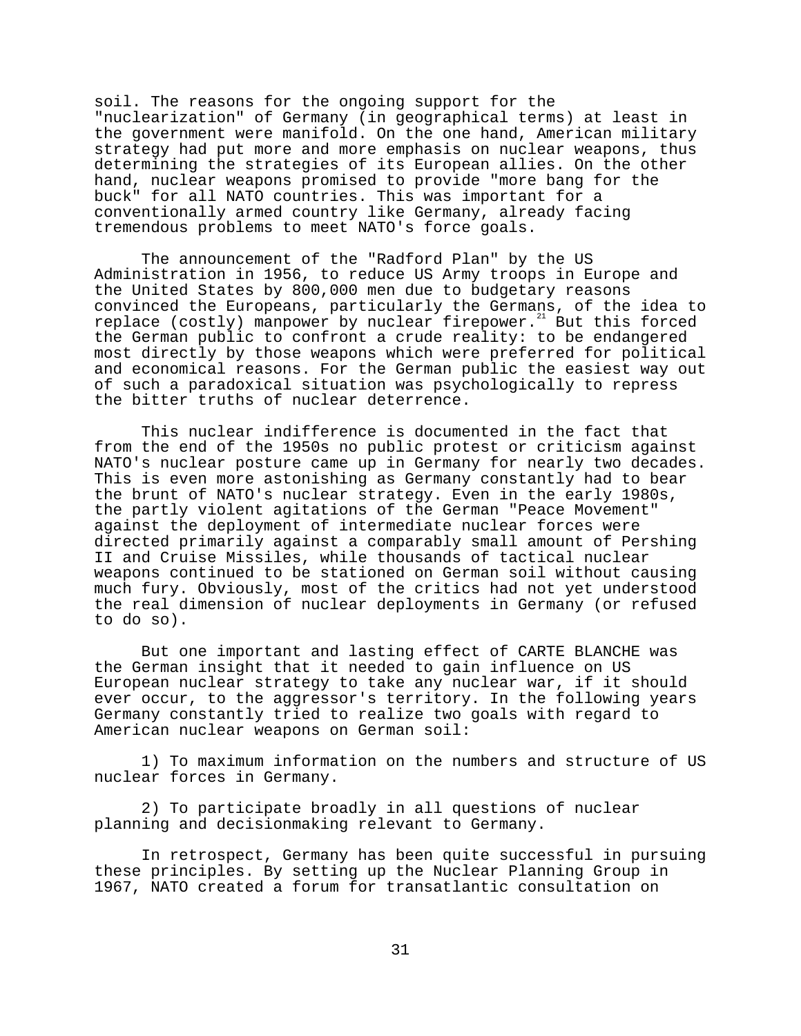soil. The reasons for the ongoing support for the "nuclearization" of Germany (in geographical terms) at least in the government were manifold. On the one hand, American military strategy had put more and more emphasis on nuclear weapons, thus determining the strategies of its European allies. On the other hand, nuclear weapons promised to provide "more bang for the buck" for all NATO countries. This was important for a conventionally armed country like Germany, already facing tremendous problems to meet NATO's force goals.

The announcement of the "Radford Plan" by the US Administration in 1956, to reduce US Army troops in Europe and the United States by 800,000 men due to budgetary reasons convinced the Europeans, particularly the Germans, of the idea to replace (costly) manpower by nuclear firepower.[21] But this forced the German public to confront a crude reality: to be endangered most directly by those weapons which were preferred for political and economical reasons. For the German public the easiest way out of such a paradoxical situation was psychologically to repress the bitter truths of nuclear deterrence.

This nuclear indifference is documented in the fact that from the end of the 1950s no public protest or criticism against NATO's nuclear posture came up in Germany for nearly two decades. This is even more astonishing as Germany constantly had to bear the brunt of NATO's nuclear strategy. Even in the early 1980s, the partly violent agitations of the German "Peace Movement" against the deployment of intermediate nuclear forces were directed primarily against a comparably small amount of Pershing II and Cruise Missiles, while thousands of tactical nuclear weapons continued to be stationed on German soil without causing much fury. Obviously, most of the critics had not yet understood the real dimension of nuclear deployments in Germany (or refused to do so).

But one important and lasting effect of CARTE BLANCHE was the German insight that it needed to gain influence on US European nuclear strategy to take any nuclear war, if it should ever occur, to the aggressor's territory. In the following years Germany constantly tried to realize two goals with regard to American nuclear weapons on German soil:

1) To maximum information on the numbers and structure of US nuclear forces in Germany.

2) To participate broadly in all questions of nuclear planning and decisionmaking relevant to Germany.

In retrospect, Germany has been quite successful in pursuing these principles. By setting up the Nuclear Planning Group in 1967, NATO created a forum for transatlantic consultation on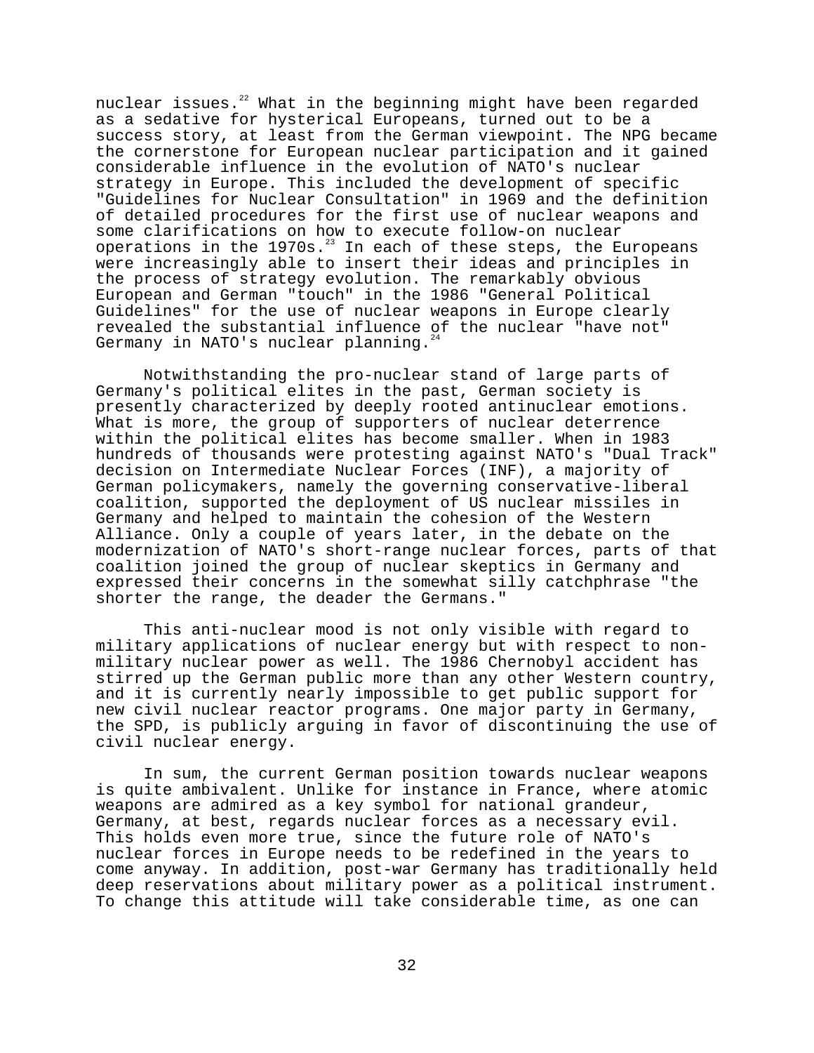nuclear issues.[22] What in the beginning might have been regarded as a sedative for hysterical Europeans, turned out to be a success story, at least from the German viewpoint. The NPG became the cornerstone for European nuclear participation and it gained considerable influence in the evolution of NATO's nuclear strategy in Europe. This included the development of specific "Guidelines for Nuclear Consultation" in 1969 and the definition of detailed procedures for the first use of nuclear weapons and some clarifications on how to execute follow-on nuclear operations in the 1970s.[23] In each of these steps, the Europeans were increasingly able to insert their ideas and principles in the process of strategy evolution. The remarkably obvious European and German "touch" in the 1986 "General Political Guidelines" for the use of nuclear weapons in Europe clearly revealed the substantial influence of the nuclear "have not" Germany in NATO's nuclear planning.[24]

Notwithstanding the pro-nuclear stand of large parts of Germany's political elites in the past, German society is presently characterized by deeply rooted antinuclear emotions. What is more, the group of supporters of nuclear deterrence within the political elites has become smaller. When in 1983 hundreds of thousands were protesting against NATO's "Dual Track" decision on Intermediate Nuclear Forces (INF), a majority of German policymakers, namely the governing conservative-liberal coalition, supported the deployment of US nuclear missiles in Germany and helped to maintain the cohesion of the Western Alliance. Only a couple of years later, in the debate on the modernization of NATO's short-range nuclear forces, parts of that coalition joined the group of nuclear skeptics in Germany and expressed their concerns in the somewhat silly catchphrase "the shorter the range, the deader the Germans."

This anti-nuclear mood is not only visible with regard to military applications of nuclear energy but with respect to non-military nuclear power as well. The 1986 Chernobyl accident has stirred up the German public more than any other Western country, and it is currently nearly impossible to get public support for new civil nuclear reactor programs. One major party in Germany, the SPD, is publicly arguing in favor of discontinuing the use of civil nuclear energy.

In sum, the current German position towards nuclear weapons is quite ambivalent. Unlike for instance in France, where atomic weapons are admired as a key symbol for national grandeur, Germany, at best, regards nuclear forces as a necessary evil. This holds even more true, since the future role of NATO's nuclear forces in Europe needs to be redefined in the years to come anyway. In addition, post-war Germany has traditionally held deep reservations about military power as a political instrument. To change this attitude will take considerable time, as one can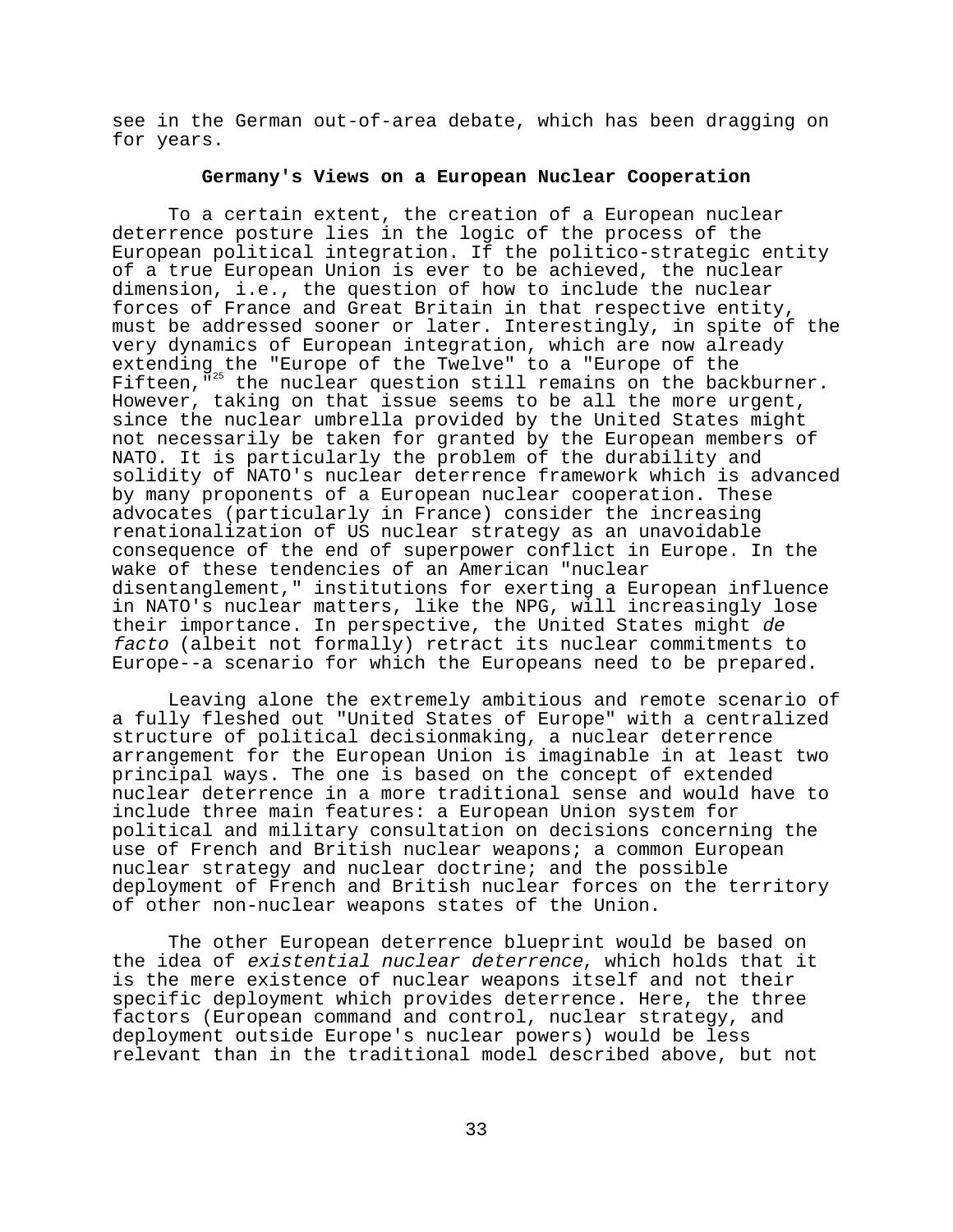see in the German out-of-area debate, which has been dragging on for years.

## Germany's Views on a European Nuclear Cooperation

To a certain extent, the creation of a European nuclear deterrence posture lies in the logic of the process of the European political integration. If the politico-strategic entity of a true European Union is ever to be achieved, the nuclear dimension, i.e., the question of how to include the nuclear forces of France and Great Britain in that respective entity, must be addressed sooner or later. Interestingly, in spite of the very dynamics of European integration, which are now already extending the "Europe of the Twelve" to a "Europe of the Fifteen,"[25] the nuclear question still remains on the backburner. However, taking on that issue seems to be all the more urgent, since the nuclear umbrella provided by the United States might not necessarily be taken for granted by the European members of NATO. It is particularly the problem of the durability and solidity of NATO's nuclear deterrence framework which is advanced by many proponents of a European nuclear cooperation. These advocates (particularly in France) consider the increasing renationalization of US nuclear strategy as an unavoidable consequence of the end of superpower conflict in Europe. In the wake of these tendencies of an American "nuclear disentanglement," institutions for exerting a European influence in NATO's nuclear matters, like the NPG, will increasingly lose their importance. In perspective, the United States might *de facto* (albeit not formally) retract its nuclear commitments to Europe--a scenario for which the Europeans need to be prepared.

Leaving alone the extremely ambitious and remote scenario of a fully fleshed out "United States of Europe" with a centralized structure of political decisionmaking, a nuclear deterrence arrangement for the European Union is imaginable in at least two principal ways. The one is based on the concept of extended nuclear deterrence in a more traditional sense and would have to include three main features: a European Union system for political and military consultation on decisions concerning the use of French and British nuclear weapons; a common European nuclear strategy and nuclear doctrine; and the possible deployment of French and British nuclear forces on the territory of other non-nuclear weapons states of the Union.

The other European deterrence blueprint would be based on the idea of *existential nuclear deterrence*, which holds that it is the mere existence of nuclear weapons itself and not their specific deployment which provides deterrence. Here, the three factors (European command and control, nuclear strategy, and deployment outside Europe's nuclear powers) would be less relevant than in the traditional model described above, but not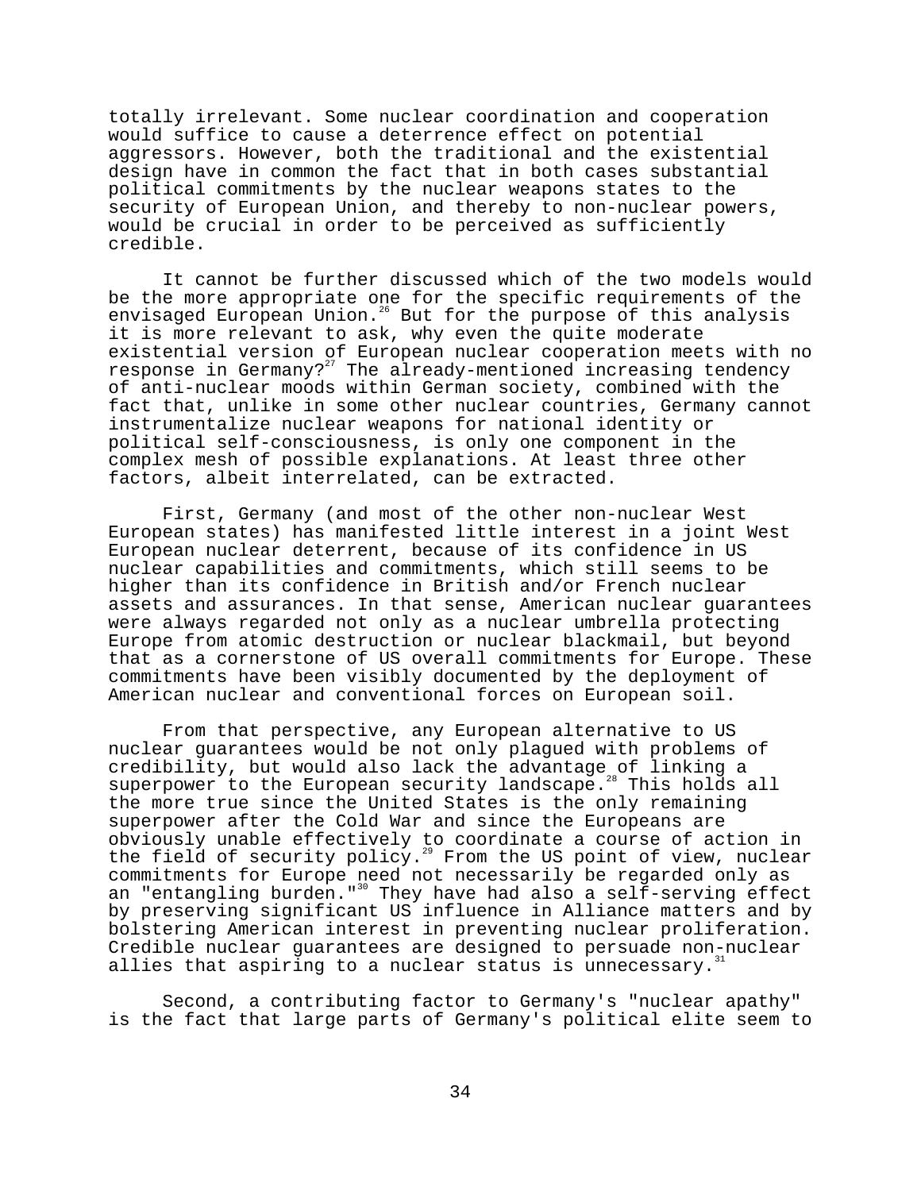totally irrelevant. Some nuclear coordination and cooperation would suffice to cause a deterrence effect on potential aggressors. However, both the traditional and the existential design have in common the fact that in both cases substantial political commitments by the nuclear weapons states to the security of European Union, and thereby to non-nuclear powers, would be crucial in order to be perceived as sufficiently credible.

It cannot be further discussed which of the two models would be the more appropriate one for the specific requirements of the envisaged European Union.[26] But for the purpose of this analysis it is more relevant to ask, why even the quite moderate existential version of European nuclear cooperation meets with no response in Germany?[27] The already-mentioned increasing tendency of anti-nuclear moods within German society, combined with the fact that, unlike in some other nuclear countries, Germany cannot instrumentalize nuclear weapons for national identity or political self-consciousness, is only one component in the complex mesh of possible explanations. At least three other factors, albeit interrelated, can be extracted.

First, Germany (and most of the other non-nuclear West European states) has manifested little interest in a joint West European nuclear deterrent, because of its confidence in US nuclear capabilities and commitments, which still seems to be higher than its confidence in British and/or French nuclear assets and assurances. In that sense, American nuclear guarantees were always regarded not only as a nuclear umbrella protecting Europe from atomic destruction or nuclear blackmail, but beyond that as a cornerstone of US overall commitments for Europe. These commitments have been visibly documented by the deployment of American nuclear and conventional forces on European soil.

From that perspective, any European alternative to US nuclear guarantees would be not only plagued with problems of credibility, but would also lack the advantage of linking a superpower to the European security landscape.[28] This holds all the more true since the United States is the only remaining superpower after the Cold War and since the Europeans are obviously unable effectively to coordinate a course of action in the field of security policy.[29] From the US point of view, nuclear commitments for Europe need not necessarily be regarded only as an "entangling burden."[30] They have had also a self-serving effect by preserving significant US influence in Alliance matters and by bolstering American interest in preventing nuclear proliferation. Credible nuclear guarantees are designed to persuade non-nuclear allies that aspiring to a nuclear status is unnecessary.[31]

Second, a contributing factor to Germany's "nuclear apathy" is the fact that large parts of Germany's political elite seem to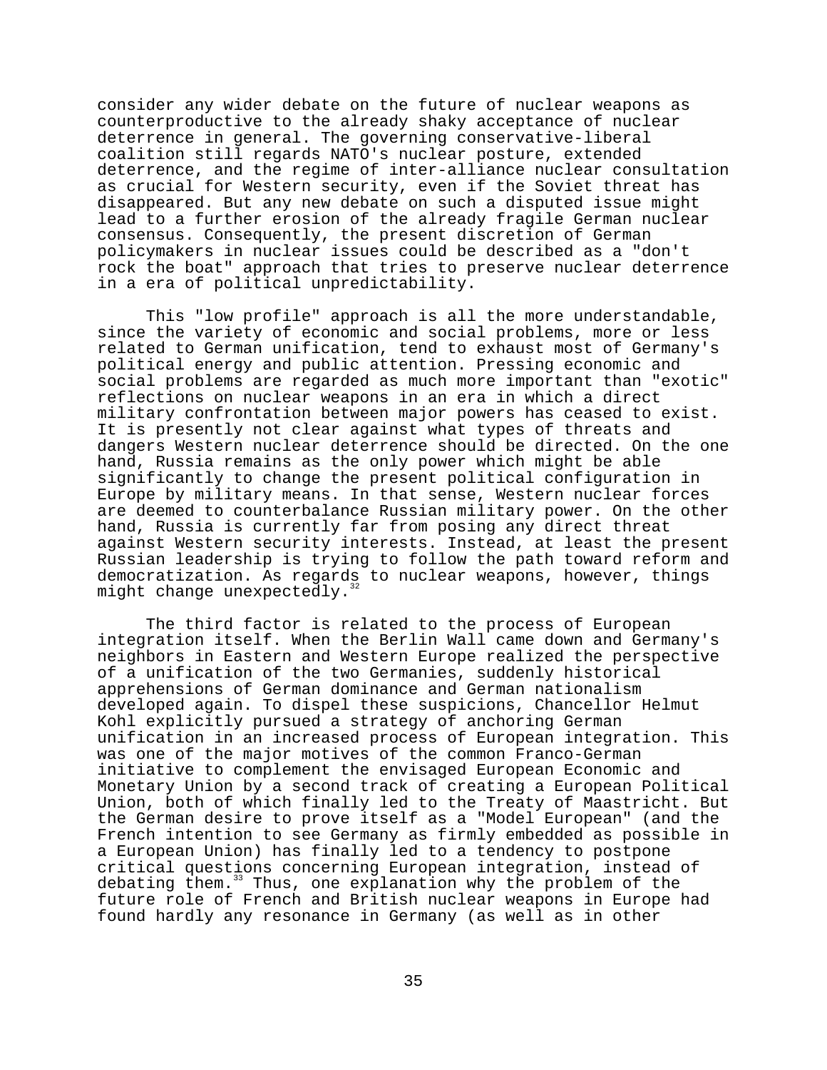consider any wider debate on the future of nuclear weapons as counterproductive to the already shaky acceptance of nuclear deterrence in general. The governing conservative-liberal coalition still regards NATO's nuclear posture, extended deterrence, and the regime of inter-alliance nuclear consultation as crucial for Western security, even if the Soviet threat has disappeared. But any new debate on such a disputed issue might lead to a further erosion of the already fragile German nuclear consensus. Consequently, the present discretion of German policymakers in nuclear issues could be described as a "don't rock the boat" approach that tries to preserve nuclear deterrence in a era of political unpredictability.

This "low profile" approach is all the more understandable, since the variety of economic and social problems, more or less related to German unification, tend to exhaust most of Germany's political energy and public attention. Pressing economic and social problems are regarded as much more important than "exotic" reflections on nuclear weapons in an era in which a direct military confrontation between major powers has ceased to exist. It is presently not clear against what types of threats and dangers Western nuclear deterrence should be directed. On the one hand, Russia remains as the only power which might be able significantly to change the present political configuration in Europe by military means. In that sense, Western nuclear forces are deemed to counterbalance Russian military power. On the other hand, Russia is currently far from posing any direct threat against Western security interests. Instead, at least the present Russian leadership is trying to follow the path toward reform and democratization. As regards to nuclear weapons, however, things might change unexpectedly.[32]

The third factor is related to the process of European integration itself. When the Berlin Wall came down and Germany's neighbors in Eastern and Western Europe realized the perspective of a unification of the two Germanies, suddenly historical apprehensions of German dominance and German nationalism developed again. To dispel these suspicions, Chancellor Helmut Kohl explicitly pursued a strategy of anchoring German unification in an increased process of European integration. This was one of the major motives of the common Franco-German initiative to complement the envisaged European Economic and Monetary Union by a second track of creating a European Political Union, both of which finally led to the Treaty of Maastricht. But the German desire to prove itself as a "Model European" (and the French intention to see Germany as firmly embedded as possible in a European Union) has finally led to a tendency to postpone critical questions concerning European integration, instead of debating them.[33] Thus, one explanation why the problem of the future role of French and British nuclear weapons in Europe had found hardly any resonance in Germany (as well as in other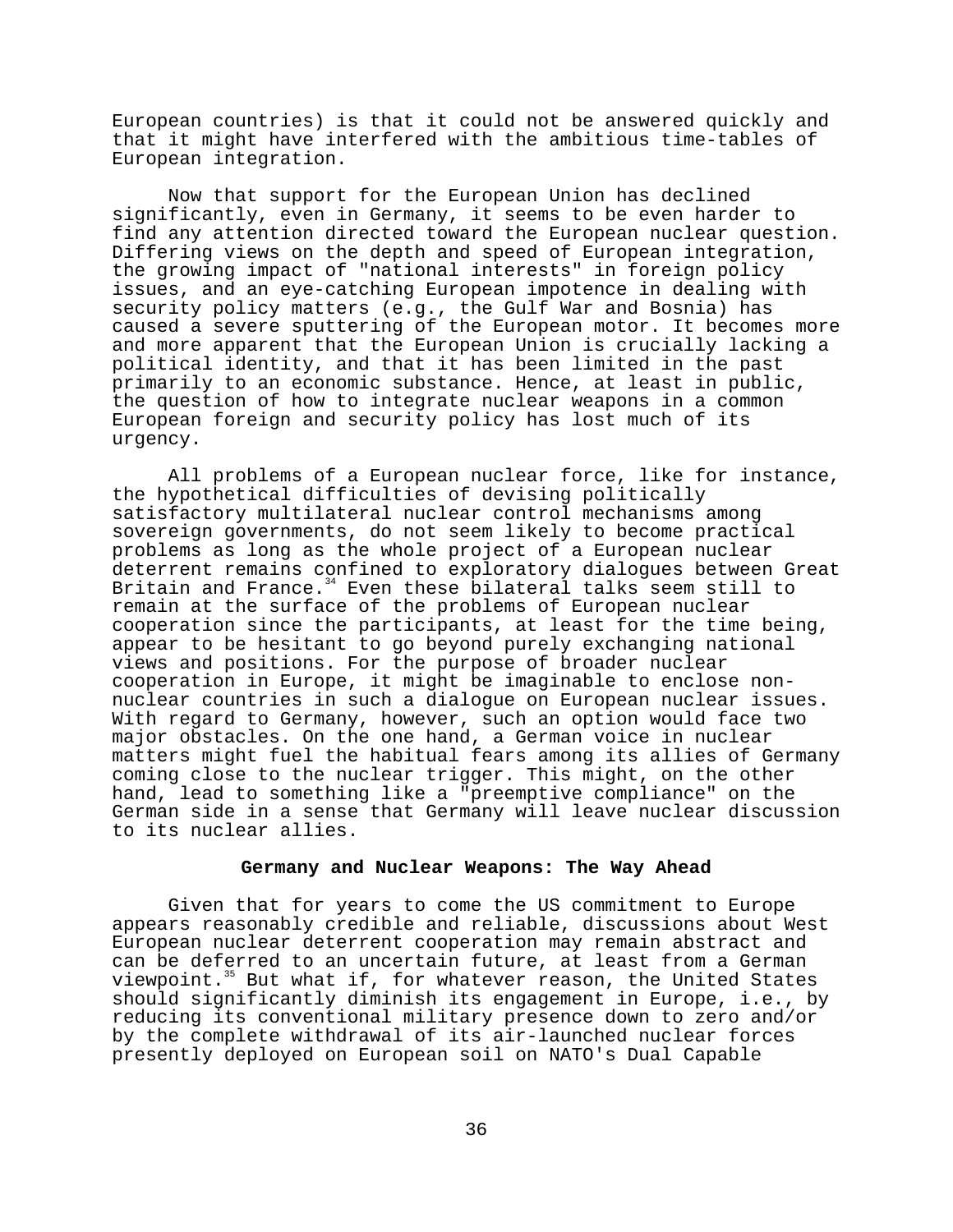European countries) is that it could not be answered quickly and that it might have interfered with the ambitious time-tables of European integration.

Now that support for the European Union has declined significantly, even in Germany, it seems to be even harder to find any attention directed toward the European nuclear question. Differing views on the depth and speed of European integration, the growing impact of "national interests" in foreign policy issues, and an eye-catching European impotence in dealing with security policy matters (e.g., the Gulf War and Bosnia) has caused a severe sputtering of the European motor. It becomes more and more apparent that the European Union is crucially lacking a political identity, and that it has been limited in the past primarily to an economic substance. Hence, at least in public, the question of how to integrate nuclear weapons in a common European foreign and security policy has lost much of its urgency.

All problems of a European nuclear force, like for instance, the hypothetical difficulties of devising politically satisfactory multilateral nuclear control mechanisms among sovereign governments, do not seem likely to become practical problems as long as the whole project of a European nuclear deterrent remains confined to exploratory dialogues between Great Britain and France.[34] Even these bilateral talks seem still to remain at the surface of the problems of European nuclear cooperation since the participants, at least for the time being, appear to be hesitant to go beyond purely exchanging national views and positions. For the purpose of broader nuclear cooperation in Europe, it might be imaginable to enclose non-nuclear countries in such a dialogue on European nuclear issues. With regard to Germany, however, such an option would face two major obstacles. On the one hand, a German voice in nuclear matters might fuel the habitual fears among its allies of Germany coming close to the nuclear trigger. This might, on the other hand, lead to something like a "preemptive compliance" on the German side in a sense that Germany will leave nuclear discussion to its nuclear allies.

## Germany and Nuclear Weapons: The Way Ahead

Given that for years to come the US commitment to Europe appears reasonably credible and reliable, discussions about West European nuclear deterrent cooperation may remain abstract and can be deferred to an uncertain future, at least from a German viewpoint.[35] But what if, for whatever reason, the United States should significantly diminish its engagement in Europe, i.e., by reducing its conventional military presence down to zero and/or by the complete withdrawal of its air-launched nuclear forces presently deployed on European soil on NATO's Dual Capable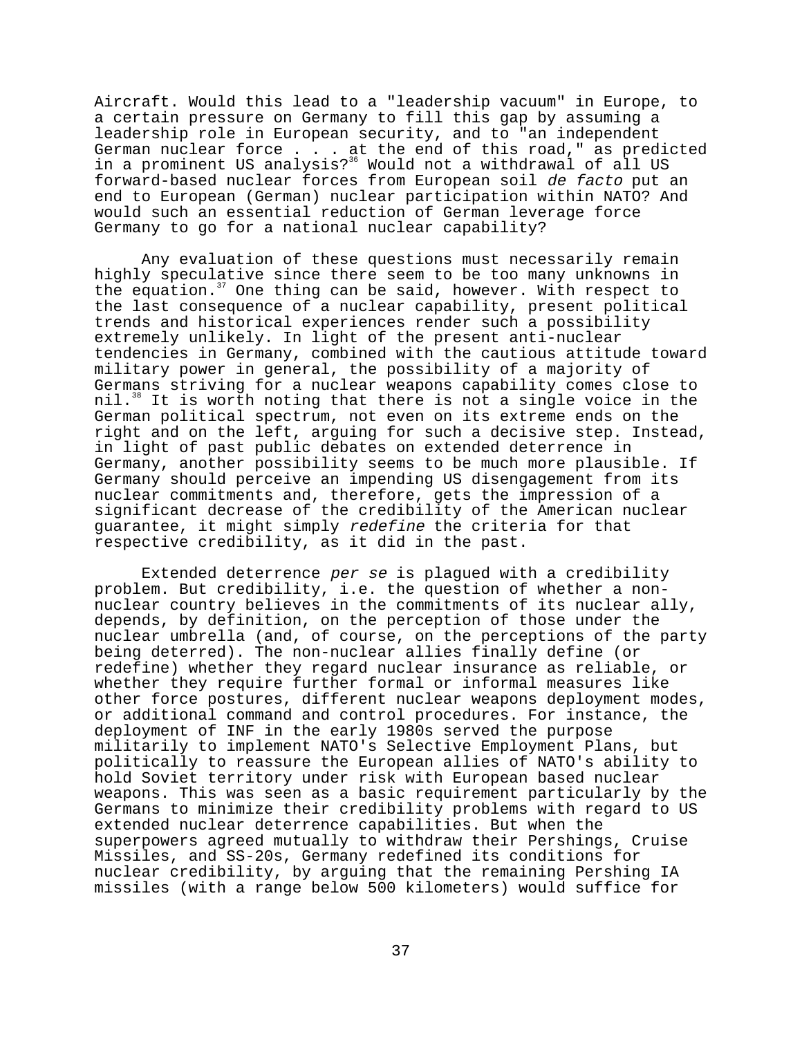Aircraft. Would this lead to a "leadership vacuum" in Europe, to a certain pressure on Germany to fill this gap by assuming a leadership role in European security, and to "an independent German nuclear force . . . at the end of this road," as predicted in a prominent US analysis?[36] Would not a withdrawal of all US forward-based nuclear forces from European soil *de facto* put an end to European (German) nuclear participation within NATO? And would such an essential reduction of German leverage force Germany to go for a national nuclear capability?

Any evaluation of these questions must necessarily remain highly speculative since there seem to be too many unknowns in the equation.[37] One thing can be said, however. With respect to the last consequence of a nuclear capability, present political trends and historical experiences render such a possibility extremely unlikely. In light of the present anti-nuclear tendencies in Germany, combined with the cautious attitude toward military power in general, the possibility of a majority of Germans striving for a nuclear weapons capability comes close to nil.[38] It is worth noting that there is not a single voice in the German political spectrum, not even on its extreme ends on the right and on the left, arguing for such a decisive step. Instead, in light of past public debates on extended deterrence in Germany, another possibility seems to be much more plausible. If Germany should perceive an impending US disengagement from its nuclear commitments and, therefore, gets the impression of a significant decrease of the credibility of the American nuclear guarantee, it might simply *redefine* the criteria for that respective credibility, as it did in the past.

Extended deterrence *per se* is plagued with a credibility problem. But credibility, i.e. the question of whether a non-nuclear country believes in the commitments of its nuclear ally, depends, by definition, on the perception of those under the nuclear umbrella (and, of course, on the perceptions of the party being deterred). The non-nuclear allies finally define (or redefine) whether they regard nuclear insurance as reliable, or whether they require further formal or informal measures like other force postures, different nuclear weapons deployment modes, or additional command and control procedures. For instance, the deployment of INF in the early 1980s served the purpose militarily to implement NATO's Selective Employment Plans, but politically to reassure the European allies of NATO's ability to hold Soviet territory under risk with European based nuclear weapons. This was seen as a basic requirement particularly by the Germans to minimize their credibility problems with regard to US extended nuclear deterrence capabilities. But when the superpowers agreed mutually to withdraw their Pershings, Cruise Missiles, and SS-20s, Germany redefined its conditions for nuclear credibility, by arguing that the remaining Pershing IA missiles (with a range below 500 kilometers) would suffice for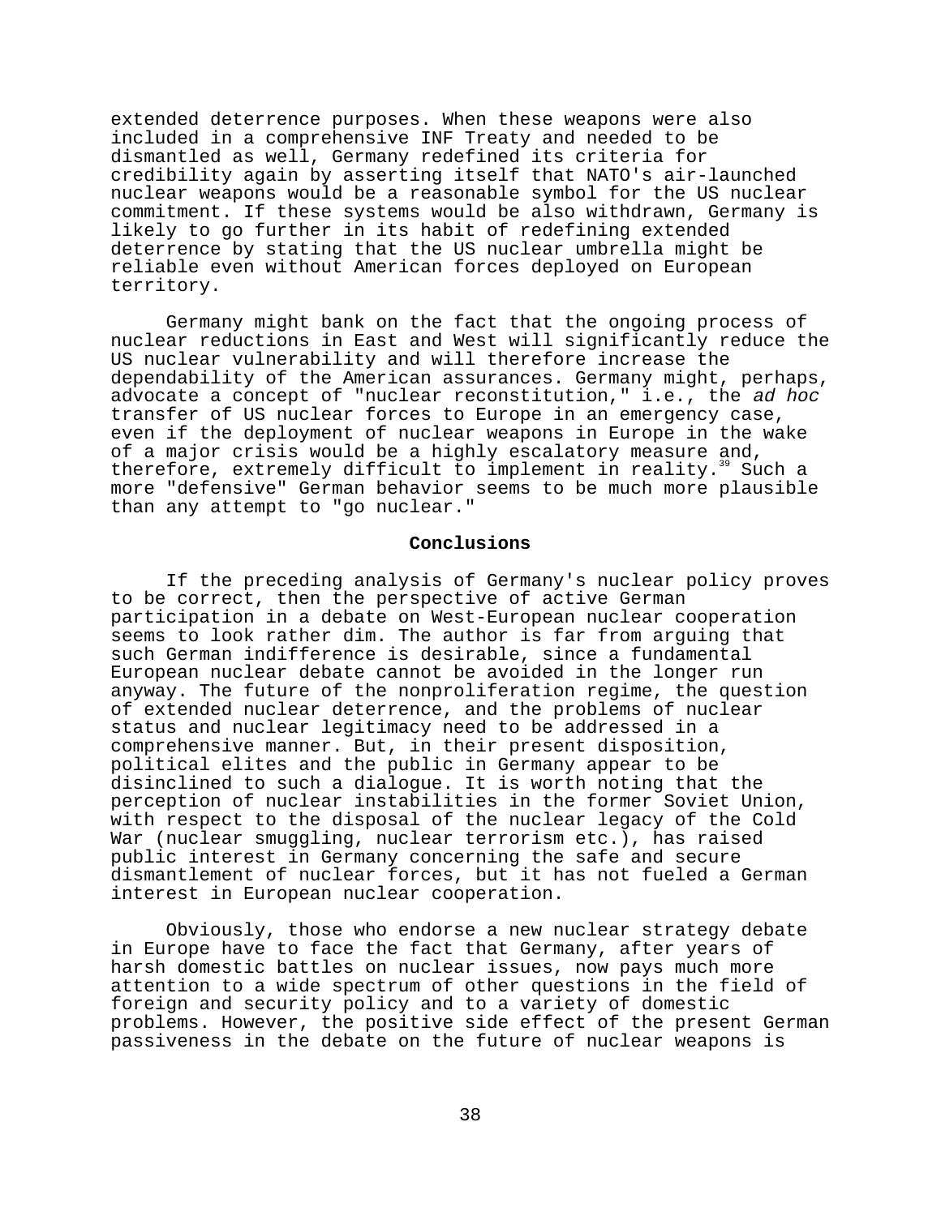extended deterrence purposes. When these weapons were also included in a comprehensive INF Treaty and needed to be dismantled as well, Germany redefined its criteria for credibility again by asserting itself that NATO's air-launched nuclear weapons would be a reasonable symbol for the US nuclear commitment. If these systems would be also withdrawn, Germany is likely to go further in its habit of redefining extended deterrence by stating that the US nuclear umbrella might be reliable even without American forces deployed on European territory.

Germany might bank on the fact that the ongoing process of nuclear reductions in East and West will significantly reduce the US nuclear vulnerability and will therefore increase the dependability of the American assurances. Germany might, perhaps, advocate a concept of "nuclear reconstitution," i.e., the *ad hoc* transfer of US nuclear forces to Europe in an emergency case, even if the deployment of nuclear weapons in Europe in the wake of a major crisis would be a highly escalatory measure and, therefore, extremely difficult to implement in reality.[39] Such a more "defensive" German behavior seems to be much more plausible than any attempt to "go nuclear."

## Conclusions

If the preceding analysis of Germany's nuclear policy proves to be correct, then the perspective of active German participation in a debate on West-European nuclear cooperation seems to look rather dim. The author is far from arguing that such German indifference is desirable, since a fundamental European nuclear debate cannot be avoided in the longer run anyway. The future of the nonproliferation regime, the question of extended nuclear deterrence, and the problems of nuclear status and nuclear legitimacy need to be addressed in a comprehensive manner. But, in their present disposition, political elites and the public in Germany appear to be disinclined to such a dialogue. It is worth noting that the perception of nuclear instabilities in the former Soviet Union, with respect to the disposal of the nuclear legacy of the Cold War (nuclear smuggling, nuclear terrorism etc.), has raised public interest in Germany concerning the safe and secure dismantlement of nuclear forces, but it has not fueled a German interest in European nuclear cooperation.

Obviously, those who endorse a new nuclear strategy debate in Europe have to face the fact that Germany, after years of harsh domestic battles on nuclear issues, now pays much more attention to a wide spectrum of other questions in the field of foreign and security policy and to a variety of domestic problems. However, the positive side effect of the present German passiveness in the debate on the future of nuclear weapons is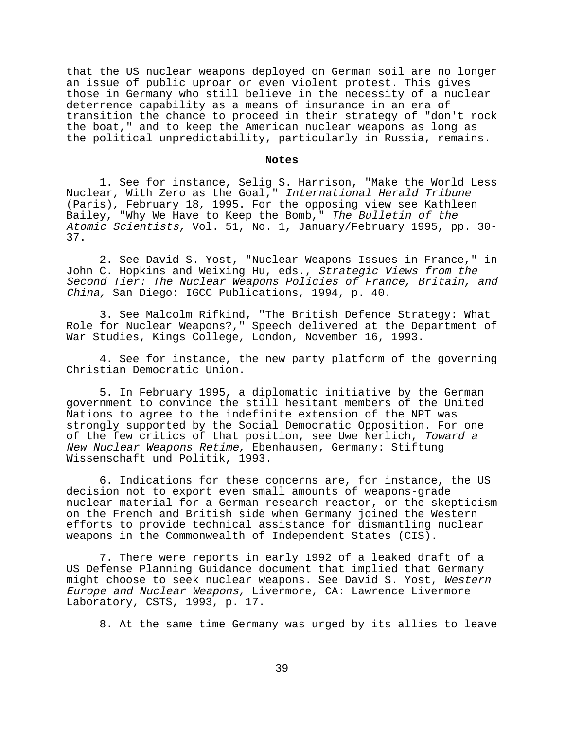that the US nuclear weapons deployed on German soil are no longer an issue of public uproar or even violent protest. This gives those in Germany who still believe in the necessity of a nuclear deterrence capability as a means of insurance in an era of transition the chance to proceed in their strategy of "don't rock the boat," and to keep the American nuclear weapons as long as the political unpredictability, particularly in Russia, remains.

**Notes**

1. See for instance, Selig S. Harrison, "Make the World Less Nuclear, With Zero as the Goal," *International Herald Tribune* (Paris), February 18, 1995. For the opposing view see Kathleen Bailey, "Why We Have to Keep the Bomb," *The Bulletin of the Atomic Scientists,* Vol. 51, No. 1, January/February 1995, pp. 30-37.

2. See David S. Yost, "Nuclear Weapons Issues in France," in John C. Hopkins and Weixing Hu, eds., *Strategic Views from the Second Tier: The Nuclear Weapons Policies of France, Britain, and China,* San Diego: IGCC Publications, 1994, p. 40.

3. See Malcolm Rifkind, "The British Defence Strategy: What Role for Nuclear Weapons?," Speech delivered at the Department of War Studies, Kings College, London, November 16, 1993.

4. See for instance, the new party platform of the governing Christian Democratic Union.

5. In February 1995, a diplomatic initiative by the German government to convince the still hesitant members of the United Nations to agree to the indefinite extension of the NPT was strongly supported by the Social Democratic Opposition. For one of the few critics of that position, see Uwe Nerlich, *Toward a New Nuclear Weapons Retime,* Ebenhausen, Germany: Stiftung Wissenschaft und Politik, 1993.

6. Indications for these concerns are, for instance, the US decision not to export even small amounts of weapons-grade nuclear material for a German research reactor, or the skepticism on the French and British side when Germany joined the Western efforts to provide technical assistance for dismantling nuclear weapons in the Commonwealth of Independent States (CIS).

7. There were reports in early 1992 of a leaked draft of a US Defense Planning Guidance document that implied that Germany might choose to seek nuclear weapons. See David S. Yost, *Western Europe and Nuclear Weapons,* Livermore, CA: Lawrence Livermore Laboratory, CSTS, 1993, p. 17.

8. At the same time Germany was urged by its allies to leave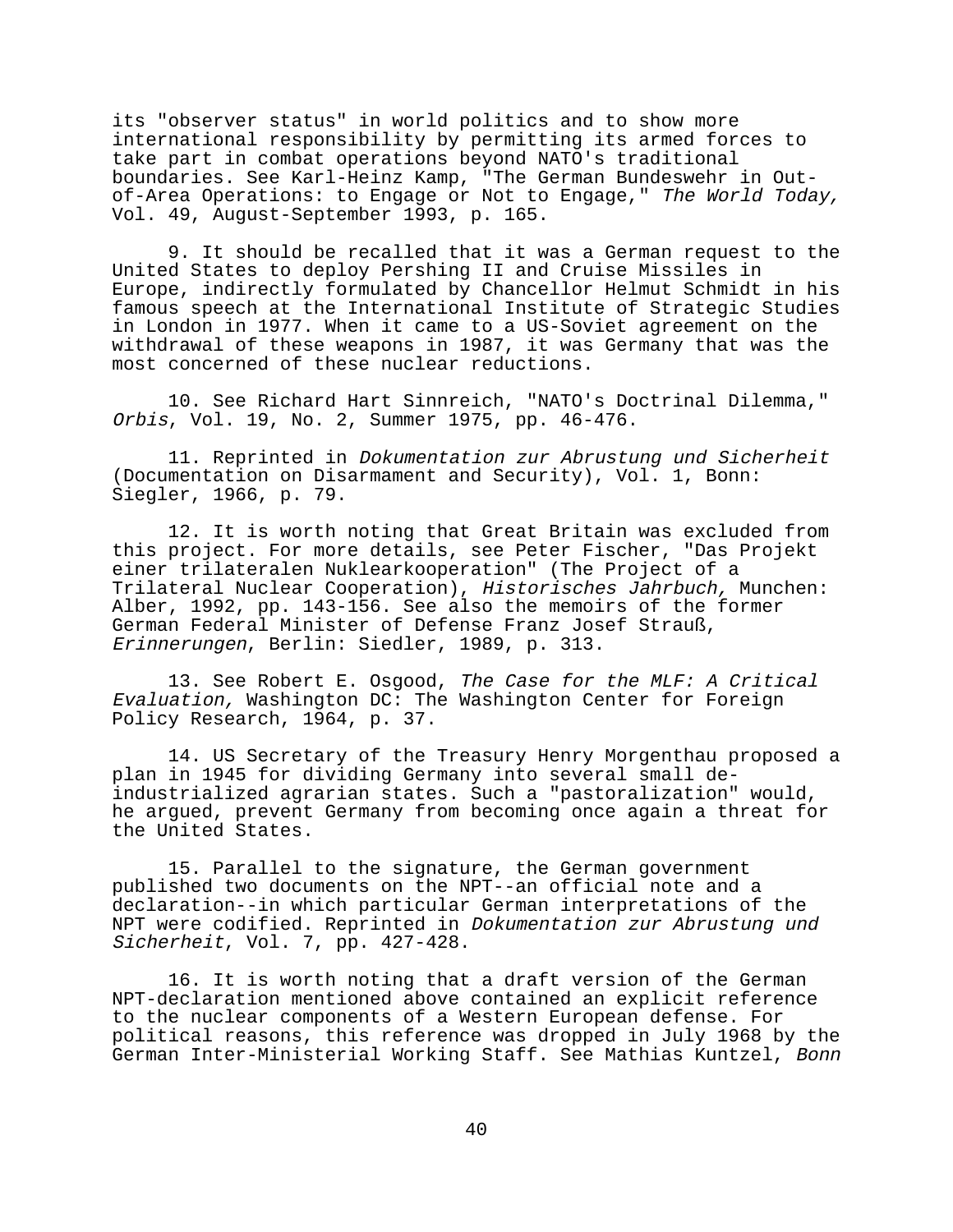its "observer status" in world politics and to show more international responsibility by permitting its armed forces to take part in combat operations beyond NATO's traditional boundaries. See Karl-Heinz Kamp, "The German Bundeswehr in Out-of-Area Operations: to Engage or Not to Engage," *The World Today,* Vol. 49, August-September 1993, p. 165.

9. It should be recalled that it was a German request to the United States to deploy Pershing II and Cruise Missiles in Europe, indirectly formulated by Chancellor Helmut Schmidt in his famous speech at the International Institute of Strategic Studies in London in 1977. When it came to a US-Soviet agreement on the withdrawal of these weapons in 1987, it was Germany that was the most concerned of these nuclear reductions.

10. See Richard Hart Sinnreich, "NATO's Doctrinal Dilemma," *Orbis*, Vol. 19, No. 2, Summer 1975, pp. 46-476.

11. Reprinted in *Dokumentation zur Abrustung und Sicherheit* (Documentation on Disarmament and Security), Vol. 1, Bonn: Siegler, 1966, p. 79.

12. It is worth noting that Great Britain was excluded from this project. For more details, see Peter Fischer, "Das Projekt einer trilateralen Nuklearkooperation" (The Project of a Trilateral Nuclear Cooperation), *Historisches Jahrbuch,* Munchen: Alber, 1992, pp. 143-156. See also the memoirs of the former German Federal Minister of Defense Franz Josef Strauß, *Erinnerungen*, Berlin: Siedler, 1989, p. 313.

13. See Robert E. Osgood, *The Case for the MLF: A Critical Evaluation,* Washington DC: The Washington Center for Foreign Policy Research, 1964, p. 37.

14. US Secretary of the Treasury Henry Morgenthau proposed a plan in 1945 for dividing Germany into several small de-industrialized agrarian states. Such a "pastoralization" would, he argued, prevent Germany from becoming once again a threat for the United States.

15. Parallel to the signature, the German government published two documents on the NPT--an official note and a declaration--in which particular German interpretations of the NPT were codified. Reprinted in *Dokumentation zur Abrustung und Sicherheit*, Vol. 7, pp. 427-428.

16. It is worth noting that a draft version of the German NPT-declaration mentioned above contained an explicit reference to the nuclear components of a Western European defense. For political reasons, this reference was dropped in July 1968 by the German Inter-Ministerial Working Staff. See Mathias Kuntzel, *Bonn*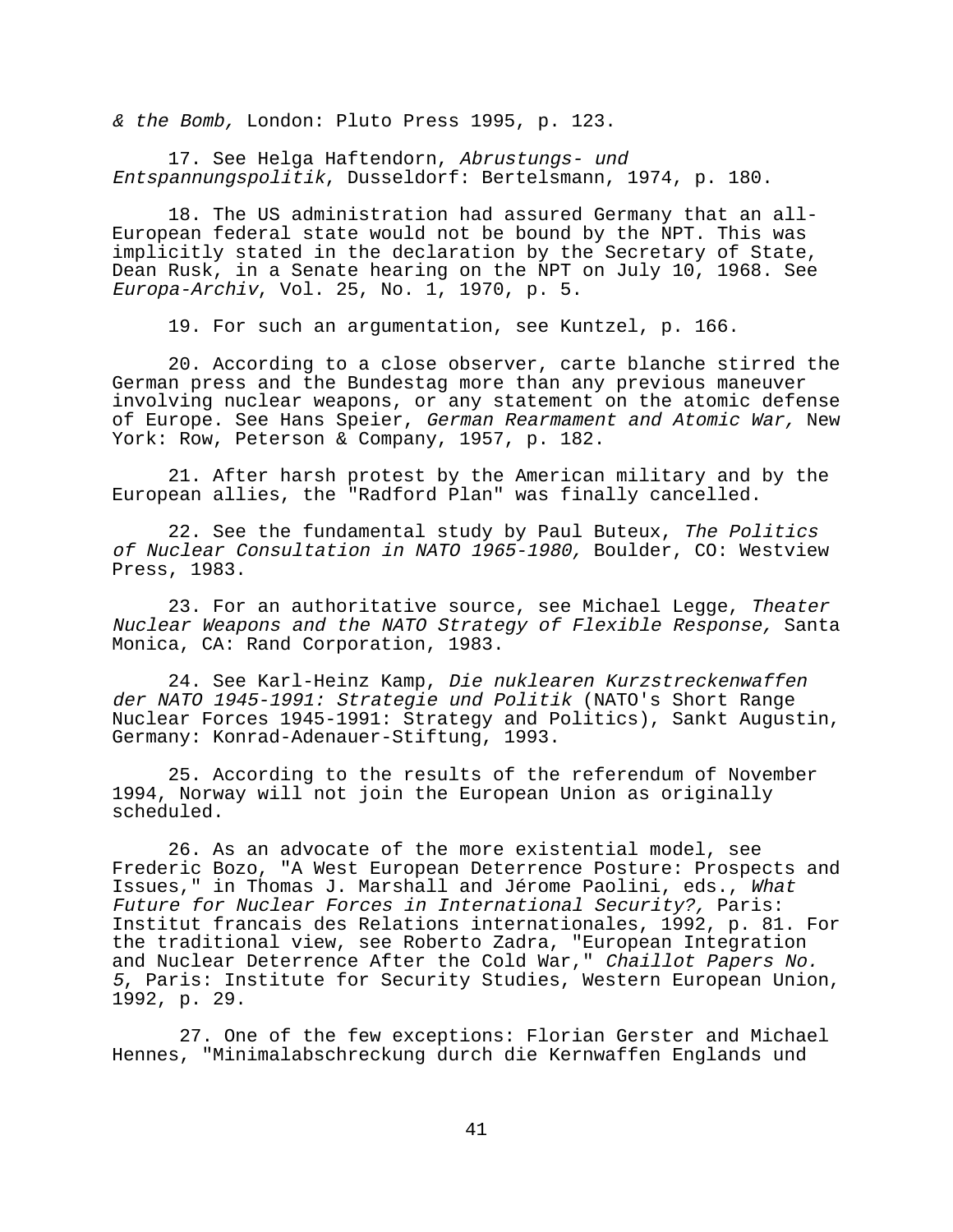*& the Bomb,* London: Pluto Press 1995, p. 123.

17. See Helga Haftendorn, *Abrustungs- und Entspannungspolitik*, Dusseldorf: Bertelsmann, 1974, p. 180.

18. The US administration had assured Germany that an all-European federal state would not be bound by the NPT. This was implicitly stated in the declaration by the Secretary of State, Dean Rusk, in a Senate hearing on the NPT on July 10, 1968. See *Europa-Archiv*, Vol. 25, No. 1, 1970, p. 5.

19. For such an argumentation, see Kuntzel, p. 166.

20. According to a close observer, carte blanche stirred the German press and the Bundestag more than any previous maneuver involving nuclear weapons, or any statement on the atomic defense of Europe. See Hans Speier, *German Rearmament and Atomic War,* New York: Row, Peterson & Company, 1957, p. 182.

21. After harsh protest by the American military and by the European allies, the "Radford Plan" was finally cancelled.

22. See the fundamental study by Paul Buteux, *The Politics of Nuclear Consultation in NATO 1965-1980,* Boulder, CO: Westview Press, 1983.

23. For an authoritative source, see Michael Legge, *Theater Nuclear Weapons and the NATO Strategy of Flexible Response,* Santa Monica, CA: Rand Corporation, 1983.

24. See Karl-Heinz Kamp, *Die nuklearen Kurzstreckenwaffen der NATO 1945-1991: Strategie und Politik* (NATO's Short Range Nuclear Forces 1945-1991: Strategy and Politics), Sankt Augustin, Germany: Konrad-Adenauer-Stiftung, 1993.

25. According to the results of the referendum of November 1994, Norway will not join the European Union as originally scheduled.

26. As an advocate of the more existential model, see Frederic Bozo, "A West European Deterrence Posture: Prospects and Issues," in Thomas J. Marshall and Jérome Paolini, eds., *What Future for Nuclear Forces in International Security?,* Paris: Institut francais des Relations internationales, 1992, p. 81. For the traditional view, see Roberto Zadra, "European Integration and Nuclear Deterrence After the Cold War," *Chaillot Papers No. 5*, Paris: Institute for Security Studies, Western European Union, 1992, p. 29.

27. One of the few exceptions: Florian Gerster and Michael Hennes, "Minimalabschreckung durch die Kernwaffen Englands und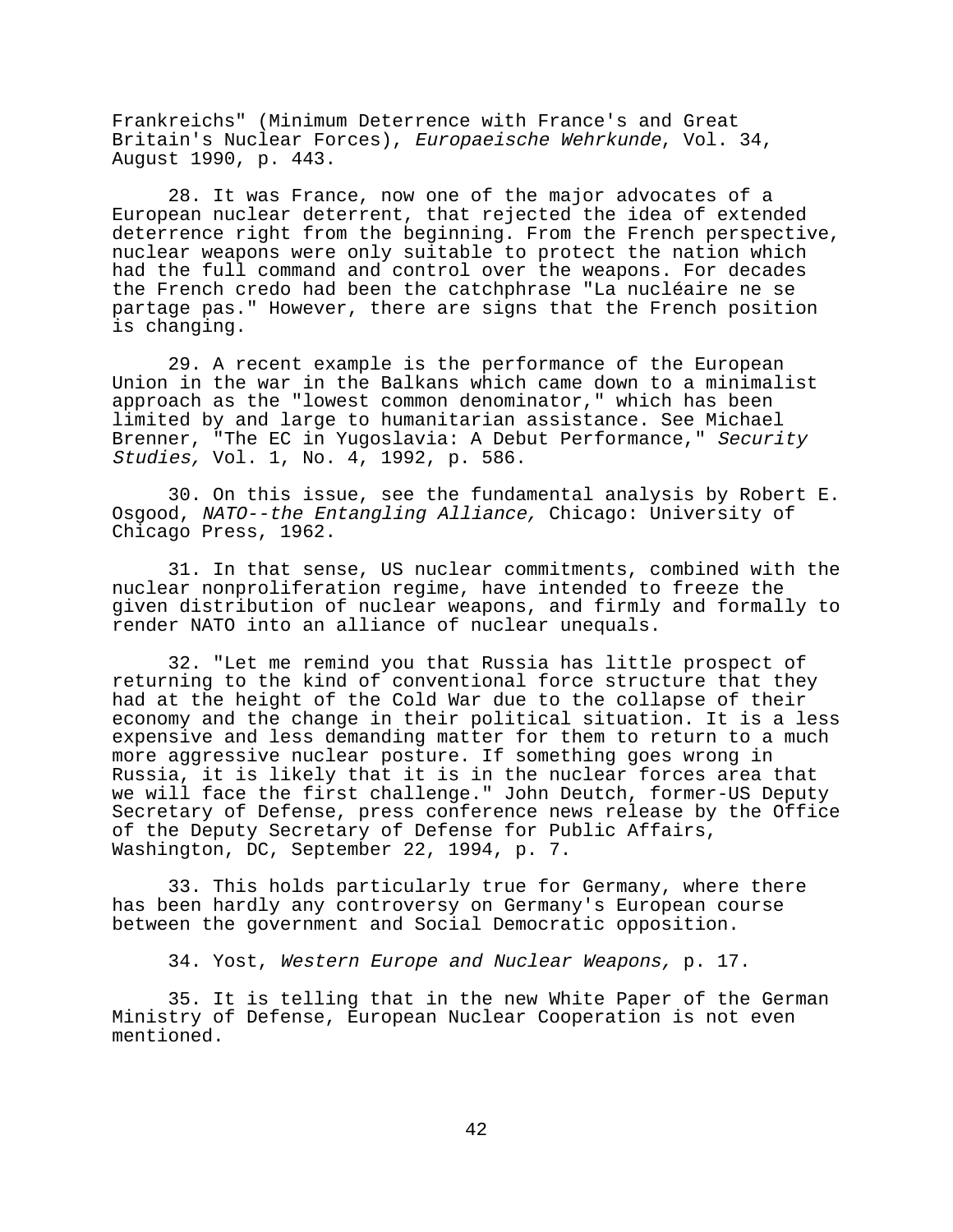Frankreichs" (Minimum Deterrence with France's and Great Britain's Nuclear Forces), *Europaeische Wehrkunde*, Vol. 34, August 1990, p. 443.

28. It was France, now one of the major advocates of a European nuclear deterrent, that rejected the idea of extended deterrence right from the beginning. From the French perspective, nuclear weapons were only suitable to protect the nation which had the full command and control over the weapons. For decades the French credo had been the catchphrase "La nucléaire ne se partage pas." However, there are signs that the French position is changing.

29. A recent example is the performance of the European Union in the war in the Balkans which came down to a minimalist approach as the "lowest common denominator," which has been limited by and large to humanitarian assistance. See Michael Brenner, "The EC in Yugoslavia: A Debut Performance," *Security Studies,* Vol. 1, No. 4, 1992, p. 586.

30. On this issue, see the fundamental analysis by Robert E. Osgood, *NATO--the Entangling Alliance,* Chicago: University of Chicago Press, 1962.

31. In that sense, US nuclear commitments, combined with the nuclear nonproliferation regime, have intended to freeze the given distribution of nuclear weapons, and firmly and formally to render NATO into an alliance of nuclear unequals.

32. "Let me remind you that Russia has little prospect of returning to the kind of conventional force structure that they had at the height of the Cold War due to the collapse of their economy and the change in their political situation. It is a less expensive and less demanding matter for them to return to a much more aggressive nuclear posture. If something goes wrong in Russia, it is likely that it is in the nuclear forces area that we will face the first challenge." John Deutch, former-US Deputy Secretary of Defense, press conference news release by the Office of the Deputy Secretary of Defense for Public Affairs, Washington, DC, September 22, 1994, p. 7.

33. This holds particularly true for Germany, where there has been hardly any controversy on Germany's European course between the government and Social Democratic opposition.

34. Yost, *Western Europe and Nuclear Weapons,* p. 17.

35. It is telling that in the new White Paper of the German Ministry of Defense, European Nuclear Cooperation is not even mentioned.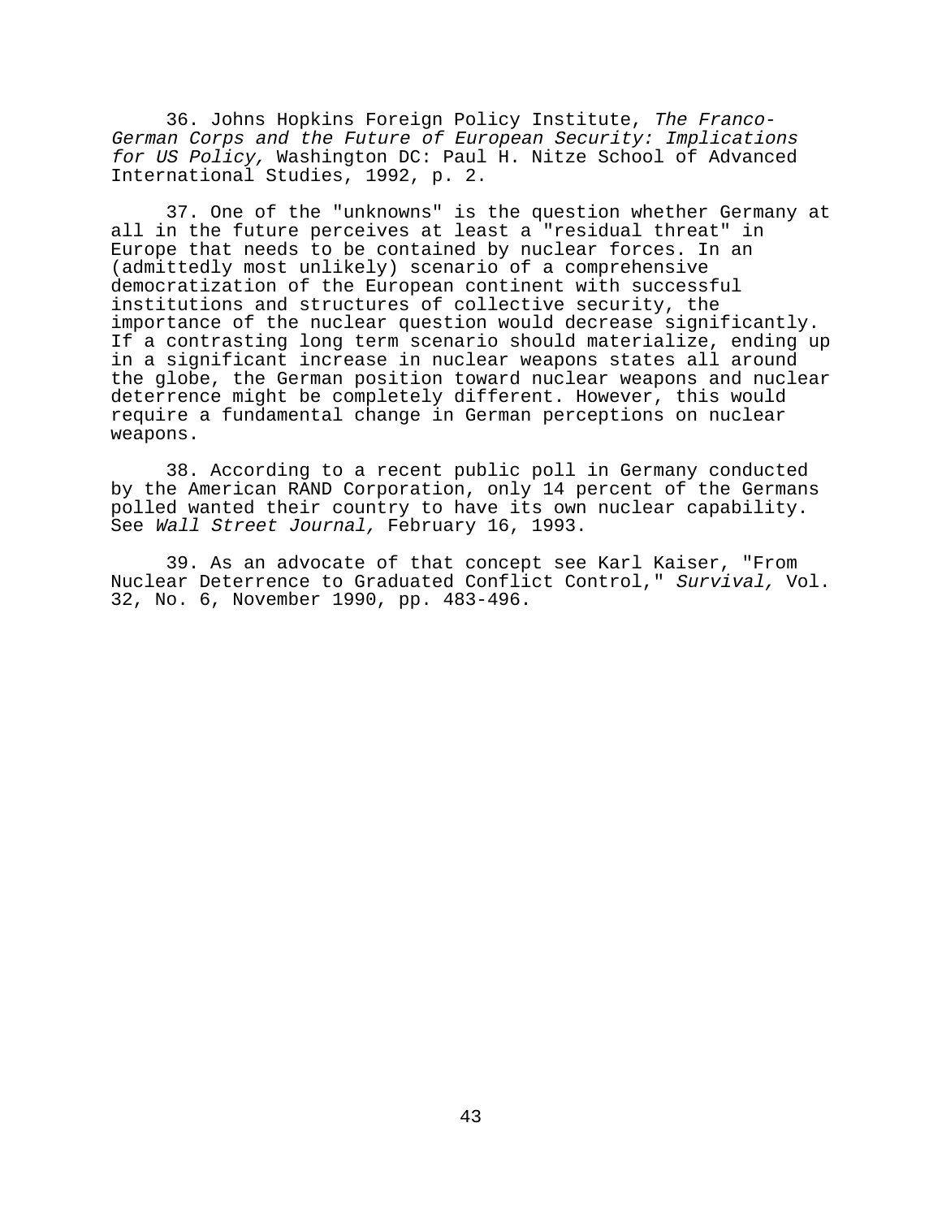36. Johns Hopkins Foreign Policy Institute, *The Franco-German Corps and the Future of European Security: Implications for US Policy,* Washington DC: Paul H. Nitze School of Advanced International Studies, 1992, p. 2.

37. One of the "unknowns" is the question whether Germany at all in the future perceives at least a "residual threat" in Europe that needs to be contained by nuclear forces. In an (admittedly most unlikely) scenario of a comprehensive democratization of the European continent with successful institutions and structures of collective security, the importance of the nuclear question would decrease significantly. If a contrasting long term scenario should materialize, ending up in a significant increase in nuclear weapons states all around the globe, the German position toward nuclear weapons and nuclear deterrence might be completely different. However, this would require a fundamental change in German perceptions on nuclear weapons.

38. According to a recent public poll in Germany conducted by the American RAND Corporation, only 14 percent of the Germans polled wanted their country to have its own nuclear capability. See *Wall Street Journal,* February 16, 1993.

39. As an advocate of that concept see Karl Kaiser, "From Nuclear Deterrence to Graduated Conflict Control," *Survival,* Vol. 32, No. 6, November 1990, pp. 483-496.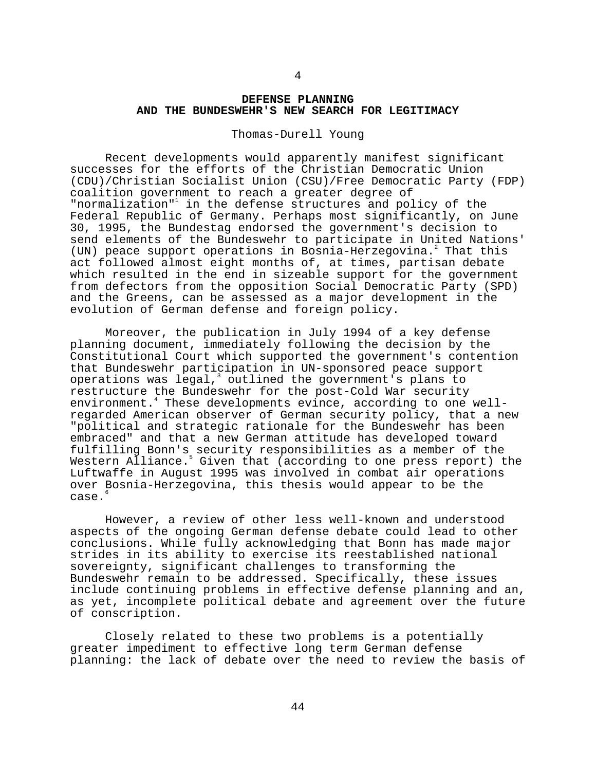# 4

## DEFENSE PLANNING AND THE BUNDESWEHR'S NEW SEARCH FOR LEGITIMACY

Thomas-Durell Young

Recent developments would apparently manifest significant successes for the efforts of the Christian Democratic Union (CDU)/Christian Socialist Union (CSU)/Free Democratic Party (FDP) coalition government to reach a greater degree of "normalization"[1] in the defense structures and policy of the Federal Republic of Germany. Perhaps most significantly, on June 30, 1995, the Bundestag endorsed the government's decision to send elements of the Bundeswehr to participate in United Nations' (UN) peace support operations in Bosnia-Herzegovina.[2] That this act followed almost eight months of, at times, partisan debate which resulted in the end in sizeable support for the government from defectors from the opposition Social Democratic Party (SPD) and the Greens, can be assessed as a major development in the evolution of German defense and foreign policy.

Moreover, the publication in July 1994 of a key defense planning document, immediately following the decision by the Constitutional Court which supported the government's contention that Bundeswehr participation in UN-sponsored peace support operations was legal,[3] outlined the government's plans to restructure the Bundeswehr for the post-Cold War security environment.[4] These developments evince, according to one well-regarded American observer of German security policy, that a new "political and strategic rationale for the Bundeswehr has been embraced" and that a new German attitude has developed toward fulfilling Bonn's security responsibilities as a member of the Western Alliance.[5] Given that (according to one press report) the Luftwaffe in August 1995 was involved in combat air operations over Bosnia-Herzegovina, this thesis would appear to be the case.[6]

However, a review of other less well-known and understood aspects of the ongoing German defense debate could lead to other conclusions. While fully acknowledging that Bonn has made major strides in its ability to exercise its reestablished national sovereignty, significant challenges to transforming the Bundeswehr remain to be addressed. Specifically, these issues include continuing problems in effective defense planning and an, as yet, incomplete political debate and agreement over the future of conscription.

Closely related to these two problems is a potentially greater impediment to effective long term German defense planning: the lack of debate over the need to review the basis of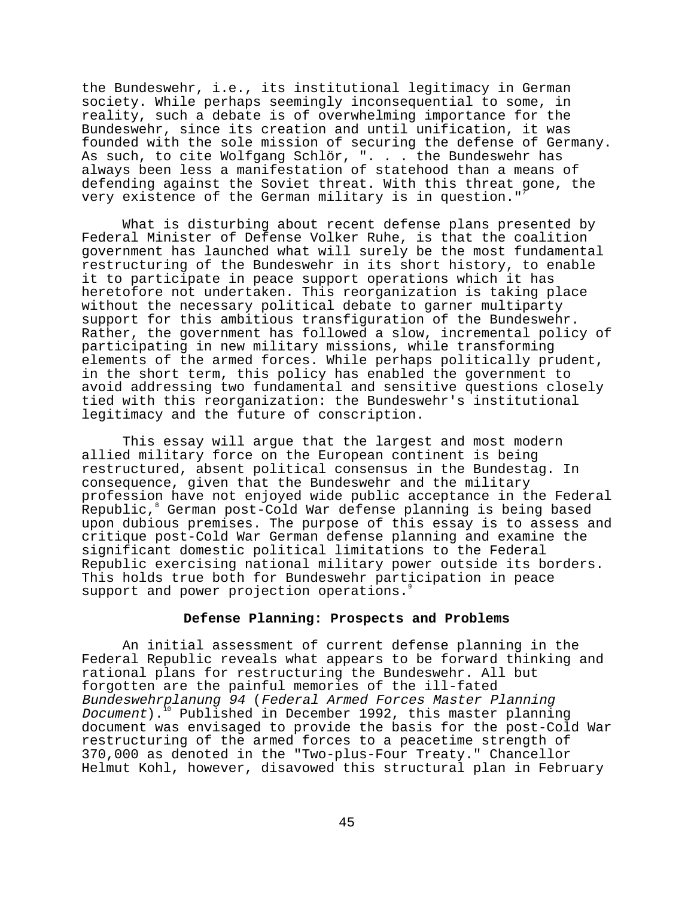the Bundeswehr, i.e., its institutional legitimacy in German society. While perhaps seemingly inconsequential to some, in reality, such a debate is of overwhelming importance for the Bundeswehr, since its creation and until unification, it was founded with the sole mission of securing the defense of Germany. As such, to cite Wolfgang Schlör, ". . . the Bundeswehr has always been less a manifestation of statehood than a means of defending against the Soviet threat. With this threat gone, the very existence of the German military is in question."[7]

What is disturbing about recent defense plans presented by Federal Minister of Defense Volker Ruhe, is that the coalition government has launched what will surely be the most fundamental restructuring of the Bundeswehr in its short history, to enable it to participate in peace support operations which it has heretofore not undertaken. This reorganization is taking place without the necessary political debate to garner multiparty support for this ambitious transfiguration of the Bundeswehr. Rather, the government has followed a slow, incremental policy of participating in new military missions, while transforming elements of the armed forces. While perhaps politically prudent, in the short term, this policy has enabled the government to avoid addressing two fundamental and sensitive questions closely tied with this reorganization: the Bundeswehr's institutional legitimacy and the future of conscription.

This essay will argue that the largest and most modern allied military force on the European continent is being restructured, absent political consensus in the Bundestag. In consequence, given that the Bundeswehr and the military profession have not enjoyed wide public acceptance in the Federal Republic,[8] German post-Cold War defense planning is being based upon dubious premises. The purpose of this essay is to assess and critique post-Cold War German defense planning and examine the significant domestic political limitations to the Federal Republic exercising national military power outside its borders. This holds true both for Bundeswehr participation in peace support and power projection operations.[9]

## Defense Planning: Prospects and Problems

An initial assessment of current defense planning in the Federal Republic reveals what appears to be forward thinking and rational plans for restructuring the Bundeswehr. All but forgotten are the painful memories of the ill-fated *Bundeswehrplanung 94* (*Federal Armed Forces Master Planning Document*).[10] Published in December 1992, this master planning document was envisaged to provide the basis for the post-Cold War restructuring of the armed forces to a peacetime strength of 370,000 as denoted in the "Two-plus-Four Treaty." Chancellor Helmut Kohl, however, disavowed this structural plan in February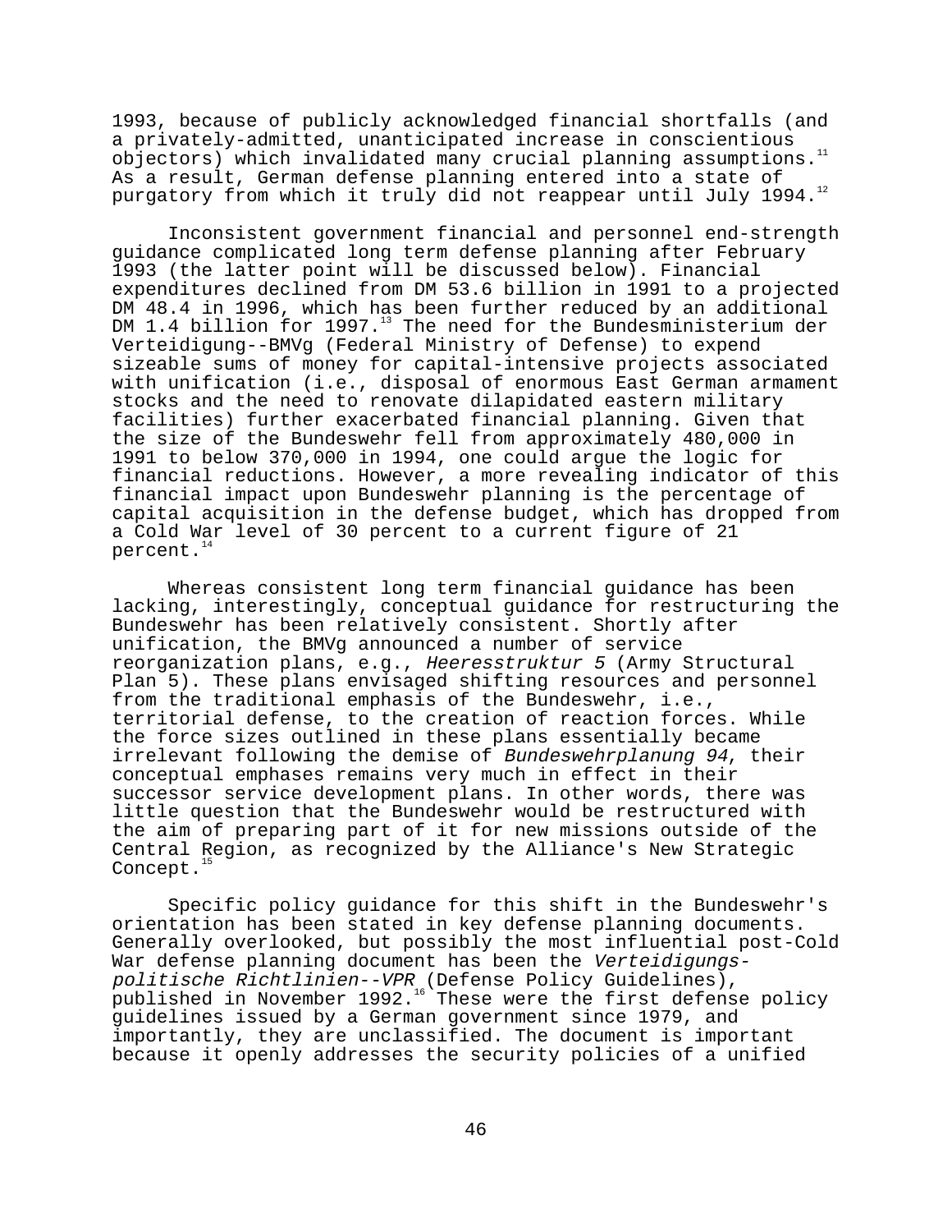1993, because of publicly acknowledged financial shortfalls (and a privately-admitted, unanticipated increase in conscientious objectors) which invalidated many crucial planning assumptions.[11] As a result, German defense planning entered into a state of purgatory from which it truly did not reappear until July 1994.[12]

Inconsistent government financial and personnel end-strength guidance complicated long term defense planning after February 1993 (the latter point will be discussed below). Financial expenditures declined from DM 53.6 billion in 1991 to a projected DM 48.4 in 1996, which has been further reduced by an additional DM 1.4 billion for 1997.[13] The need for the Bundesministerium der Verteidigung--BMVg (Federal Ministry of Defense) to expend sizeable sums of money for capital-intensive projects associated with unification (i.e., disposal of enormous East German armament stocks and the need to renovate dilapidated eastern military facilities) further exacerbated financial planning. Given that the size of the Bundeswehr fell from approximately 480,000 in 1991 to below 370,000 in 1994, one could argue the logic for financial reductions. However, a more revealing indicator of this financial impact upon Bundeswehr planning is the percentage of capital acquisition in the defense budget, which has dropped from a Cold War level of 30 percent to a current figure of 21 percent.[14]

Whereas consistent long term financial guidance has been lacking, interestingly, conceptual guidance for restructuring the Bundeswehr has been relatively consistent. Shortly after unification, the BMVg announced a number of service reorganization plans, e.g., *Heeresstruktur 5* (Army Structural Plan 5). These plans envisaged shifting resources and personnel from the traditional emphasis of the Bundeswehr, i.e., territorial defense, to the creation of reaction forces. While the force sizes outlined in these plans essentially became irrelevant following the demise of *Bundeswehrplanung 94*, their conceptual emphases remains very much in effect in their successor service development plans. In other words, there was little question that the Bundeswehr would be restructured with the aim of preparing part of it for new missions outside of the Central Region, as recognized by the Alliance's New Strategic Concept.[15]

Specific policy guidance for this shift in the Bundeswehr's orientation has been stated in key defense planning documents. Generally overlooked, but possibly the most influential post-Cold War defense planning document has been the *Verteidigungs-politische Richtlinien--VPR* (Defense Policy Guidelines), published in November 1992.[16] These were the first defense policy guidelines issued by a German government since 1979, and importantly, they are unclassified. The document is important because it openly addresses the security policies of a unified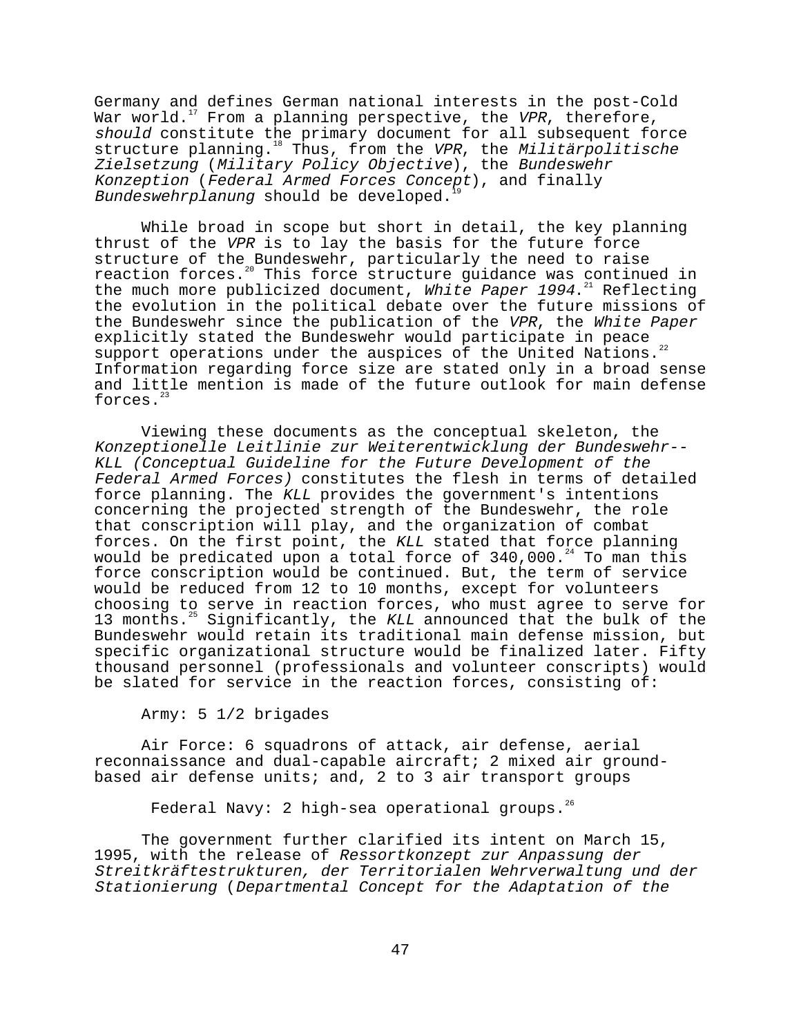Germany and defines German national interests in the post-Cold War world.[17] From a planning perspective, the *VPR*, therefore, *should* constitute the primary document for all subsequent force structure planning.[18] Thus, from the *VPR*, the *Militärpolitische Zielsetzung* (*Military Policy Objective*), the *Bundeswehr Konzeption* (*Federal Armed Forces Concept*), and finally *Bundeswehrplanung* should be developed.[19]

While broad in scope but short in detail, the key planning thrust of the *VPR* is to lay the basis for the future force structure of the Bundeswehr, particularly the need to raise reaction forces.[20] This force structure guidance was continued in the much more publicized document, *White Paper 1994*.[21] Reflecting the evolution in the political debate over the future missions of the Bundeswehr since the publication of the *VPR*, the *White Paper* explicitly stated the Bundeswehr would participate in peace support operations under the auspices of the United Nations.[22] Information regarding force size are stated only in a broad sense and little mention is made of the future outlook for main defense forces.[23]

Viewing these documents as the conceptual skeleton, the *Konzeptionelle Leitlinie zur Weiterentwicklung der Bundeswehr--KLL (Conceptual Guideline for the Future Development of the Federal Armed Forces)* constitutes the flesh in terms of detailed force planning. The *KLL* provides the government's intentions concerning the projected strength of the Bundeswehr, the role that conscription will play, and the organization of combat forces. On the first point, the *KLL* stated that force planning would be predicated upon a total force of 340,000.[24] To man this force conscription would be continued. But, the term of service would be reduced from 12 to 10 months, except for volunteers choosing to serve in reaction forces, who must agree to serve for 13 months.[25] Significantly, the *KLL* announced that the bulk of the Bundeswehr would retain its traditional main defense mission, but specific organizational structure would be finalized later. Fifty thousand personnel (professionals and volunteer conscripts) would be slated for service in the reaction forces, consisting of:

Army: 5 1/2 brigades

Air Force: 6 squadrons of attack, air defense, aerial reconnaissance and dual-capable aircraft; 2 mixed air ground-based air defense units; and, 2 to 3 air transport groups

Federal Navy: 2 high-sea operational groups.[26]

The government further clarified its intent on March 15, 1995, with the release of *Ressortkonzept zur Anpassung der Streitkräftestrukturen, der Territorialen Wehrverwaltung und der Stationierung* (*Departmental Concept for the Adaptation of the*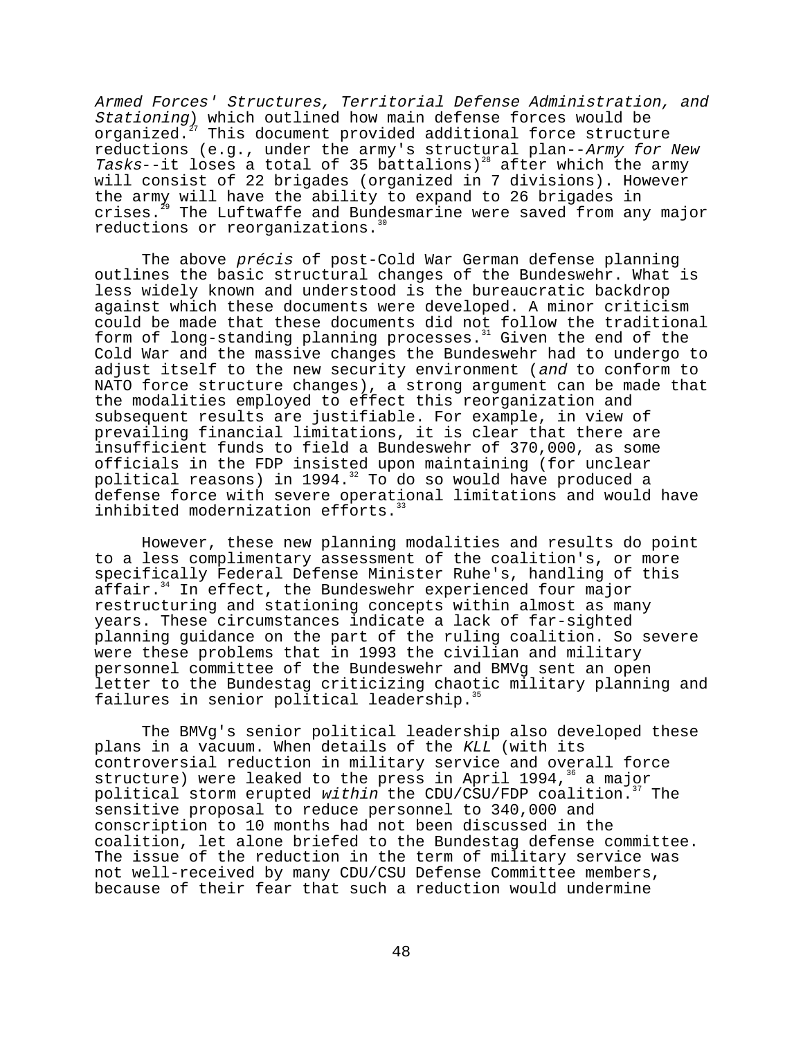*Armed Forces' Structures, Territorial Defense Administration, and Stationing*) which outlined how main defense forces would be organized.[27] This document provided additional force structure reductions (e.g., under the army's structural plan--*Army for New Tasks*--it loses a total of 35 battalions)[28] after which the army will consist of 22 brigades (organized in 7 divisions). However the army will have the ability to expand to 26 brigades in crises.[29] The Luftwaffe and Bundesmarine were saved from any major reductions or reorganizations.[30]

The above *précis* of post-Cold War German defense planning outlines the basic structural changes of the Bundeswehr. What is less widely known and understood is the bureaucratic backdrop against which these documents were developed. A minor criticism could be made that these documents did not follow the traditional form of long-standing planning processes.[31] Given the end of the Cold War and the massive changes the Bundeswehr had to undergo to adjust itself to the new security environment (*and* to conform to NATO force structure changes), a strong argument can be made that the modalities employed to effect this reorganization and subsequent results are justifiable. For example, in view of prevailing financial limitations, it is clear that there are insufficient funds to field a Bundeswehr of 370,000, as some officials in the FDP insisted upon maintaining (for unclear political reasons) in 1994.[32] To do so would have produced a defense force with severe operational limitations and would have inhibited modernization efforts.[33]

However, these new planning modalities and results do point to a less complimentary assessment of the coalition's, or more specifically Federal Defense Minister Ruhe's, handling of this affair.[34] In effect, the Bundeswehr experienced four major restructuring and stationing concepts within almost as many years. These circumstances indicate a lack of far-sighted planning guidance on the part of the ruling coalition. So severe were these problems that in 1993 the civilian and military personnel committee of the Bundeswehr and BMVg sent an open letter to the Bundestag criticizing chaotic military planning and failures in senior political leadership.[35]

The BMVg's senior political leadership also developed these plans in a vacuum. When details of the *KLL* (with its controversial reduction in military service and overall force structure) were leaked to the press in April 1994,[36] a major political storm erupted *within* the CDU/CSU/FDP coalition.[37] The sensitive proposal to reduce personnel to 340,000 and conscription to 10 months had not been discussed in the coalition, let alone briefed to the Bundestag defense committee. The issue of the reduction in the term of military service was not well-received by many CDU/CSU Defense Committee members, because of their fear that such a reduction would undermine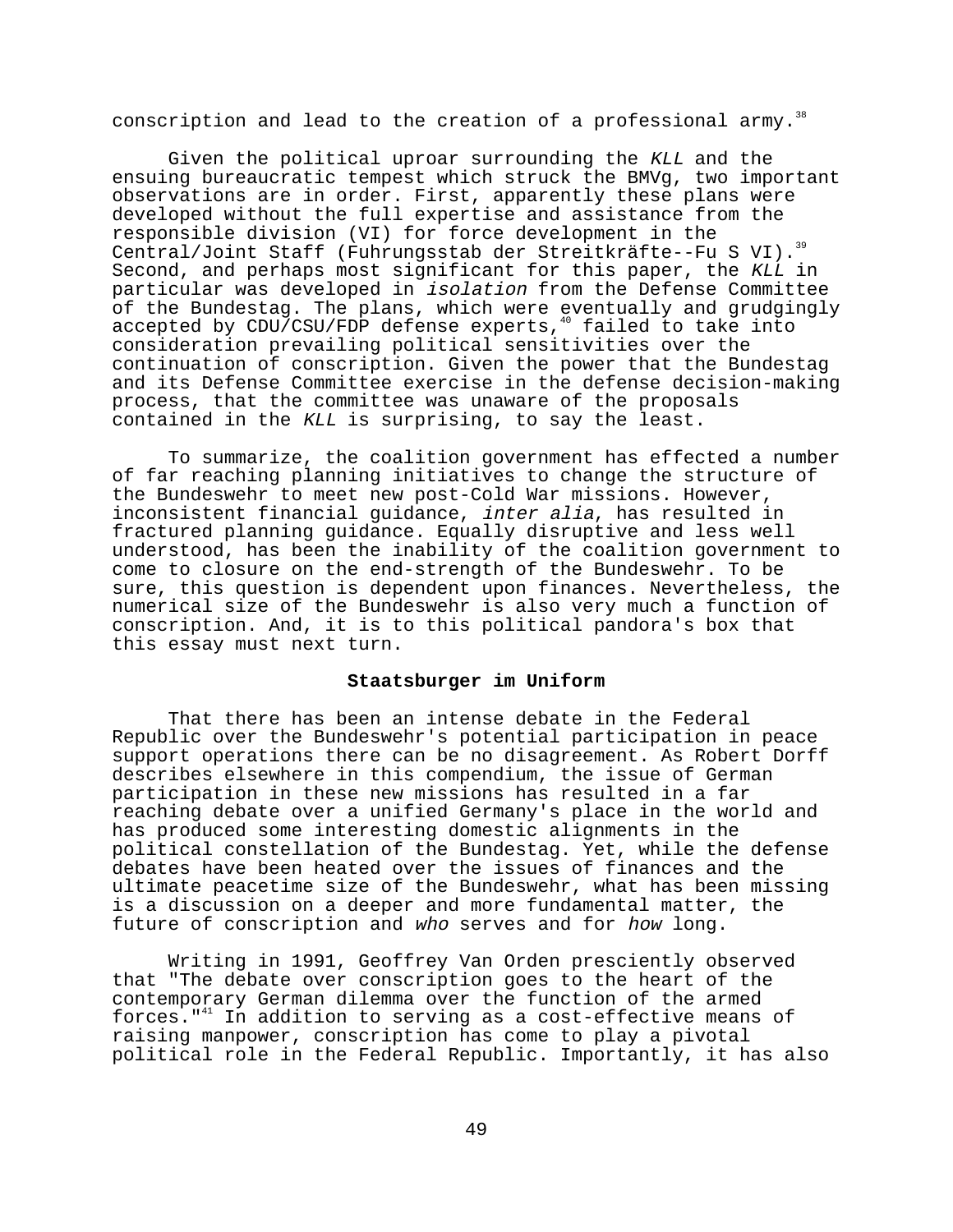conscription and lead to the creation of a professional army.[38]

Given the political uproar surrounding the *KLL* and the ensuing bureaucratic tempest which struck the BMVg, two important observations are in order. First, apparently these plans were developed without the full expertise and assistance from the responsible division (VI) for force development in the Central/Joint Staff (Fuhrungsstab der Streitkräfte--Fu S VI).[39] Second, and perhaps most significant for this paper, the *KLL* in particular was developed in *isolation* from the Defense Committee of the Bundestag. The plans, which were eventually and grudgingly accepted by CDU/CSU/FDP defense experts,[40] failed to take into consideration prevailing political sensitivities over the continuation of conscription. Given the power that the Bundestag and its Defense Committee exercise in the defense decision-making process, that the committee was unaware of the proposals contained in the *KLL* is surprising, to say the least.

To summarize, the coalition government has effected a number of far reaching planning initiatives to change the structure of the Bundeswehr to meet new post-Cold War missions. However, inconsistent financial guidance, *inter alia*, has resulted in fractured planning guidance. Equally disruptive and less well understood, has been the inability of the coalition government to come to closure on the end-strength of the Bundeswehr. To be sure, this question is dependent upon finances. Nevertheless, the numerical size of the Bundeswehr is also very much a function of conscription. And, it is to this political pandora's box that this essay must next turn.

### Staatsburger im Uniform

That there has been an intense debate in the Federal Republic over the Bundeswehr's potential participation in peace support operations there can be no disagreement. As Robert Dorff describes elsewhere in this compendium, the issue of German participation in these new missions has resulted in a far reaching debate over a unified Germany's place in the world and has produced some interesting domestic alignments in the political constellation of the Bundestag. Yet, while the defense debates have been heated over the issues of finances and the ultimate peacetime size of the Bundeswehr, what has been missing is a discussion on a deeper and more fundamental matter, the future of conscription and *who* serves and for *how* long.

Writing in 1991, Geoffrey Van Orden presciently observed that "The debate over conscription goes to the heart of the contemporary German dilemma over the function of the armed forces."[41] In addition to serving as a cost-effective means of raising manpower, conscription has come to play a pivotal political role in the Federal Republic. Importantly, it has also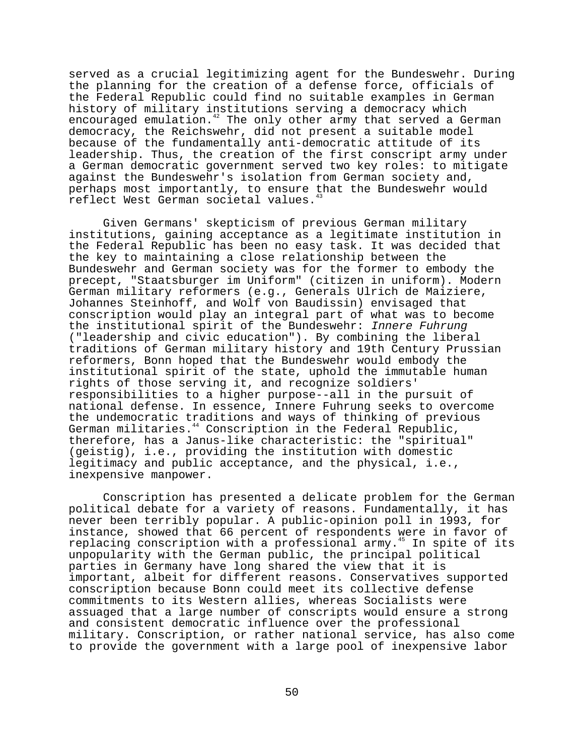served as a crucial legitimizing agent for the Bundeswehr. During the planning for the creation of a defense force, officials of the Federal Republic could find no suitable examples in German history of military institutions serving a democracy which encouraged emulation.[42] The only other army that served a German democracy, the Reichswehr, did not present a suitable model because of the fundamentally anti-democratic attitude of its leadership. Thus, the creation of the first conscript army under a German democratic government served two key roles: to mitigate against the Bundeswehr's isolation from German society and, perhaps most importantly, to ensure that the Bundeswehr would reflect West German societal values.[43]

Given Germans' skepticism of previous German military institutions, gaining acceptance as a legitimate institution in the Federal Republic has been no easy task. It was decided that the key to maintaining a close relationship between the Bundeswehr and German society was for the former to embody the precept, "Staatsburger im Uniform" (citizen in uniform). Modern German military reformers (e.g., Generals Ulrich de Maiziere, Johannes Steinhoff, and Wolf von Baudissin) envisaged that conscription would play an integral part of what was to become the institutional spirit of the Bundeswehr: *Innere Fuhrung* ("leadership and civic education"). By combining the liberal traditions of German military history and 19th Century Prussian reformers, Bonn hoped that the Bundeswehr would embody the institutional spirit of the state, uphold the immutable human rights of those serving it, and recognize soldiers' responsibilities to a higher purpose--all in the pursuit of national defense. In essence, Innere Fuhrung seeks to overcome the undemocratic traditions and ways of thinking of previous German militaries.[44] Conscription in the Federal Republic, therefore, has a Janus-like characteristic: the "spiritual" (geistig), i.e., providing the institution with domestic legitimacy and public acceptance, and the physical, i.e., inexpensive manpower.

Conscription has presented a delicate problem for the German political debate for a variety of reasons. Fundamentally, it has never been terribly popular. A public-opinion poll in 1993, for instance, showed that 66 percent of respondents were in favor of replacing conscription with a professional army.[45] In spite of its unpopularity with the German public, the principal political parties in Germany have long shared the view that it is important, albeit for different reasons. Conservatives supported conscription because Bonn could meet its collective defense commitments to its Western allies, whereas Socialists were assuaged that a large number of conscripts would ensure a strong and consistent democratic influence over the professional military. Conscription, or rather national service, has also come to provide the government with a large pool of inexpensive labor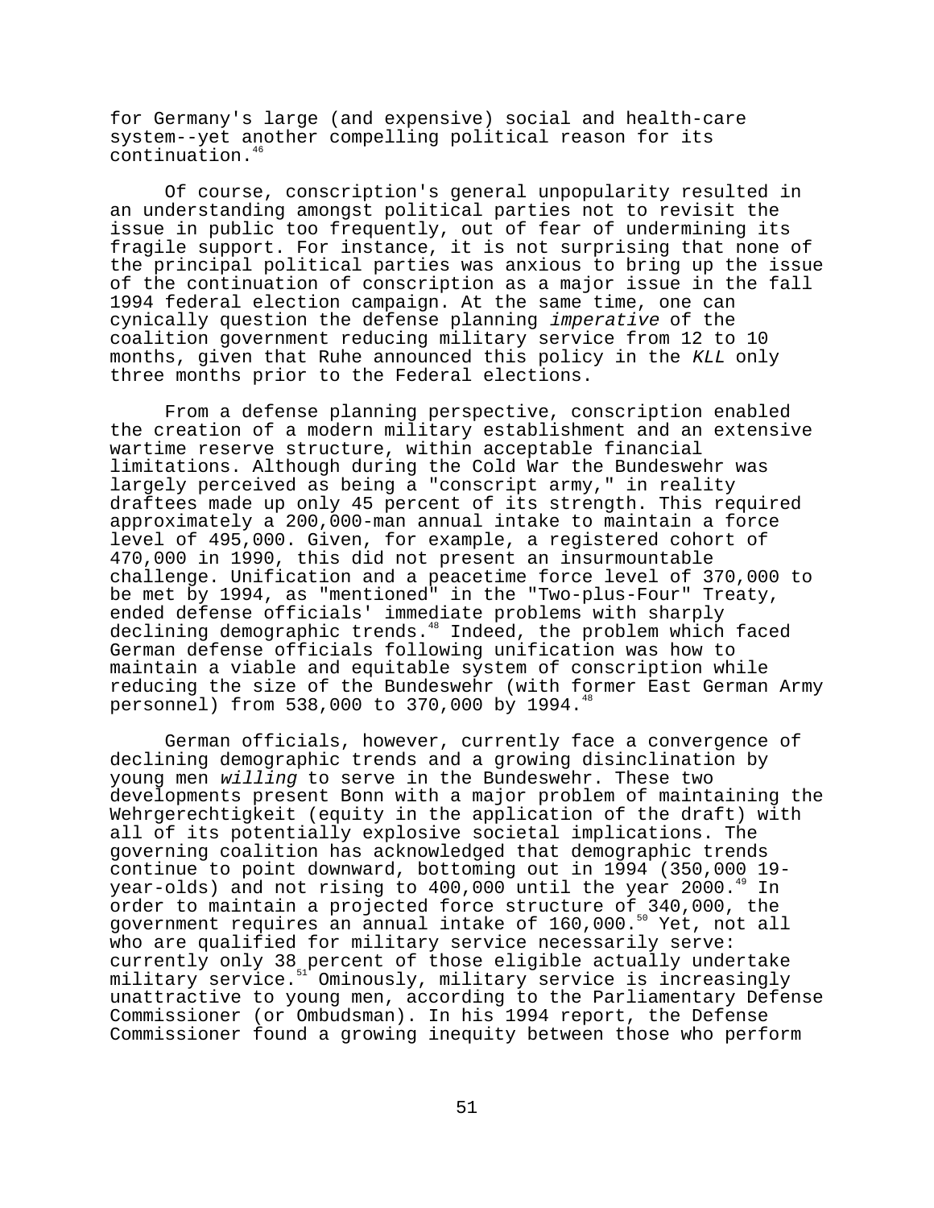for Germany's large (and expensive) social and health-care system--yet another compelling political reason for its continuation.[46]

Of course, conscription's general unpopularity resulted in an understanding amongst political parties not to revisit the issue in public too frequently, out of fear of undermining its fragile support. For instance, it is not surprising that none of the principal political parties was anxious to bring up the issue of the continuation of conscription as a major issue in the fall 1994 federal election campaign. At the same time, one can cynically question the defense planning *imperative* of the coalition government reducing military service from 12 to 10 months, given that Ruhe announced this policy in the *KLL* only three months prior to the Federal elections.

From a defense planning perspective, conscription enabled the creation of a modern military establishment and an extensive wartime reserve structure, within acceptable financial limitations. Although during the Cold War the Bundeswehr was largely perceived as being a "conscript army," in reality draftees made up only 45 percent of its strength. This required approximately a 200,000-man annual intake to maintain a force level of 495,000. Given, for example, a registered cohort of 470,000 in 1990, this did not present an insurmountable challenge. Unification and a peacetime force level of 370,000 to be met by 1994, as "mentioned" in the "Two-plus-Four" Treaty, ended defense officials' immediate problems with sharply declining demographic trends.[48] Indeed, the problem which faced German defense officials following unification was how to maintain a viable and equitable system of conscription while reducing the size of the Bundeswehr (with former East German Army personnel) from 538,000 to 370,000 by 1994.[48]

German officials, however, currently face a convergence of declining demographic trends and a growing disinclination by young men *willing* to serve in the Bundeswehr. These two developments present Bonn with a major problem of maintaining the Wehrgerechtigkeit (equity in the application of the draft) with all of its potentially explosive societal implications. The governing coalition has acknowledged that demographic trends continue to point downward, bottoming out in 1994 (350,000 19-year-olds) and not rising to 400,000 until the year 2000.[49] In order to maintain a projected force structure of 340,000, the government requires an annual intake of 160,000.[50] Yet, not all who are qualified for military service necessarily serve: currently only 38 percent of those eligible actually undertake military service.[51] Ominously, military service is increasingly unattractive to young men, according to the Parliamentary Defense Commissioner (or Ombudsman). In his 1994 report, the Defense Commissioner found a growing inequity between those who perform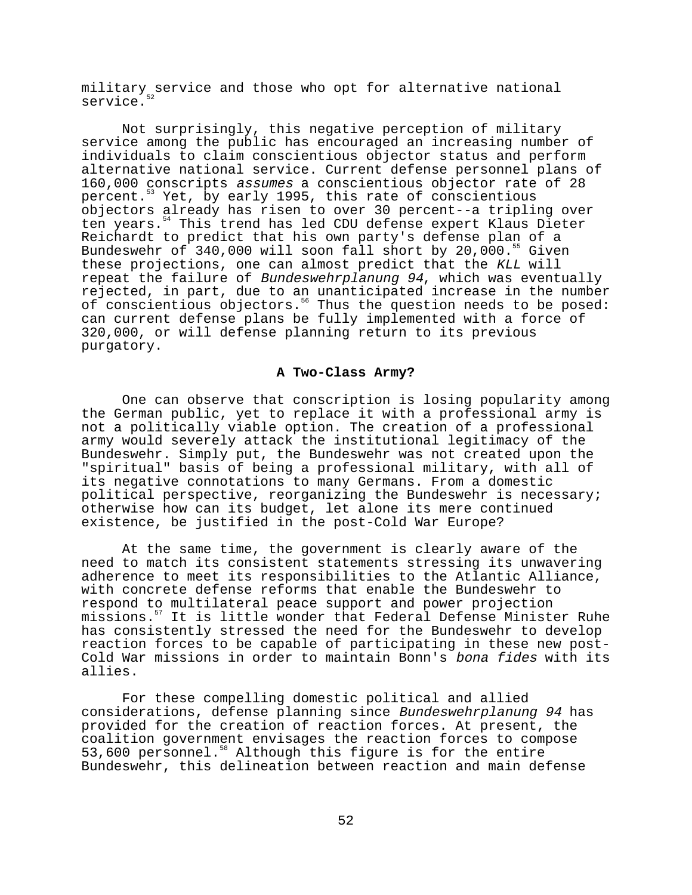military service and those who opt for alternative national service.[52]

Not surprisingly, this negative perception of military service among the public has encouraged an increasing number of individuals to claim conscientious objector status and perform alternative national service. Current defense personnel plans of 160,000 conscripts *assumes* a conscientious objector rate of 28 percent.[53] Yet, by early 1995, this rate of conscientious objectors already has risen to over 30 percent--a tripling over ten years.[54] This trend has led CDU defense expert Klaus Dieter Reichardt to predict that his own party's defense plan of a Bundeswehr of 340,000 will soon fall short by 20,000.[55] Given these projections, one can almost predict that the *KLL* will repeat the failure of *Bundeswehrplanung 94*, which was eventually rejected, in part, due to an unanticipated increase in the number of conscientious objectors.[56] Thus the question needs to be posed: can current defense plans be fully implemented with a force of 320,000, or will defense planning return to its previous purgatory.

## A Two-Class Army?

One can observe that conscription is losing popularity among the German public, yet to replace it with a professional army is not a politically viable option. The creation of a professional army would severely attack the institutional legitimacy of the Bundeswehr. Simply put, the Bundeswehr was not created upon the "spiritual" basis of being a professional military, with all of its negative connotations to many Germans. From a domestic political perspective, reorganizing the Bundeswehr is necessary; otherwise how can its budget, let alone its mere continued existence, be justified in the post-Cold War Europe?

At the same time, the government is clearly aware of the need to match its consistent statements stressing its unwavering adherence to meet its responsibilities to the Atlantic Alliance, with concrete defense reforms that enable the Bundeswehr to respond to multilateral peace support and power projection missions.[57] It is little wonder that Federal Defense Minister Ruhe has consistently stressed the need for the Bundeswehr to develop reaction forces to be capable of participating in these new post-Cold War missions in order to maintain Bonn's *bona fides* with its allies.

For these compelling domestic political and allied considerations, defense planning since *Bundeswehrplanung 94* has provided for the creation of reaction forces. At present, the coalition government envisages the reaction forces to compose 53,600 personnel.[58] Although this figure is for the entire Bundeswehr, this delineation between reaction and main defense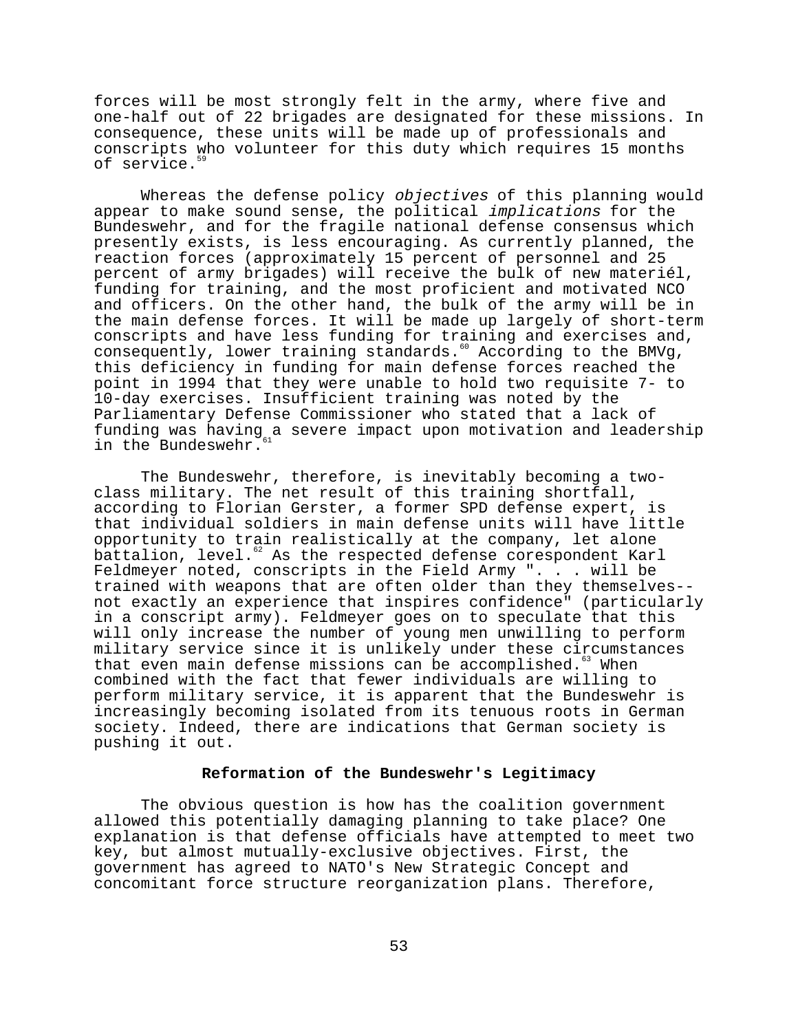forces will be most strongly felt in the army, where five and one-half out of 22 brigades are designated for these missions. In consequence, these units will be made up of professionals and conscripts who volunteer for this duty which requires 15 months of service.[59]

Whereas the defense policy *objectives* of this planning would appear to make sound sense, the political *implications* for the Bundeswehr, and for the fragile national defense consensus which presently exists, is less encouraging. As currently planned, the reaction forces (approximately 15 percent of personnel and 25 percent of army brigades) will receive the bulk of new materiél, funding for training, and the most proficient and motivated NCO and officers. On the other hand, the bulk of the army will be in the main defense forces. It will be made up largely of short-term conscripts and have less funding for training and exercises and, consequently, lower training standards.[60] According to the BMVg, this deficiency in funding for main defense forces reached the point in 1994 that they were unable to hold two requisite 7- to 10-day exercises. Insufficient training was noted by the Parliamentary Defense Commissioner who stated that a lack of funding was having a severe impact upon motivation and leadership in the Bundeswehr.[61]

The Bundeswehr, therefore, is inevitably becoming a two-class military. The net result of this training shortfall, according to Florian Gerster, a former SPD defense expert, is that individual soldiers in main defense units will have little opportunity to train realistically at the company, let alone battalion, level.[62] As the respected defense corespondent Karl Feldmeyer noted, conscripts in the Field Army ". . . will be trained with weapons that are often older than they themselves--not exactly an experience that inspires confidence" (particularly in a conscript army). Feldmeyer goes on to speculate that this will only increase the number of young men unwilling to perform military service since it is unlikely under these circumstances that even main defense missions can be accomplished.[63] When combined with the fact that fewer individuals are willing to perform military service, it is apparent that the Bundeswehr is increasingly becoming isolated from its tenuous roots in German society. Indeed, there are indications that German society is pushing it out.

## Reformation of the Bundeswehr's Legitimacy

The obvious question is how has the coalition government allowed this potentially damaging planning to take place? One explanation is that defense officials have attempted to meet two key, but almost mutually-exclusive objectives. First, the government has agreed to NATO's New Strategic Concept and concomitant force structure reorganization plans. Therefore,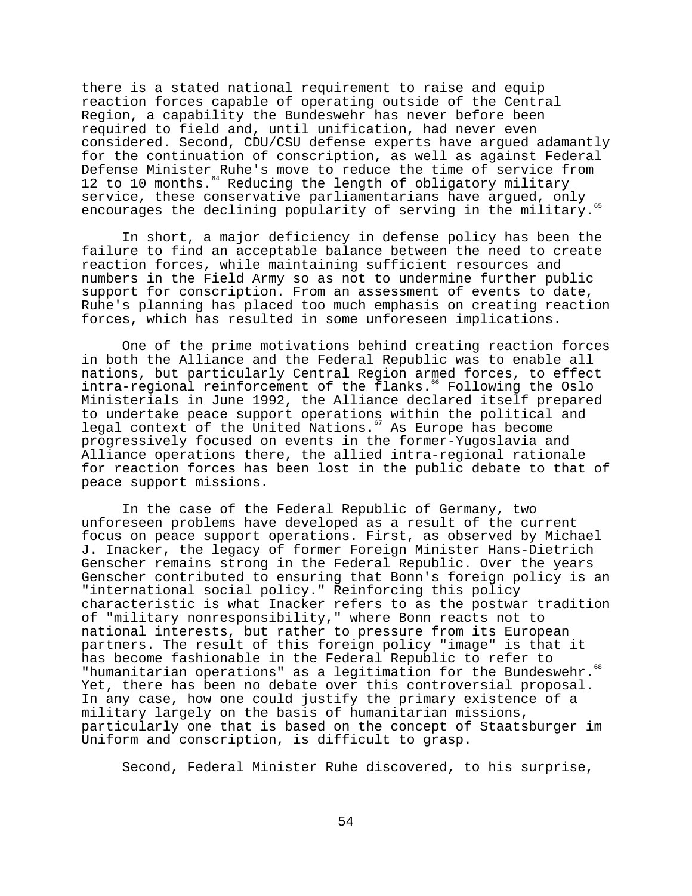there is a stated national requirement to raise and equip reaction forces capable of operating outside of the Central Region, a capability the Bundeswehr has never before been required to field and, until unification, had never even considered. Second, CDU/CSU defense experts have argued adamantly for the continuation of conscription, as well as against Federal Defense Minister Ruhe's move to reduce the time of service from 12 to 10 months.[64] Reducing the length of obligatory military service, these conservative parliamentarians have argued, only encourages the declining popularity of serving in the military.[65]

In short, a major deficiency in defense policy has been the failure to find an acceptable balance between the need to create reaction forces, while maintaining sufficient resources and numbers in the Field Army so as not to undermine further public support for conscription. From an assessment of events to date, Ruhe's planning has placed too much emphasis on creating reaction forces, which has resulted in some unforeseen implications.

One of the prime motivations behind creating reaction forces in both the Alliance and the Federal Republic was to enable all nations, but particularly Central Region armed forces, to effect intra-regional reinforcement of the flanks.[66] Following the Oslo Ministerials in June 1992, the Alliance declared itself prepared to undertake peace support operations within the political and legal context of the United Nations.[67] As Europe has become progressively focused on events in the former-Yugoslavia and Alliance operations there, the allied intra-regional rationale for reaction forces has been lost in the public debate to that of peace support missions.

In the case of the Federal Republic of Germany, two unforeseen problems have developed as a result of the current focus on peace support operations. First, as observed by Michael J. Inacker, the legacy of former Foreign Minister Hans-Dietrich Genscher remains strong in the Federal Republic. Over the years Genscher contributed to ensuring that Bonn's foreign policy is an "international social policy." Reinforcing this policy characteristic is what Inacker refers to as the postwar tradition of "military nonresponsibility," where Bonn reacts not to national interests, but rather to pressure from its European partners. The result of this foreign policy "image" is that it has become fashionable in the Federal Republic to refer to "humanitarian operations" as a legitimation for the Bundeswehr.[68] Yet, there has been no debate over this controversial proposal. In any case, how one could justify the primary existence of a military largely on the basis of humanitarian missions, particularly one that is based on the concept of Staatsburger im Uniform and conscription, is difficult to grasp.

Second, Federal Minister Ruhe discovered, to his surprise,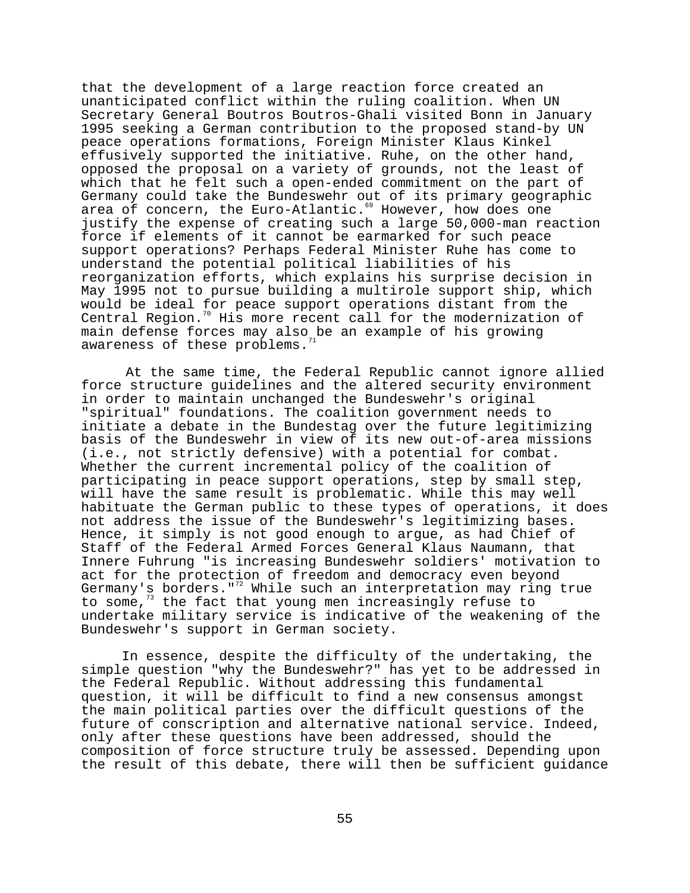that the development of a large reaction force created an unanticipated conflict within the ruling coalition. When UN Secretary General Boutros Boutros-Ghali visited Bonn in January 1995 seeking a German contribution to the proposed stand-by UN peace operations formations, Foreign Minister Klaus Kinkel effusively supported the initiative. Ruhe, on the other hand, opposed the proposal on a variety of grounds, not the least of which that he felt such a open-ended commitment on the part of Germany could take the Bundeswehr out of its primary geographic area of concern, the Euro-Atlantic.[69] However, how does one justify the expense of creating such a large 50,000-man reaction force if elements of it cannot be earmarked for such peace support operations? Perhaps Federal Minister Ruhe has come to understand the potential political liabilities of his reorganization efforts, which explains his surprise decision in May 1995 not to pursue building a multirole support ship, which would be ideal for peace support operations distant from the Central Region.[70] His more recent call for the modernization of main defense forces may also be an example of his growing awareness of these problems.[71]

At the same time, the Federal Republic cannot ignore allied force structure guidelines and the altered security environment in order to maintain unchanged the Bundeswehr's original "spiritual" foundations. The coalition government needs to initiate a debate in the Bundestag over the future legitimizing basis of the Bundeswehr in view of its new out-of-area missions (i.e., not strictly defensive) with a potential for combat. Whether the current incremental policy of the coalition of participating in peace support operations, step by small step, will have the same result is problematic. While this may well habituate the German public to these types of operations, it does not address the issue of the Bundeswehr's legitimizing bases. Hence, it simply is not good enough to argue, as had Chief of Staff of the Federal Armed Forces General Klaus Naumann, that Innere Fuhrung "is increasing Bundeswehr soldiers' motivation to act for the protection of freedom and democracy even beyond Germany's borders."[72] While such an interpretation may ring true to some,[73] the fact that young men increasingly refuse to undertake military service is indicative of the weakening of the Bundeswehr's support in German society.

In essence, despite the difficulty of the undertaking, the simple question "why the Bundeswehr?" has yet to be addressed in the Federal Republic. Without addressing this fundamental question, it will be difficult to find a new consensus amongst the main political parties over the difficult questions of the future of conscription and alternative national service. Indeed, only after these questions have been addressed, should the composition of force structure truly be assessed. Depending upon the result of this debate, there will then be sufficient guidance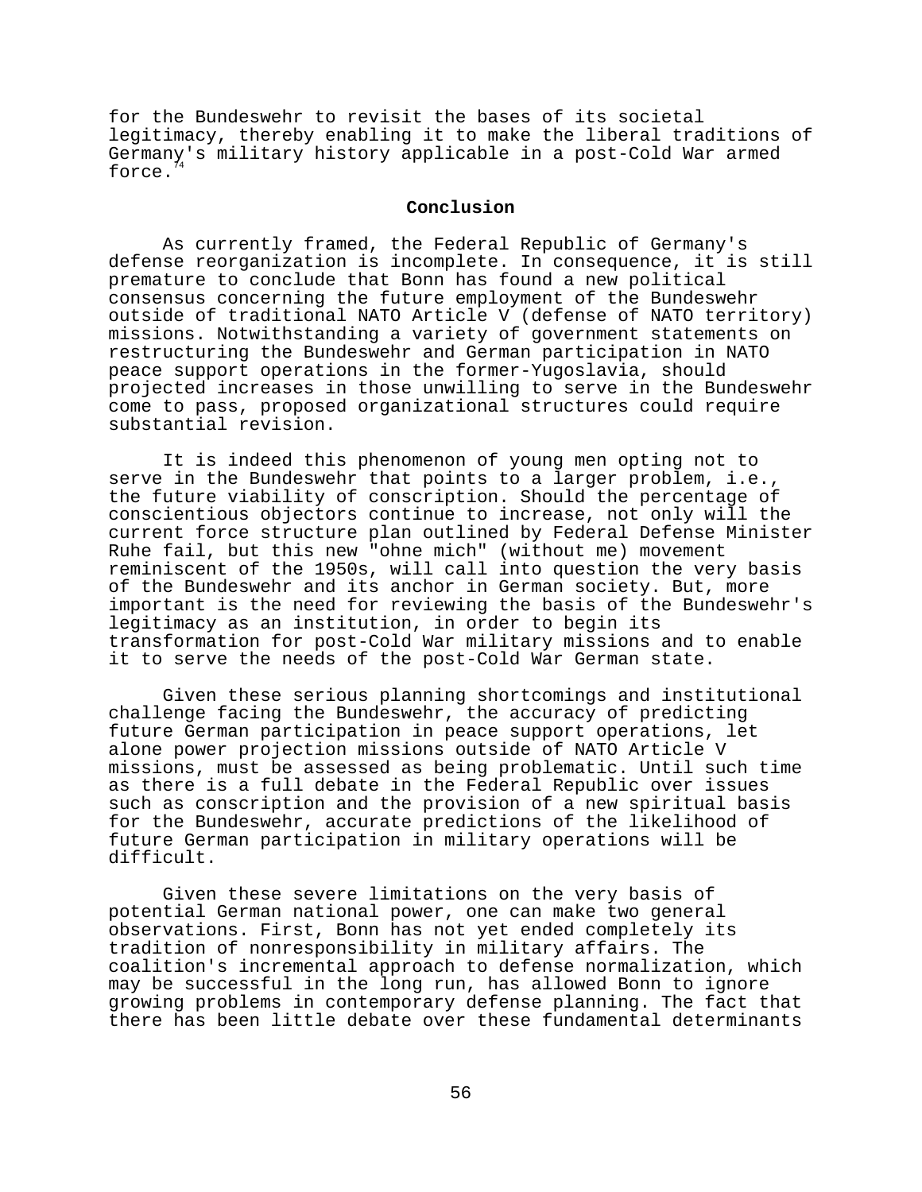for the Bundeswehr to revisit the bases of its societal legitimacy, thereby enabling it to make the liberal traditions of Germany's military history applicable in a post-Cold War armed force.[74]

## Conclusion

As currently framed, the Federal Republic of Germany's defense reorganization is incomplete. In consequence, it is still premature to conclude that Bonn has found a new political consensus concerning the future employment of the Bundeswehr outside of traditional NATO Article V (defense of NATO territory) missions. Notwithstanding a variety of government statements on restructuring the Bundeswehr and German participation in NATO peace support operations in the former-Yugoslavia, should projected increases in those unwilling to serve in the Bundeswehr come to pass, proposed organizational structures could require substantial revision.

It is indeed this phenomenon of young men opting not to serve in the Bundeswehr that points to a larger problem, i.e., the future viability of conscription. Should the percentage of conscientious objectors continue to increase, not only will the current force structure plan outlined by Federal Defense Minister Ruhe fail, but this new "ohne mich" (without me) movement reminiscent of the 1950s, will call into question the very basis of the Bundeswehr and its anchor in German society. But, more important is the need for reviewing the basis of the Bundeswehr's legitimacy as an institution, in order to begin its transformation for post-Cold War military missions and to enable it to serve the needs of the post-Cold War German state.

Given these serious planning shortcomings and institutional challenge facing the Bundeswehr, the accuracy of predicting future German participation in peace support operations, let alone power projection missions outside of NATO Article V missions, must be assessed as being problematic. Until such time as there is a full debate in the Federal Republic over issues such as conscription and the provision of a new spiritual basis for the Bundeswehr, accurate predictions of the likelihood of future German participation in military operations will be difficult.

Given these severe limitations on the very basis of potential German national power, one can make two general observations. First, Bonn has not yet ended completely its tradition of nonresponsibility in military affairs. The coalition's incremental approach to defense normalization, which may be successful in the long run, has allowed Bonn to ignore growing problems in contemporary defense planning. The fact that there has been little debate over these fundamental determinants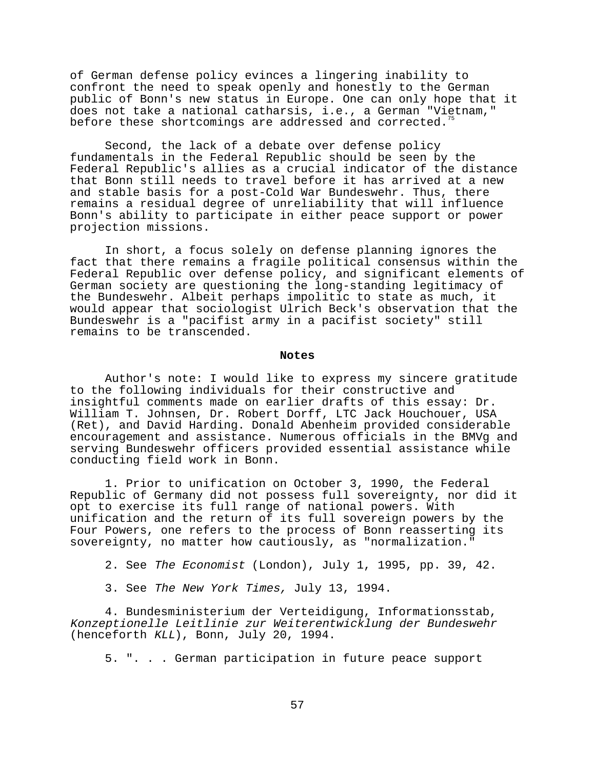of German defense policy evinces a lingering inability to confront the need to speak openly and honestly to the German public of Bonn's new status in Europe. One can only hope that it does not take a national catharsis, i.e., a German "Vietnam," before these shortcomings are addressed and corrected.[75]

Second, the lack of a debate over defense policy fundamentals in the Federal Republic should be seen by the Federal Republic's allies as a crucial indicator of the distance that Bonn still needs to travel before it has arrived at a new and stable basis for a post-Cold War Bundeswehr. Thus, there remains a residual degree of unreliability that will influence Bonn's ability to participate in either peace support or power projection missions.

In short, a focus solely on defense planning ignores the fact that there remains a fragile political consensus within the Federal Republic over defense policy, and significant elements of German society are questioning the long-standing legitimacy of the Bundeswehr. Albeit perhaps impolitic to state as much, it would appear that sociologist Ulrich Beck's observation that the Bundeswehr is a "pacifist army in a pacifist society" still remains to be transcended.

**Notes**

Author's note: I would like to express my sincere gratitude to the following individuals for their constructive and insightful comments made on earlier drafts of this essay: Dr. William T. Johnsen, Dr. Robert Dorff, LTC Jack Houchouer, USA (Ret), and David Harding. Donald Abenheim provided considerable encouragement and assistance. Numerous officials in the BMVg and serving Bundeswehr officers provided essential assistance while conducting field work in Bonn.

1. Prior to unification on October 3, 1990, the Federal Republic of Germany did not possess full sovereignty, nor did it opt to exercise its full range of national powers. With unification and the return of its full sovereign powers by the Four Powers, one refers to the process of Bonn reasserting its sovereignty, no matter how cautiously, as "normalization."

2. See *The Economist* (London), July 1, 1995, pp. 39, 42.

3. See *The New York Times,* July 13, 1994.

4. Bundesministerium der Verteidigung, Informationsstab, *Konzeptionelle Leitlinie zur Weiterentwicklung der Bundeswehr* (henceforth *KLL*), Bonn, July 20, 1994.

5. ". . . German participation in future peace support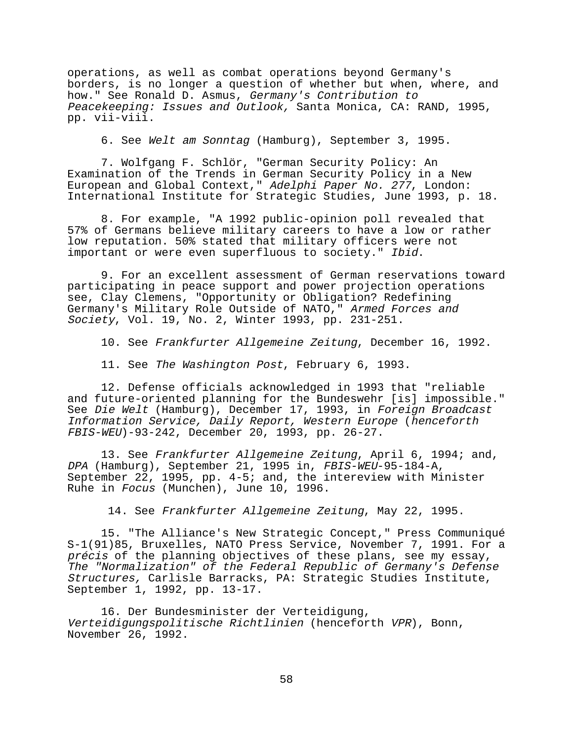operations, as well as combat operations beyond Germany's borders, is no longer a question of whether but when, where, and how." See Ronald D. Asmus, *Germany's Contribution to Peacekeeping: Issues and Outlook,* Santa Monica, CA: RAND, 1995, pp. vii-viii.

6. See *Welt am Sonntag* (Hamburg), September 3, 1995.

7. Wolfgang F. Schlör, "German Security Policy: An Examination of the Trends in German Security Policy in a New European and Global Context," *Adelphi Paper No. 277*, London: International Institute for Strategic Studies, June 1993, p. 18.

8. For example, "A 1992 public-opinion poll revealed that 57% of Germans believe military careers to have a low or rather low reputation. 50% stated that military officers were not important or were even superfluous to society." *Ibid*.

9. For an excellent assessment of German reservations toward participating in peace support and power projection operations see, Clay Clemens, "Opportunity or Obligation? Redefining Germany's Military Role Outside of NATO," *Armed Forces and Society*, Vol. 19, No. 2, Winter 1993, pp. 231-251.

10. See *Frankfurter Allgemeine Zeitung*, December 16, 1992.

11. See *The Washington Post*, February 6, 1993.

12. Defense officials acknowledged in 1993 that "reliable and future-oriented planning for the Bundeswehr [is] impossible." See *Die Welt* (Hamburg), December 17, 1993, in *Foreign Broadcast Information Service, Daily Report, Western Europe* (*henceforth FBIS-WEU*)-93-242, December 20, 1993, pp. 26-27.

13. See *Frankfurter Allgemeine Zeitung*, April 6, 1994; and, *DPA* (Hamburg), September 21, 1995 in, *FBIS-WEU*-95-184-A, September 22, 1995, pp. 4-5; and, the intereview with Minister Ruhe in *Focus* (Munchen), June 10, 1996.

14. See *Frankfurter Allgemeine Zeitung*, May 22, 1995.

15. "The Alliance's New Strategic Concept," Press Communiqué S-1(91)85, Bruxelles, NATO Press Service, November 7, 1991. For a *précis* of the planning objectives of these plans, see my essay, *The "Normalization" of the Federal Republic of Germany's Defense Structures,* Carlisle Barracks, PA: Strategic Studies Institute, September 1, 1992, pp. 13-17.

16. Der Bundesminister der Verteidigung, *Verteidigungspolitische Richtlinien* (henceforth *VPR*), Bonn, November 26, 1992.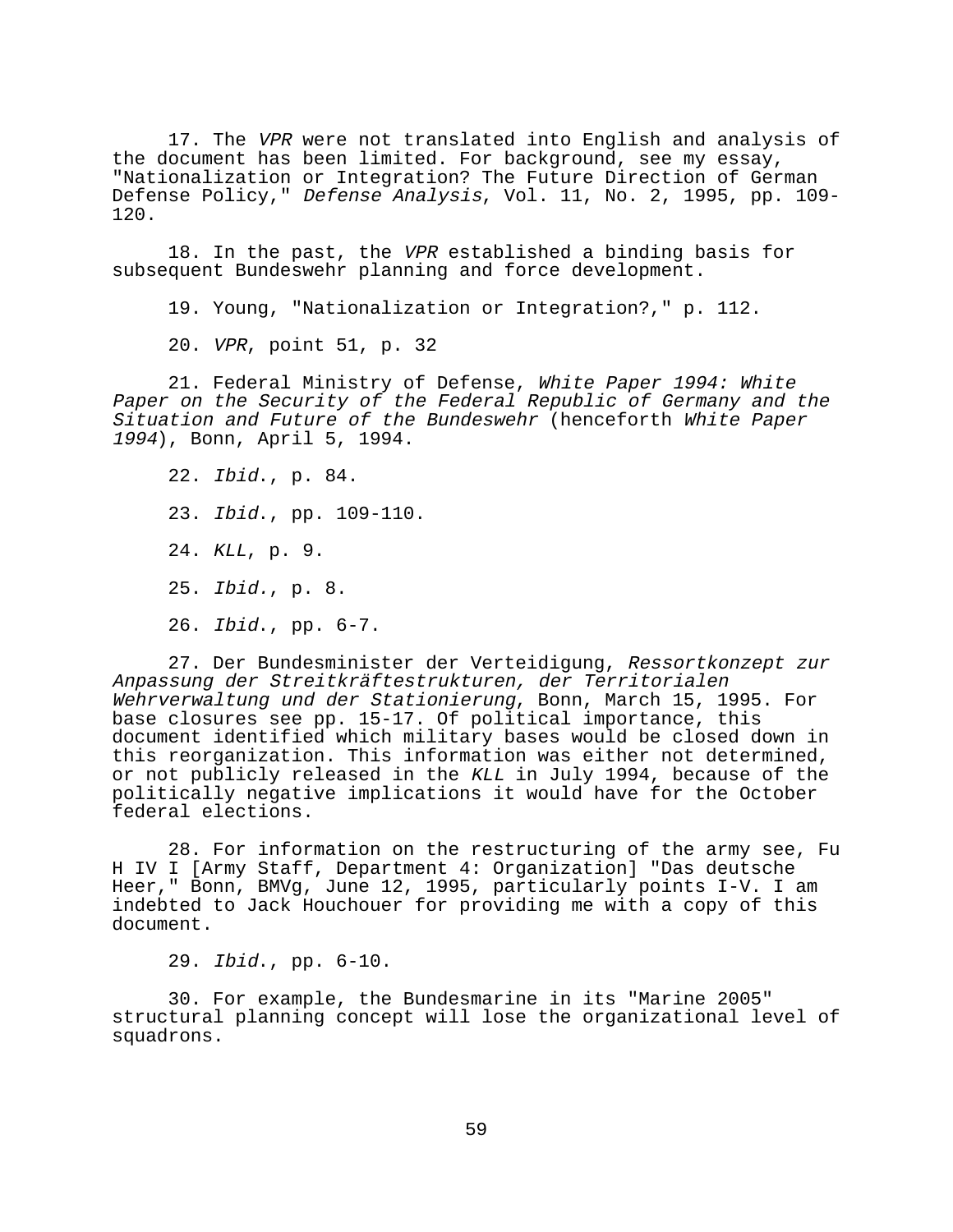17. The *VPR* were not translated into English and analysis of the document has been limited. For background, see my essay, "Nationalization or Integration? The Future Direction of German Defense Policy," *Defense Analysis*, Vol. 11, No. 2, 1995, pp. 109-120.

18. In the past, the *VPR* established a binding basis for subsequent Bundeswehr planning and force development.

19. Young, "Nationalization or Integration?," p. 112.

20. *VPR*, point 51, p. 32

21. Federal Ministry of Defense, *White Paper 1994: White Paper on the Security of the Federal Republic of Germany and the Situation and Future of the Bundeswehr* (henceforth *White Paper 1994*), Bonn, April 5, 1994.

22. *Ibid*., p. 84.

23. *Ibid*., pp. 109-110.

24. *KLL*, p. 9.

25. *Ibid.*, p. 8.

26. *Ibid*., pp. 6-7.

27. Der Bundesminister der Verteidigung, *Ressortkonzept zur Anpassung der Streitkräftestrukturen, der Territorialen Wehrverwaltung und der Stationierung*, Bonn, March 15, 1995. For base closures see pp. 15-17. Of political importance, this document identified which military bases would be closed down in this reorganization. This information was either not determined, or not publicly released in the *KLL* in July 1994, because of the politically negative implications it would have for the October federal elections.

28. For information on the restructuring of the army see, Fu H IV I [Army Staff, Department 4: Organization] "Das deutsche Heer," Bonn, BMVg, June 12, 1995, particularly points I-V. I am indebted to Jack Houchouer for providing me with a copy of this document.

29. *Ibid*., pp. 6-10.

30. For example, the Bundesmarine in its "Marine 2005" structural planning concept will lose the organizational level of squadrons.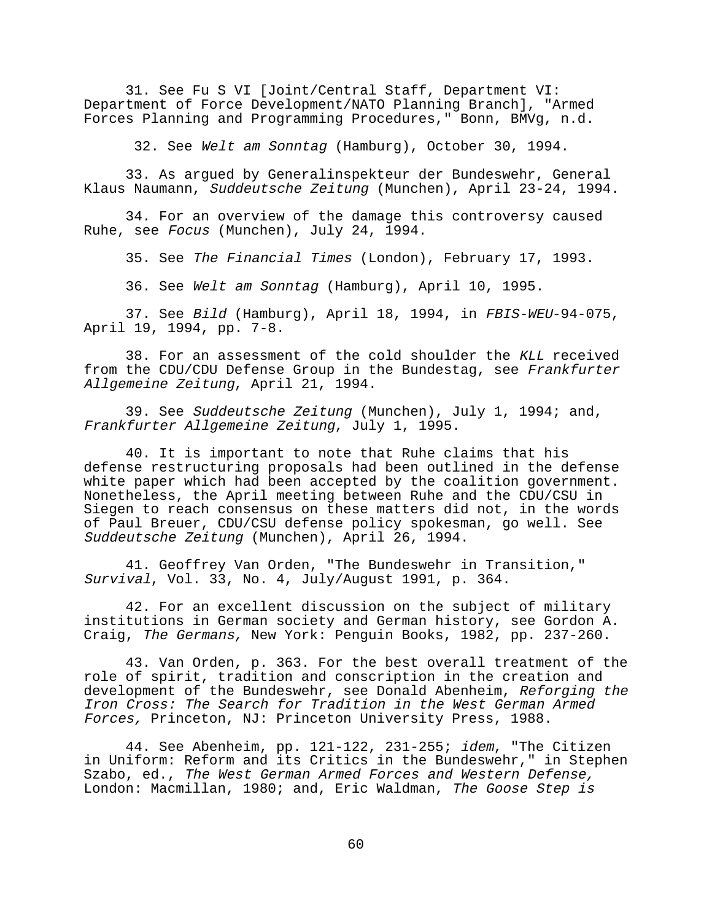31. See Fu S VI [Joint/Central Staff, Department VI: Department of Force Development/NATO Planning Branch], "Armed Forces Planning and Programming Procedures," Bonn, BMVg, n.d.

32. See *Welt am Sonntag* (Hamburg), October 30, 1994.

33. As argued by Generalinspekteur der Bundeswehr, General Klaus Naumann, *Suddeutsche Zeitung* (Munchen), April 23-24, 1994.

34. For an overview of the damage this controversy caused Ruhe, see *Focus* (Munchen), July 24, 1994.

35. See *The Financial Times* (London), February 17, 1993.

36. See *Welt am Sonntag* (Hamburg), April 10, 1995.

37. See *Bild* (Hamburg), April 18, 1994, in *FBIS-WEU*-94-075, April 19, 1994, pp. 7-8.

38. For an assessment of the cold shoulder the *KLL* received from the CDU/CDU Defense Group in the Bundestag, see *Frankfurter Allgemeine Zeitung*, April 21, 1994.

39. See *Suddeutsche Zeitung* (Munchen), July 1, 1994; and, *Frankfurter Allgemeine Zeitung*, July 1, 1995.

40. It is important to note that Ruhe claims that his defense restructuring proposals had been outlined in the defense white paper which had been accepted by the coalition government. Nonetheless, the April meeting between Ruhe and the CDU/CSU in Siegen to reach consensus on these matters did not, in the words of Paul Breuer, CDU/CSU defense policy spokesman, go well. See *Suddeutsche Zeitung* (Munchen), April 26, 1994.

41. Geoffrey Van Orden, "The Bundeswehr in Transition," *Survival*, Vol. 33, No. 4, July/August 1991, p. 364.

42. For an excellent discussion on the subject of military institutions in German society and German history, see Gordon A. Craig, *The Germans,* New York: Penguin Books, 1982, pp. 237-260.

43. Van Orden, p. 363. For the best overall treatment of the role of spirit, tradition and conscription in the creation and development of the Bundeswehr, see Donald Abenheim, *Reforging the Iron Cross: The Search for Tradition in the West German Armed Forces,* Princeton, NJ: Princeton University Press, 1988.

44. See Abenheim, pp. 121-122, 231-255; *idem*, "The Citizen in Uniform: Reform and its Critics in the Bundeswehr," in Stephen Szabo, ed., *The West German Armed Forces and Western Defense,* London: Macmillan, 1980; and, Eric Waldman, *The Goose Step is*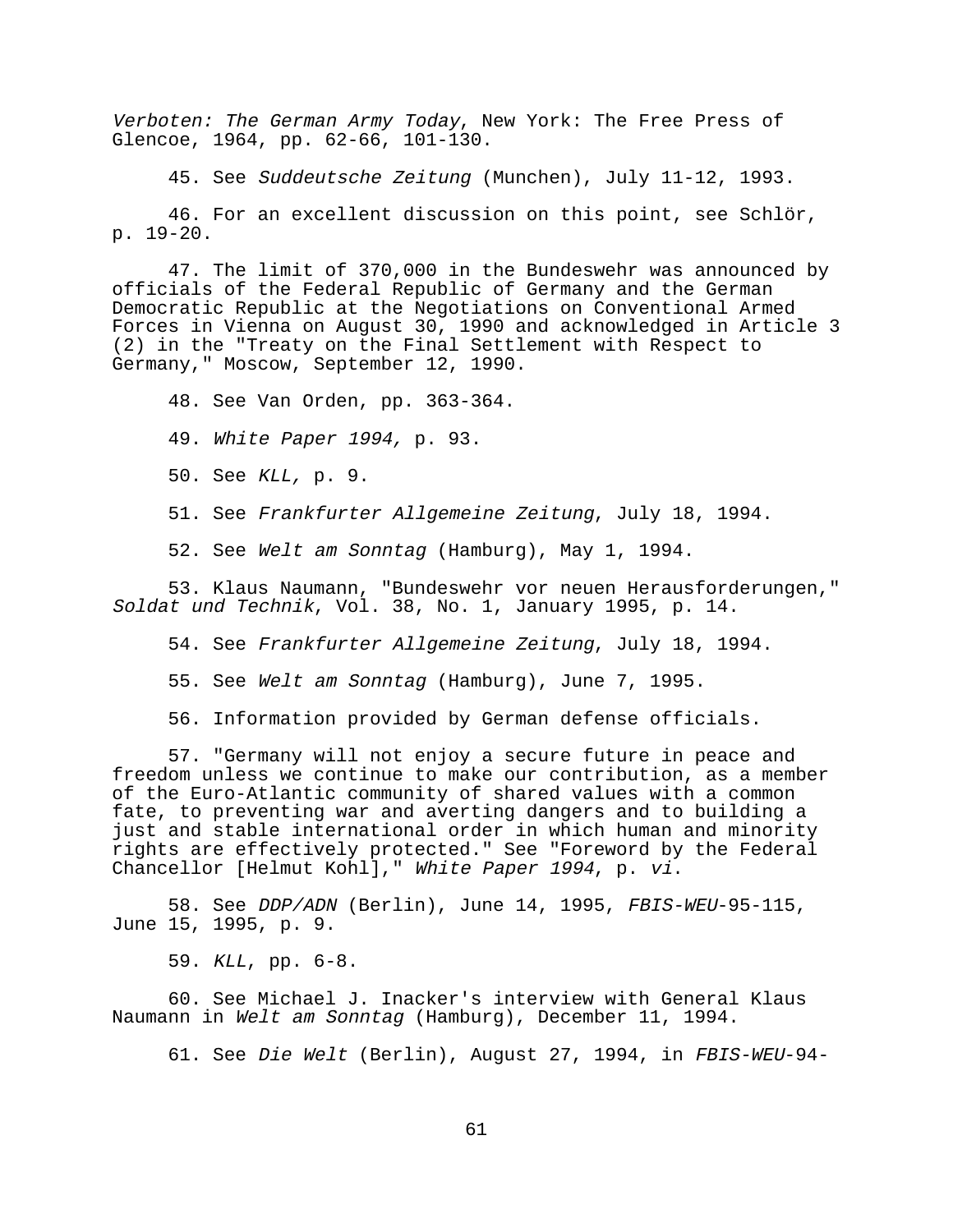*Verboten: The German Army Today*, New York: The Free Press of Glencoe, 1964, pp. 62-66, 101-130.

45. See *Suddeutsche Zeitung* (Munchen), July 11-12, 1993.

46. For an excellent discussion on this point, see Schlör, p. 19-20.

47. The limit of 370,000 in the Bundeswehr was announced by officials of the Federal Republic of Germany and the German Democratic Republic at the Negotiations on Conventional Armed Forces in Vienna on August 30, 1990 and acknowledged in Article 3 (2) in the "Treaty on the Final Settlement with Respect to Germany," Moscow, September 12, 1990.

48. See Van Orden, pp. 363-364.

49. *White Paper 1994,* p. 93.

50. See *KLL,* p. 9.

51. See *Frankfurter Allgemeine Zeitung*, July 18, 1994.

52. See *Welt am Sonntag* (Hamburg), May 1, 1994.

53. Klaus Naumann, "Bundeswehr vor neuen Herausforderungen," *Soldat und Technik*, Vol. 38, No. 1, January 1995, p. 14.

54. See *Frankfurter Allgemeine Zeitung*, July 18, 1994.

55. See *Welt am Sonntag* (Hamburg), June 7, 1995.

56. Information provided by German defense officials.

57. "Germany will not enjoy a secure future in peace and freedom unless we continue to make our contribution, as a member of the Euro-Atlantic community of shared values with a common fate, to preventing war and averting dangers and to building a just and stable international order in which human and minority rights are effectively protected." See "Foreword by the Federal Chancellor [Helmut Kohl]," *White Paper 1994*, p. *vi*.

58. See *DDP/ADN* (Berlin), June 14, 1995, *FBIS-WEU*-95-115, June 15, 1995, p. 9.

59. *KLL*, pp. 6-8.

60. See Michael J. Inacker's interview with General Klaus Naumann in *Welt am Sonntag* (Hamburg), December 11, 1994.

61. See *Die Welt* (Berlin), August 27, 1994, in *FBIS-WEU*-94-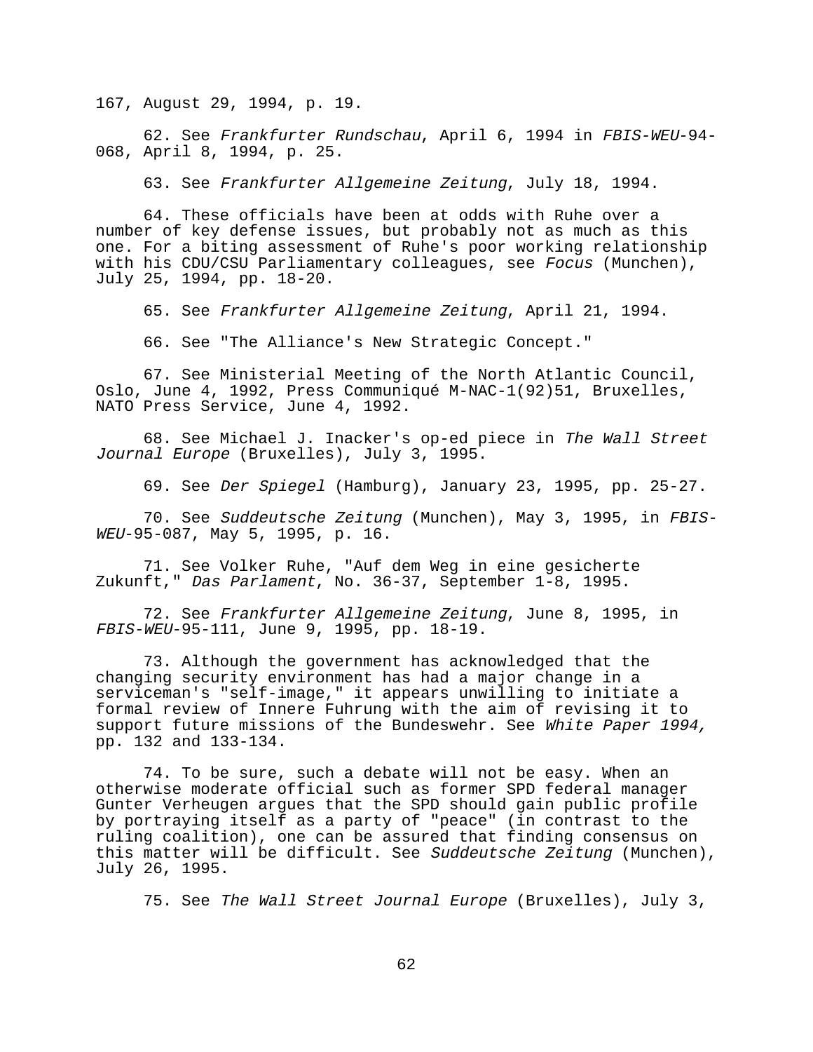167, August 29, 1994, p. 19.

62. See *Frankfurter Rundschau*, April 6, 1994 in *FBIS-WEU*-94-068, April 8, 1994, p. 25.

63. See *Frankfurter Allgemeine Zeitung*, July 18, 1994.

64. These officials have been at odds with Ruhe over a number of key defense issues, but probably not as much as this one. For a biting assessment of Ruhe's poor working relationship with his CDU/CSU Parliamentary colleagues, see *Focus* (Munchen), July 25, 1994, pp. 18-20.

65. See *Frankfurter Allgemeine Zeitung*, April 21, 1994.

66. See "The Alliance's New Strategic Concept."

67. See Ministerial Meeting of the North Atlantic Council, Oslo, June 4, 1992, Press Communiqué M-NAC-1(92)51, Bruxelles, NATO Press Service, June 4, 1992.

68. See Michael J. Inacker's op-ed piece in *The Wall Street Journal Europe* (Bruxelles), July 3, 1995.

69. See *Der Spiegel* (Hamburg), January 23, 1995, pp. 25-27.

70. See *Suddeutsche Zeitung* (Munchen), May 3, 1995, in *FBIS-WEU*-95-087, May 5, 1995, p. 16.

71. See Volker Ruhe, "Auf dem Weg in eine gesicherte Zukunft," *Das Parlament*, No. 36-37, September 1-8, 1995.

72. See *Frankfurter Allgemeine Zeitung*, June 8, 1995, in *FBIS-WEU*-95-111, June 9, 1995, pp. 18-19.

73. Although the government has acknowledged that the changing security environment has had a major change in a serviceman's "self-image," it appears unwilling to initiate a formal review of Innere Fuhrung with the aim of revising it to support future missions of the Bundeswehr. See *White Paper 1994,* pp. 132 and 133-134.

74. To be sure, such a debate will not be easy. When an otherwise moderate official such as former SPD federal manager Gunter Verheugen argues that the SPD should gain public profile by portraying itself as a party of "peace" (in contrast to the ruling coalition), one can be assured that finding consensus on this matter will be difficult. See *Suddeutsche Zeitung* (Munchen), July 26, 1995.

75. See *The Wall Street Journal Europe* (Bruxelles), July 3,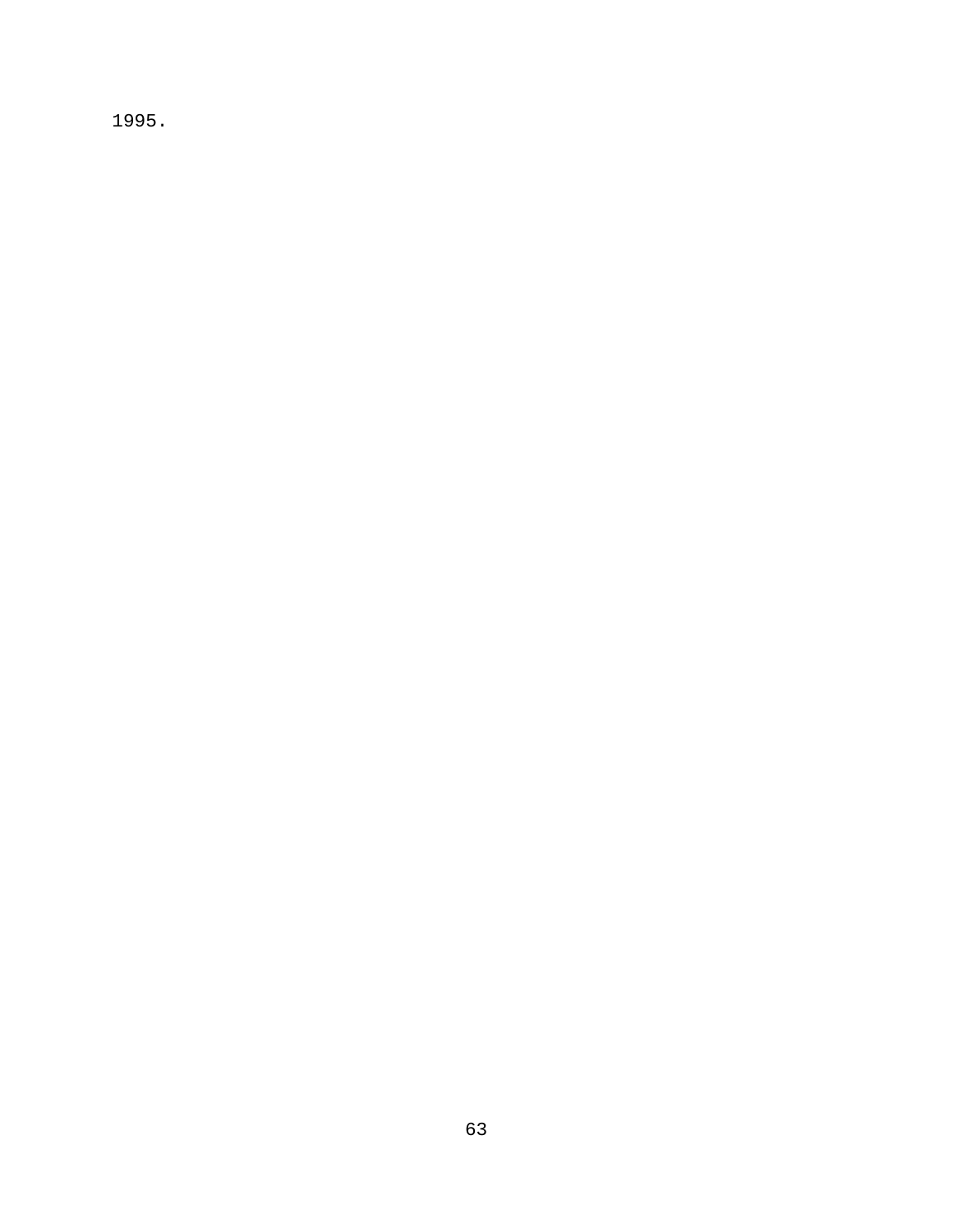1995.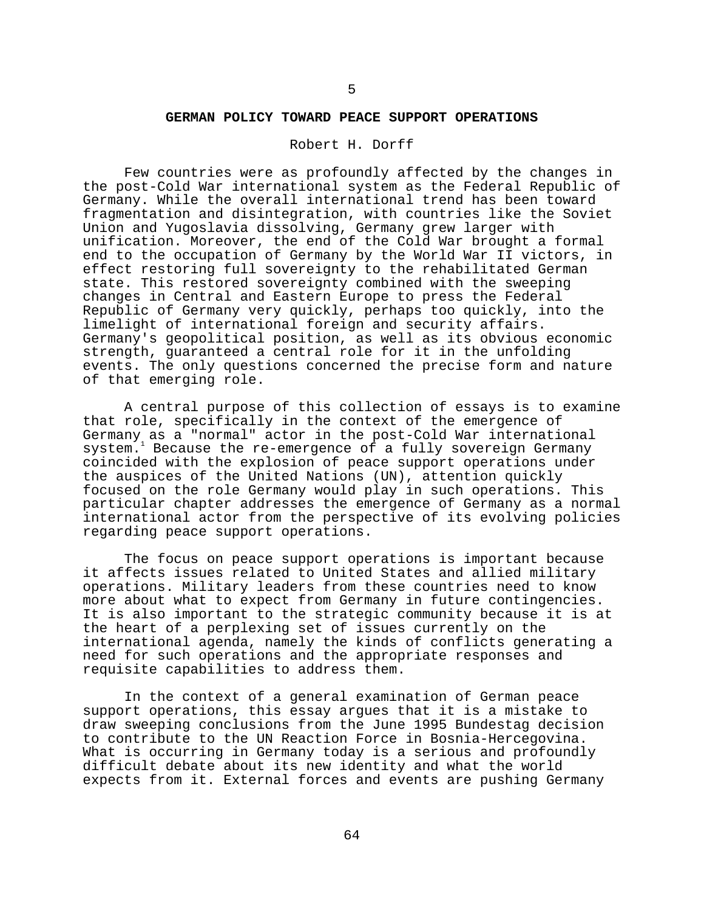# 5

## GERMAN POLICY TOWARD PEACE SUPPORT OPERATIONS

Robert H. Dorff

Few countries were as profoundly affected by the changes in the post-Cold War international system as the Federal Republic of Germany. While the overall international trend has been toward fragmentation and disintegration, with countries like the Soviet Union and Yugoslavia dissolving, Germany grew larger with unification. Moreover, the end of the Cold War brought a formal end to the occupation of Germany by the World War II victors, in effect restoring full sovereignty to the rehabilitated German state. This restored sovereignty combined with the sweeping changes in Central and Eastern Europe to press the Federal Republic of Germany very quickly, perhaps too quickly, into the limelight of international foreign and security affairs. Germany's geopolitical position, as well as its obvious economic strength, guaranteed a central role for it in the unfolding events. The only questions concerned the precise form and nature of that emerging role.

A central purpose of this collection of essays is to examine that role, specifically in the context of the emergence of Germany as a "normal" actor in the post-Cold War international system.[1] Because the re-emergence of a fully sovereign Germany coincided with the explosion of peace support operations under the auspices of the United Nations (UN), attention quickly focused on the role Germany would play in such operations. This particular chapter addresses the emergence of Germany as a normal international actor from the perspective of its evolving policies regarding peace support operations.

The focus on peace support operations is important because it affects issues related to United States and allied military operations. Military leaders from these countries need to know more about what to expect from Germany in future contingencies. It is also important to the strategic community because it is at the heart of a perplexing set of issues currently on the international agenda, namely the kinds of conflicts generating a need for such operations and the appropriate responses and requisite capabilities to address them.

In the context of a general examination of German peace support operations, this essay argues that it is a mistake to draw sweeping conclusions from the June 1995 Bundestag decision to contribute to the UN Reaction Force in Bosnia-Hercegovina. What is occurring in Germany today is a serious and profoundly difficult debate about its new identity and what the world expects from it. External forces and events are pushing Germany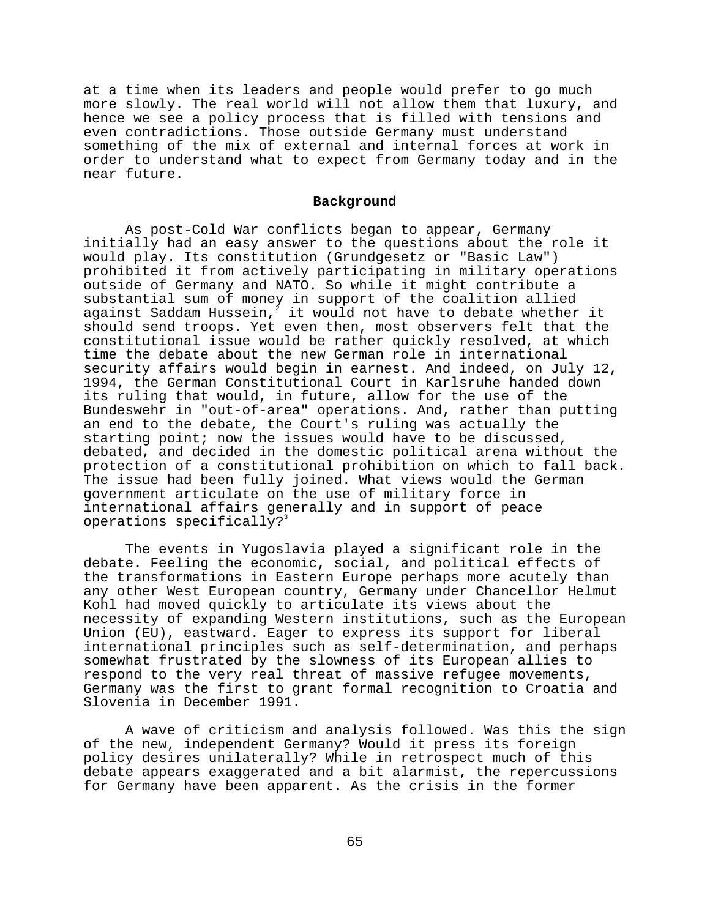at a time when its leaders and people would prefer to go much more slowly. The real world will not allow them that luxury, and hence we see a policy process that is filled with tensions and even contradictions. Those outside Germany must understand something of the mix of external and internal forces at work in order to understand what to expect from Germany today and in the near future.

## Background

As post-Cold War conflicts began to appear, Germany initially had an easy answer to the questions about the role it would play. Its constitution (Grundgesetz or "Basic Law") prohibited it from actively participating in military operations outside of Germany and NATO. So while it might contribute a substantial sum of money in support of the coalition allied against Saddam Hussein,[2] it would not have to debate whether it should send troops. Yet even then, most observers felt that the constitutional issue would be rather quickly resolved, at which time the debate about the new German role in international security affairs would begin in earnest. And indeed, on July 12, 1994, the German Constitutional Court in Karlsruhe handed down its ruling that would, in future, allow for the use of the Bundeswehr in "out-of-area" operations. And, rather than putting an end to the debate, the Court's ruling was actually the starting point; now the issues would have to be discussed, debated, and decided in the domestic political arena without the protection of a constitutional prohibition on which to fall back. The issue had been fully joined. What views would the German government articulate on the use of military force in international affairs generally and in support of peace operations specifically?[3]

The events in Yugoslavia played a significant role in the debate. Feeling the economic, social, and political effects of the transformations in Eastern Europe perhaps more acutely than any other West European country, Germany under Chancellor Helmut Kohl had moved quickly to articulate its views about the necessity of expanding Western institutions, such as the European Union (EU), eastward. Eager to express its support for liberal international principles such as self-determination, and perhaps somewhat frustrated by the slowness of its European allies to respond to the very real threat of massive refugee movements, Germany was the first to grant formal recognition to Croatia and Slovenia in December 1991.

A wave of criticism and analysis followed. Was this the sign of the new, independent Germany? Would it press its foreign policy desires unilaterally? While in retrospect much of this debate appears exaggerated and a bit alarmist, the repercussions for Germany have been apparent. As the crisis in the former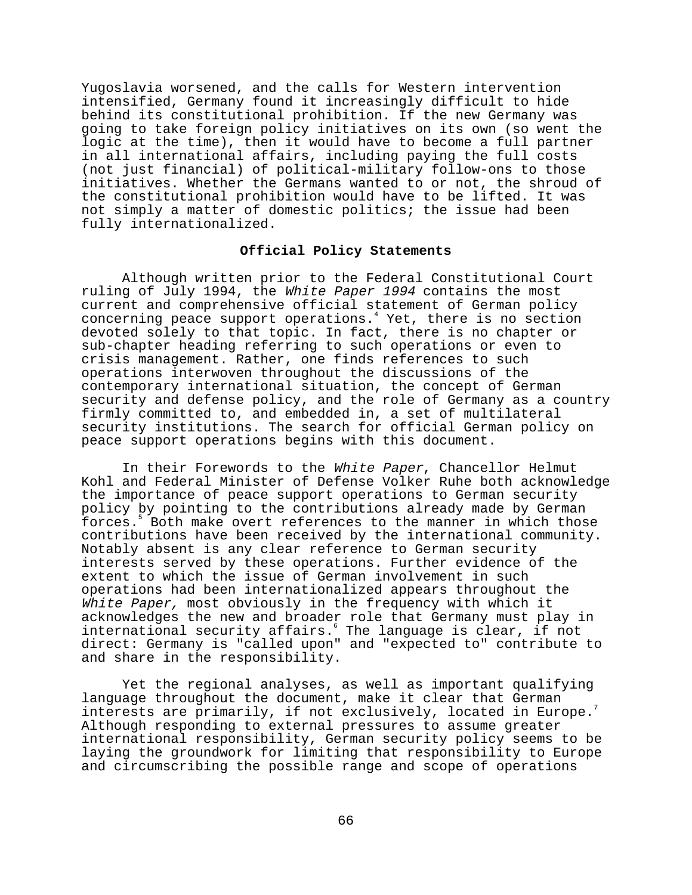Yugoslavia worsened, and the calls for Western intervention intensified, Germany found it increasingly difficult to hide behind its constitutional prohibition. If the new Germany was going to take foreign policy initiatives on its own (so went the logic at the time), then it would have to become a full partner in all international affairs, including paying the full costs (not just financial) of political-military follow-ons to those initiatives. Whether the Germans wanted to or not, the shroud of the constitutional prohibition would have to be lifted. It was not simply a matter of domestic politics; the issue had been fully internationalized.

## Official Policy Statements

Although written prior to the Federal Constitutional Court ruling of July 1994, the *White Paper 1994* contains the most current and comprehensive official statement of German policy concerning peace support operations.[4] Yet, there is no section devoted solely to that topic. In fact, there is no chapter or sub-chapter heading referring to such operations or even to crisis management. Rather, one finds references to such operations interwoven throughout the discussions of the contemporary international situation, the concept of German security and defense policy, and the role of Germany as a country firmly committed to, and embedded in, a set of multilateral security institutions. The search for official German policy on peace support operations begins with this document.

In their Forewords to the *White Paper*, Chancellor Helmut Kohl and Federal Minister of Defense Volker Ruhe both acknowledge the importance of peace support operations to German security policy by pointing to the contributions already made by German forces.[5] Both make overt references to the manner in which those contributions have been received by the international community. Notably absent is any clear reference to German security interests served by these operations. Further evidence of the extent to which the issue of German involvement in such operations had been internationalized appears throughout the *White Paper,* most obviously in the frequency with which it acknowledges the new and broader role that Germany must play in international security affairs.[6] The language is clear, if not direct: Germany is "called upon" and "expected to" contribute to and share in the responsibility.

Yet the regional analyses, as well as important qualifying language throughout the document, make it clear that German interests are primarily, if not exclusively, located in Europe.[7] Although responding to external pressures to assume greater international responsibility, German security policy seems to be laying the groundwork for limiting that responsibility to Europe and circumscribing the possible range and scope of operations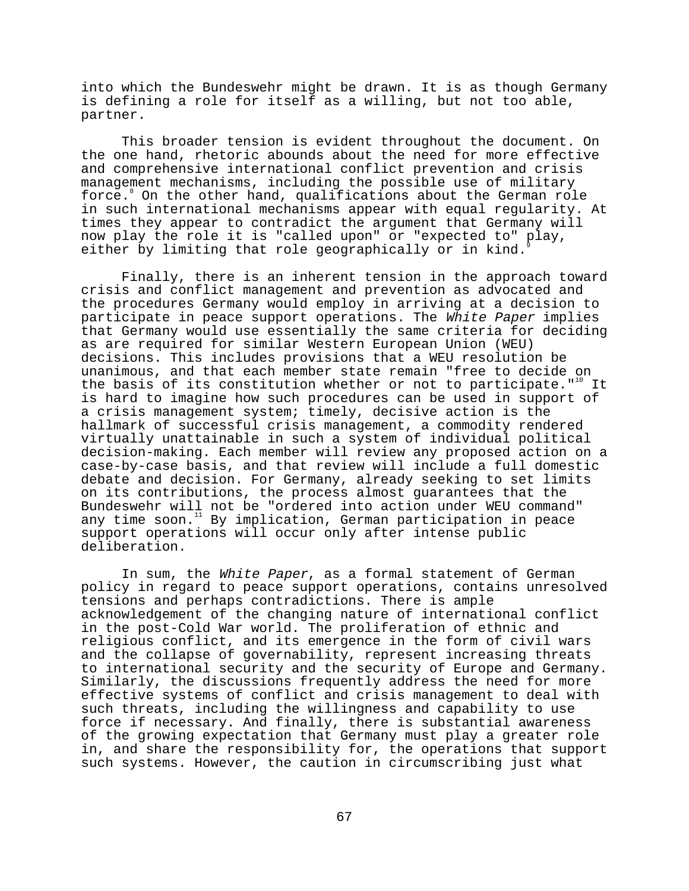into which the Bundeswehr might be drawn. It is as though Germany is defining a role for itself as a willing, but not too able, partner.

This broader tension is evident throughout the document. On the one hand, rhetoric abounds about the need for more effective and comprehensive international conflict prevention and crisis management mechanisms, including the possible use of military force.[8] On the other hand, qualifications about the German role in such international mechanisms appear with equal regularity. At times they appear to contradict the argument that Germany will now play the role it is "called upon" or "expected to" play, either by limiting that role geographically or in kind.[9]

Finally, there is an inherent tension in the approach toward crisis and conflict management and prevention as advocated and the procedures Germany would employ in arriving at a decision to participate in peace support operations. The *White Paper* implies that Germany would use essentially the same criteria for deciding as are required for similar Western European Union (WEU) decisions. This includes provisions that a WEU resolution be unanimous, and that each member state remain "free to decide on the basis of its constitution whether or not to participate."[10] It is hard to imagine how such procedures can be used in support of a crisis management system; timely, decisive action is the hallmark of successful crisis management, a commodity rendered virtually unattainable in such a system of individual political decision-making. Each member will review any proposed action on a case-by-case basis, and that review will include a full domestic debate and decision. For Germany, already seeking to set limits on its contributions, the process almost guarantees that the Bundeswehr will not be "ordered into action under WEU command" any time soon.[11] By implication, German participation in peace support operations will occur only after intense public deliberation.

In sum, the *White Paper*, as a formal statement of German policy in regard to peace support operations, contains unresolved tensions and perhaps contradictions. There is ample acknowledgement of the changing nature of international conflict in the post-Cold War world. The proliferation of ethnic and religious conflict, and its emergence in the form of civil wars and the collapse of governability, represent increasing threats to international security and the security of Europe and Germany. Similarly, the discussions frequently address the need for more effective systems of conflict and crisis management to deal with such threats, including the willingness and capability to use force if necessary. And finally, there is substantial awareness of the growing expectation that Germany must play a greater role in, and share the responsibility for, the operations that support such systems. However, the caution in circumscribing just what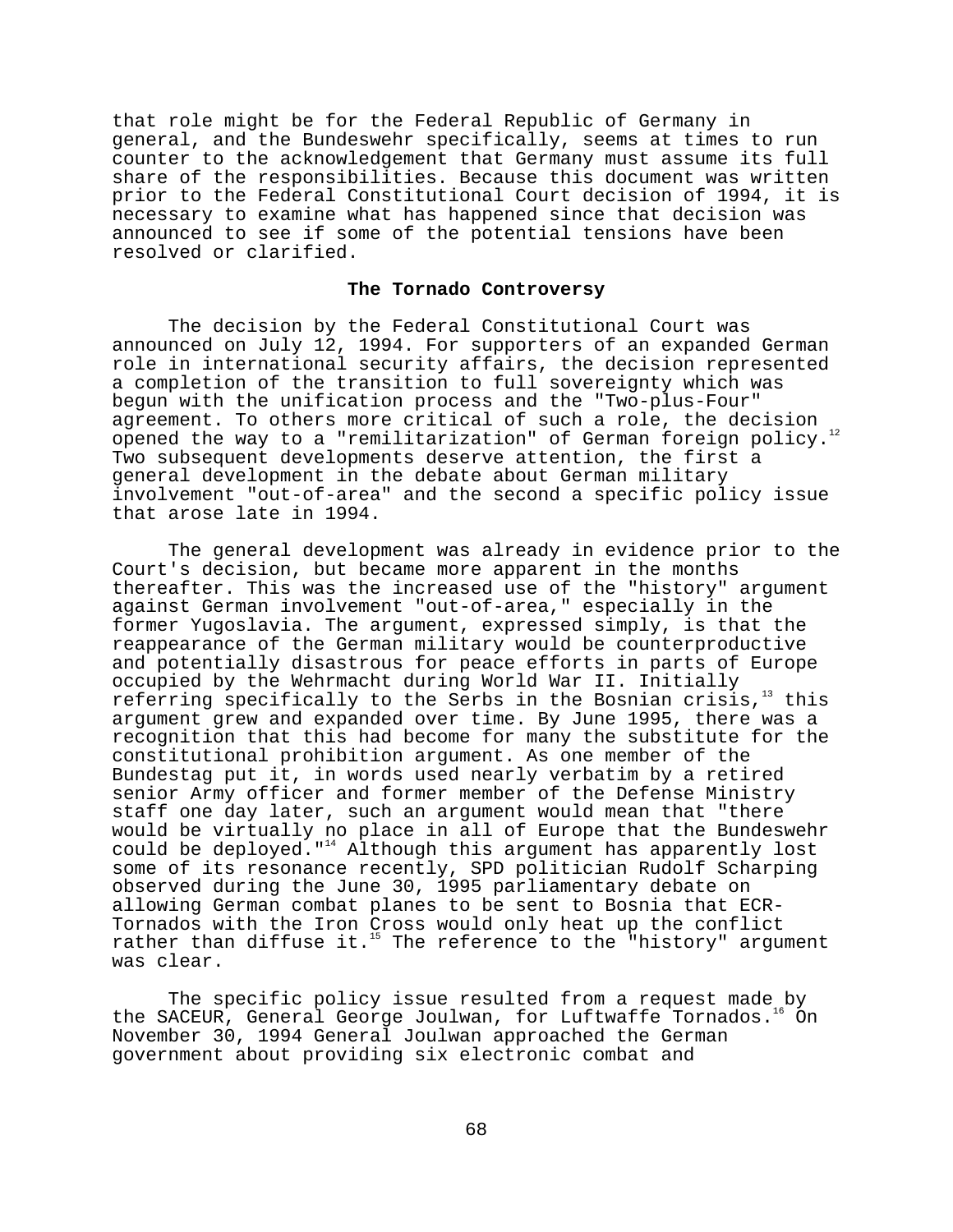that role might be for the Federal Republic of Germany in general, and the Bundeswehr specifically, seems at times to run counter to the acknowledgement that Germany must assume its full share of the responsibilities. Because this document was written prior to the Federal Constitutional Court decision of 1994, it is necessary to examine what has happened since that decision was announced to see if some of the potential tensions have been resolved or clarified.

### The Tornado Controversy

The decision by the Federal Constitutional Court was announced on July 12, 1994. For supporters of an expanded German role in international security affairs, the decision represented a completion of the transition to full sovereignty which was begun with the unification process and the "Two-plus-Four" agreement. To others more critical of such a role, the decision opened the way to a "remilitarization" of German foreign policy.[12] Two subsequent developments deserve attention, the first a general development in the debate about German military involvement "out-of-area" and the second a specific policy issue that arose late in 1994.

The general development was already in evidence prior to the Court's decision, but became more apparent in the months thereafter. This was the increased use of the "history" argument against German involvement "out-of-area," especially in the former Yugoslavia. The argument, expressed simply, is that the reappearance of the German military would be counterproductive and potentially disastrous for peace efforts in parts of Europe occupied by the Wehrmacht during World War II. Initially referring specifically to the Serbs in the Bosnian crisis,[13] this argument grew and expanded over time. By June 1995, there was a recognition that this had become for many the substitute for the constitutional prohibition argument. As one member of the Bundestag put it, in words used nearly verbatim by a retired senior Army officer and former member of the Defense Ministry staff one day later, such an argument would mean that "there would be virtually no place in all of Europe that the Bundeswehr could be deployed."[14] Although this argument has apparently lost some of its resonance recently, SPD politician Rudolf Scharping observed during the June 30, 1995 parliamentary debate on allowing German combat planes to be sent to Bosnia that ECR-Tornados with the Iron Cross would only heat up the conflict rather than diffuse it.[15] The reference to the "history" argument was clear.

The specific policy issue resulted from a request made by the SACEUR, General George Joulwan, for Luftwaffe Tornados.[16] On November 30, 1994 General Joulwan approached the German government about providing six electronic combat and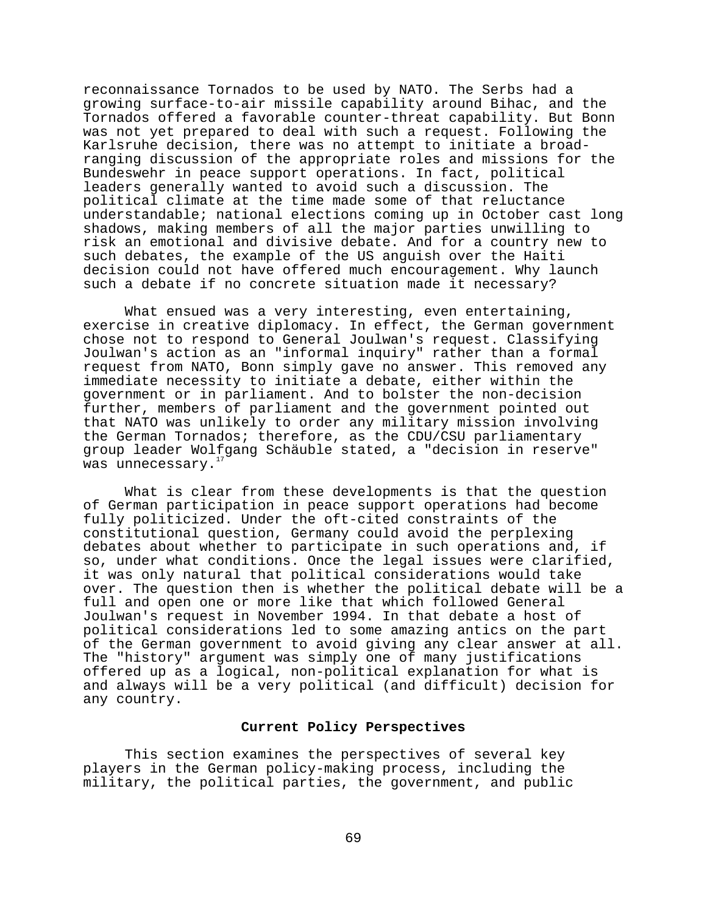reconnaissance Tornados to be used by NATO. The Serbs had a growing surface-to-air missile capability around Bihac, and the Tornados offered a favorable counter-threat capability. But Bonn was not yet prepared to deal with such a request. Following the Karlsruhe decision, there was no attempt to initiate a broad-ranging discussion of the appropriate roles and missions for the Bundeswehr in peace support operations. In fact, political leaders generally wanted to avoid such a discussion. The political climate at the time made some of that reluctance understandable; national elections coming up in October cast long shadows, making members of all the major parties unwilling to risk an emotional and divisive debate. And for a country new to such debates, the example of the US anguish over the Haiti decision could not have offered much encouragement. Why launch such a debate if no concrete situation made it necessary?

What ensued was a very interesting, even entertaining, exercise in creative diplomacy. In effect, the German government chose not to respond to General Joulwan's request. Classifying Joulwan's action as an "informal inquiry" rather than a formal request from NATO, Bonn simply gave no answer. This removed any immediate necessity to initiate a debate, either within the government or in parliament. And to bolster the non-decision further, members of parliament and the government pointed out that NATO was unlikely to order any military mission involving the German Tornados; therefore, as the CDU/CSU parliamentary group leader Wolfgang Schäuble stated, a "decision in reserve" was unnecessary.[17]

What is clear from these developments is that the question of German participation in peace support operations had become fully politicized. Under the oft-cited constraints of the constitutional question, Germany could avoid the perplexing debates about whether to participate in such operations and, if so, under what conditions. Once the legal issues were clarified, it was only natural that political considerations would take over. The question then is whether the political debate will be a full and open one or more like that which followed General Joulwan's request in November 1994. In that debate a host of political considerations led to some amazing antics on the part of the German government to avoid giving any clear answer at all. The "history" argument was simply one of many justifications offered up as a logical, non-political explanation for what is and always will be a very political (and difficult) decision for any country.

## Current Policy Perspectives

This section examines the perspectives of several key players in the German policy-making process, including the military, the political parties, the government, and public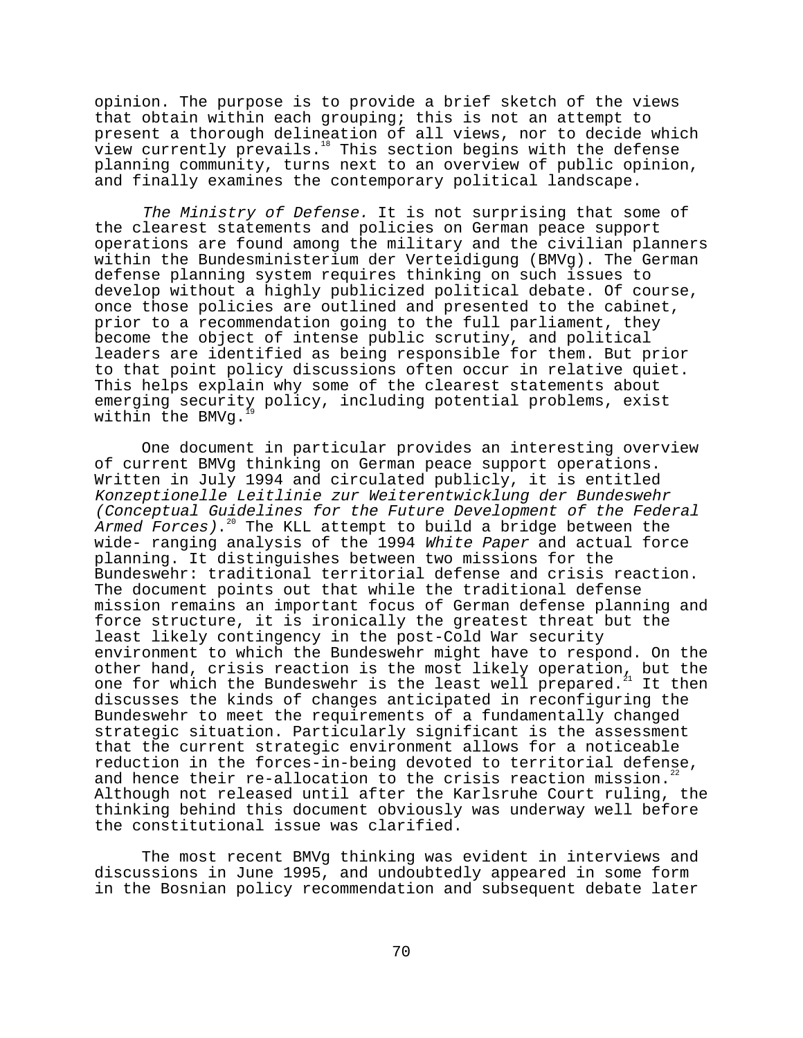opinion. The purpose is to provide a brief sketch of the views that obtain within each grouping; this is not an attempt to present a thorough delineation of all views, nor to decide which view currently prevails.[18] This section begins with the defense planning community, turns next to an overview of public opinion, and finally examines the contemporary political landscape.

*The Ministry of Defense.* It is not surprising that some of the clearest statements and policies on German peace support operations are found among the military and the civilian planners within the Bundesministerium der Verteidigung (BMVg). The German defense planning system requires thinking on such issues to develop without a highly publicized political debate. Of course, once those policies are outlined and presented to the cabinet, prior to a recommendation going to the full parliament, they become the object of intense public scrutiny, and political leaders are identified as being responsible for them. But prior to that point policy discussions often occur in relative quiet. This helps explain why some of the clearest statements about emerging security policy, including potential problems, exist within the BMVg.[19]

One document in particular provides an interesting overview of current BMVg thinking on German peace support operations. Written in July 1994 and circulated publicly, it is entitled *Konzeptionelle Leitlinie zur Weiterentwicklung der Bundeswehr (Conceptual Guidelines for the Future Development of the Federal Armed Forces).*[20] The KLL attempt to build a bridge between the wide- ranging analysis of the 1994 *White Paper* and actual force planning. It distinguishes between two missions for the Bundeswehr: traditional territorial defense and crisis reaction. The document points out that while the traditional defense mission remains an important focus of German defense planning and force structure, it is ironically the greatest threat but the least likely contingency in the post-Cold War security environment to which the Bundeswehr might have to respond. On the other hand, crisis reaction is the most likely operation, but the one for which the Bundeswehr is the least well prepared.[21] It then discusses the kinds of changes anticipated in reconfiguring the Bundeswehr to meet the requirements of a fundamentally changed strategic situation. Particularly significant is the assessment that the current strategic environment allows for a noticeable reduction in the forces-in-being devoted to territorial defense, and hence their re-allocation to the crisis reaction mission.[22] Although not released until after the Karlsruhe Court ruling, the thinking behind this document obviously was underway well before the constitutional issue was clarified.

The most recent BMVg thinking was evident in interviews and discussions in June 1995, and undoubtedly appeared in some form in the Bosnian policy recommendation and subsequent debate later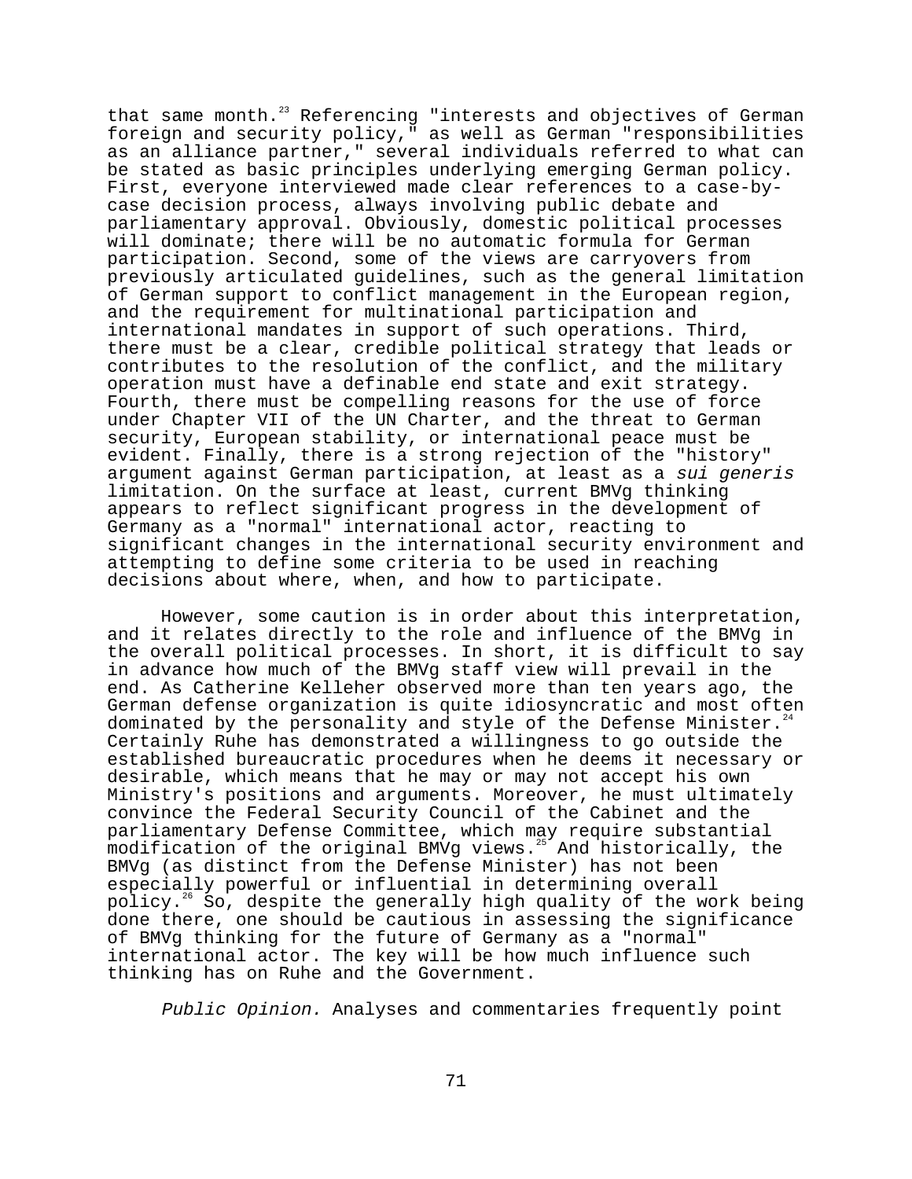that same month.[23] Referencing "interests and objectives of German foreign and security policy," as well as German "responsibilities as an alliance partner," several individuals referred to what can be stated as basic principles underlying emerging German policy. First, everyone interviewed made clear references to a case-by-case decision process, always involving public debate and parliamentary approval. Obviously, domestic political processes will dominate; there will be no automatic formula for German participation. Second, some of the views are carryovers from previously articulated guidelines, such as the general limitation of German support to conflict management in the European region, and the requirement for multinational participation and international mandates in support of such operations. Third, there must be a clear, credible political strategy that leads or contributes to the resolution of the conflict, and the military operation must have a definable end state and exit strategy. Fourth, there must be compelling reasons for the use of force under Chapter VII of the UN Charter, and the threat to German security, European stability, or international peace must be evident. Finally, there is a strong rejection of the "history" argument against German participation, at least as a *sui generis* limitation. On the surface at least, current BMVg thinking appears to reflect significant progress in the development of Germany as a "normal" international actor, reacting to significant changes in the international security environment and attempting to define some criteria to be used in reaching decisions about where, when, and how to participate.

However, some caution is in order about this interpretation, and it relates directly to the role and influence of the BMVg in the overall political processes. In short, it is difficult to say in advance how much of the BMVg staff view will prevail in the end. As Catherine Kelleher observed more than ten years ago, the German defense organization is quite idiosyncratic and most often dominated by the personality and style of the Defense Minister.[24] Certainly Ruhe has demonstrated a willingness to go outside the established bureaucratic procedures when he deems it necessary or desirable, which means that he may or may not accept his own Ministry's positions and arguments. Moreover, he must ultimately convince the Federal Security Council of the Cabinet and the parliamentary Defense Committee, which may require substantial modification of the original BMVg views.[25] And historically, the BMVg (as distinct from the Defense Minister) has not been especially powerful or influential in determining overall policy.[26] So, despite the generally high quality of the work being done there, one should be cautious in assessing the significance of BMVg thinking for the future of Germany as a "normal" international actor. The key will be how much influence such thinking has on Ruhe and the Government.

*Public Opinion.* Analyses and commentaries frequently point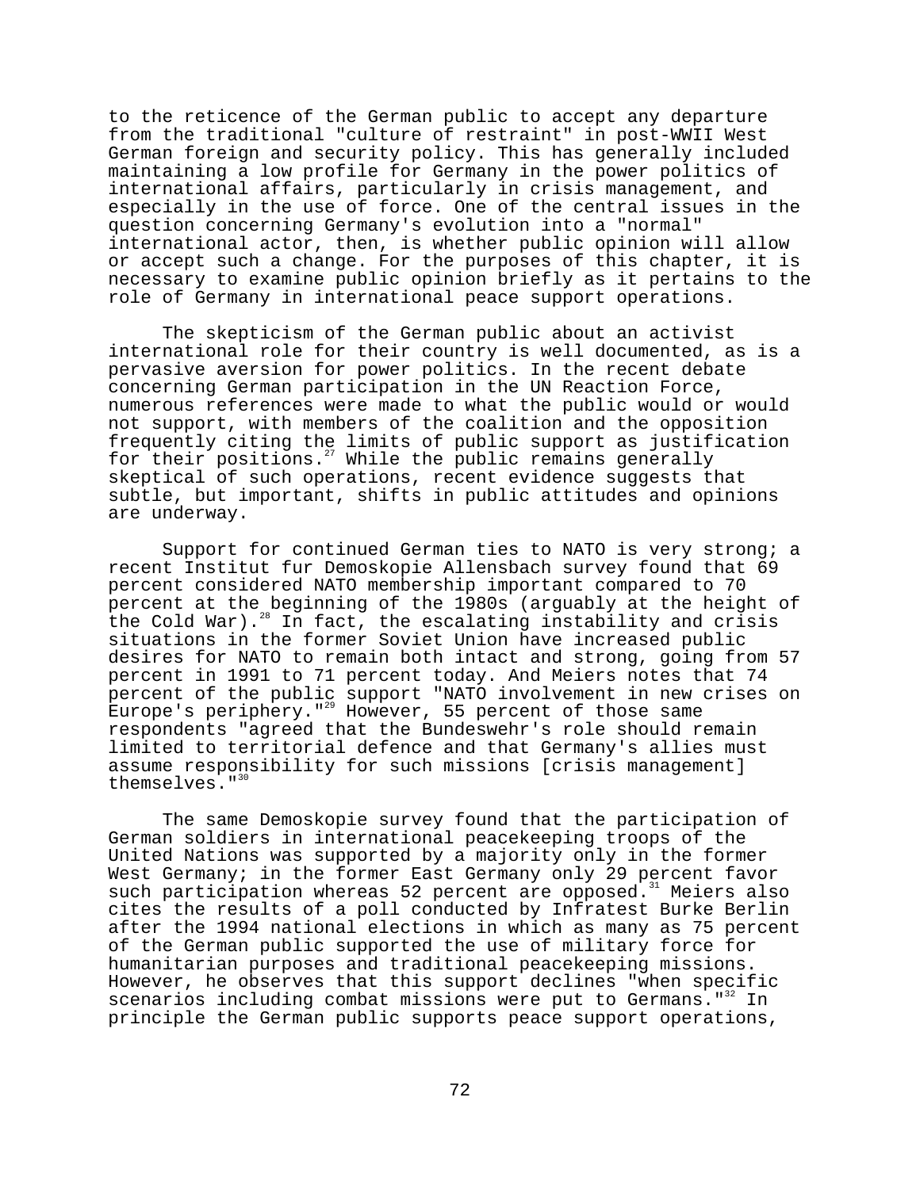to the reticence of the German public to accept any departure from the traditional "culture of restraint" in post-WWII West German foreign and security policy. This has generally included maintaining a low profile for Germany in the power politics of international affairs, particularly in crisis management, and especially in the use of force. One of the central issues in the question concerning Germany's evolution into a "normal" international actor, then, is whether public opinion will allow or accept such a change. For the purposes of this chapter, it is necessary to examine public opinion briefly as it pertains to the role of Germany in international peace support operations.

The skepticism of the German public about an activist international role for their country is well documented, as is a pervasive aversion for power politics. In the recent debate concerning German participation in the UN Reaction Force, numerous references were made to what the public would or would not support, with members of the coalition and the opposition frequently citing the limits of public support as justification for their positions.[27] While the public remains generally skeptical of such operations, recent evidence suggests that subtle, but important, shifts in public attitudes and opinions are underway.

Support for continued German ties to NATO is very strong; a recent Institut fur Demoskopie Allensbach survey found that 69 percent considered NATO membership important compared to 70 percent at the beginning of the 1980s (arguably at the height of the Cold War).[28] In fact, the escalating instability and crisis situations in the former Soviet Union have increased public desires for NATO to remain both intact and strong, going from 57 percent in 1991 to 71 percent today. And Meiers notes that 74 percent of the public support "NATO involvement in new crises on Europe's periphery."[29] However, 55 percent of those same respondents "agreed that the Bundeswehr's role should remain limited to territorial defence and that Germany's allies must assume responsibility for such missions [crisis management] themselves."[30]

The same Demoskopie survey found that the participation of German soldiers in international peacekeeping troops of the United Nations was supported by a majority only in the former West Germany; in the former East Germany only 29 percent favor such participation whereas 52 percent are opposed.[31] Meiers also cites the results of a poll conducted by Infratest Burke Berlin after the 1994 national elections in which as many as 75 percent of the German public supported the use of military force for humanitarian purposes and traditional peacekeeping missions. However, he observes that this support declines "when specific scenarios including combat missions were put to Germans."[32] In principle the German public supports peace support operations,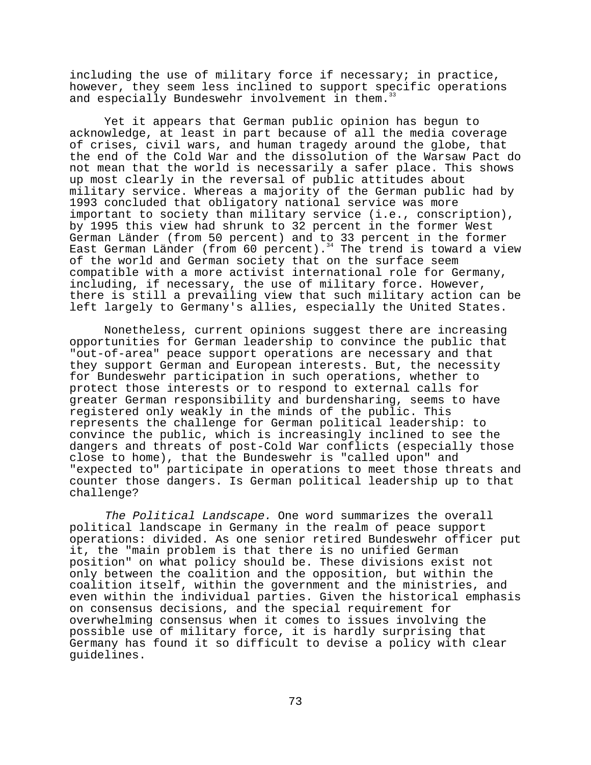including the use of military force if necessary; in practice, however, they seem less inclined to support specific operations and especially Bundeswehr involvement in them.[33]

Yet it appears that German public opinion has begun to acknowledge, at least in part because of all the media coverage of crises, civil wars, and human tragedy around the globe, that the end of the Cold War and the dissolution of the Warsaw Pact do not mean that the world is necessarily a safer place. This shows up most clearly in the reversal of public attitudes about military service. Whereas a majority of the German public had by 1993 concluded that obligatory national service was more important to society than military service (i.e., conscription), by 1995 this view had shrunk to 32 percent in the former West German Länder (from 50 percent) and to 33 percent in the former East German Länder (from 60 percent).[34] The trend is toward a view of the world and German society that on the surface seem compatible with a more activist international role for Germany, including, if necessary, the use of military force. However, there is still a prevailing view that such military action can be left largely to Germany's allies, especially the United States.

Nonetheless, current opinions suggest there are increasing opportunities for German leadership to convince the public that "out-of-area" peace support operations are necessary and that they support German and European interests. But, the necessity for Bundeswehr participation in such operations, whether to protect those interests or to respond to external calls for greater German responsibility and burdensharing, seems to have registered only weakly in the minds of the public. This represents the challenge for German political leadership: to convince the public, which is increasingly inclined to see the dangers and threats of post-Cold War conflicts (especially those close to home), that the Bundeswehr is "called upon" and "expected to" participate in operations to meet those threats and counter those dangers. Is German political leadership up to that challenge?

*The Political Landscape.* One word summarizes the overall political landscape in Germany in the realm of peace support operations: divided. As one senior retired Bundeswehr officer put it, the "main problem is that there is no unified German position" on what policy should be. These divisions exist not only between the coalition and the opposition, but within the coalition itself, within the government and the ministries, and even within the individual parties. Given the historical emphasis on consensus decisions, and the special requirement for overwhelming consensus when it comes to issues involving the possible use of military force, it is hardly surprising that Germany has found it so difficult to devise a policy with clear guidelines.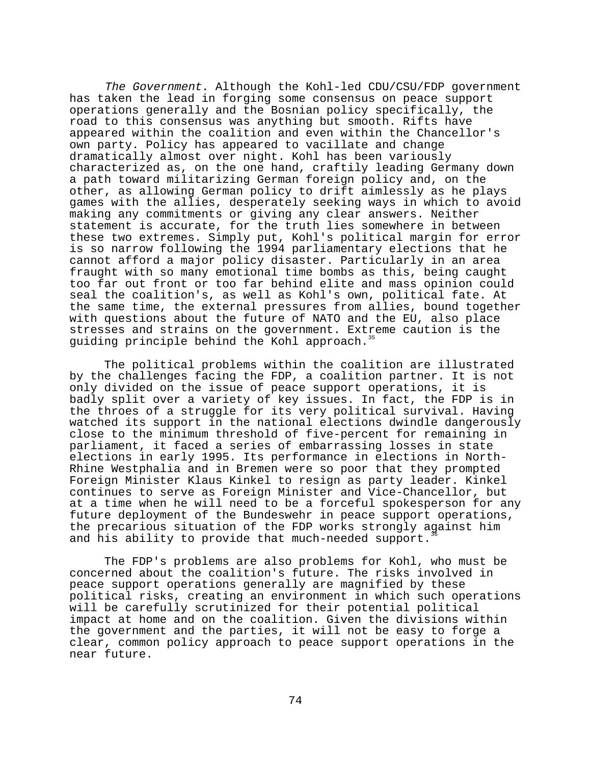*The Government.* Although the Kohl-led CDU/CSU/FDP government has taken the lead in forging some consensus on peace support operations generally and the Bosnian policy specifically, the road to this consensus was anything but smooth. Rifts have appeared within the coalition and even within the Chancellor's own party. Policy has appeared to vacillate and change dramatically almost over night. Kohl has been variously characterized as, on the one hand, craftily leading Germany down a path toward militarizing German foreign policy and, on the other, as allowing German policy to drift aimlessly as he plays games with the allies, desperately seeking ways in which to avoid making any commitments or giving any clear answers. Neither statement is accurate, for the truth lies somewhere in between these two extremes. Simply put, Kohl's political margin for error is so narrow following the 1994 parliamentary elections that he cannot afford a major policy disaster. Particularly in an area fraught with so many emotional time bombs as this, being caught too far out front or too far behind elite and mass opinion could seal the coalition's, as well as Kohl's own, political fate. At the same time, the external pressures from allies, bound together with questions about the future of NATO and the EU, also place stresses and strains on the government. Extreme caution is the guiding principle behind the Kohl approach.[35]

The political problems within the coalition are illustrated by the challenges facing the FDP, a coalition partner. It is not only divided on the issue of peace support operations, it is badly split over a variety of key issues. In fact, the FDP is in the throes of a struggle for its very political survival. Having watched its support in the national elections dwindle dangerously close to the minimum threshold of five-percent for remaining in parliament, it faced a series of embarrassing losses in state elections in early 1995. Its performance in elections in North-Rhine Westphalia and in Bremen were so poor that they prompted Foreign Minister Klaus Kinkel to resign as party leader. Kinkel continues to serve as Foreign Minister and Vice-Chancellor, but at a time when he will need to be a forceful spokesperson for any future deployment of the Bundeswehr in peace support operations, the precarious situation of the FDP works strongly against him and his ability to provide that much-needed support.[36]

The FDP's problems are also problems for Kohl, who must be concerned about the coalition's future. The risks involved in peace support operations generally are magnified by these political risks, creating an environment in which such operations will be carefully scrutinized for their potential political impact at home and on the coalition. Given the divisions within the government and the parties, it will not be easy to forge a clear, common policy approach to peace support operations in the near future.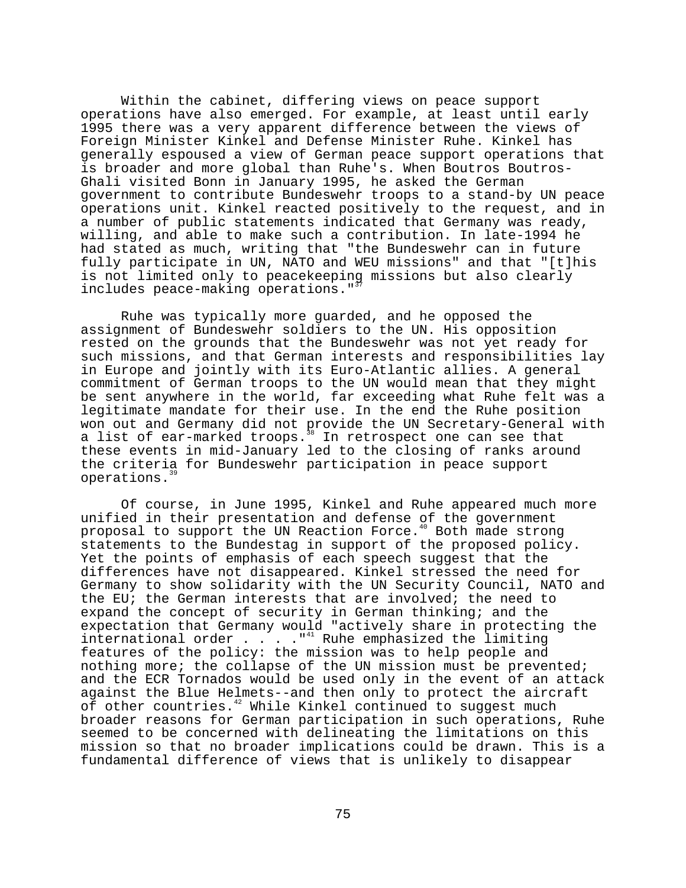Within the cabinet, differing views on peace support operations have also emerged. For example, at least until early 1995 there was a very apparent difference between the views of Foreign Minister Kinkel and Defense Minister Ruhe. Kinkel has generally espoused a view of German peace support operations that is broader and more global than Ruhe's. When Boutros Boutros-Ghali visited Bonn in January 1995, he asked the German government to contribute Bundeswehr troops to a stand-by UN peace operations unit. Kinkel reacted positively to the request, and in a number of public statements indicated that Germany was ready, willing, and able to make such a contribution. In late-1994 he had stated as much, writing that "the Bundeswehr can in future fully participate in UN, NATO and WEU missions" and that "[t]his is not limited only to peacekeeping missions but also clearly includes peace-making operations."[37]

Ruhe was typically more guarded, and he opposed the assignment of Bundeswehr soldiers to the UN. His opposition rested on the grounds that the Bundeswehr was not yet ready for such missions, and that German interests and responsibilities lay in Europe and jointly with its Euro-Atlantic allies. A general commitment of German troops to the UN would mean that they might be sent anywhere in the world, far exceeding what Ruhe felt was a legitimate mandate for their use. In the end the Ruhe position won out and Germany did not provide the UN Secretary-General with a list of ear-marked troops.[38] In retrospect one can see that these events in mid-January led to the closing of ranks around the criteria for Bundeswehr participation in peace support operations.[39]

Of course, in June 1995, Kinkel and Ruhe appeared much more unified in their presentation and defense of the government proposal to support the UN Reaction Force.[40] Both made strong statements to the Bundestag in support of the proposed policy. Yet the points of emphasis of each speech suggest that the differences have not disappeared. Kinkel stressed the need for Germany to show solidarity with the UN Security Council, NATO and the EU; the German interests that are involved; the need to expand the concept of security in German thinking; and the expectation that Germany would "actively share in protecting the international order . . . ."[41] Ruhe emphasized the limiting features of the policy: the mission was to help people and nothing more; the collapse of the UN mission must be prevented; and the ECR Tornados would be used only in the event of an attack against the Blue Helmets--and then only to protect the aircraft of other countries.[42] While Kinkel continued to suggest much broader reasons for German participation in such operations, Ruhe seemed to be concerned with delineating the limitations on this mission so that no broader implications could be drawn. This is a fundamental difference of views that is unlikely to disappear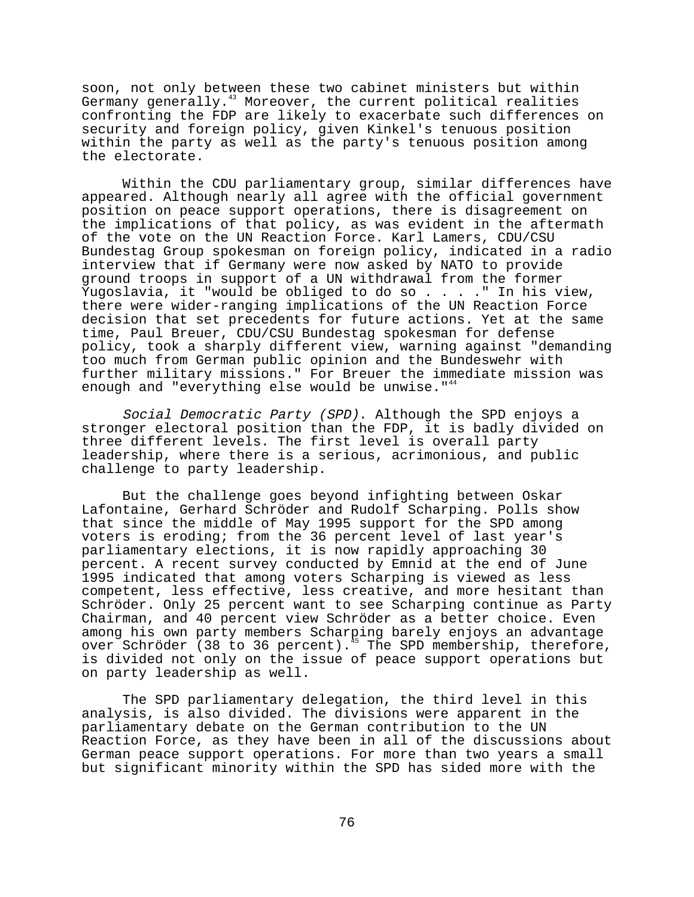soon, not only between these two cabinet ministers but within Germany generally.[43] Moreover, the current political realities confronting the FDP are likely to exacerbate such differences on security and foreign policy, given Kinkel's tenuous position within the party as well as the party's tenuous position among the electorate.

Within the CDU parliamentary group, similar differences have appeared. Although nearly all agree with the official government position on peace support operations, there is disagreement on the implications of that policy, as was evident in the aftermath of the vote on the UN Reaction Force. Karl Lamers, CDU/CSU Bundestag Group spokesman on foreign policy, indicated in a radio interview that if Germany were now asked by NATO to provide ground troops in support of a UN withdrawal from the former Yugoslavia, it "would be obliged to do so . . . ." In his view, there were wider-ranging implications of the UN Reaction Force decision that set precedents for future actions. Yet at the same time, Paul Breuer, CDU/CSU Bundestag spokesman for defense policy, took a sharply different view, warning against "demanding too much from German public opinion and the Bundeswehr with further military missions." For Breuer the immediate mission was enough and "everything else would be unwise."[44]

*Social Democratic Party (SPD)*. Although the SPD enjoys a stronger electoral position than the FDP, it is badly divided on three different levels. The first level is overall party leadership, where there is a serious, acrimonious, and public challenge to party leadership.

But the challenge goes beyond infighting between Oskar Lafontaine, Gerhard Schröder and Rudolf Scharping. Polls show that since the middle of May 1995 support for the SPD among voters is eroding; from the 36 percent level of last year's parliamentary elections, it is now rapidly approaching 30 percent. A recent survey conducted by Emnid at the end of June 1995 indicated that among voters Scharping is viewed as less competent, less effective, less creative, and more hesitant than Schröder. Only 25 percent want to see Scharping continue as Party Chairman, and 40 percent view Schröder as a better choice. Even among his own party members Scharping barely enjoys an advantage over Schröder (38 to 36 percent).[45] The SPD membership, therefore, is divided not only on the issue of peace support operations but on party leadership as well.

The SPD parliamentary delegation, the third level in this analysis, is also divided. The divisions were apparent in the parliamentary debate on the German contribution to the UN Reaction Force, as they have been in all of the discussions about German peace support operations. For more than two years a small but significant minority within the SPD has sided more with the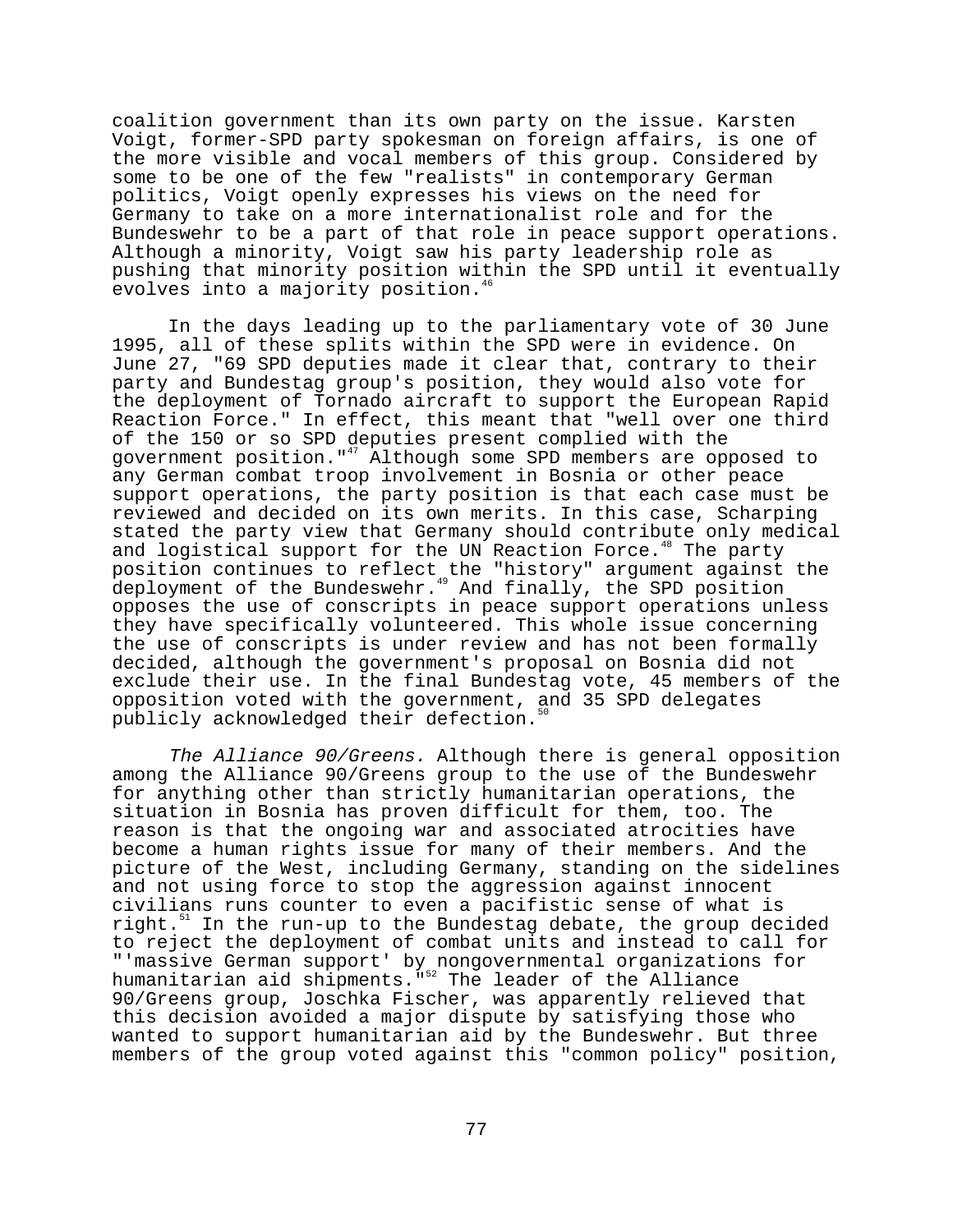coalition government than its own party on the issue. Karsten Voigt, former-SPD party spokesman on foreign affairs, is one of the more visible and vocal members of this group. Considered by some to be one of the few "realists" in contemporary German politics, Voigt openly expresses his views on the need for Germany to take on a more internationalist role and for the Bundeswehr to be a part of that role in peace support operations. Although a minority, Voigt saw his party leadership role as pushing that minority position within the SPD until it eventually evolves into a majority position.[46]

In the days leading up to the parliamentary vote of 30 June 1995, all of these splits within the SPD were in evidence. On June 27, "69 SPD deputies made it clear that, contrary to their party and Bundestag group's position, they would also vote for the deployment of Tornado aircraft to support the European Rapid Reaction Force." In effect, this meant that "well over one third of the 150 or so SPD deputies present complied with the government position."[47] Although some SPD members are opposed to any German combat troop involvement in Bosnia or other peace support operations, the party position is that each case must be reviewed and decided on its own merits. In this case, Scharping stated the party view that Germany should contribute only medical and logistical support for the UN Reaction Force.[48] The party position continues to reflect the "history" argument against the deployment of the Bundeswehr.[49] And finally, the SPD position opposes the use of conscripts in peace support operations unless they have specifically volunteered. This whole issue concerning the use of conscripts is under review and has not been formally decided, although the government's proposal on Bosnia did not exclude their use. In the final Bundestag vote, 45 members of the opposition voted with the government, and 35 SPD delegates publicly acknowledged their defection.[50]

*The Alliance 90/Greens.* Although there is general opposition among the Alliance 90/Greens group to the use of the Bundeswehr for anything other than strictly humanitarian operations, the situation in Bosnia has proven difficult for them, too. The reason is that the ongoing war and associated atrocities have become a human rights issue for many of their members. And the picture of the West, including Germany, standing on the sidelines and not using force to stop the aggression against innocent civilians runs counter to even a pacifistic sense of what is right.[51] In the run-up to the Bundestag debate, the group decided to reject the deployment of combat units and instead to call for "'massive German support' by nongovernmental organizations for humanitarian aid shipments."[52] The leader of the Alliance 90/Greens group, Joschka Fischer, was apparently relieved that this decision avoided a major dispute by satisfying those who wanted to support humanitarian aid by the Bundeswehr. But three members of the group voted against this "common policy" position,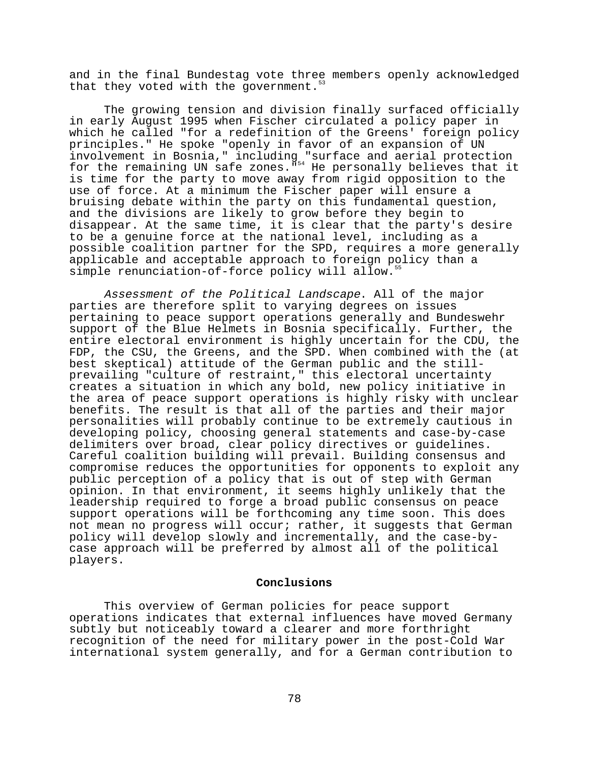and in the final Bundestag vote three members openly acknowledged that they voted with the government.[53]

The growing tension and division finally surfaced officially in early August 1995 when Fischer circulated a policy paper in which he called "for a redefinition of the Greens' foreign policy principles." He spoke "openly in favor of an expansion of UN involvement in Bosnia," including "surface and aerial protection for the remaining UN safe zones."[54] He personally believes that it is time for the party to move away from rigid opposition to the use of force. At a minimum the Fischer paper will ensure a bruising debate within the party on this fundamental question, and the divisions are likely to grow before they begin to disappear. At the same time, it is clear that the party's desire to be a genuine force at the national level, including as a possible coalition partner for the SPD, requires a more generally applicable and acceptable approach to foreign policy than a simple renunciation-of-force policy will allow.[55]

*Assessment of the Political Landscape*. All of the major parties are therefore split to varying degrees on issues pertaining to peace support operations generally and Bundeswehr support of the Blue Helmets in Bosnia specifically. Further, the entire electoral environment is highly uncertain for the CDU, the FDP, the CSU, the Greens, and the SPD. When combined with the (at best skeptical) attitude of the German public and the still-prevailing "culture of restraint," this electoral uncertainty creates a situation in which any bold, new policy initiative in the area of peace support operations is highly risky with unclear benefits. The result is that all of the parties and their major personalities will probably continue to be extremely cautious in developing policy, choosing general statements and case-by-case delimiters over broad, clear policy directives or guidelines. Careful coalition building will prevail. Building consensus and compromise reduces the opportunities for opponents to exploit any public perception of a policy that is out of step with German opinion. In that environment, it seems highly unlikely that the leadership required to forge a broad public consensus on peace support operations will be forthcoming any time soon. This does not mean no progress will occur; rather, it suggests that German policy will develop slowly and incrementally, and the case-by-case approach will be preferred by almost all of the political players.

## Conclusions

This overview of German policies for peace support operations indicates that external influences have moved Germany subtly but noticeably toward a clearer and more forthright recognition of the need for military power in the post-Cold War international system generally, and for a German contribution to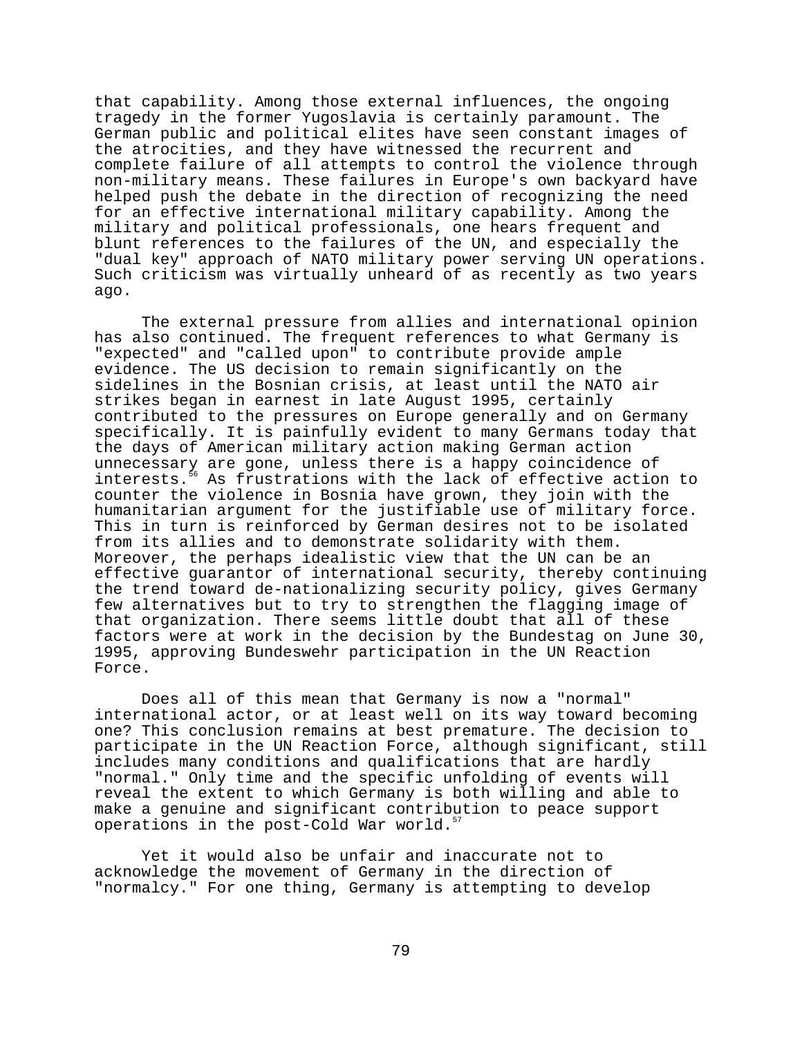that capability. Among those external influences, the ongoing tragedy in the former Yugoslavia is certainly paramount. The German public and political elites have seen constant images of the atrocities, and they have witnessed the recurrent and complete failure of all attempts to control the violence through non-military means. These failures in Europe's own backyard have helped push the debate in the direction of recognizing the need for an effective international military capability. Among the military and political professionals, one hears frequent and blunt references to the failures of the UN, and especially the "dual key" approach of NATO military power serving UN operations. Such criticism was virtually unheard of as recently as two years ago.

The external pressure from allies and international opinion has also continued. The frequent references to what Germany is "expected" and "called upon" to contribute provide ample evidence. The US decision to remain significantly on the sidelines in the Bosnian crisis, at least until the NATO air strikes began in earnest in late August 1995, certainly contributed to the pressures on Europe generally and on Germany specifically. It is painfully evident to many Germans today that the days of American military action making German action unnecessary are gone, unless there is a happy coincidence of interests.[56] As frustrations with the lack of effective action to counter the violence in Bosnia have grown, they join with the humanitarian argument for the justifiable use of military force. This in turn is reinforced by German desires not to be isolated from its allies and to demonstrate solidarity with them. Moreover, the perhaps idealistic view that the UN can be an effective guarantor of international security, thereby continuing the trend toward de-nationalizing security policy, gives Germany few alternatives but to try to strengthen the flagging image of that organization. There seems little doubt that all of these factors were at work in the decision by the Bundestag on June 30, 1995, approving Bundeswehr participation in the UN Reaction Force.

Does all of this mean that Germany is now a "normal" international actor, or at least well on its way toward becoming one? This conclusion remains at best premature. The decision to participate in the UN Reaction Force, although significant, still includes many conditions and qualifications that are hardly "normal." Only time and the specific unfolding of events will reveal the extent to which Germany is both willing and able to make a genuine and significant contribution to peace support operations in the post-Cold War world.[57]

Yet it would also be unfair and inaccurate not to acknowledge the movement of Germany in the direction of "normalcy." For one thing, Germany is attempting to develop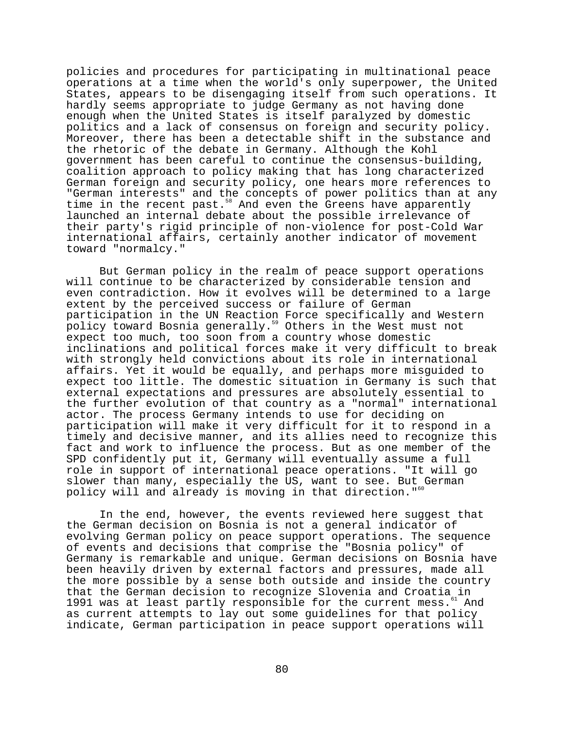policies and procedures for participating in multinational peace operations at a time when the world's only superpower, the United States, appears to be disengaging itself from such operations. It hardly seems appropriate to judge Germany as not having done enough when the United States is itself paralyzed by domestic politics and a lack of consensus on foreign and security policy. Moreover, there has been a detectable shift in the substance and the rhetoric of the debate in Germany. Although the Kohl government has been careful to continue the consensus-building, coalition approach to policy making that has long characterized German foreign and security policy, one hears more references to "German interests" and the concepts of power politics than at any time in the recent past.[58] And even the Greens have apparently launched an internal debate about the possible irrelevance of their party's rigid principle of non-violence for post-Cold War international affairs, certainly another indicator of movement toward "normalcy."

But German policy in the realm of peace support operations will continue to be characterized by considerable tension and even contradiction. How it evolves will be determined to a large extent by the perceived success or failure of German participation in the UN Reaction Force specifically and Western policy toward Bosnia generally.[59] Others in the West must not expect too much, too soon from a country whose domestic inclinations and political forces make it very difficult to break with strongly held convictions about its role in international affairs. Yet it would be equally, and perhaps more misguided to expect too little. The domestic situation in Germany is such that external expectations and pressures are absolutely essential to the further evolution of that country as a "normal" international actor. The process Germany intends to use for deciding on participation will make it very difficult for it to respond in a timely and decisive manner, and its allies need to recognize this fact and work to influence the process. But as one member of the SPD confidently put it, Germany will eventually assume a full role in support of international peace operations. "It will go slower than many, especially the US, want to see. But German policy will and already is moving in that direction."[60]

In the end, however, the events reviewed here suggest that the German decision on Bosnia is not a general indicator of evolving German policy on peace support operations. The sequence of events and decisions that comprise the "Bosnia policy" of Germany is remarkable and unique. German decisions on Bosnia have been heavily driven by external factors and pressures, made all the more possible by a sense both outside and inside the country that the German decision to recognize Slovenia and Croatia in 1991 was at least partly responsible for the current mess.[61] And as current attempts to lay out some guidelines for that policy indicate, German participation in peace support operations will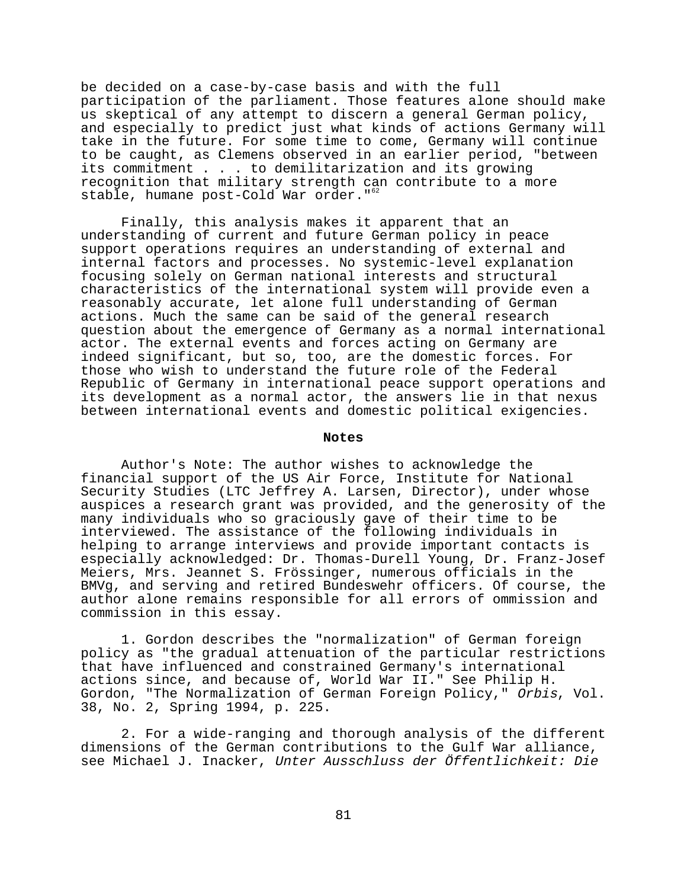be decided on a case-by-case basis and with the full participation of the parliament. Those features alone should make us skeptical of any attempt to discern a general German policy, and especially to predict just what kinds of actions Germany will take in the future. For some time to come, Germany will continue to be caught, as Clemens observed in an earlier period, "between its commitment . . . to demilitarization and its growing recognition that military strength can contribute to a more stable, humane post-Cold War order."[62]

Finally, this analysis makes it apparent that an understanding of current and future German policy in peace support operations requires an understanding of external and internal factors and processes. No systemic-level explanation focusing solely on German national interests and structural characteristics of the international system will provide even a reasonably accurate, let alone full understanding of German actions. Much the same can be said of the general research question about the emergence of Germany as a normal international actor. The external events and forces acting on Germany are indeed significant, but so, too, are the domestic forces. For those who wish to understand the future role of the Federal Republic of Germany in international peace support operations and its development as a normal actor, the answers lie in that nexus between international events and domestic political exigencies.

**Notes**

Author's Note: The author wishes to acknowledge the financial support of the US Air Force, Institute for National Security Studies (LTC Jeffrey A. Larsen, Director), under whose auspices a research grant was provided, and the generosity of the many individuals who so graciously gave of their time to be interviewed. The assistance of the following individuals in helping to arrange interviews and provide important contacts is especially acknowledged: Dr. Thomas-Durell Young, Dr. Franz-Josef Meiers, Mrs. Jeannet S. Frössinger, numerous officials in the BMVg, and serving and retired Bundeswehr officers. Of course, the author alone remains responsible for all errors of ommission and commission in this essay.

1. Gordon describes the "normalization" of German foreign policy as "the gradual attenuation of the particular restrictions that have influenced and constrained Germany's international actions since, and because of, World War II." See Philip H. Gordon, "The Normalization of German Foreign Policy," *Orbis*, Vol. 38, No. 2, Spring 1994, p. 225.

2. For a wide-ranging and thorough analysis of the different dimensions of the German contributions to the Gulf War alliance, see Michael J. Inacker, *Unter Ausschluss der Öffentlichkeit: Die*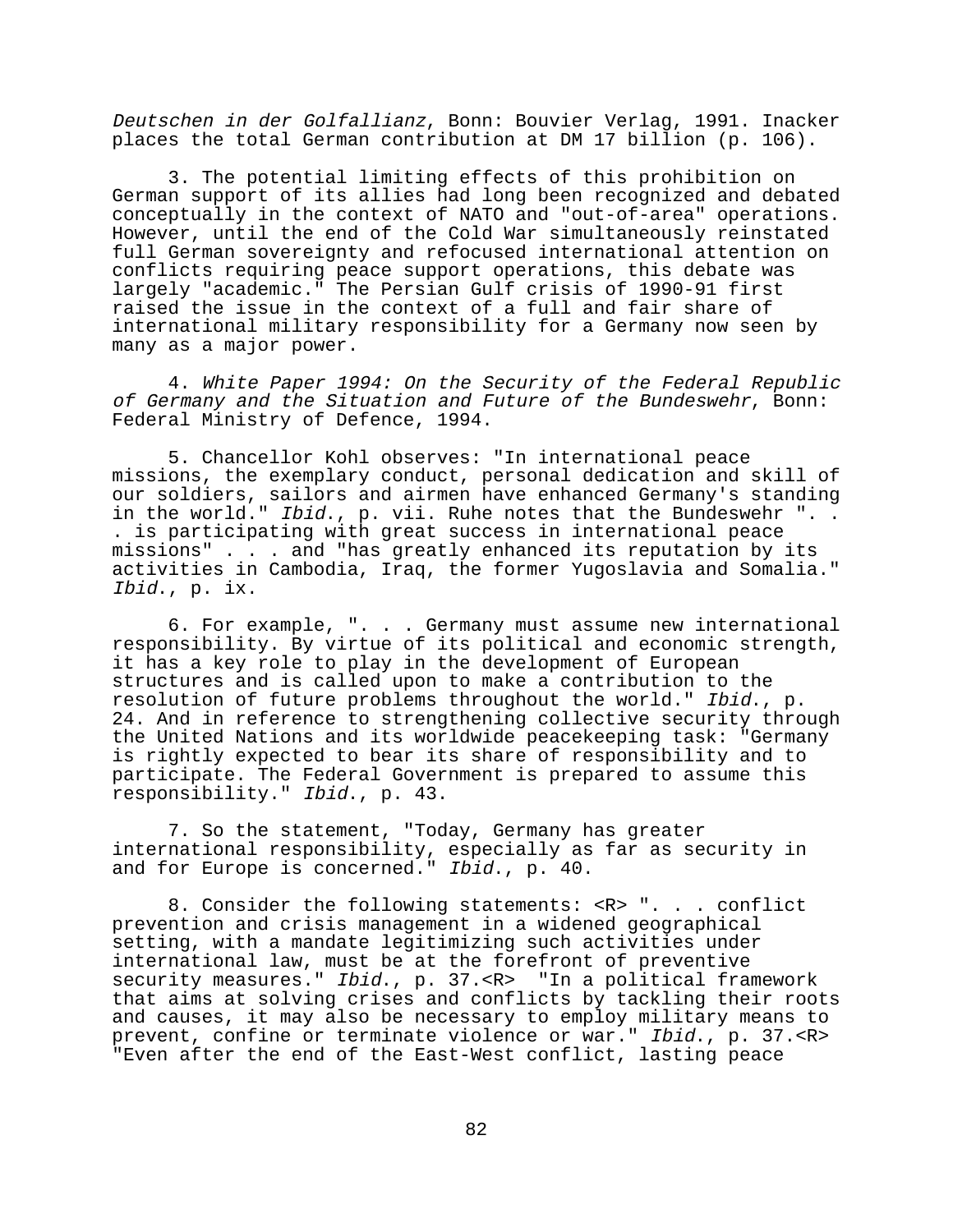*Deutschen in der Golfallianz*, Bonn: Bouvier Verlag, 1991. Inacker places the total German contribution at DM 17 billion (p. 106).

3. The potential limiting effects of this prohibition on German support of its allies had long been recognized and debated conceptually in the context of NATO and "out-of-area" operations. However, until the end of the Cold War simultaneously reinstated full German sovereignty and refocused international attention on conflicts requiring peace support operations, this debate was largely "academic." The Persian Gulf crisis of 1990-91 first raised the issue in the context of a full and fair share of international military responsibility for a Germany now seen by many as a major power.

4. *White Paper 1994: On the Security of the Federal Republic of Germany and the Situation and Future of the Bundeswehr*, Bonn: Federal Ministry of Defence, 1994.

5. Chancellor Kohl observes: "In international peace missions, the exemplary conduct, personal dedication and skill of our soldiers, sailors and airmen have enhanced Germany's standing in the world." *Ibid*., p. vii. Ruhe notes that the Bundeswehr ". . . is participating with great success in international peace missions" . . . and "has greatly enhanced its reputation by its activities in Cambodia, Iraq, the former Yugoslavia and Somalia." *Ibid*., p. ix.

6. For example, ". . . Germany must assume new international responsibility. By virtue of its political and economic strength, it has a key role to play in the development of European structures and is called upon to make a contribution to the resolution of future problems throughout the world." *Ibid*., p. 24. And in reference to strengthening collective security through the United Nations and its worldwide peacekeeping task: "Germany is rightly expected to bear its share of responsibility and to participate. The Federal Government is prepared to assume this responsibility." *Ibid*., p. 43.

7. So the statement, "Today, Germany has greater international responsibility, especially as far as security in and for Europe is concerned." *Ibid*., p. 40.

8. Consider the following statements: <R> ". . . conflict prevention and crisis management in a widened geographical setting, with a mandate legitimizing such activities under international law, must be at the forefront of preventive security measures." *Ibid*., p. 37.<R> "In a political framework that aims at solving crises and conflicts by tackling their roots and causes, it may also be necessary to employ military means to prevent, confine or terminate violence or war." *Ibid*., p. 37.<R> "Even after the end of the East-West conflict, lasting peace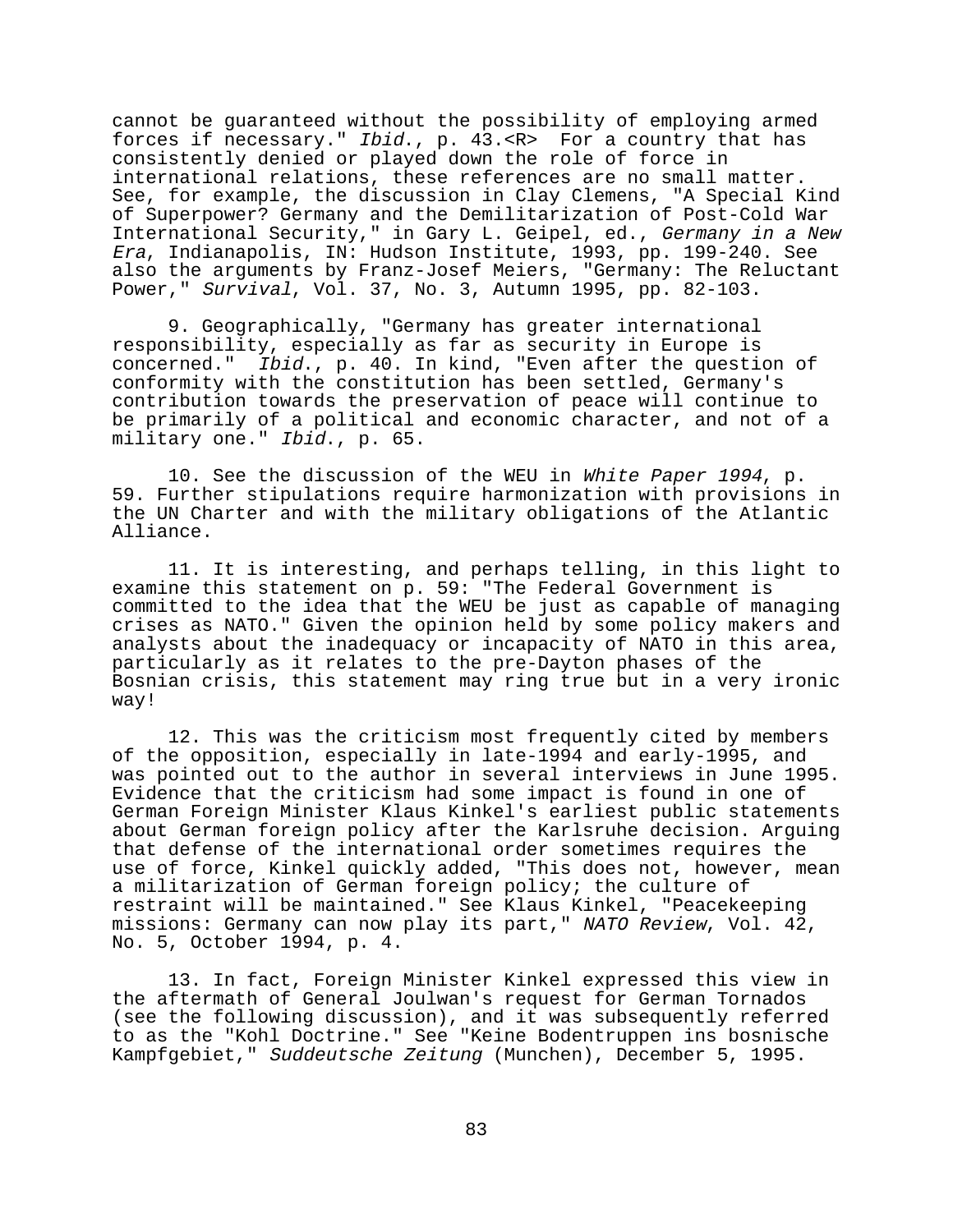cannot be guaranteed without the possibility of employing armed forces if necessary." *Ibid*., p. 43.<R> For a country that has consistently denied or played down the role of force in international relations, these references are no small matter. See, for example, the discussion in Clay Clemens, "A Special Kind of Superpower? Germany and the Demilitarization of Post-Cold War International Security," in Gary L. Geipel, ed., *Germany in a New Era*, Indianapolis, IN: Hudson Institute, 1993, pp. 199-240. See also the arguments by Franz-Josef Meiers, "Germany: The Reluctant Power," *Survival*, Vol. 37, No. 3, Autumn 1995, pp. 82-103.

9. Geographically, "Germany has greater international responsibility, especially as far as security in Europe is concerned." *Ibid*., p. 40. In kind, "Even after the question of conformity with the constitution has been settled, Germany's contribution towards the preservation of peace will continue to be primarily of a political and economic character, and not of a military one." *Ibid*., p. 65.

10. See the discussion of the WEU in *White Paper 1994*, p. 59. Further stipulations require harmonization with provisions in the UN Charter and with the military obligations of the Atlantic Alliance.

11. It is interesting, and perhaps telling, in this light to examine this statement on p. 59: "The Federal Government is committed to the idea that the WEU be just as capable of managing crises as NATO." Given the opinion held by some policy makers and analysts about the inadequacy or incapacity of NATO in this area, particularly as it relates to the pre-Dayton phases of the Bosnian crisis, this statement may ring true but in a very ironic way!

12. This was the criticism most frequently cited by members of the opposition, especially in late-1994 and early-1995, and was pointed out to the author in several interviews in June 1995. Evidence that the criticism had some impact is found in one of German Foreign Minister Klaus Kinkel's earliest public statements about German foreign policy after the Karlsruhe decision. Arguing that defense of the international order sometimes requires the use of force, Kinkel quickly added, "This does not, however, mean a militarization of German foreign policy; the culture of restraint will be maintained." See Klaus Kinkel, "Peacekeeping missions: Germany can now play its part," *NATO Review*, Vol. 42, No. 5, October 1994, p. 4.

13. In fact, Foreign Minister Kinkel expressed this view in the aftermath of General Joulwan's request for German Tornados (see the following discussion), and it was subsequently referred to as the "Kohl Doctrine." See "Keine Bodentruppen ins bosnische Kampfgebiet," *Suddeutsche Zeitung* (Munchen), December 5, 1995.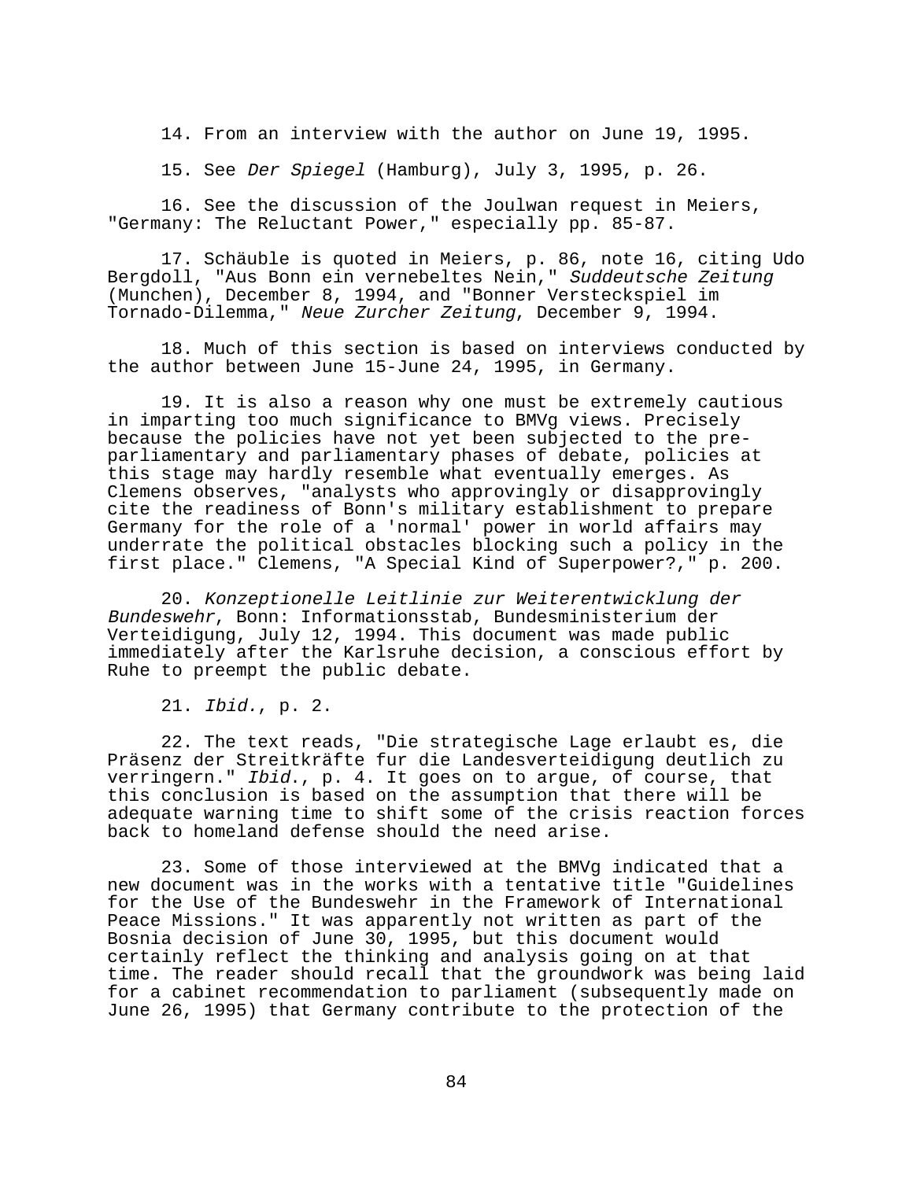14. From an interview with the author on June 19, 1995.

15. See *Der Spiegel* (Hamburg), July 3, 1995, p. 26.

16. See the discussion of the Joulwan request in Meiers, "Germany: The Reluctant Power," especially pp. 85-87.

17. Schäuble is quoted in Meiers, p. 86, note 16, citing Udo Bergdoll, "Aus Bonn ein vernebeltes Nein," *Suddeutsche Zeitung* (Munchen), December 8, 1994, and "Bonner Versteckspiel im Tornado-Dilemma," *Neue Zurcher Zeitung*, December 9, 1994.

18. Much of this section is based on interviews conducted by the author between June 15-June 24, 1995, in Germany.

19. It is also a reason why one must be extremely cautious in imparting too much significance to BMVg views. Precisely because the policies have not yet been subjected to the pre-parliamentary and parliamentary phases of debate, policies at this stage may hardly resemble what eventually emerges. As Clemens observes, "analysts who approvingly or disapprovingly cite the readiness of Bonn's military establishment to prepare Germany for the role of a 'normal' power in world affairs may underrate the political obstacles blocking such a policy in the first place." Clemens, "A Special Kind of Superpower?," p. 200.

20. *Konzeptionelle Leitlinie zur Weiterentwicklung der Bundeswehr*, Bonn: Informationsstab, Bundesministerium der Verteidigung, July 12, 1994. This document was made public immediately after the Karlsruhe decision, a conscious effort by Ruhe to preempt the public debate.

21. *Ibid.*, p. 2.

22. The text reads, "Die strategische Lage erlaubt es, die Präsenz der Streitkräfte fur die Landesverteidigung deutlich zu verringern." *Ibid.*, p. 4. It goes on to argue, of course, that this conclusion is based on the assumption that there will be adequate warning time to shift some of the crisis reaction forces back to homeland defense should the need arise.

23. Some of those interviewed at the BMVg indicated that a new document was in the works with a tentative title "Guidelines for the Use of the Bundeswehr in the Framework of International Peace Missions." It was apparently not written as part of the Bosnia decision of June 30, 1995, but this document would certainly reflect the thinking and analysis going on at that time. The reader should recall that the groundwork was being laid for a cabinet recommendation to parliament (subsequently made on June 26, 1995) that Germany contribute to the protection of the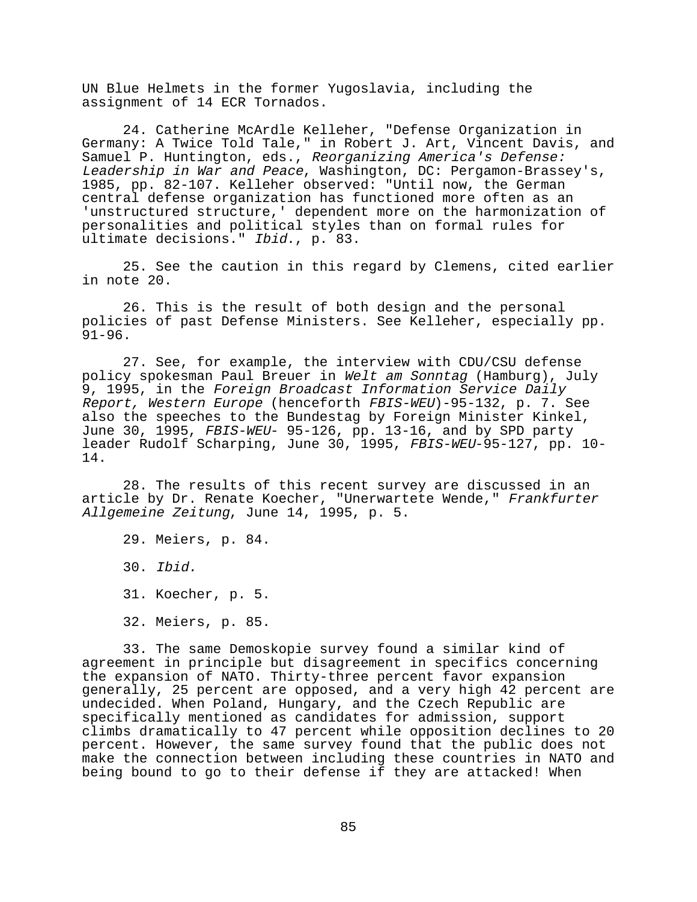UN Blue Helmets in the former Yugoslavia, including the assignment of 14 ECR Tornados.

24. Catherine McArdle Kelleher, "Defense Organization in Germany: A Twice Told Tale," in Robert J. Art, Vincent Davis, and Samuel P. Huntington, eds., *Reorganizing America's Defense: Leadership in War and Peace*, Washington, DC: Pergamon-Brassey's, 1985, pp. 82-107. Kelleher observed: "Until now, the German central defense organization has functioned more often as an 'unstructured structure,' dependent more on the harmonization of personalities and political styles than on formal rules for ultimate decisions." *Ibid*., p. 83.

25. See the caution in this regard by Clemens, cited earlier in note 20.

26. This is the result of both design and the personal policies of past Defense Ministers. See Kelleher, especially pp. 91-96.

27. See, for example, the interview with CDU/CSU defense policy spokesman Paul Breuer in *Welt am Sonntag* (Hamburg), July 9, 1995, in the *Foreign Broadcast Information Service Daily Report, Western Europe* (henceforth *FBIS-WEU*)-95-132, p. 7. See also the speeches to the Bundestag by Foreign Minister Kinkel, June 30, 1995, *FBIS-WEU*- 95-126, pp. 13-16, and by SPD party leader Rudolf Scharping, June 30, 1995, *FBIS-WEU*-95-127, pp. 10-14.

28. The results of this recent survey are discussed in an article by Dr. Renate Koecher, "Unerwartete Wende," *Frankfurter Allgemeine Zeitung*, June 14, 1995, p. 5.

29. Meiers, p. 84.

30. *Ibid.*

31. Koecher, p. 5.

32. Meiers, p. 85.

33. The same Demoskopie survey found a similar kind of agreement in principle but disagreement in specifics concerning the expansion of NATO. Thirty-three percent favor expansion generally, 25 percent are opposed, and a very high 42 percent are undecided. When Poland, Hungary, and the Czech Republic are specifically mentioned as candidates for admission, support climbs dramatically to 47 percent while opposition declines to 20 percent. However, the same survey found that the public does not make the connection between including these countries in NATO and being bound to go to their defense if they are attacked! When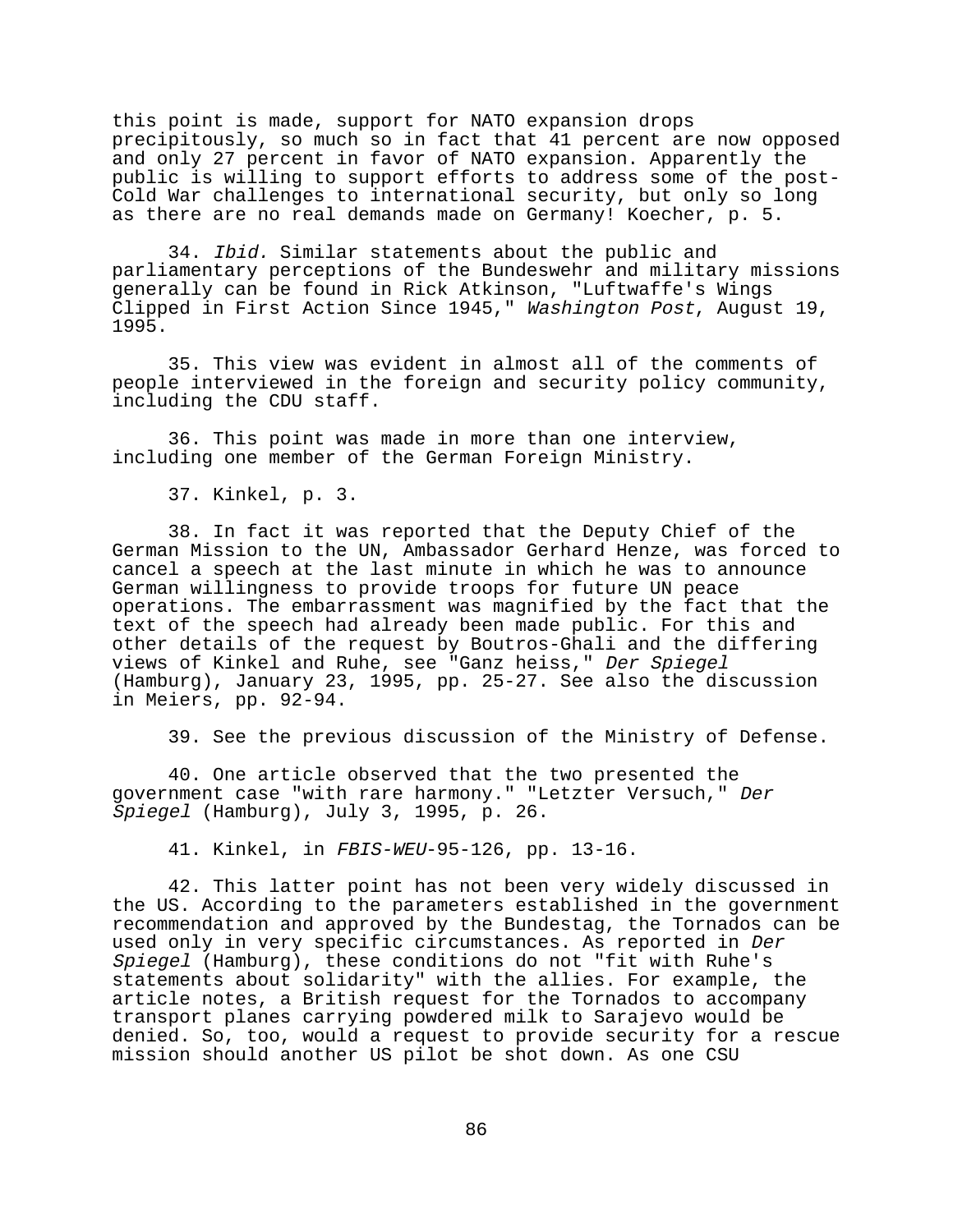this point is made, support for NATO expansion drops precipitously, so much so in fact that 41 percent are now opposed and only 27 percent in favor of NATO expansion. Apparently the public is willing to support efforts to address some of the post-Cold War challenges to international security, but only so long as there are no real demands made on Germany! Koecher, p. 5.

34. *Ibid.* Similar statements about the public and parliamentary perceptions of the Bundeswehr and military missions generally can be found in Rick Atkinson, "Luftwaffe's Wings Clipped in First Action Since 1945," *Washington Post*, August 19, 1995.

35. This view was evident in almost all of the comments of people interviewed in the foreign and security policy community, including the CDU staff.

36. This point was made in more than one interview, including one member of the German Foreign Ministry.

37. Kinkel, p. 3.

38. In fact it was reported that the Deputy Chief of the German Mission to the UN, Ambassador Gerhard Henze, was forced to cancel a speech at the last minute in which he was to announce German willingness to provide troops for future UN peace operations. The embarrassment was magnified by the fact that the text of the speech had already been made public. For this and other details of the request by Boutros-Ghali and the differing views of Kinkel and Ruhe, see "Ganz heiss," *Der Spiegel* (Hamburg), January 23, 1995, pp. 25-27. See also the discussion in Meiers, pp. 92-94.

39. See the previous discussion of the Ministry of Defense.

40. One article observed that the two presented the government case "with rare harmony." "Letzter Versuch," *Der Spiegel* (Hamburg), July 3, 1995, p. 26.

41. Kinkel, in *FBIS-WEU*-95-126, pp. 13-16.

42. This latter point has not been very widely discussed in the US. According to the parameters established in the government recommendation and approved by the Bundestag, the Tornados can be used only in very specific circumstances. As reported in *Der Spiegel* (Hamburg), these conditions do not "fit with Ruhe's statements about solidarity" with the allies. For example, the article notes, a British request for the Tornados to accompany transport planes carrying powdered milk to Sarajevo would be denied. So, too, would a request to provide security for a rescue mission should another US pilot be shot down. As one CSU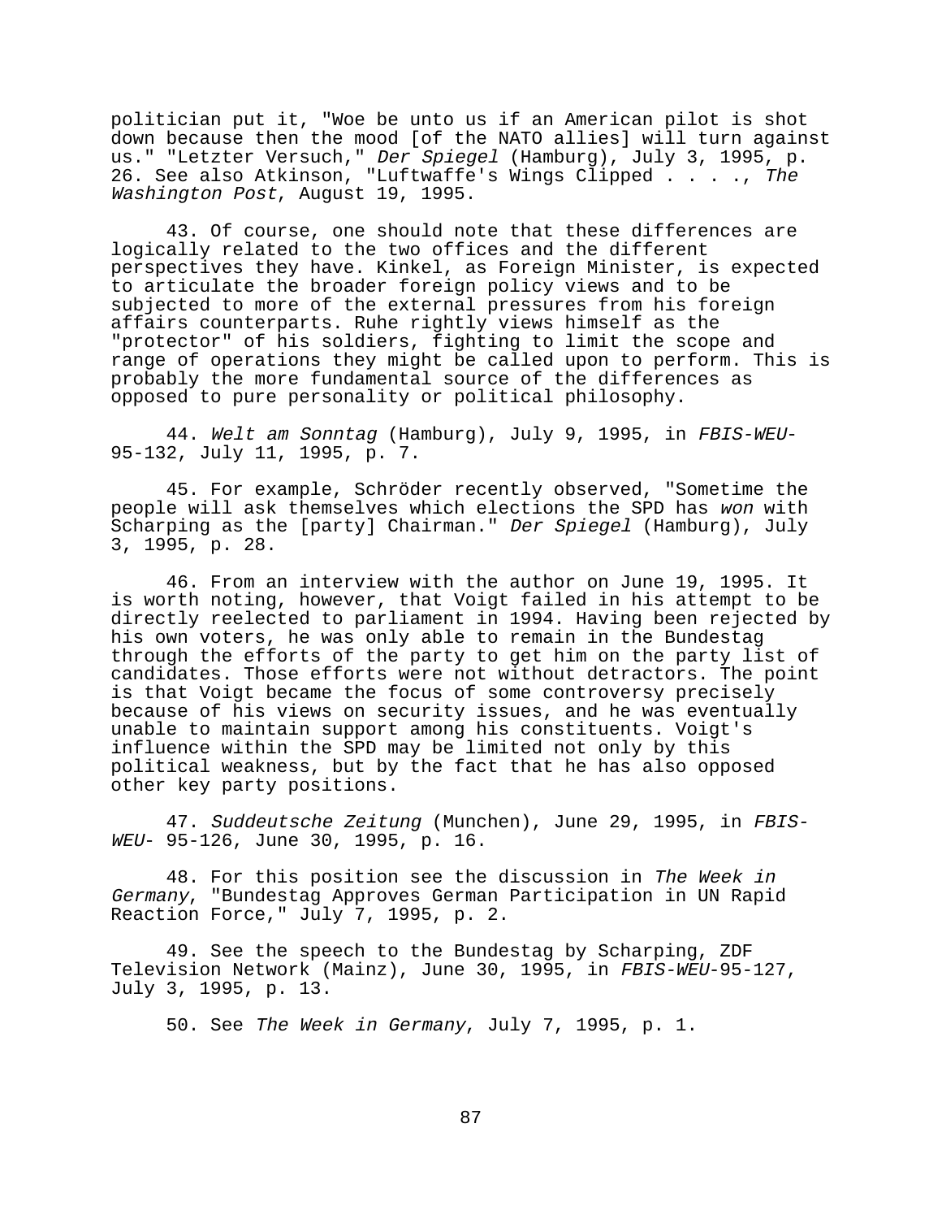politician put it, "Woe be unto us if an American pilot is shot down because then the mood [of the NATO allies] will turn against us." "Letzter Versuch," *Der Spiegel* (Hamburg), July 3, 1995, p. 26. See also Atkinson, "Luftwaffe's Wings Clipped . . . ., *The Washington Post*, August 19, 1995.

43. Of course, one should note that these differences are logically related to the two offices and the different perspectives they have. Kinkel, as Foreign Minister, is expected to articulate the broader foreign policy views and to be subjected to more of the external pressures from his foreign affairs counterparts. Ruhe rightly views himself as the "protector" of his soldiers, fighting to limit the scope and range of operations they might be called upon to perform. This is probably the more fundamental source of the differences as opposed to pure personality or political philosophy.

44. *Welt am Sonntag* (Hamburg), July 9, 1995, in *FBIS-WEU*-95-132, July 11, 1995, p. 7.

45. For example, Schröder recently observed, "Sometime the people will ask themselves which elections the SPD has *won* with Scharping as the [party] Chairman." *Der Spiegel* (Hamburg), July 3, 1995, p. 28.

46. From an interview with the author on June 19, 1995. It is worth noting, however, that Voigt failed in his attempt to be directly reelected to parliament in 1994. Having been rejected by his own voters, he was only able to remain in the Bundestag through the efforts of the party to get him on the party list of candidates. Those efforts were not without detractors. The point is that Voigt became the focus of some controversy precisely because of his views on security issues, and he was eventually unable to maintain support among his constituents. Voigt's influence within the SPD may be limited not only by this political weakness, but by the fact that he has also opposed other key party positions.

47. *Suddeutsche Zeitung* (Munchen), June 29, 1995, in *FBIS-WEU*- 95-126, June 30, 1995, p. 16.

48. For this position see the discussion in *The Week in Germany*, "Bundestag Approves German Participation in UN Rapid Reaction Force," July 7, 1995, p. 2.

49. See the speech to the Bundestag by Scharping, ZDF Television Network (Mainz), June 30, 1995, in *FBIS-WEU*-95-127, July 3, 1995, p. 13.

50. See *The Week in Germany*, July 7, 1995, p. 1.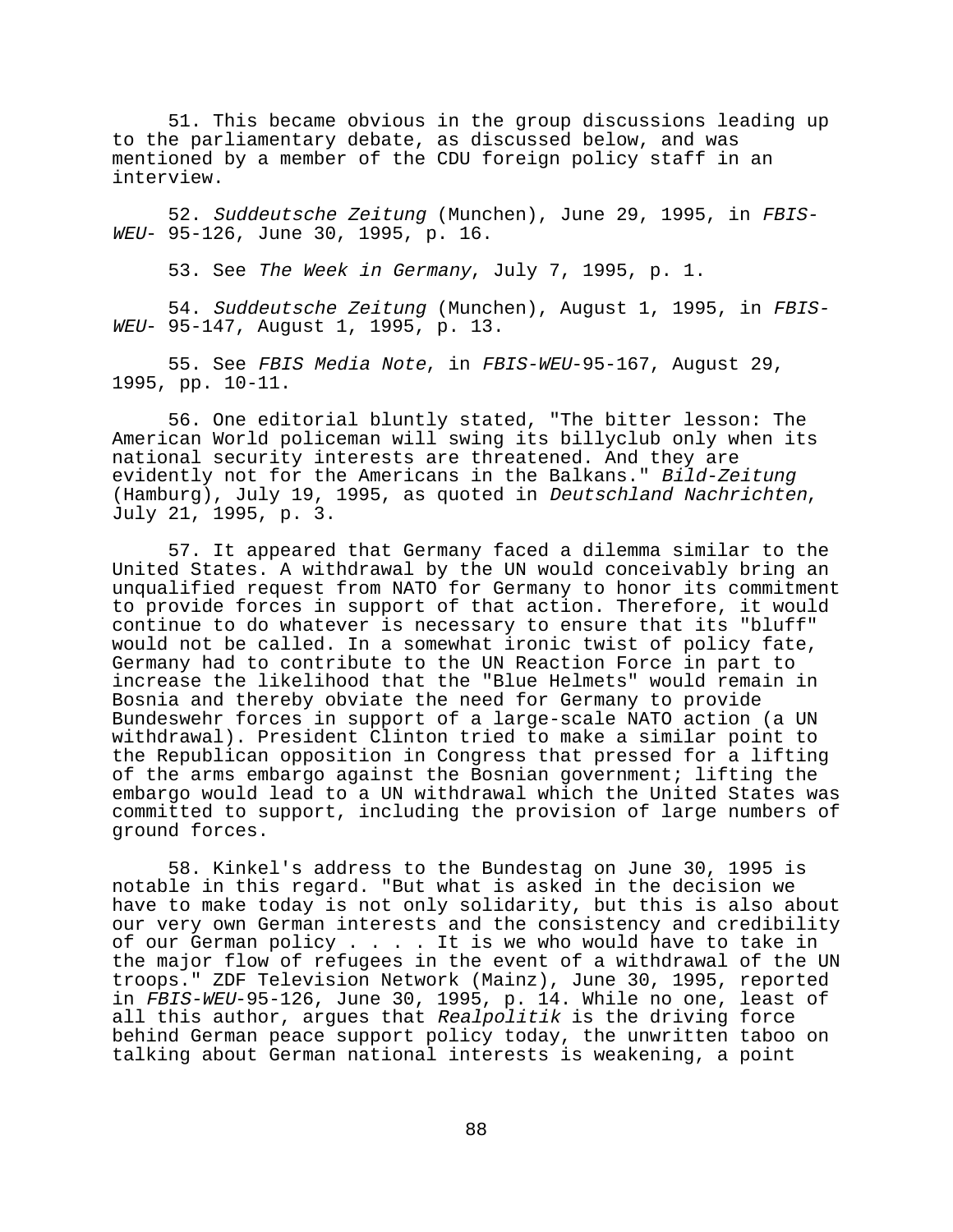51. This became obvious in the group discussions leading up to the parliamentary debate, as discussed below, and was mentioned by a member of the CDU foreign policy staff in an interview.

52. *Suddeutsche Zeitung* (Munchen), June 29, 1995, in *FBIS-WEU-* 95-126, June 30, 1995, p. 16.

53. See *The Week in Germany*, July 7, 1995, p. 1.

54. *Suddeutsche Zeitung* (Munchen), August 1, 1995, in *FBIS-WEU-* 95-147, August 1, 1995, p. 13.

55. See *FBIS Media Note*, in *FBIS-WEU*-95-167, August 29, 1995, pp. 10-11.

56. One editorial bluntly stated, "The bitter lesson: The American World policeman will swing its billyclub only when its national security interests are threatened. And they are evidently not for the Americans in the Balkans." *Bild-Zeitung* (Hamburg), July 19, 1995, as quoted in *Deutschland Nachrichten*, July 21, 1995, p. 3.

57. It appeared that Germany faced a dilemma similar to the United States. A withdrawal by the UN would conceivably bring an unqualified request from NATO for Germany to honor its commitment to provide forces in support of that action. Therefore, it would continue to do whatever is necessary to ensure that its "bluff" would not be called. In a somewhat ironic twist of policy fate, Germany had to contribute to the UN Reaction Force in part to increase the likelihood that the "Blue Helmets" would remain in Bosnia and thereby obviate the need for Germany to provide Bundeswehr forces in support of a large-scale NATO action (a UN withdrawal). President Clinton tried to make a similar point to the Republican opposition in Congress that pressed for a lifting of the arms embargo against the Bosnian government; lifting the embargo would lead to a UN withdrawal which the United States was committed to support, including the provision of large numbers of ground forces.

58. Kinkel's address to the Bundestag on June 30, 1995 is notable in this regard. "But what is asked in the decision we have to make today is not only solidarity, but this is also about our very own German interests and the consistency and credibility of our German policy . . . . It is we who would have to take in the major flow of refugees in the event of a withdrawal of the UN troops." ZDF Television Network (Mainz), June 30, 1995, reported in *FBIS-WEU*-95-126, June 30, 1995, p. 14. While no one, least of all this author, argues that *Realpolitik* is the driving force behind German peace support policy today, the unwritten taboo on talking about German national interests is weakening, a point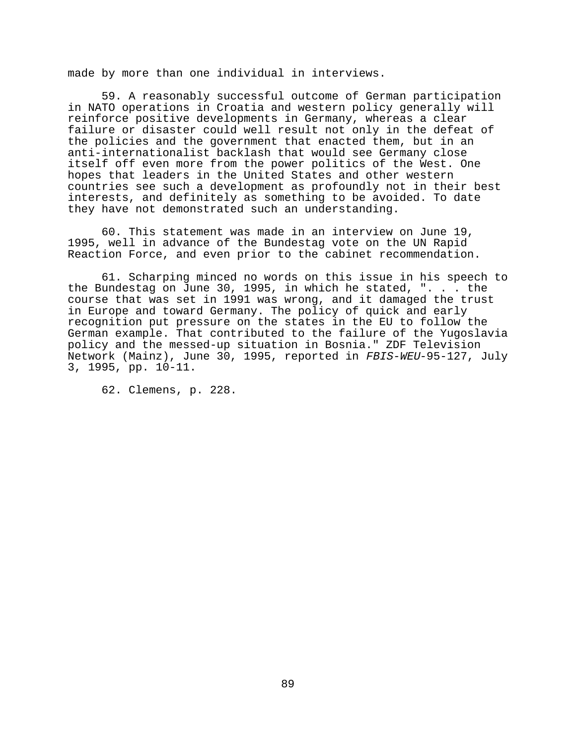made by more than one individual in interviews.

59. A reasonably successful outcome of German participation in NATO operations in Croatia and western policy generally will reinforce positive developments in Germany, whereas a clear failure or disaster could well result not only in the defeat of the policies and the government that enacted them, but in an anti-internationalist backlash that would see Germany close itself off even more from the power politics of the West. One hopes that leaders in the United States and other western countries see such a development as profoundly not in their best interests, and definitely as something to be avoided. To date they have not demonstrated such an understanding.

60. This statement was made in an interview on June 19, 1995, well in advance of the Bundestag vote on the UN Rapid Reaction Force, and even prior to the cabinet recommendation.

61. Scharping minced no words on this issue in his speech to the Bundestag on June 30, 1995, in which he stated, ". . . the course that was set in 1991 was wrong, and it damaged the trust in Europe and toward Germany. The policy of quick and early recognition put pressure on the states in the EU to follow the German example. That contributed to the failure of the Yugoslavia policy and the messed-up situation in Bosnia." ZDF Television Network (Mainz), June 30, 1995, reported in *FBIS-WEU*-95-127, July 3, 1995, pp. 10-11.

62. Clemens, p. 228.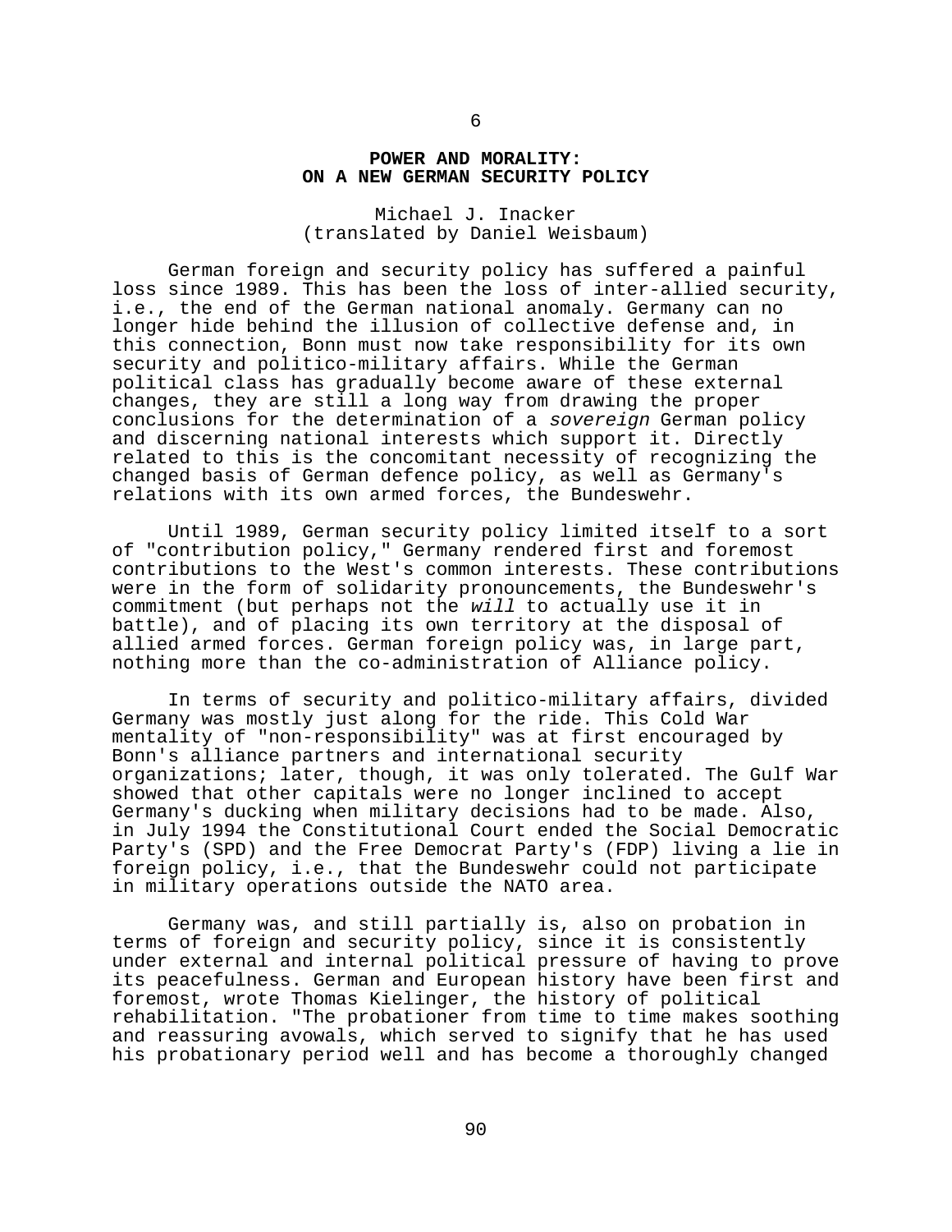# 6

## POWER AND MORALITY: ON A NEW GERMAN SECURITY POLICY

Michael J. Inacker
(translated by Daniel Weisbaum)

German foreign and security policy has suffered a painful loss since 1989. This has been the loss of inter-allied security, i.e., the end of the German national anomaly. Germany can no longer hide behind the illusion of collective defense and, in this connection, Bonn must now take responsibility for its own security and politico-military affairs. While the German political class has gradually become aware of these external changes, they are still a long way from drawing the proper conclusions for the determination of a *sovereign* German policy and discerning national interests which support it. Directly related to this is the concomitant necessity of recognizing the changed basis of German defence policy, as well as Germany's relations with its own armed forces, the Bundeswehr.

Until 1989, German security policy limited itself to a sort of "contribution policy," Germany rendered first and foremost contributions to the West's common interests. These contributions were in the form of solidarity pronouncements, the Bundeswehr's commitment (but perhaps not the *will* to actually use it in battle), and of placing its own territory at the disposal of allied armed forces. German foreign policy was, in large part, nothing more than the co-administration of Alliance policy.

In terms of security and politico-military affairs, divided Germany was mostly just along for the ride. This Cold War mentality of "non-responsibility" was at first encouraged by Bonn's alliance partners and international security organizations; later, though, it was only tolerated. The Gulf War showed that other capitals were no longer inclined to accept Germany's ducking when military decisions had to be made. Also, in July 1994 the Constitutional Court ended the Social Democratic Party's (SPD) and the Free Democrat Party's (FDP) living a lie in foreign policy, i.e., that the Bundeswehr could not participate in military operations outside the NATO area.

Germany was, and still partially is, also on probation in terms of foreign and security policy, since it is consistently under external and internal political pressure of having to prove its peacefulness. German and European history have been first and foremost, wrote Thomas Kielinger, the history of political rehabilitation. "The probationer from time to time makes soothing and reassuring avowals, which served to signify that he has used his probationary period well and has become a thoroughly changed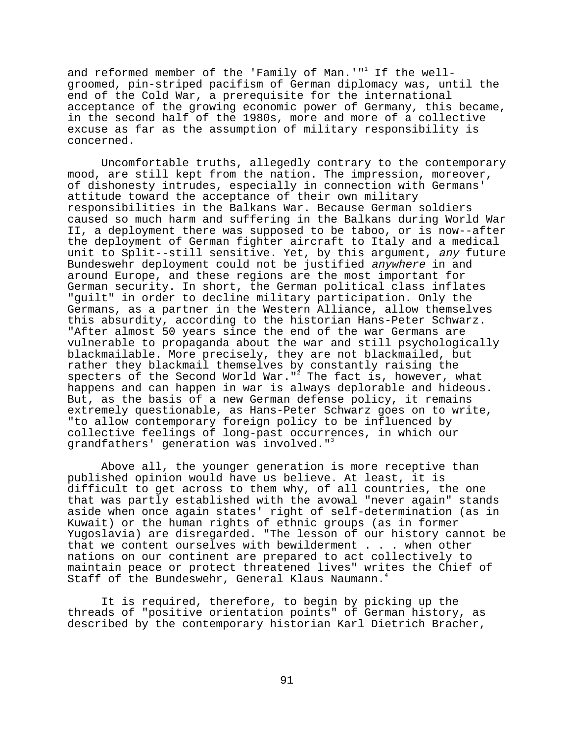and reformed member of the 'Family of Man.'"[1] If the well-groomed, pin-striped pacifism of German diplomacy was, until the end of the Cold War, a prerequisite for the international acceptance of the growing economic power of Germany, this became, in the second half of the 1980s, more and more of a collective excuse as far as the assumption of military responsibility is concerned.

Uncomfortable truths, allegedly contrary to the contemporary mood, are still kept from the nation. The impression, moreover, of dishonesty intrudes, especially in connection with Germans' attitude toward the acceptance of their own military responsibilities in the Balkans War. Because German soldiers caused so much harm and suffering in the Balkans during World War II, a deployment there was supposed to be taboo, or is now--after the deployment of German fighter aircraft to Italy and a medical unit to Split--still sensitive. Yet, by this argument, *any* future Bundeswehr deployment could not be justified *anywhere* in and around Europe, and these regions are the most important for German security. In short, the German political class inflates "guilt" in order to decline military participation. Only the Germans, as a partner in the Western Alliance, allow themselves this absurdity, according to the historian Hans-Peter Schwarz. "After almost 50 years since the end of the war Germans are vulnerable to propaganda about the war and still psychologically blackmailable. More precisely, they are not blackmailed, but rather they blackmail themselves by constantly raising the specters of the Second World War."[2] The fact is, however, what happens and can happen in war is always deplorable and hideous. But, as the basis of a new German defense policy, it remains extremely questionable, as Hans-Peter Schwarz goes on to write, "to allow contemporary foreign policy to be influenced by collective feelings of long-past occurrences, in which our grandfathers' generation was involved."[3]

Above all, the younger generation is more receptive than published opinion would have us believe. At least, it is difficult to get across to them why, of all countries, the one that was partly established with the avowal "never again" stands aside when once again states' right of self-determination (as in Kuwait) or the human rights of ethnic groups (as in former Yugoslavia) are disregarded. "The lesson of our history cannot be that we content ourselves with bewilderment . . . when other nations on our continent are prepared to act collectively to maintain peace or protect threatened lives" writes the Chief of Staff of the Bundeswehr, General Klaus Naumann.[4]

It is required, therefore, to begin by picking up the threads of "positive orientation points" of German history, as described by the contemporary historian Karl Dietrich Bracher,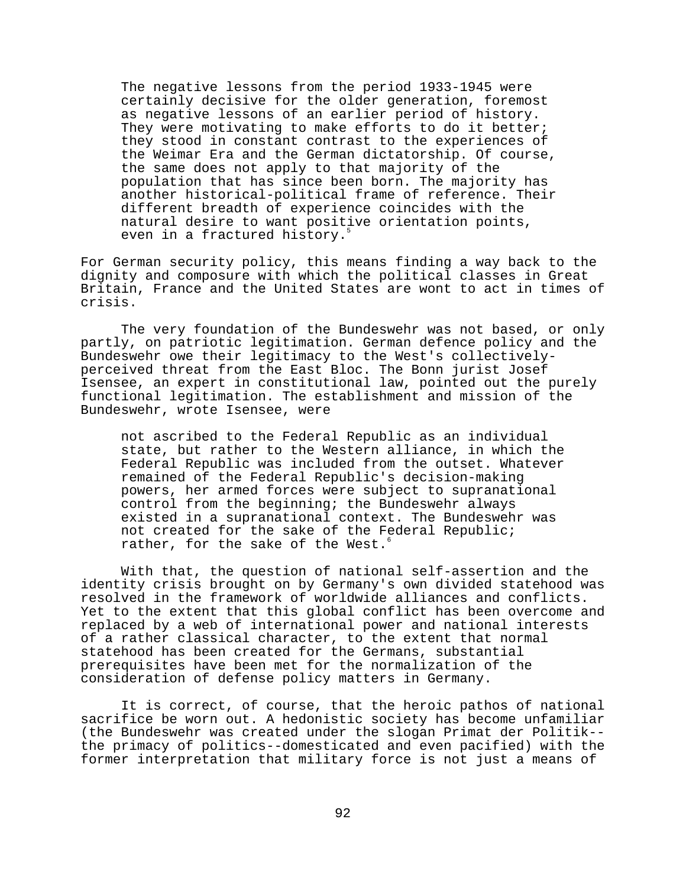> The negative lessons from the period 1933-1945 were certainly decisive for the older generation, foremost as negative lessons of an earlier period of history. They were motivating to make efforts to do it better; they stood in constant contrast to the experiences of the Weimar Era and the German dictatorship. Of course, the same does not apply to that majority of the population that has since been born. The majority has another historical-political frame of reference. Their different breadth of experience coincides with the natural desire to want positive orientation points, even in a fractured history.[5]

For German security policy, this means finding a way back to the dignity and composure with which the political classes in Great Britain, France and the United States are wont to act in times of crisis.

The very foundation of the Bundeswehr was not based, or only partly, on patriotic legitimation. German defence policy and the Bundeswehr owe their legitimacy to the West's collectively-perceived threat from the East Bloc. The Bonn jurist Josef Isensee, an expert in constitutional law, pointed out the purely functional legitimation. The establishment and mission of the Bundeswehr, wrote Isensee, were

> not ascribed to the Federal Republic as an individual state, but rather to the Western alliance, in which the Federal Republic was included from the outset. Whatever remained of the Federal Republic's decision-making powers, her armed forces were subject to supranational control from the beginning; the Bundeswehr always existed in a supranational context. The Bundeswehr was not created for the sake of the Federal Republic; rather, for the sake of the West.[6]

With that, the question of national self-assertion and the identity crisis brought on by Germany's own divided statehood was resolved in the framework of worldwide alliances and conflicts. Yet to the extent that this global conflict has been overcome and replaced by a web of international power and national interests of a rather classical character, to the extent that normal statehood has been created for the Germans, substantial prerequisites have been met for the normalization of the consideration of defense policy matters in Germany.

It is correct, of course, that the heroic pathos of national sacrifice be worn out. A hedonistic society has become unfamiliar (the Bundeswehr was created under the slogan Primat der Politik--the primacy of politics--domesticated and even pacified) with the former interpretation that military force is not just a means of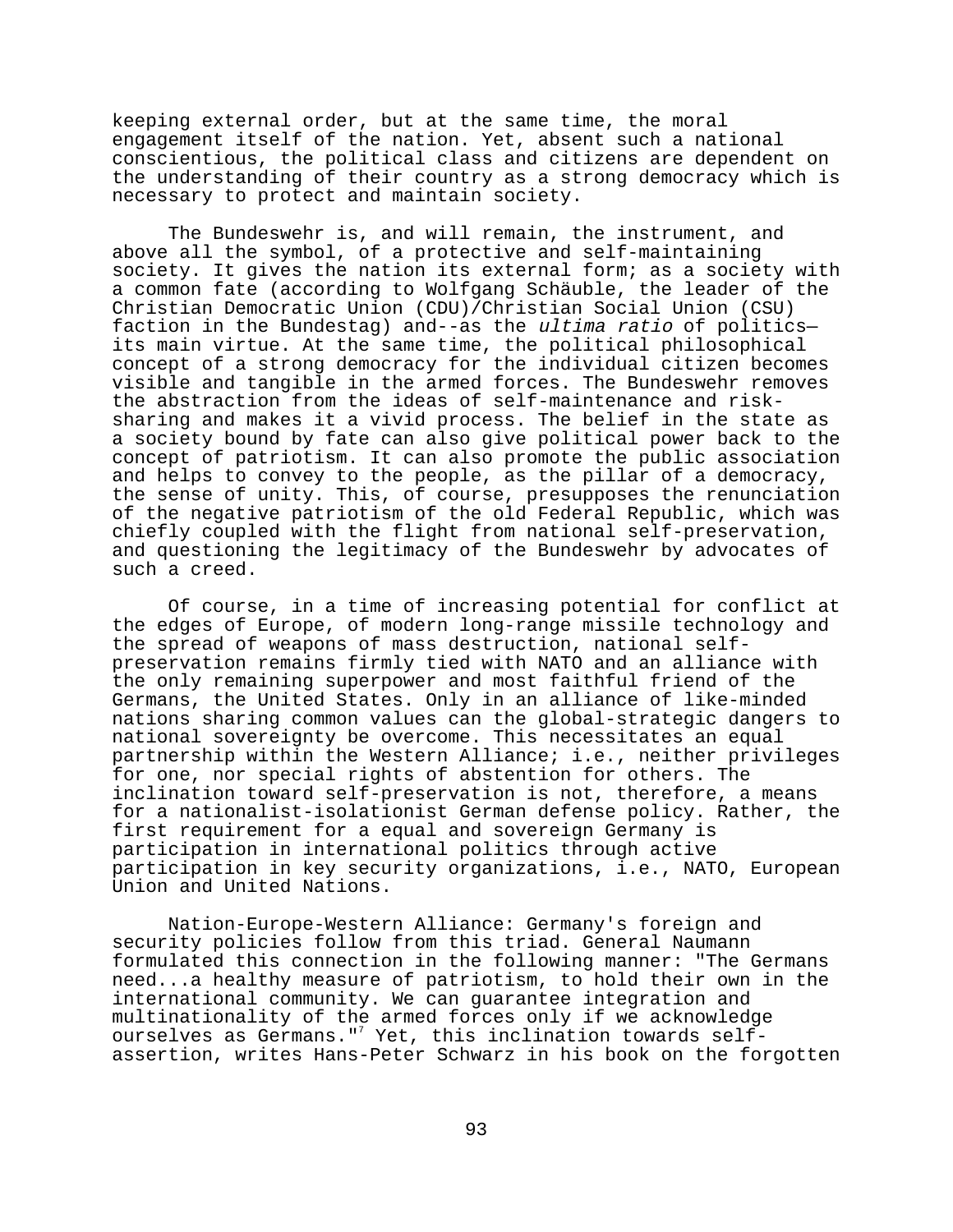keeping external order, but at the same time, the moral engagement itself of the nation. Yet, absent such a national conscientious, the political class and citizens are dependent on the understanding of their country as a strong democracy which is necessary to protect and maintain society.

The Bundeswehr is, and will remain, the instrument, and above all the symbol, of a protective and self-maintaining society. It gives the nation its external form; as a society with a common fate (according to Wolfgang Schäuble, the leader of the Christian Democratic Union (CDU)/Christian Social Union (CSU) faction in the Bundestag) and--as the *ultima ratio* of politics—its main virtue. At the same time, the political philosophical concept of a strong democracy for the individual citizen becomes visible and tangible in the armed forces. The Bundeswehr removes the abstraction from the ideas of self-maintenance and risk-sharing and makes it a vivid process. The belief in the state as a society bound by fate can also give political power back to the concept of patriotism. It can also promote the public association and helps to convey to the people, as the pillar of a democracy, the sense of unity. This, of course, presupposes the renunciation of the negative patriotism of the old Federal Republic, which was chiefly coupled with the flight from national self-preservation, and questioning the legitimacy of the Bundeswehr by advocates of such a creed.

Of course, in a time of increasing potential for conflict at the edges of Europe, of modern long-range missile technology and the spread of weapons of mass destruction, national self-preservation remains firmly tied with NATO and an alliance with the only remaining superpower and most faithful friend of the Germans, the United States. Only in an alliance of like-minded nations sharing common values can the global-strategic dangers to national sovereignty be overcome. This necessitates an equal partnership within the Western Alliance; i.e., neither privileges for one, nor special rights of abstention for others. The inclination toward self-preservation is not, therefore, a means for a nationalist-isolationist German defense policy. Rather, the first requirement for a equal and sovereign Germany is participation in international politics through active participation in key security organizations, i.e., NATO, European Union and United Nations.

Nation-Europe-Western Alliance: Germany's foreign and security policies follow from this triad. General Naumann formulated this connection in the following manner: "The Germans need...a healthy measure of patriotism, to hold their own in the international community. We can guarantee integration and multinationality of the armed forces only if we acknowledge ourselves as Germans."[7] Yet, this inclination towards self-assertion, writes Hans-Peter Schwarz in his book on the forgotten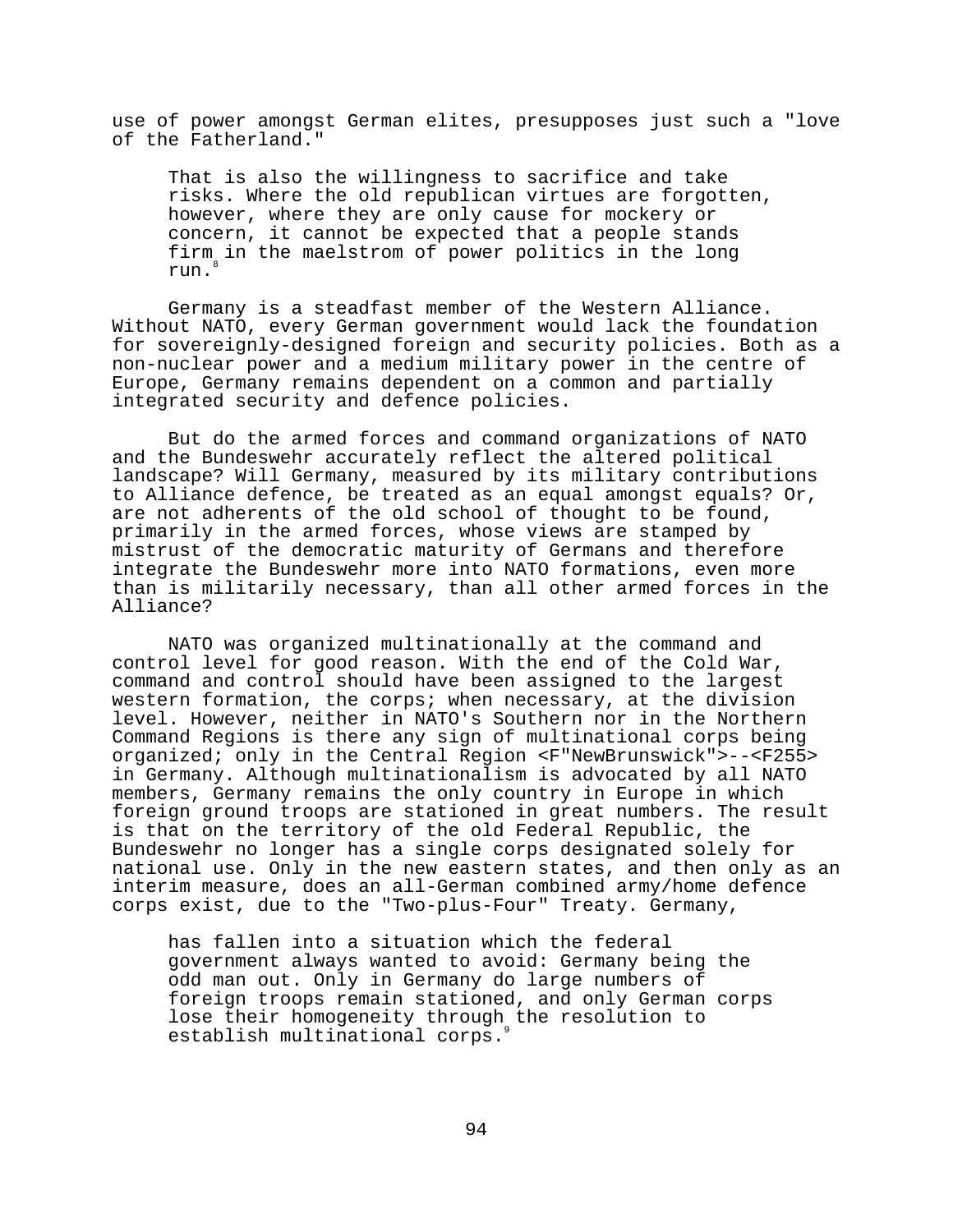use of power amongst German elites, presupposes just such a "love of the Fatherland."

> That is also the willingness to sacrifice and take risks. Where the old republican virtues are forgotten, however, where they are only cause for mockery or concern, it cannot be expected that a people stands firm in the maelstrom of power politics in the long run.[8]

Germany is a steadfast member of the Western Alliance. Without NATO, every German government would lack the foundation for sovereignly-designed foreign and security policies. Both as a non-nuclear power and a medium military power in the centre of Europe, Germany remains dependent on a common and partially integrated security and defence policies.

But do the armed forces and command organizations of NATO and the Bundeswehr accurately reflect the altered political landscape? Will Germany, measured by its military contributions to Alliance defence, be treated as an equal amongst equals? Or, are not adherents of the old school of thought to be found, primarily in the armed forces, whose views are stamped by mistrust of the democratic maturity of Germans and therefore integrate the Bundeswehr more into NATO formations, even more than is militarily necessary, than all other armed forces in the Alliance?

NATO was organized multinationally at the command and control level for good reason. With the end of the Cold War, command and control should have been assigned to the largest western formation, the corps; when necessary, at the division level. However, neither in NATO's Southern nor in the Northern Command Regions is there any sign of multinational corps being organized; only in the Central Region <F"NewBrunswick">--<F255> in Germany. Although multinationalism is advocated by all NATO members, Germany remains the only country in Europe in which foreign ground troops are stationed in great numbers. The result is that on the territory of the old Federal Republic, the Bundeswehr no longer has a single corps designated solely for national use. Only in the new eastern states, and then only as an interim measure, does an all-German combined army/home defence corps exist, due to the "Two-plus-Four" Treaty. Germany,

> has fallen into a situation which the federal government always wanted to avoid: Germany being the odd man out. Only in Germany do large numbers of foreign troops remain stationed, and only German corps lose their homogeneity through the resolution to establish multinational corps.[9]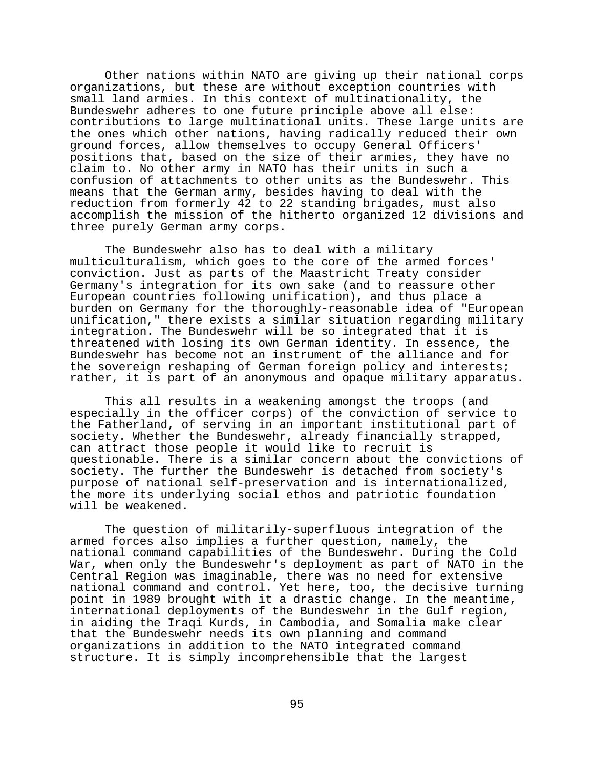Other nations within NATO are giving up their national corps organizations, but these are without exception countries with small land armies. In this context of multinationality, the Bundeswehr adheres to one future principle above all else: contributions to large multinational units. These large units are the ones which other nations, having radically reduced their own ground forces, allow themselves to occupy General Officers' positions that, based on the size of their armies, they have no claim to. No other army in NATO has their units in such a confusion of attachments to other units as the Bundeswehr. This means that the German army, besides having to deal with the reduction from formerly 42 to 22 standing brigades, must also accomplish the mission of the hitherto organized 12 divisions and three purely German army corps.

The Bundeswehr also has to deal with a military multiculturalism, which goes to the core of the armed forces' conviction. Just as parts of the Maastricht Treaty consider Germany's integration for its own sake (and to reassure other European countries following unification), and thus place a burden on Germany for the thoroughly-reasonable idea of "European unification," there exists a similar situation regarding military integration. The Bundeswehr will be so integrated that it is threatened with losing its own German identity. In essence, the Bundeswehr has become not an instrument of the alliance and for the sovereign reshaping of German foreign policy and interests; rather, it is part of an anonymous and opaque military apparatus.

This all results in a weakening amongst the troops (and especially in the officer corps) of the conviction of service to the Fatherland, of serving in an important institutional part of society. Whether the Bundeswehr, already financially strapped, can attract those people it would like to recruit is questionable. There is a similar concern about the convictions of society. The further the Bundeswehr is detached from society's purpose of national self-preservation and is internationalized, the more its underlying social ethos and patriotic foundation will be weakened.

The question of militarily-superfluous integration of the armed forces also implies a further question, namely, the national command capabilities of the Bundeswehr. During the Cold War, when only the Bundeswehr's deployment as part of NATO in the Central Region was imaginable, there was no need for extensive national command and control. Yet here, too, the decisive turning point in 1989 brought with it a drastic change. In the meantime, international deployments of the Bundeswehr in the Gulf region, in aiding the Iraqi Kurds, in Cambodia, and Somalia make clear that the Bundeswehr needs its own planning and command organizations in addition to the NATO integrated command structure. It is simply incomprehensible that the largest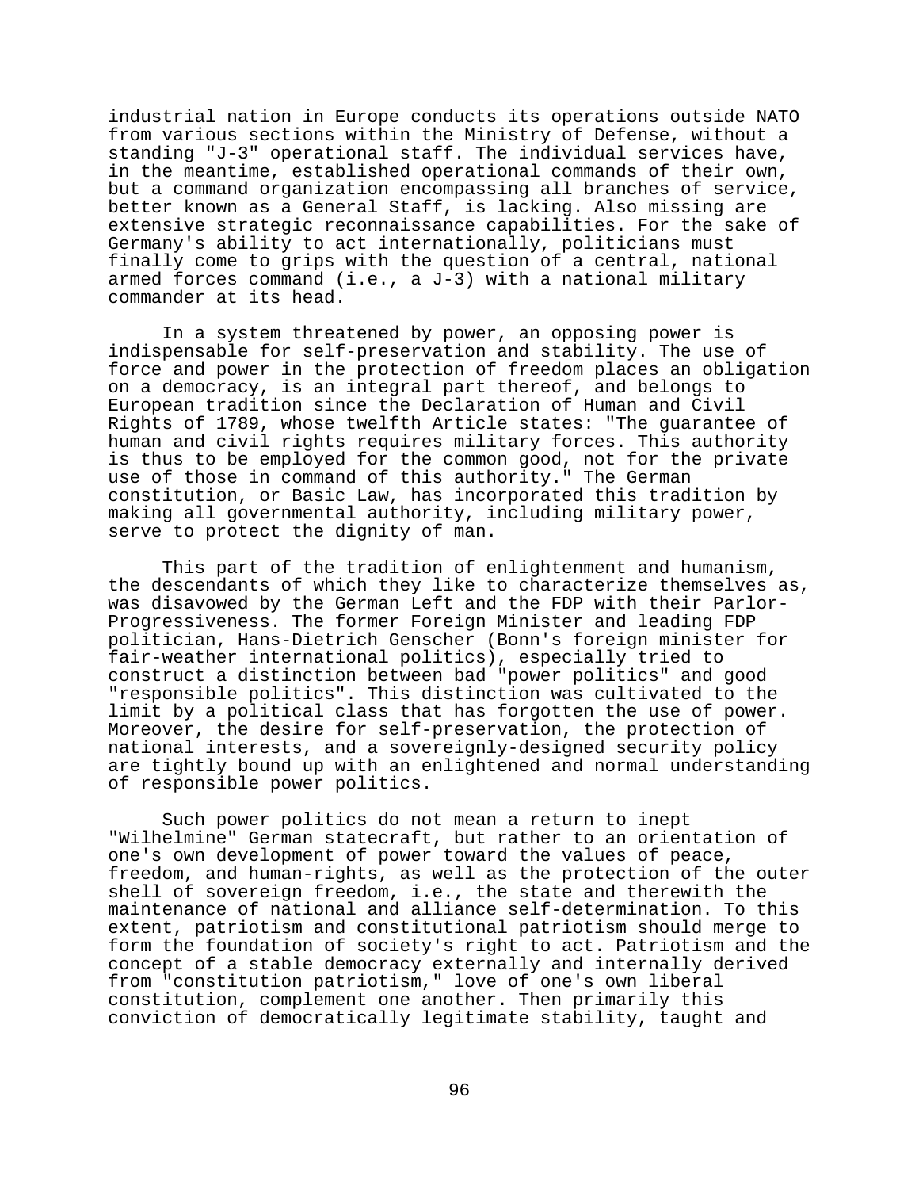industrial nation in Europe conducts its operations outside NATO from various sections within the Ministry of Defense, without a standing "J-3" operational staff. The individual services have, in the meantime, established operational commands of their own, but a command organization encompassing all branches of service, better known as a General Staff, is lacking. Also missing are extensive strategic reconnaissance capabilities. For the sake of Germany's ability to act internationally, politicians must finally come to grips with the question of a central, national armed forces command (i.e., a J-3) with a national military commander at its head.

In a system threatened by power, an opposing power is indispensable for self-preservation and stability. The use of force and power in the protection of freedom places an obligation on a democracy, is an integral part thereof, and belongs to European tradition since the Declaration of Human and Civil Rights of 1789, whose twelfth Article states: "The guarantee of human and civil rights requires military forces. This authority is thus to be employed for the common good, not for the private use of those in command of this authority." The German constitution, or Basic Law, has incorporated this tradition by making all governmental authority, including military power, serve to protect the dignity of man.

This part of the tradition of enlightenment and humanism, the descendants of which they like to characterize themselves as, was disavowed by the German Left and the FDP with their Parlor-Progressiveness. The former Foreign Minister and leading FDP politician, Hans-Dietrich Genscher (Bonn's foreign minister for fair-weather international politics), especially tried to construct a distinction between bad "power politics" and good "responsible politics". This distinction was cultivated to the limit by a political class that has forgotten the use of power. Moreover, the desire for self-preservation, the protection of national interests, and a sovereignly-designed security policy are tightly bound up with an enlightened and normal understanding of responsible power politics.

Such power politics do not mean a return to inept "Wilhelmine" German statecraft, but rather to an orientation of one's own development of power toward the values of peace, freedom, and human-rights, as well as the protection of the outer shell of sovereign freedom, i.e., the state and therewith the maintenance of national and alliance self-determination. To this extent, patriotism and constitutional patriotism should merge to form the foundation of society's right to act. Patriotism and the concept of a stable democracy externally and internally derived from "constitution patriotism," love of one's own liberal constitution, complement one another. Then primarily this conviction of democratically legitimate stability, taught and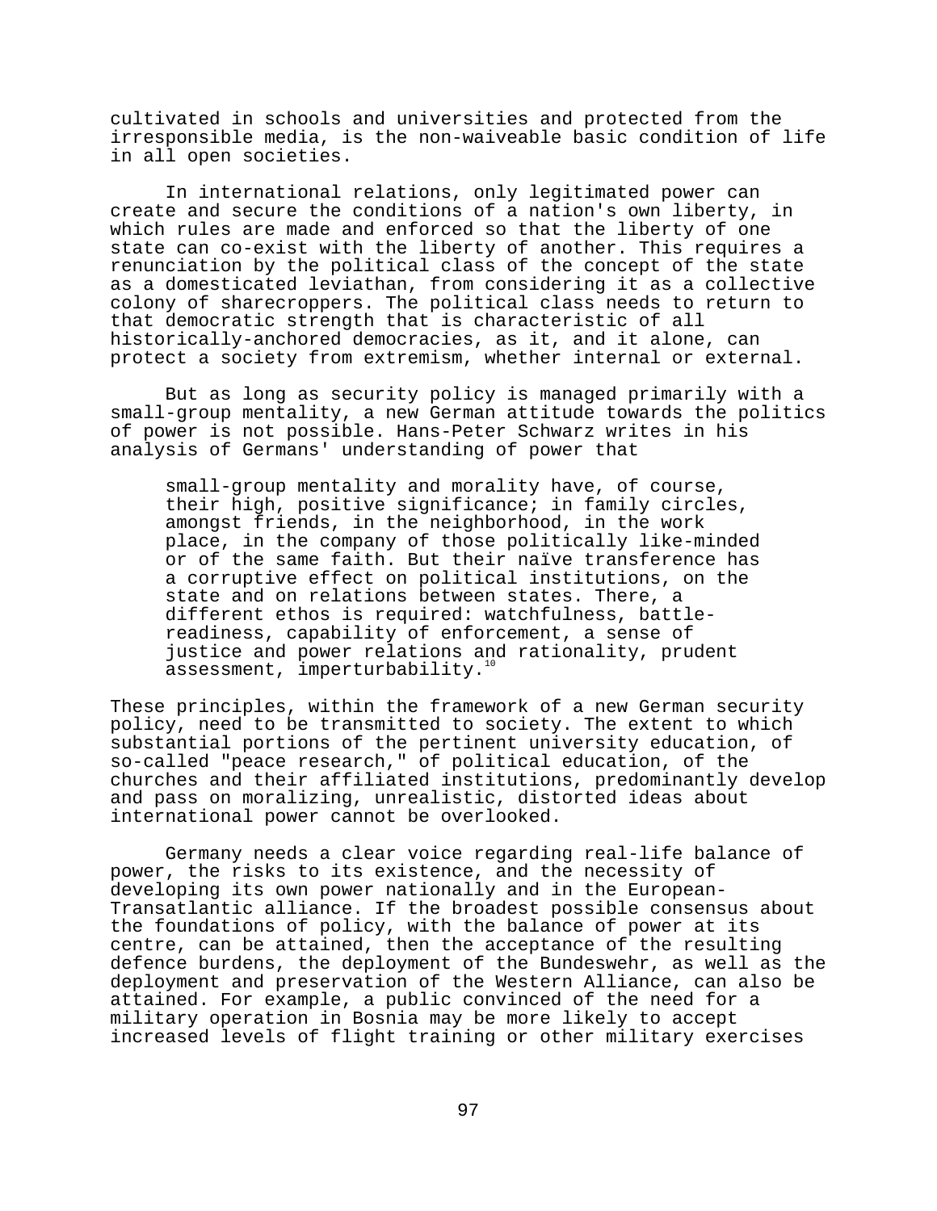cultivated in schools and universities and protected from the irresponsible media, is the non-waiveable basic condition of life in all open societies.

In international relations, only legitimated power can create and secure the conditions of a nation's own liberty, in which rules are made and enforced so that the liberty of one state can co-exist with the liberty of another. This requires a renunciation by the political class of the concept of the state as a domesticated leviathan, from considering it as a collective colony of sharecroppers. The political class needs to return to that democratic strength that is characteristic of all historically-anchored democracies, as it, and it alone, can protect a society from extremism, whether internal or external.

But as long as security policy is managed primarily with a small-group mentality, a new German attitude towards the politics of power is not possible. Hans-Peter Schwarz writes in his analysis of Germans' understanding of power that

> small-group mentality and morality have, of course, their high, positive significance; in family circles, amongst friends, in the neighborhood, in the work place, in the company of those politically like-minded or of the same faith. But their naïve transference has a corruptive effect on political institutions, on the state and on relations between states. There, a different ethos is required: watchfulness, battle-readiness, capability of enforcement, a sense of justice and power relations and rationality, prudent assessment, imperturbability.[10]

These principles, within the framework of a new German security policy, need to be transmitted to society. The extent to which substantial portions of the pertinent university education, of so-called "peace research," of political education, of the churches and their affiliated institutions, predominantly develop and pass on moralizing, unrealistic, distorted ideas about international power cannot be overlooked.

Germany needs a clear voice regarding real-life balance of power, the risks to its existence, and the necessity of developing its own power nationally and in the European-Transatlantic alliance. If the broadest possible consensus about the foundations of policy, with the balance of power at its centre, can be attained, then the acceptance of the resulting defence burdens, the deployment of the Bundeswehr, as well as the deployment and preservation of the Western Alliance, can also be attained. For example, a public convinced of the need for a military operation in Bosnia may be more likely to accept increased levels of flight training or other military exercises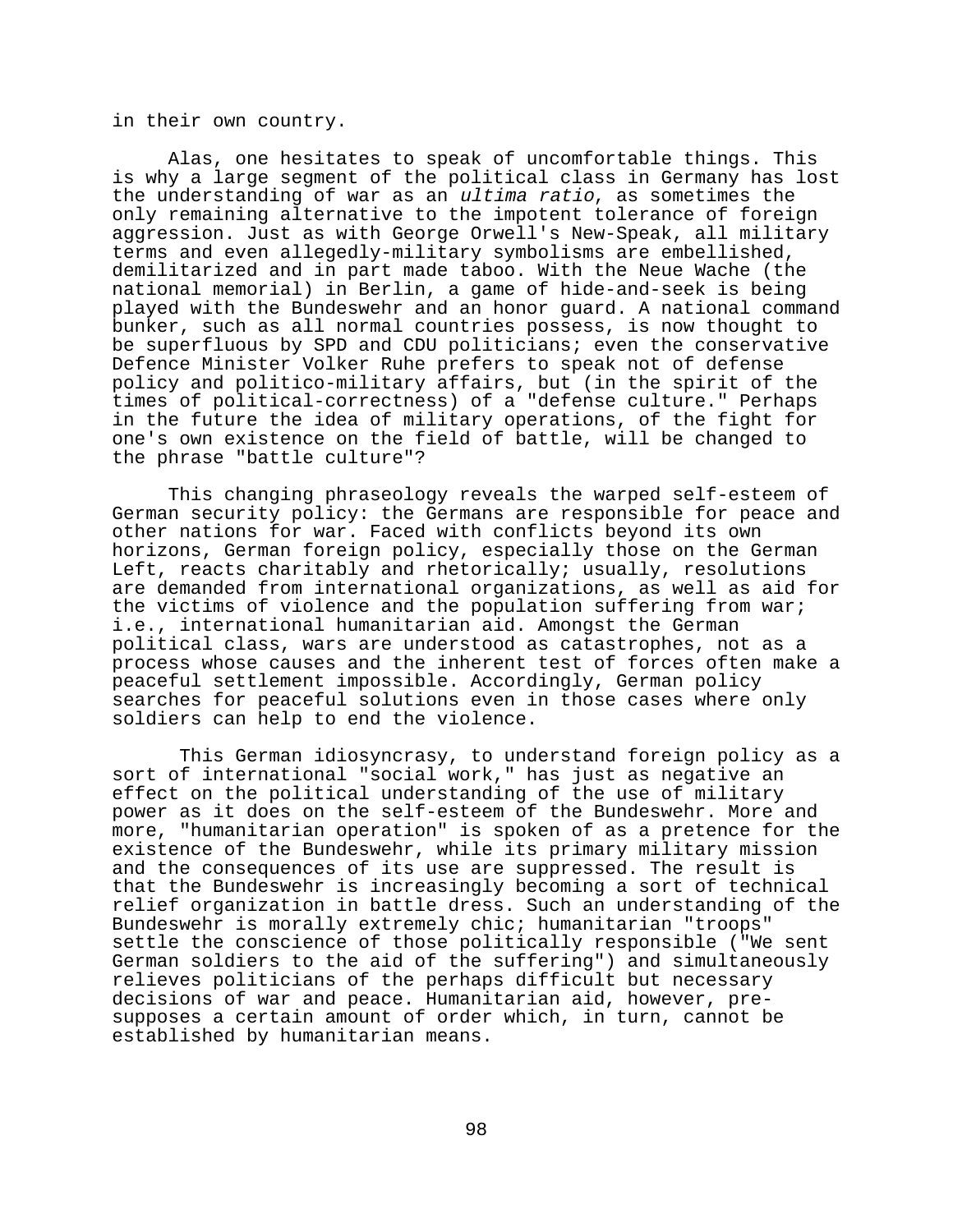in their own country.

Alas, one hesitates to speak of uncomfortable things. This is why a large segment of the political class in Germany has lost the understanding of war as an *ultima ratio*, as sometimes the only remaining alternative to the impotent tolerance of foreign aggression. Just as with George Orwell's New-Speak, all military terms and even allegedly-military symbolisms are embellished, demilitarized and in part made taboo. With the Neue Wache (the national memorial) in Berlin, a game of hide-and-seek is being played with the Bundeswehr and an honor guard. A national command bunker, such as all normal countries possess, is now thought to be superfluous by SPD and CDU politicians; even the conservative Defence Minister Volker Ruhe prefers to speak not of defense policy and politico-military affairs, but (in the spirit of the times of political-correctness) of a "defense culture." Perhaps in the future the idea of military operations, of the fight for one's own existence on the field of battle, will be changed to the phrase "battle culture"?

This changing phraseology reveals the warped self-esteem of German security policy: the Germans are responsible for peace and other nations for war. Faced with conflicts beyond its own horizons, German foreign policy, especially those on the German Left, reacts charitably and rhetorically; usually, resolutions are demanded from international organizations, as well as aid for the victims of violence and the population suffering from war; i.e., international humanitarian aid. Amongst the German political class, wars are understood as catastrophes, not as a process whose causes and the inherent test of forces often make a peaceful settlement impossible. Accordingly, German policy searches for peaceful solutions even in those cases where only soldiers can help to end the violence.

This German idiosyncrasy, to understand foreign policy as a sort of international "social work," has just as negative an effect on the political understanding of the use of military power as it does on the self-esteem of the Bundeswehr. More and more, "humanitarian operation" is spoken of as a pretence for the existence of the Bundeswehr, while its primary military mission and the consequences of its use are suppressed. The result is that the Bundeswehr is increasingly becoming a sort of technical relief organization in battle dress. Such an understanding of the Bundeswehr is morally extremely chic; humanitarian "troops" settle the conscience of those politically responsible ("We sent German soldiers to the aid of the suffering") and simultaneously relieves politicians of the perhaps difficult but necessary decisions of war and peace. Humanitarian aid, however, pre-supposes a certain amount of order which, in turn, cannot be established by humanitarian means.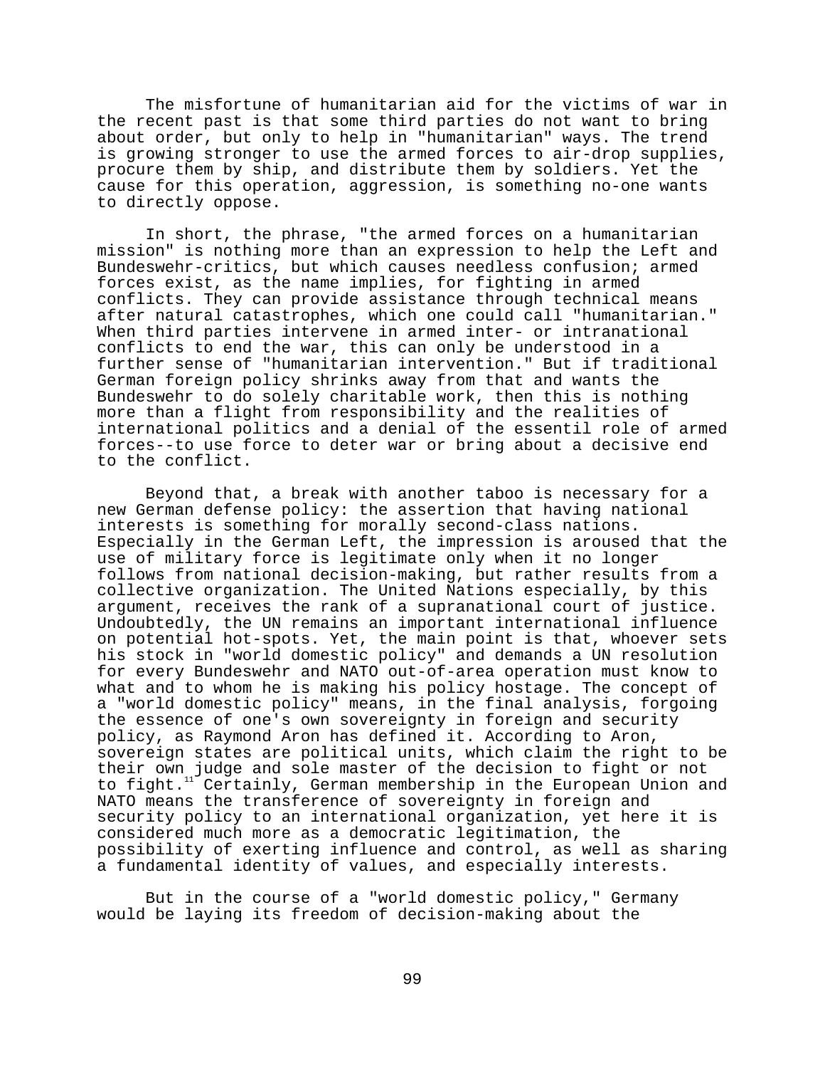The misfortune of humanitarian aid for the victims of war in the recent past is that some third parties do not want to bring about order, but only to help in "humanitarian" ways. The trend is growing stronger to use the armed forces to air-drop supplies, procure them by ship, and distribute them by soldiers. Yet the cause for this operation, aggression, is something no-one wants to directly oppose.

In short, the phrase, "the armed forces on a humanitarian mission" is nothing more than an expression to help the Left and Bundeswehr-critics, but which causes needless confusion; armed forces exist, as the name implies, for fighting in armed conflicts. They can provide assistance through technical means after natural catastrophes, which one could call "humanitarian." When third parties intervene in armed inter- or intranational conflicts to end the war, this can only be understood in a further sense of "humanitarian intervention." But if traditional German foreign policy shrinks away from that and wants the Bundeswehr to do solely charitable work, then this is nothing more than a flight from responsibility and the realities of international politics and a denial of the essentil role of armed forces--to use force to deter war or bring about a decisive end to the conflict.

Beyond that, a break with another taboo is necessary for a new German defense policy: the assertion that having national interests is something for morally second-class nations. Especially in the German Left, the impression is aroused that the use of military force is legitimate only when it no longer follows from national decision-making, but rather results from a collective organization. The United Nations especially, by this argument, receives the rank of a supranational court of justice. Undoubtedly, the UN remains an important international influence on potential hot-spots. Yet, the main point is that, whoever sets his stock in "world domestic policy" and demands a UN resolution for every Bundeswehr and NATO out-of-area operation must know to what and to whom he is making his policy hostage. The concept of a "world domestic policy" means, in the final analysis, forgoing the essence of one's own sovereignty in foreign and security policy, as Raymond Aron has defined it. According to Aron, sovereign states are political units, which claim the right to be their own judge and sole master of the decision to fight or not to fight.[11] Certainly, German membership in the European Union and NATO means the transference of sovereignty in foreign and security policy to an international organization, yet here it is considered much more as a democratic legitimation, the possibility of exerting influence and control, as well as sharing a fundamental identity of values, and especially interests.

But in the course of a "world domestic policy," Germany would be laying its freedom of decision-making about the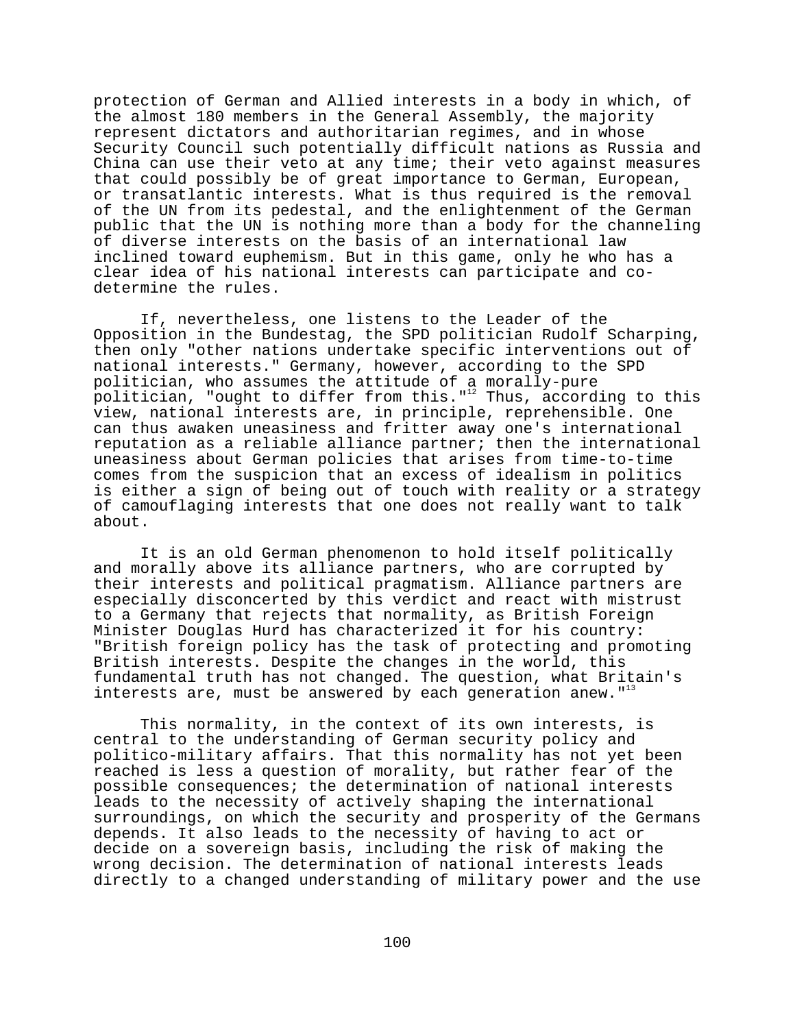protection of German and Allied interests in a body in which, of the almost 180 members in the General Assembly, the majority represent dictators and authoritarian regimes, and in whose Security Council such potentially difficult nations as Russia and China can use their veto at any time; their veto against measures that could possibly be of great importance to German, European, or transatlantic interests. What is thus required is the removal of the UN from its pedestal, and the enlightenment of the German public that the UN is nothing more than a body for the channeling of diverse interests on the basis of an international law inclined toward euphemism. But in this game, only he who has a clear idea of his national interests can participate and co-determine the rules.

If, nevertheless, one listens to the Leader of the Opposition in the Bundestag, the SPD politician Rudolf Scharping, then only "other nations undertake specific interventions out of national interests." Germany, however, according to the SPD politician, who assumes the attitude of a morally-pure politician, "ought to differ from this."[12] Thus, according to this view, national interests are, in principle, reprehensible. One can thus awaken uneasiness and fritter away one's international reputation as a reliable alliance partner; then the international uneasiness about German policies that arises from time-to-time comes from the suspicion that an excess of idealism in politics is either a sign of being out of touch with reality or a strategy of camouflaging interests that one does not really want to talk about.

It is an old German phenomenon to hold itself politically and morally above its alliance partners, who are corrupted by their interests and political pragmatism. Alliance partners are especially disconcerted by this verdict and react with mistrust to a Germany that rejects that normality, as British Foreign Minister Douglas Hurd has characterized it for his country: "British foreign policy has the task of protecting and promoting British interests. Despite the changes in the world, this fundamental truth has not changed. The question, what Britain's interests are, must be answered by each generation anew."[13]

This normality, in the context of its own interests, is central to the understanding of German security policy and politico-military affairs. That this normality has not yet been reached is less a question of morality, but rather fear of the possible consequences; the determination of national interests leads to the necessity of actively shaping the international surroundings, on which the security and prosperity of the Germans depends. It also leads to the necessity of having to act or decide on a sovereign basis, including the risk of making the wrong decision. The determination of national interests leads directly to a changed understanding of military power and the use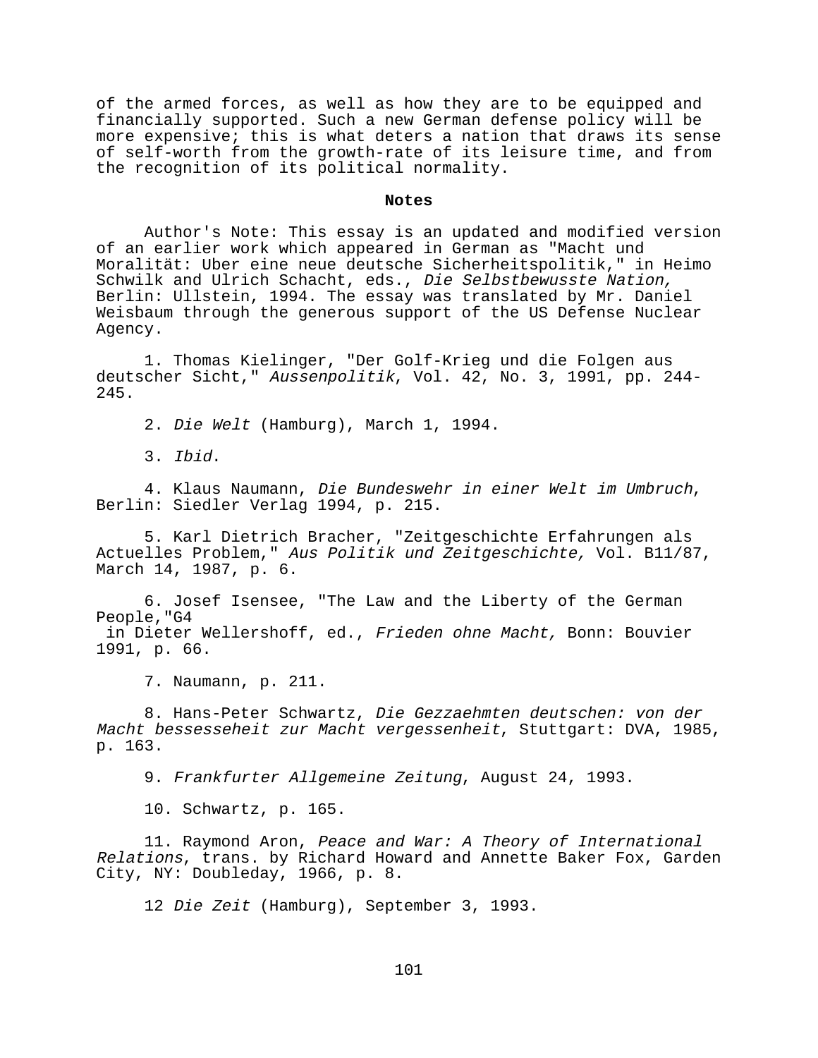of the armed forces, as well as how they are to be equipped and financially supported. Such a new German defense policy will be more expensive; this is what deters a nation that draws its sense of self-worth from the growth-rate of its leisure time, and from the recognition of its political normality.

**Notes**

Author's Note: This essay is an updated and modified version of an earlier work which appeared in German as "Macht und Moralität: Uber eine neue deutsche Sicherheitspolitik," in Heimo Schwilk and Ulrich Schacht, eds., *Die Selbstbewusste Nation,* Berlin: Ullstein, 1994. The essay was translated by Mr. Daniel Weisbaum through the generous support of the US Defense Nuclear Agency.

1. Thomas Kielinger, "Der Golf-Krieg und die Folgen aus deutscher Sicht," *Aussenpolitik*, Vol. 42, No. 3, 1991, pp. 244-245.

2. *Die Welt* (Hamburg), March 1, 1994.

3. *Ibid*.

4. Klaus Naumann, *Die Bundeswehr in einer Welt im Umbruch*, Berlin: Siedler Verlag 1994, p. 215.

5. Karl Dietrich Bracher, "Zeitgeschichte Erfahrungen als Actuelles Problem," *Aus Politik und Zeitgeschichte,* Vol. B11/87, March 14, 1987, p. 6.

6. Josef Isensee, "The Law and the Liberty of the German People,"G4 in Dieter Wellershoff, ed., *Frieden ohne Macht,* Bonn: Bouvier 1991, p. 66.

7. Naumann, p. 211.

8. Hans-Peter Schwartz, *Die Gezzaehmten deutschen: von der Macht bessesseheit zur Macht vergessenheit*, Stuttgart: DVA, 1985, p. 163.

9. *Frankfurter Allgemeine Zeitung*, August 24, 1993.

10. Schwartz, p. 165.

11. Raymond Aron, *Peace and War: A Theory of International Relations*, trans. by Richard Howard and Annette Baker Fox, Garden City, NY: Doubleday, 1966, p. 8.

12 *Die Zeit* (Hamburg), September 3, 1993.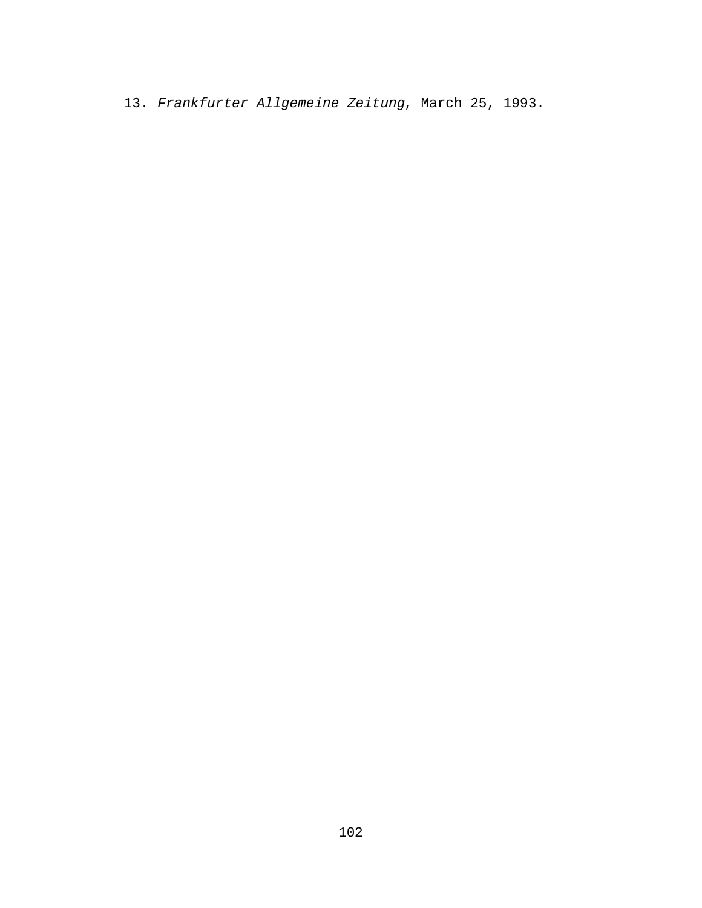13. *Frankfurter Allgemeine Zeitung*, March 25, 1993.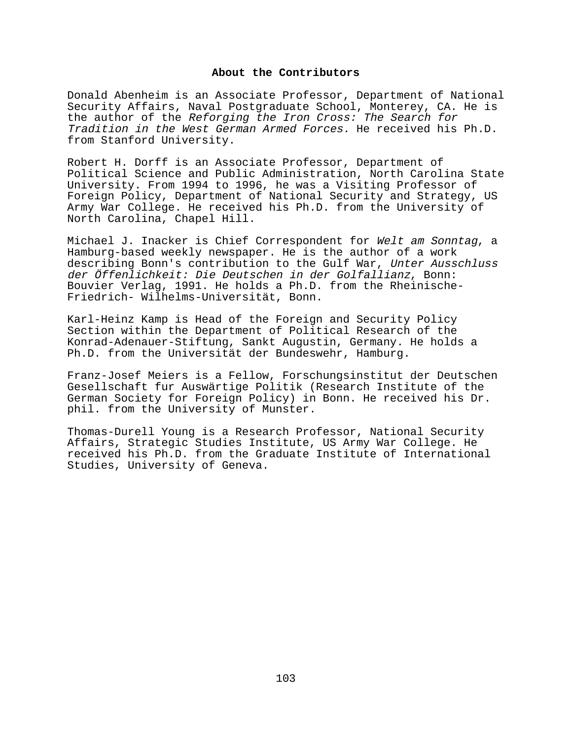## About the Contributors

Donald Abenheim is an Associate Professor, Department of National Security Affairs, Naval Postgraduate School, Monterey, CA. He is the author of the *Reforging the Iron Cross: The Search for Tradition in the West German Armed Forces.* He received his Ph.D. from Stanford University.

Robert H. Dorff is an Associate Professor, Department of Political Science and Public Administration, North Carolina State University. From 1994 to 1996, he was a Visiting Professor of Foreign Policy, Department of National Security and Strategy, US Army War College. He received his Ph.D. from the University of North Carolina, Chapel Hill.

Michael J. Inacker is Chief Correspondent for *Welt am Sonntag*, a Hamburg-based weekly newspaper. He is the author of a work describing Bonn's contribution to the Gulf War, *Unter Ausschluss der Öffenlichkeit: Die Deutschen in der Golfallianz*, Bonn: Bouvier Verlag, 1991. He holds a Ph.D. from the Rheinische-Friedrich- Wilhelms-Universität, Bonn.

Karl-Heinz Kamp is Head of the Foreign and Security Policy Section within the Department of Political Research of the Konrad-Adenauer-Stiftung, Sankt Augustin, Germany. He holds a Ph.D. from the Universität der Bundeswehr, Hamburg.

Franz-Josef Meiers is a Fellow, Forschungsinstitut der Deutschen Gesellschaft fur Auswärtige Politik (Research Institute of the German Society for Foreign Policy) in Bonn. He received his Dr. phil. from the University of Munster.

Thomas-Durell Young is a Research Professor, National Security Affairs, Strategic Studies Institute, US Army War College. He received his Ph.D. from the Graduate Institute of International Studies, University of Geneva.